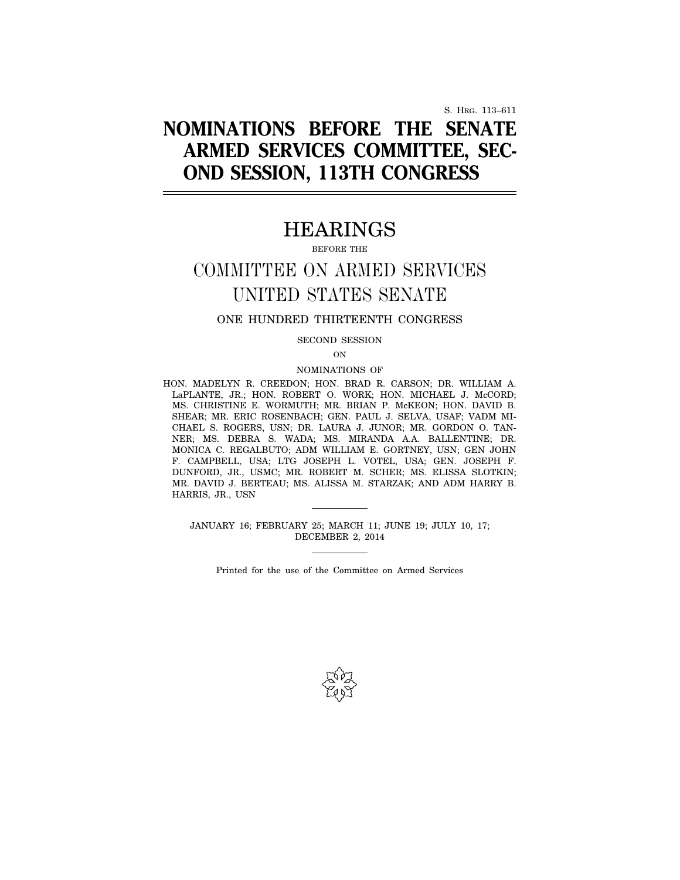S. HRG. 113–611

# NOMINATIONS BEFORE THE SENATE ARMED SERVICES COMMITTEE, SECOND SESSION, 113TH CONGRESS

## HEARINGS

BEFORE THE

## COMMITTEE ON ARMED SERVICES UNITED STATES SENATE

ONE HUNDRED THIRTEENTH CONGRESS

SECOND SESSION

ON

NOMINATIONS OF

HON. MADELYN R. CREEDON; HON. BRAD R. CARSON; DR. WILLIAM A. LaPLANTE, JR.; HON. ROBERT O. WORK; HON. MICHAEL J. McCORD; MS. CHRISTINE E. WORMUTH; MR. BRIAN P. McKEON; HON. DAVID B. SHEAR; MR. ERIC ROSENBACH; GEN. PAUL J. SELVA, USAF; VADM MICHAEL S. ROGERS, USN; DR. LAURA J. JUNOR; MR. GORDON O. TANNER; MS. DEBRA S. WADA; MS. MIRANDA A.A. BALLENTINE; DR. MONICA C. REGALBUTO; ADM WILLIAM E. GORTNEY, USN; GEN JOHN F. CAMPBELL, USA; LTG JOSEPH L. VOTEL, USA; GEN. JOSEPH F. DUNFORD, JR., USMC; MR. ROBERT M. SCHER; MS. ELISSA SLOTKIN; MR. DAVID J. BERTEAU; MS. ALISSA M. STARZAK; AND ADM HARRY B. HARRIS, JR., USN

JANUARY 16; FEBRUARY 25; MARCH 11; JUNE 19; JULY 10, 17; DECEMBER 2, 2014

Printed for the use of the Committee on Armed Services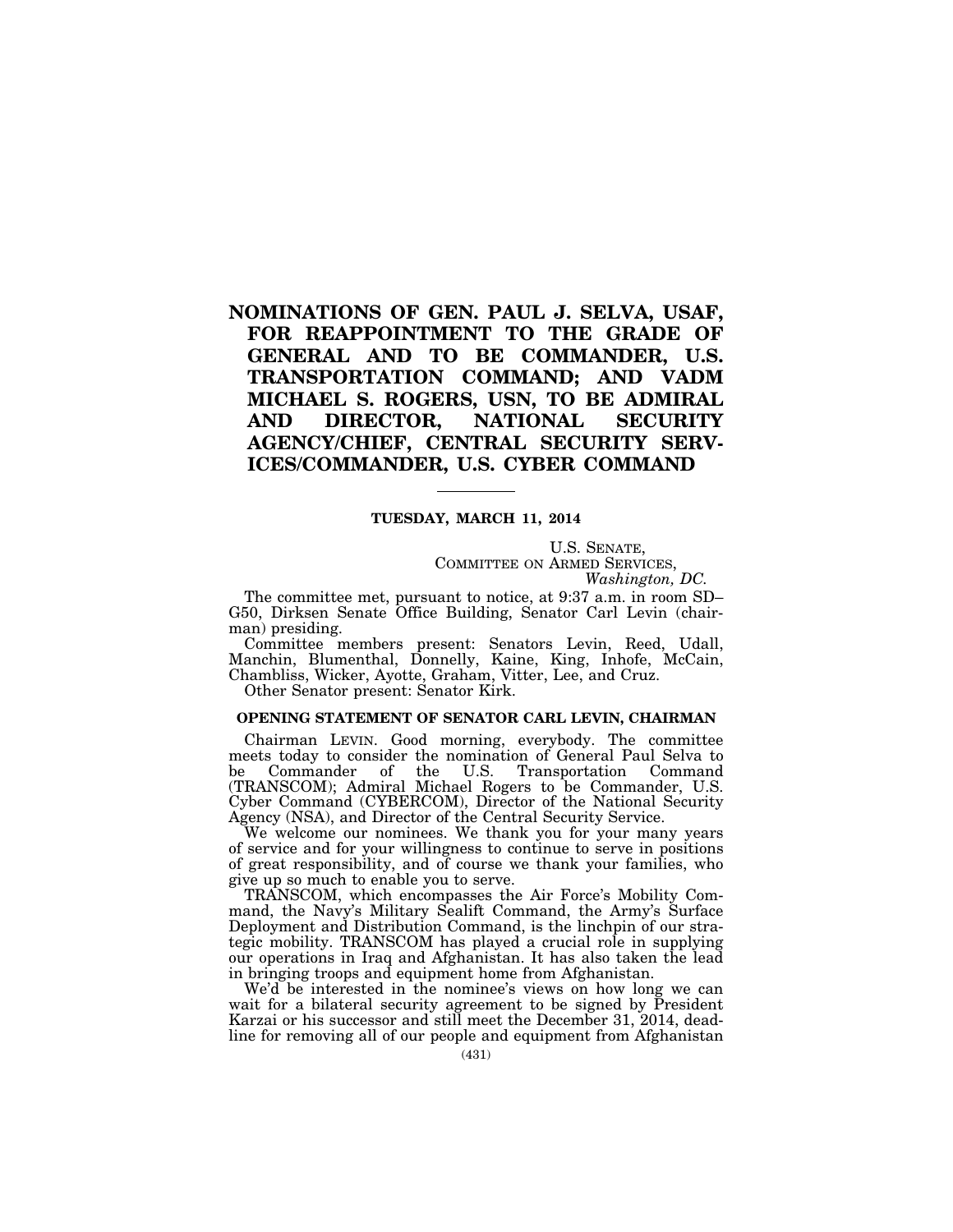# NOMINATIONS OF GEN. PAUL J. SELVA, USAF, FOR REAPPOINTMENT TO THE GRADE OF GENERAL AND TO BE COMMANDER, U.S. TRANSPORTATION COMMAND; AND VADM MICHAEL S. ROGERS, USN, TO BE ADMIRAL AND DIRECTOR, NATIONAL SECURITY AGENCY/CHIEF, CENTRAL SECURITY SERVICES/COMMANDER, U.S. CYBER COMMAND

---

**TUESDAY, MARCH 11, 2014**

U.S. SENATE,
COMMITTEE ON ARMED SERVICES,
*Washington, DC.*

The committee met, pursuant to notice, at 9:37 a.m. in room SD–G50, Dirksen Senate Office Building, Senator Carl Levin (chairman) presiding.

Committee members present: Senators Levin, Reed, Udall, Manchin, Blumenthal, Donnelly, Kaine, King, Inhofe, McCain, Chambliss, Wicker, Ayotte, Graham, Vitter, Lee, and Cruz.

Other Senator present: Senator Kirk.

## OPENING STATEMENT OF SENATOR CARL LEVIN, CHAIRMAN

Chairman LEVIN. Good morning, everybody. The committee meets today to consider the nomination of General Paul Selva to be Commander of the U.S. Transportation Command (TRANSCOM); Admiral Michael Rogers to be Commander, U.S. Cyber Command (CYBERCOM), Director of the National Security Agency (NSA), and Director of the Central Security Service.

We welcome our nominees. We thank you for your many years of service and for your willingness to continue to serve in positions of great responsibility, and of course we thank your families, who give up so much to enable you to serve.

TRANSCOM, which encompasses the Air Force's Mobility Command, the Navy's Military Sealift Command, the Army's Surface Deployment and Distribution Command, is the linchpin of our strategic mobility. TRANSCOM has played a crucial role in supplying our operations in Iraq and Afghanistan. It has also taken the lead in bringing troops and equipment home from Afghanistan.

We'd be interested in the nominee's views on how long we can wait for a bilateral security agreement to be signed by President Karzai or his successor and still meet the December 31, 2014, deadline for removing all of our people and equipment from Afghanistan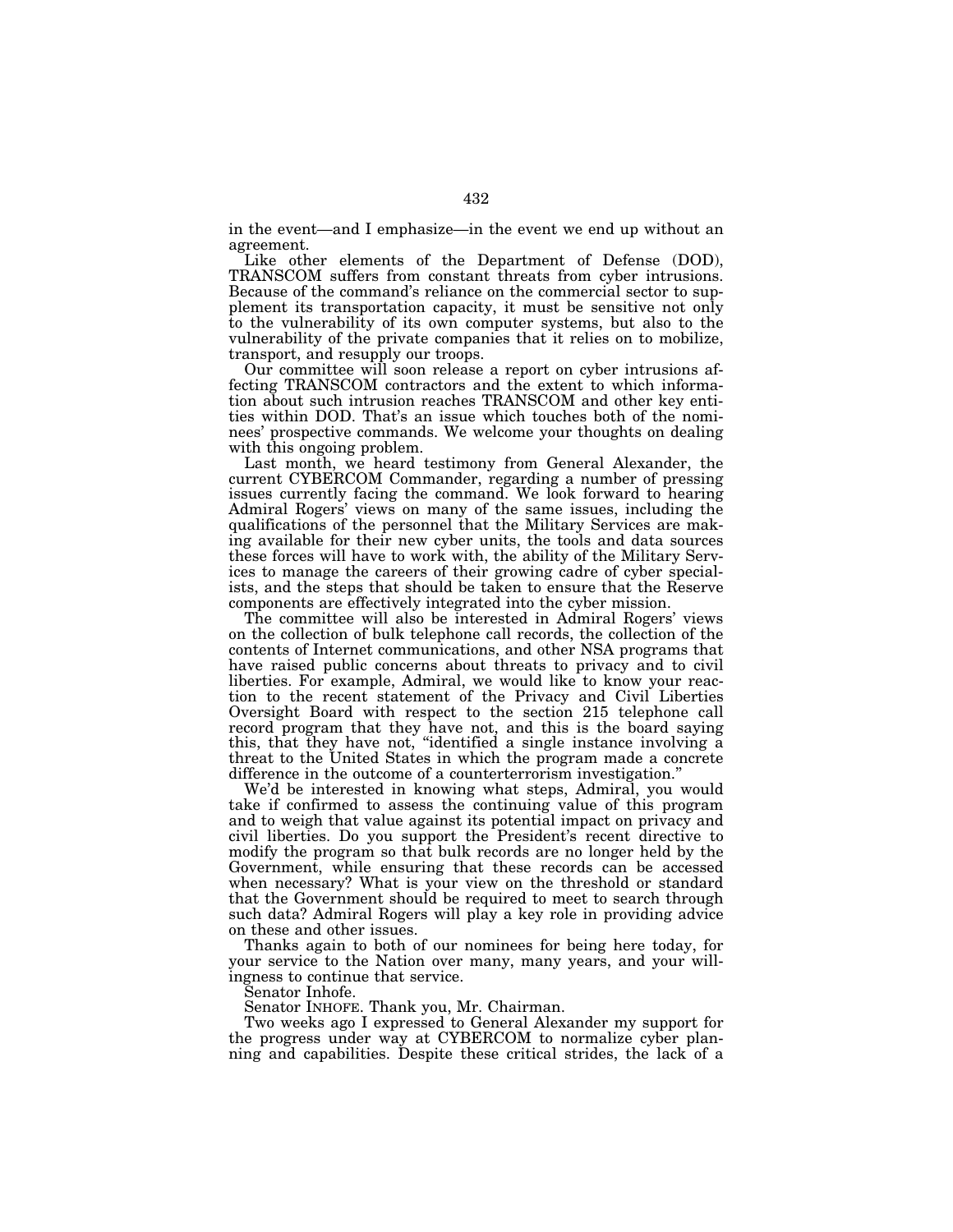in the event—and I emphasize—in the event we end up without an agreement.

Like other elements of the Department of Defense (DOD), TRANSCOM suffers from constant threats from cyber intrusions. Because of the command's reliance on the commercial sector to supplement its transportation capacity, it must be sensitive not only to the vulnerability of its own computer systems, but also to the vulnerability of the private companies that it relies on to mobilize, transport, and resupply our troops.

Our committee will soon release a report on cyber intrusions affecting TRANSCOM contractors and the extent to which information about such intrusion reaches TRANSCOM and other key entities within DOD. That's an issue which touches both of the nominees' prospective commands. We welcome your thoughts on dealing with this ongoing problem.

Last month, we heard testimony from General Alexander, the current CYBERCOM Commander, regarding a number of pressing issues currently facing the command. We look forward to hearing Admiral Rogers' views on many of the same issues, including the qualifications of the personnel that the Military Services are making available for their new cyber units, the tools and data sources these forces will have to work with, the ability of the Military Services to manage the careers of their growing cadre of cyber specialists, and the steps that should be taken to ensure that the Reserve components are effectively integrated into the cyber mission.

The committee will also be interested in Admiral Rogers' views on the collection of bulk telephone call records, the collection of the contents of Internet communications, and other NSA programs that have raised public concerns about threats to privacy and to civil liberties. For example, Admiral, we would like to know your reaction to the recent statement of the Privacy and Civil Liberties Oversight Board with respect to the section 215 telephone call record program that they have not, and this is the board saying this, that they have not, "identified a single instance involving a threat to the United States in which the program made a concrete difference in the outcome of a counterterrorism investigation."

We'd be interested in knowing what steps, Admiral, you would take if confirmed to assess the continuing value of this program and to weigh that value against its potential impact on privacy and civil liberties. Do you support the President's recent directive to modify the program so that bulk records are no longer held by the Government, while ensuring that these records can be accessed when necessary? What is your view on the threshold or standard that the Government should be required to meet to search through such data? Admiral Rogers will play a key role in providing advice on these and other issues.

Thanks again to both of our nominees for being here today, for your service to the Nation over many, many years, and your willingness to continue that service.

Senator Inhofe.

Senator INHOFE. Thank you, Mr. Chairman.

Two weeks ago I expressed to General Alexander my support for the progress under way at CYBERCOM to normalize cyber planning and capabilities. Despite these critical strides, the lack of a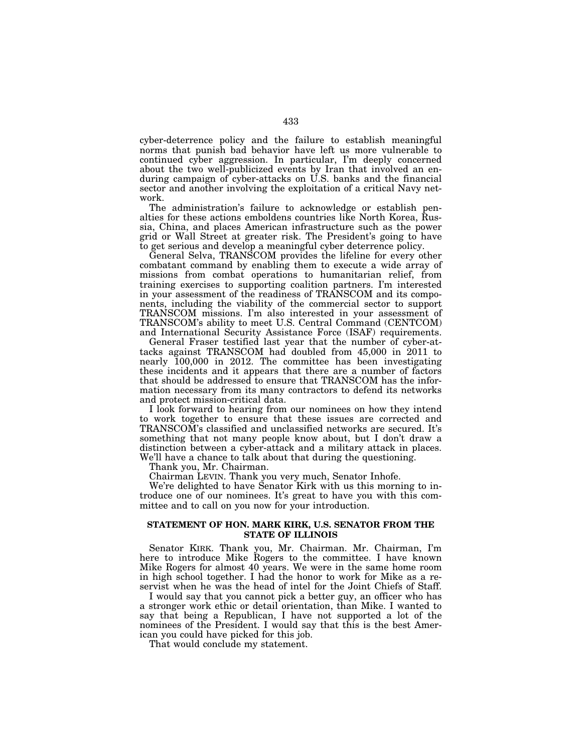cyber-deterrence policy and the failure to establish meaningful norms that punish bad behavior have left us more vulnerable to continued cyber aggression. In particular, I'm deeply concerned about the two well-publicized events by Iran that involved an enduring campaign of cyber-attacks on U.S. banks and the financial sector and another involving the exploitation of a critical Navy network.

The administration's failure to acknowledge or establish penalties for these actions emboldens countries like North Korea, Russia, China, and places American infrastructure such as the power grid or Wall Street at greater risk. The President's going to have to get serious and develop a meaningful cyber deterrence policy.

General Selva, TRANSCOM provides the lifeline for every other combatant command by enabling them to execute a wide array of missions from combat operations to humanitarian relief, from training exercises to supporting coalition partners. I'm interested in your assessment of the readiness of TRANSCOM and its components, including the viability of the commercial sector to support TRANSCOM missions. I'm also interested in your assessment of TRANSCOM's ability to meet U.S. Central Command (CENTCOM) and International Security Assistance Force (ISAF) requirements.

General Fraser testified last year that the number of cyber-attacks against TRANSCOM had doubled from 45,000 in 2011 to nearly 100,000 in 2012. The committee has been investigating these incidents and it appears that there are a number of factors that should be addressed to ensure that TRANSCOM has the information necessary from its many contractors to defend its networks and protect mission-critical data.

I look forward to hearing from our nominees on how they intend to work together to ensure that these issues are corrected and TRANSCOM's classified and unclassified networks are secured. It's something that not many people know about, but I don't draw a distinction between a cyber-attack and a military attack in places. We'll have a chance to talk about that during the questioning.

Thank you, Mr. Chairman.

Chairman LEVIN. Thank you very much, Senator Inhofe.

We're delighted to have Senator Kirk with us this morning to introduce one of our nominees. It's great to have you with this committee and to call on you now for your introduction.

## STATEMENT OF HON. MARK KIRK, U.S. SENATOR FROM THE STATE OF ILLINOIS

Senator KIRK. Thank you, Mr. Chairman. Mr. Chairman, I'm here to introduce Mike Rogers to the committee. I have known Mike Rogers for almost 40 years. We were in the same home room in high school together. I had the honor to work for Mike as a reservist when he was the head of intel for the Joint Chiefs of Staff.

I would say that you cannot pick a better guy, an officer who has a stronger work ethic or detail orientation, than Mike. I wanted to say that being a Republican, I have not supported a lot of the nominees of the President. I would say that this is the best American you could have picked for this job.

That would conclude my statement.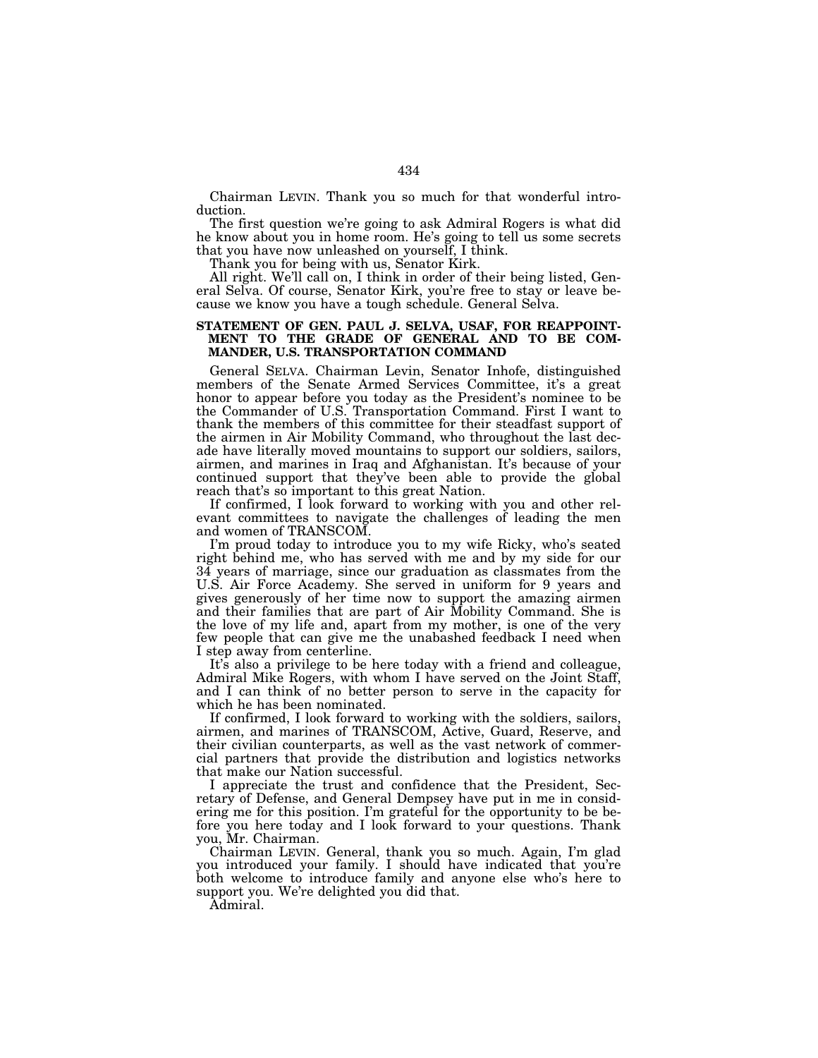Chairman LEVIN. Thank you so much for that wonderful introduction.

The first question we're going to ask Admiral Rogers is what did he know about you in home room. He's going to tell us some secrets that you have now unleashed on yourself, I think.

Thank you for being with us, Senator Kirk.

All right. We'll call on, I think in order of their being listed, General Selva. Of course, Senator Kirk, you're free to stay or leave because we know you have a tough schedule. General Selva.

**STATEMENT OF GEN. PAUL J. SELVA, USAF, FOR REAPPOINTMENT TO THE GRADE OF GENERAL AND TO BE COMMANDER, U.S. TRANSPORTATION COMMAND**

General SELVA. Chairman Levin, Senator Inhofe, distinguished members of the Senate Armed Services Committee, it's a great honor to appear before you today as the President's nominee to be the Commander of U.S. Transportation Command. First I want to thank the members of this committee for their steadfast support of the airmen in Air Mobility Command, who throughout the last decade have literally moved mountains to support our soldiers, sailors, airmen, and marines in Iraq and Afghanistan. It's because of your continued support that they've been able to provide the global reach that's so important to this great Nation.

If confirmed, I look forward to working with you and other relevant committees to navigate the challenges of leading the men and women of TRANSCOM.

I'm proud today to introduce you to my wife Ricky, who's seated right behind me, who has served with me and by my side for our 34 years of marriage, since our graduation as classmates from the U.S. Air Force Academy. She served in uniform for 9 years and gives generously of her time now to support the amazing airmen and their families that are part of Air Mobility Command. She is the love of my life and, apart from my mother, is one of the very few people that can give me the unabashed feedback I need when I step away from centerline.

It's also a privilege to be here today with a friend and colleague, Admiral Mike Rogers, with whom I have served on the Joint Staff, and I can think of no better person to serve in the capacity for which he has been nominated.

If confirmed, I look forward to working with the soldiers, sailors, airmen, and marines of TRANSCOM, Active, Guard, Reserve, and their civilian counterparts, as well as the vast network of commercial partners that provide the distribution and logistics networks that make our Nation successful.

I appreciate the trust and confidence that the President, Secretary of Defense, and General Dempsey have put in me in considering me for this position. I'm grateful for the opportunity to be before you here today and I look forward to your questions. Thank you, Mr. Chairman.

Chairman LEVIN. General, thank you so much. Again, I'm glad you introduced your family. I should have indicated that you're both welcome to introduce family and anyone else who's here to support you. We're delighted you did that.

Admiral.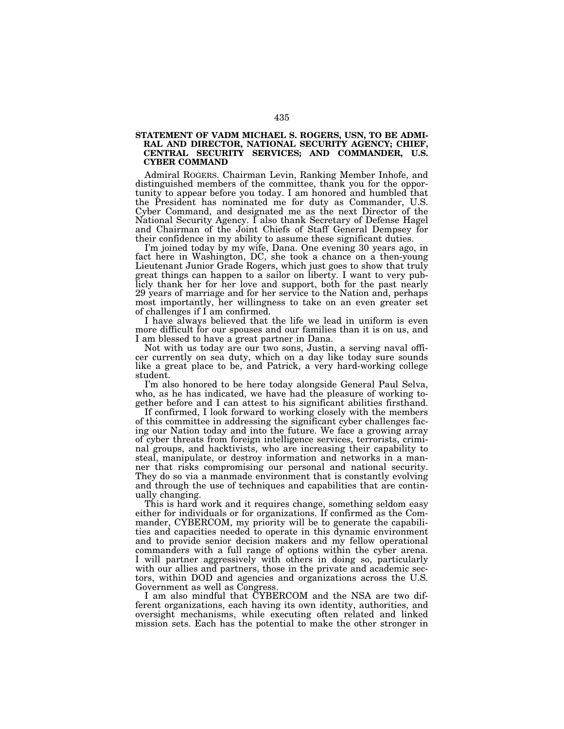## STATEMENT OF VADM MICHAEL S. ROGERS, USN, TO BE ADMIRAL AND DIRECTOR, NATIONAL SECURITY AGENCY; CHIEF, CENTRAL SECURITY SERVICES; AND COMMANDER, U.S. CYBER COMMAND

Admiral ROGERS. Chairman Levin, Ranking Member Inhofe, and distinguished members of the committee, thank you for the opportunity to appear before you today. I am honored and humbled that the President has nominated me for duty as Commander, U.S. Cyber Command, and designated me as the next Director of the National Security Agency. I also thank Secretary of Defense Hagel and Chairman of the Joint Chiefs of Staff General Dempsey for their confidence in my ability to assume these significant duties.

I'm joined today by my wife, Dana. One evening 30 years ago, in fact here in Washington, DC, she took a chance on a then-young Lieutenant Junior Grade Rogers, which just goes to show that truly great things can happen to a sailor on liberty. I want to very publicly thank her for her love and support, both for the past nearly 29 years of marriage and for her service to the Nation and, perhaps most importantly, her willingness to take on an even greater set of challenges if I am confirmed.

I have always believed that the life we lead in uniform is even more difficult for our spouses and our families than it is on us, and I am blessed to have a great partner in Dana.

Not with us today are our two sons, Justin, a serving naval officer currently on sea duty, which on a day like today sure sounds like a great place to be, and Patrick, a very hard-working college student.

I'm also honored to be here today alongside General Paul Selva, who, as he has indicated, we have had the pleasure of working together before and I can attest to his significant abilities firsthand.

If confirmed, I look forward to working closely with the members of this committee in addressing the significant cyber challenges facing our Nation today and into the future. We face a growing array of cyber threats from foreign intelligence services, terrorists, criminal groups, and hacktivists, who are increasing their capability to steal, manipulate, or destroy information and networks in a manner that risks compromising our personal and national security. They do so via a manmade environment that is constantly evolving and through the use of techniques and capabilities that are continually changing.

This is hard work and it requires change, something seldom easy either for individuals or for organizations. If confirmed as the Commander, CYBERCOM, my priority will be to generate the capabilities and capacities needed to operate in this dynamic environment and to provide senior decision makers and my fellow operational commanders with a full range of options within the cyber arena. I will partner aggressively with others in doing so, particularly with our allies and partners, those in the private and academic sectors, within DOD and agencies and organizations across the U.S. Government as well as Congress.

I am also mindful that CYBERCOM and the NSA are two different organizations, each having its own identity, authorities, and oversight mechanisms, while executing often related and linked mission sets. Each has the potential to make the other stronger in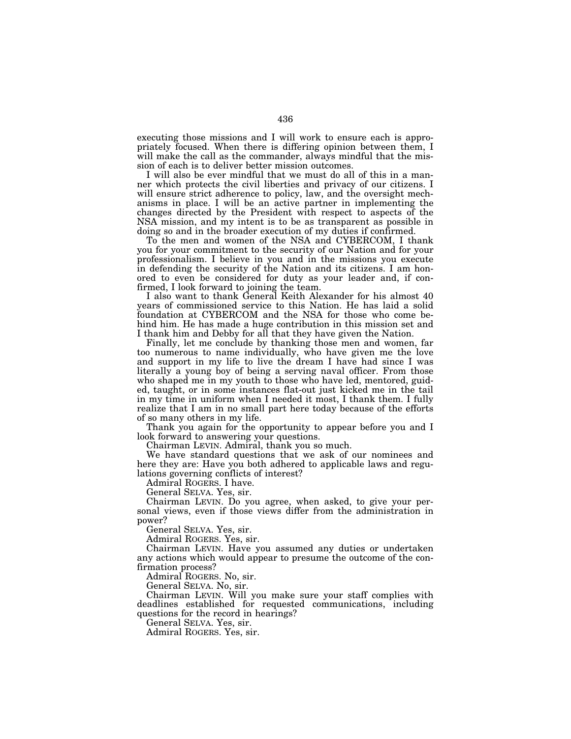executing those missions and I will work to ensure each is appropriately focused. When there is differing opinion between them, I will make the call as the commander, always mindful that the mission of each is to deliver better mission outcomes.

I will also be ever mindful that we must do all of this in a manner which protects the civil liberties and privacy of our citizens. I will ensure strict adherence to policy, law, and the oversight mechanisms in place. I will be an active partner in implementing the changes directed by the President with respect to aspects of the NSA mission, and my intent is to be as transparent as possible in doing so and in the broader execution of my duties if confirmed.

To the men and women of the NSA and CYBERCOM, I thank you for your commitment to the security of our Nation and for your professionalism. I believe in you and in the missions you execute in defending the security of the Nation and its citizens. I am honored to even be considered for duty as your leader and, if confirmed, I look forward to joining the team.

I also want to thank General Keith Alexander for his almost 40 years of commissioned service to this Nation. He has laid a solid foundation at CYBERCOM and the NSA for those who come behind him. He has made a huge contribution in this mission set and I thank him and Debby for all that they have given the Nation.

Finally, let me conclude by thanking those men and women, far too numerous to name individually, who have given me the love and support in my life to live the dream I have had since I was literally a young boy of being a serving naval officer. From those who shaped me in my youth to those who have led, mentored, guided, taught, or in some instances flat-out just kicked me in the tail in my time in uniform when I needed it most, I thank them. I fully realize that I am in no small part here today because of the efforts of so many others in my life.

Thank you again for the opportunity to appear before you and I look forward to answering your questions.

Chairman LEVIN. Admiral, thank you so much.

We have standard questions that we ask of our nominees and here they are: Have you both adhered to applicable laws and regulations governing conflicts of interest?

Admiral ROGERS. I have.

General SELVA. Yes, sir.

Chairman LEVIN. Do you agree, when asked, to give your personal views, even if those views differ from the administration in power?

General SELVA. Yes, sir.

Admiral ROGERS. Yes, sir.

Chairman LEVIN. Have you assumed any duties or undertaken any actions which would appear to presume the outcome of the confirmation process?

Admiral ROGERS. No, sir.

General SELVA. No, sir.

Chairman LEVIN. Will you make sure your staff complies with deadlines established for requested communications, including questions for the record in hearings?

General SELVA. Yes, sir.

Admiral ROGERS. Yes, sir.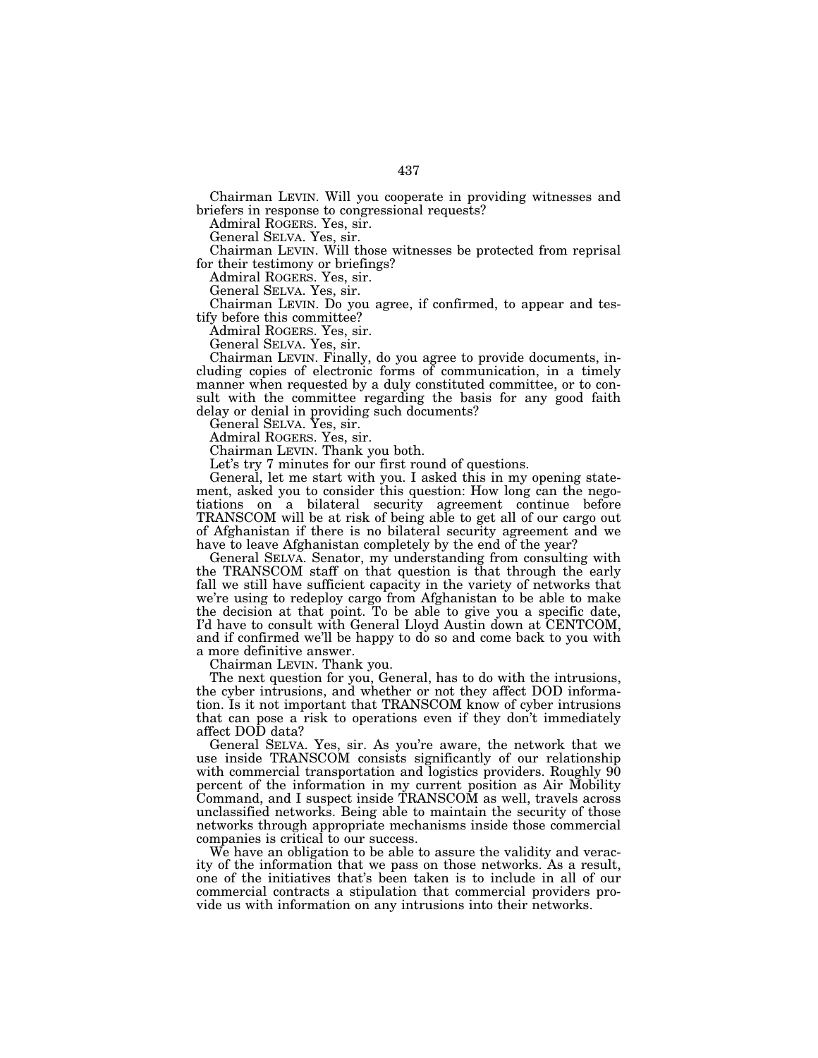Chairman LEVIN. Will you cooperate in providing witnesses and briefers in response to congressional requests?

Admiral ROGERS. Yes, sir.

General SELVA. Yes, sir.

Chairman LEVIN. Will those witnesses be protected from reprisal for their testimony or briefings?

Admiral ROGERS. Yes, sir.

General SELVA. Yes, sir.

Chairman LEVIN. Do you agree, if confirmed, to appear and testify before this committee?

Admiral ROGERS. Yes, sir.

General SELVA. Yes, sir.

Chairman LEVIN. Finally, do you agree to provide documents, including copies of electronic forms of communication, in a timely manner when requested by a duly constituted committee, or to consult with the committee regarding the basis for any good faith delay or denial in providing such documents?

General SELVA. Yes, sir.

Admiral ROGERS. Yes, sir.

Chairman LEVIN. Thank you both.

Let's try 7 minutes for our first round of questions.

General, let me start with you. I asked this in my opening statement, asked you to consider this question: How long can the negotiations on a bilateral security agreement continue before TRANSCOM will be at risk of being able to get all of our cargo out of Afghanistan if there is no bilateral security agreement and we have to leave Afghanistan completely by the end of the year?

General SELVA. Senator, my understanding from consulting with the TRANSCOM staff on that question is that through the early fall we still have sufficient capacity in the variety of networks that we're using to redeploy cargo from Afghanistan to be able to make the decision at that point. To be able to give you a specific date, I'd have to consult with General Lloyd Austin down at CENTCOM, and if confirmed we'll be happy to do so and come back to you with a more definitive answer.

Chairman LEVIN. Thank you.

The next question for you, General, has to do with the intrusions, the cyber intrusions, and whether or not they affect DOD information. Is it not important that TRANSCOM know of cyber intrusions that can pose a risk to operations even if they don't immediately affect DOD data?

General SELVA. Yes, sir. As you're aware, the network that we use inside TRANSCOM consists significantly of our relationship with commercial transportation and logistics providers. Roughly 90 percent of the information in my current position as Air Mobility Command, and I suspect inside TRANSCOM as well, travels across unclassified networks. Being able to maintain the security of those networks through appropriate mechanisms inside those commercial companies is critical to our success.

We have an obligation to be able to assure the validity and veracity of the information that we pass on those networks. As a result, one of the initiatives that's been taken is to include in all of our commercial contracts a stipulation that commercial providers provide us with information on any intrusions into their networks.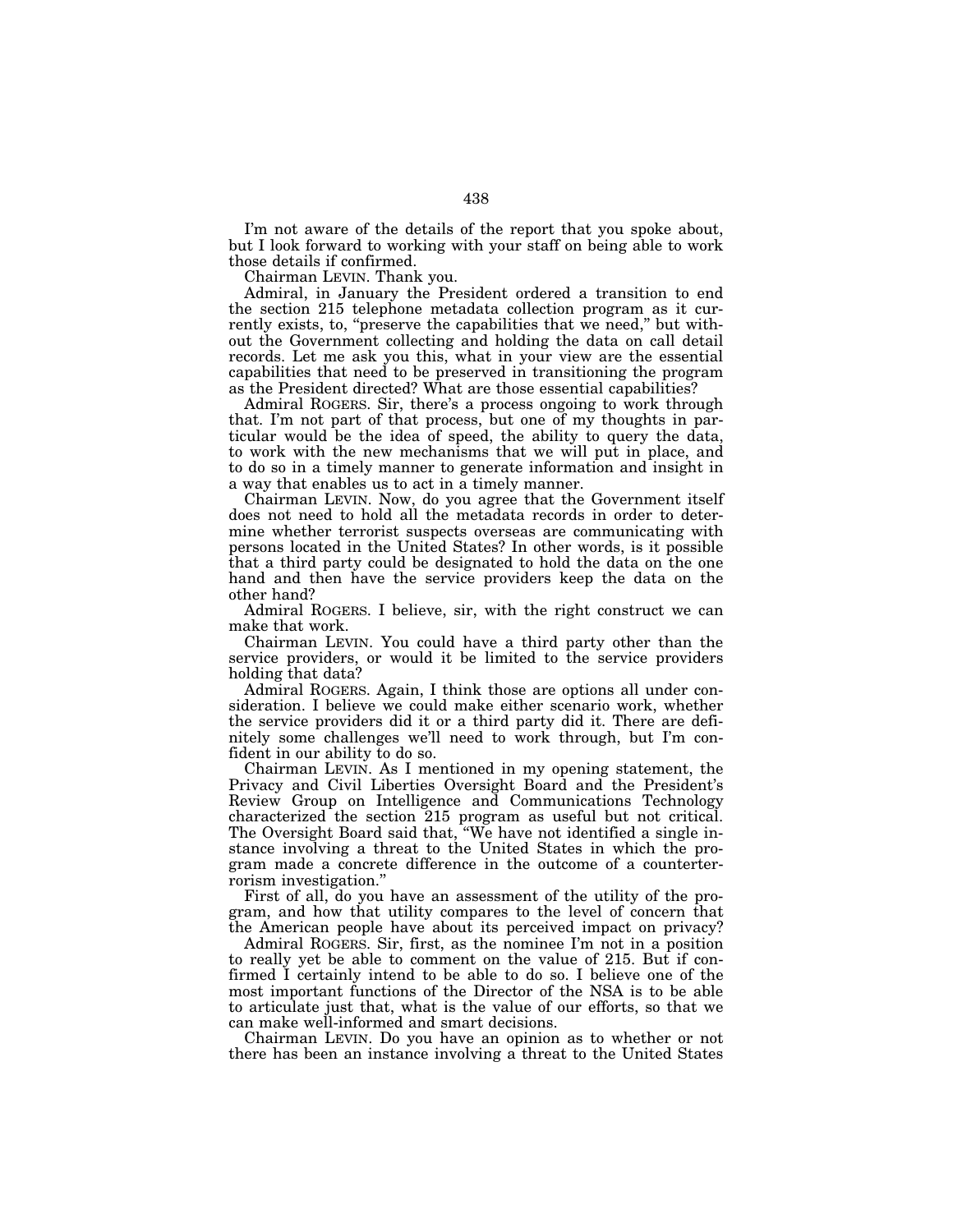I'm not aware of the details of the report that you spoke about, but I look forward to working with your staff on being able to work those details if confirmed.

Chairman LEVIN. Thank you.

Admiral, in January the President ordered a transition to end the section 215 telephone metadata collection program as it currently exists, to, "preserve the capabilities that we need," but without the Government collecting and holding the data on call detail records. Let me ask you this, what in your view are the essential capabilities that need to be preserved in transitioning the program as the President directed? What are those essential capabilities?

Admiral ROGERS. Sir, there's a process ongoing to work through that. I'm not part of that process, but one of my thoughts in particular would be the idea of speed, the ability to query the data, to work with the new mechanisms that we will put in place, and to do so in a timely manner to generate information and insight in a way that enables us to act in a timely manner.

Chairman LEVIN. Now, do you agree that the Government itself does not need to hold all the metadata records in order to determine whether terrorist suspects overseas are communicating with persons located in the United States? In other words, is it possible that a third party could be designated to hold the data on the one hand and then have the service providers keep the data on the other hand?

Admiral ROGERS. I believe, sir, with the right construct we can make that work.

Chairman LEVIN. You could have a third party other than the service providers, or would it be limited to the service providers holding that data?

Admiral ROGERS. Again, I think those are options all under consideration. I believe we could make either scenario work, whether the service providers did it or a third party did it. There are definitely some challenges we'll need to work through, but I'm confident in our ability to do so.

Chairman LEVIN. As I mentioned in my opening statement, the Privacy and Civil Liberties Oversight Board and the President's Review Group on Intelligence and Communications Technology characterized the section 215 program as useful but not critical. The Oversight Board said that, "We have not identified a single instance involving a threat to the United States in which the program made a concrete difference in the outcome of a counterterrorism investigation."

First of all, do you have an assessment of the utility of the program, and how that utility compares to the level of concern that the American people have about its perceived impact on privacy?

Admiral ROGERS. Sir, first, as the nominee I'm not in a position to really yet be able to comment on the value of 215. But if confirmed I certainly intend to be able to do so. I believe one of the most important functions of the Director of the NSA is to be able to articulate just that, what is the value of our efforts, so that we can make well-informed and smart decisions.

Chairman LEVIN. Do you have an opinion as to whether or not there has been an instance involving a threat to the United States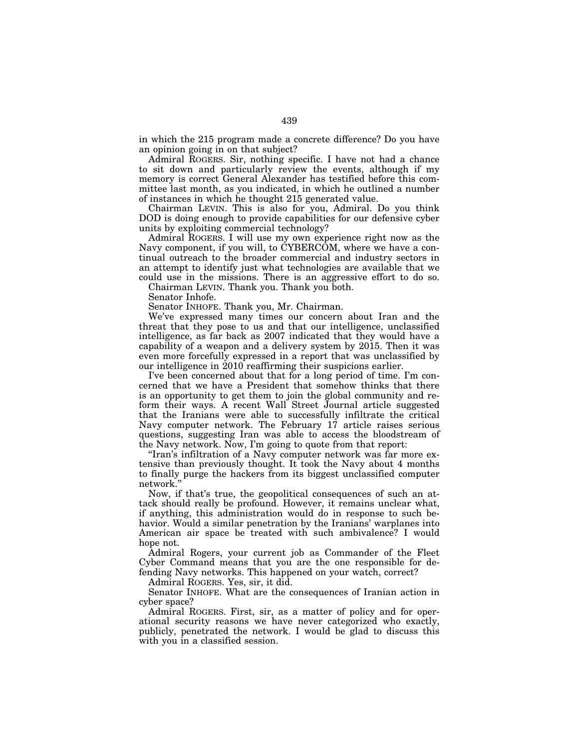in which the 215 program made a concrete difference? Do you have an opinion going in on that subject?

Admiral ROGERS. Sir, nothing specific. I have not had a chance to sit down and particularly review the events, although if my memory is correct General Alexander has testified before this committee last month, as you indicated, in which he outlined a number of instances in which he thought 215 generated value.

Chairman LEVIN. This is also for you, Admiral. Do you think DOD is doing enough to provide capabilities for our defensive cyber units by exploiting commercial technology?

Admiral ROGERS. I will use my own experience right now as the Navy component, if you will, to CYBERCOM, where we have a continual outreach to the broader commercial and industry sectors in an attempt to identify just what technologies are available that we could use in the missions. There is an aggressive effort to do so.

Chairman LEVIN. Thank you. Thank you both.

Senator Inhofe.

Senator INHOFE. Thank you, Mr. Chairman.

We've expressed many times our concern about Iran and the threat that they pose to us and that our intelligence, unclassified intelligence, as far back as 2007 indicated that they would have a capability of a weapon and a delivery system by 2015. Then it was even more forcefully expressed in a report that was unclassified by our intelligence in 2010 reaffirming their suspicions earlier.

I've been concerned about that for a long period of time. I'm concerned that we have a President that somehow thinks that there is an opportunity to get them to join the global community and reform their ways. A recent Wall Street Journal article suggested that the Iranians were able to successfully infiltrate the critical Navy computer network. The February 17 article raises serious questions, suggesting Iran was able to access the bloodstream of the Navy network. Now, I'm going to quote from that report:

"Iran's infiltration of a Navy computer network was far more extensive than previously thought. It took the Navy about 4 months to finally purge the hackers from its biggest unclassified computer network."

Now, if that's true, the geopolitical consequences of such an attack should really be profound. However, it remains unclear what, if anything, this administration would do in response to such behavior. Would a similar penetration by the Iranians' warplanes into American air space be treated with such ambivalence? I would hope not.

Admiral Rogers, your current job as Commander of the Fleet Cyber Command means that you are the one responsible for defending Navy networks. This happened on your watch, correct?

Admiral ROGERS. Yes, sir, it did.

Senator INHOFE. What are the consequences of Iranian action in cyber space?

Admiral ROGERS. First, sir, as a matter of policy and for operational security reasons we have never categorized who exactly, publicly, penetrated the network. I would be glad to discuss this with you in a classified session.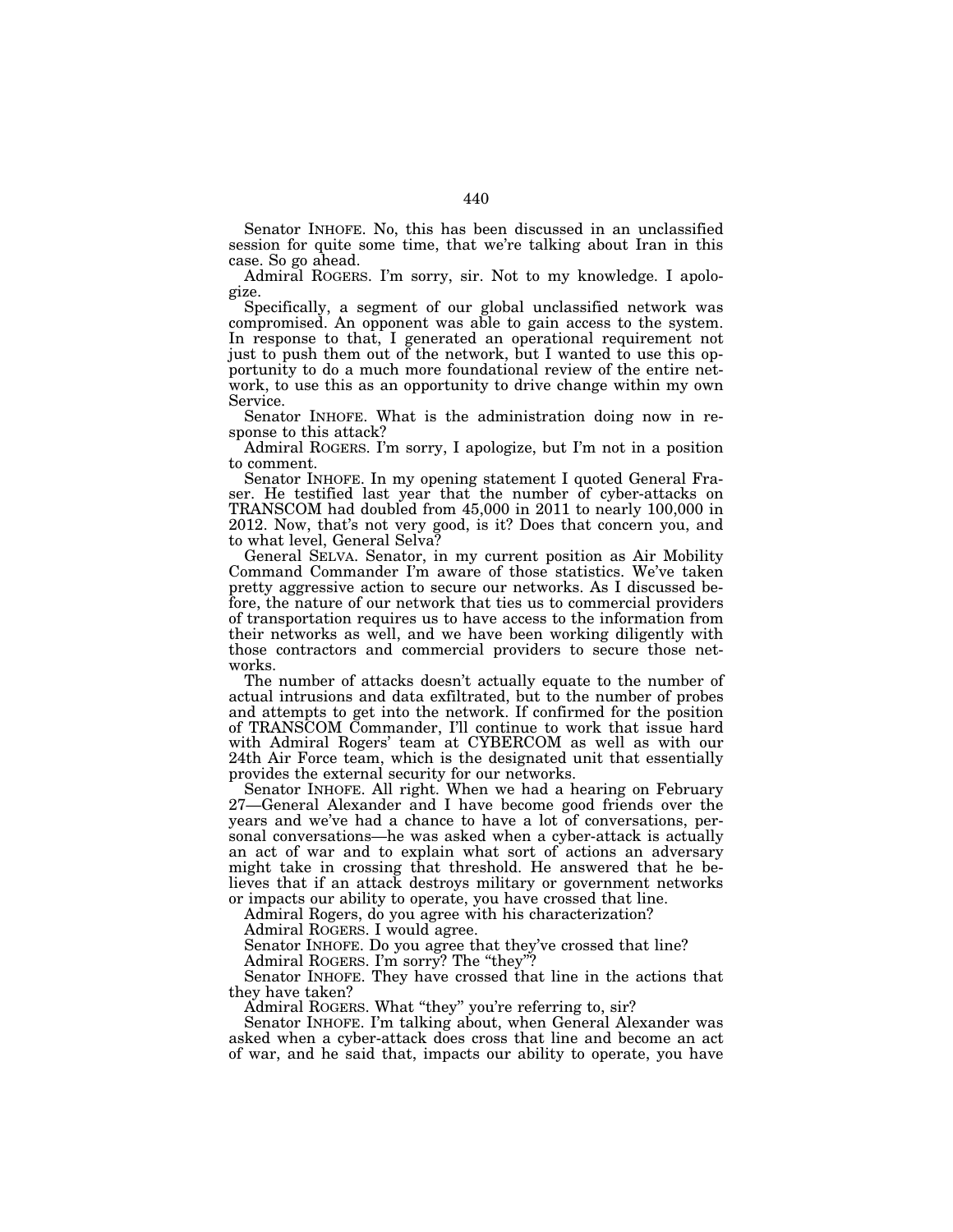Senator INHOFE. No, this has been discussed in an unclassified session for quite some time, that we're talking about Iran in this case. So go ahead.

Admiral ROGERS. I'm sorry, sir. Not to my knowledge. I apologize.

Specifically, a segment of our global unclassified network was compromised. An opponent was able to gain access to the system. In response to that, I generated an operational requirement not just to push them out of the network, but I wanted to use this opportunity to do a much more foundational review of the entire network, to use this as an opportunity to drive change within my own Service.

Senator INHOFE. What is the administration doing now in response to this attack?

Admiral ROGERS. I'm sorry, I apologize, but I'm not in a position to comment.

Senator INHOFE. In my opening statement I quoted General Fraser. He testified last year that the number of cyber-attacks on TRANSCOM had doubled from 45,000 in 2011 to nearly 100,000 in 2012. Now, that's not very good, is it? Does that concern you, and to what level, General Selva?

General SELVA. Senator, in my current position as Air Mobility Command Commander I'm aware of those statistics. We've taken pretty aggressive action to secure our networks. As I discussed before, the nature of our network that ties us to commercial providers of transportation requires us to have access to the information from their networks as well, and we have been working diligently with those contractors and commercial providers to secure those networks.

The number of attacks doesn't actually equate to the number of actual intrusions and data exfiltrated, but to the number of probes and attempts to get into the network. If confirmed for the position of TRANSCOM Commander, I'll continue to work that issue hard with Admiral Rogers' team at CYBERCOM as well as with our 24th Air Force team, which is the designated unit that essentially provides the external security for our networks.

Senator INHOFE. All right. When we had a hearing on February 27—General Alexander and I have become good friends over the years and we've had a chance to have a lot of conversations, personal conversations—he was asked when a cyber-attack is actually an act of war and to explain what sort of actions an adversary might take in crossing that threshold. He answered that he believes that if an attack destroys military or government networks or impacts our ability to operate, you have crossed that line.

Admiral Rogers, do you agree with his characterization?

Admiral ROGERS. I would agree.

Senator INHOFE. Do you agree that they've crossed that line?

Admiral ROGERS. I'm sorry? The "they"?

Senator INHOFE. They have crossed that line in the actions that they have taken?

Admiral ROGERS. What "they" you're referring to, sir?

Senator INHOFE. I'm talking about, when General Alexander was asked when a cyber-attack does cross that line and become an act of war, and he said that, impacts our ability to operate, you have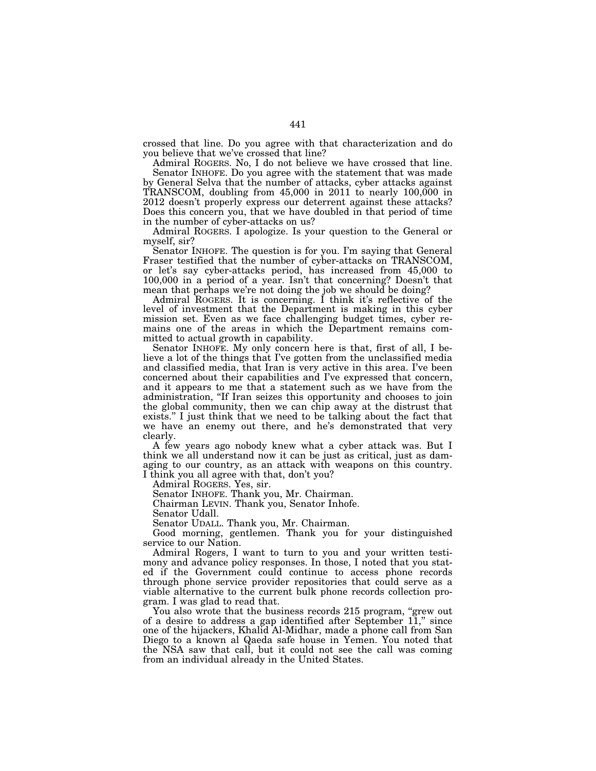crossed that line. Do you agree with that characterization and do you believe that we've crossed that line?

Admiral ROGERS. No, I do not believe we have crossed that line.

Senator INHOFE. Do you agree with the statement that was made by General Selva that the number of attacks, cyber attacks against TRANSCOM, doubling from 45,000 in 2011 to nearly 100,000 in 2012 doesn't properly express our deterrent against these attacks? Does this concern you, that we have doubled in that period of time in the number of cyber-attacks on us?

Admiral ROGERS. I apologize. Is your question to the General or myself, sir?

Senator INHOFE. The question is for you. I'm saying that General Fraser testified that the number of cyber-attacks on TRANSCOM, or let's say cyber-attacks period, has increased from 45,000 to 100,000 in a period of a year. Isn't that concerning? Doesn't that mean that perhaps we're not doing the job we should be doing?

Admiral ROGERS. It is concerning. I think it's reflective of the level of investment that the Department is making in this cyber mission set. Even as we face challenging budget times, cyber remains one of the areas in which the Department remains committed to actual growth in capability.

Senator INHOFE. My only concern here is that, first of all, I believe a lot of the things that I've gotten from the unclassified media and classified media, that Iran is very active in this area. I've been concerned about their capabilities and I've expressed that concern, and it appears to me that a statement such as we have from the administration, "If Iran seizes this opportunity and chooses to join the global community, then we can chip away at the distrust that exists." I just think that we need to be talking about the fact that we have an enemy out there, and he's demonstrated that very clearly.

A few years ago nobody knew what a cyber attack was. But I think we all understand now it can be just as critical, just as damaging to our country, as an attack with weapons on this country. I think you all agree with that, don't you?

Admiral ROGERS. Yes, sir.

Senator INHOFE. Thank you, Mr. Chairman.

Chairman LEVIN. Thank you, Senator Inhofe.

Senator Udall.

Senator UDALL. Thank you, Mr. Chairman.

Good morning, gentlemen. Thank you for your distinguished service to our Nation.

Admiral Rogers, I want to turn to you and your written testimony and advance policy responses. In those, I noted that you stated if the Government could continue to access phone records through phone service provider repositories that could serve as a viable alternative to the current bulk phone records collection program. I was glad to read that.

You also wrote that the business records 215 program, "grew out of a desire to address a gap identified after September 11," since one of the hijackers, Khalid Al-Midhar, made a phone call from San Diego to a known al Qaeda safe house in Yemen. You noted that the NSA saw that call, but it could not see the call was coming from an individual already in the United States.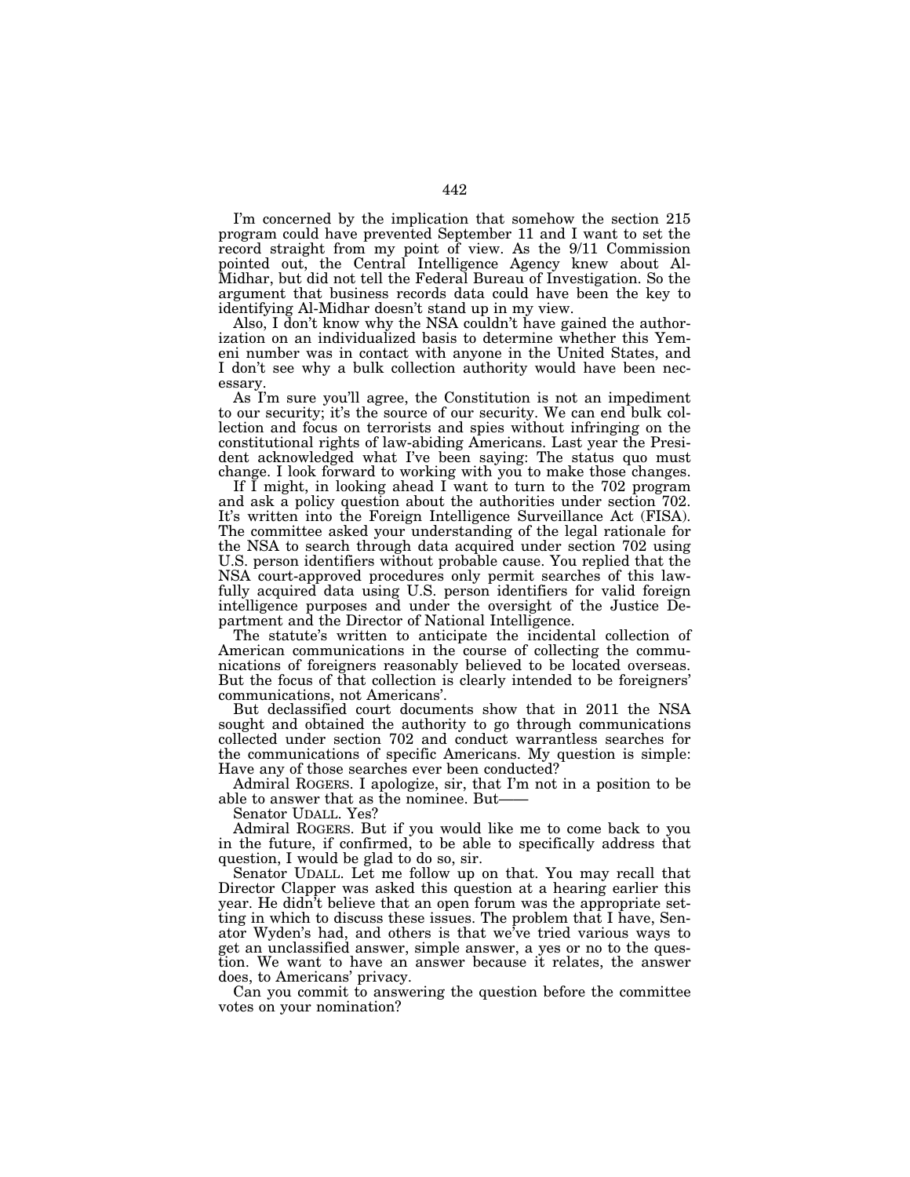I'm concerned by the implication that somehow the section 215 program could have prevented September 11 and I want to set the record straight from my point of view. As the 9/11 Commission pointed out, the Central Intelligence Agency knew about Al-Midhar, but did not tell the Federal Bureau of Investigation. So the argument that business records data could have been the key to identifying Al-Midhar doesn't stand up in my view.

Also, I don't know why the NSA couldn't have gained the authorization on an individualized basis to determine whether this Yemeni number was in contact with anyone in the United States, and I don't see why a bulk collection authority would have been necessary.

As I'm sure you'll agree, the Constitution is not an impediment to our security; it's the source of our security. We can end bulk collection and focus on terrorists and spies without infringing on the constitutional rights of law-abiding Americans. Last year the President acknowledged what I've been saying: The status quo must change. I look forward to working with you to make those changes.

If I might, in looking ahead I want to turn to the 702 program and ask a policy question about the authorities under section 702. It's written into the Foreign Intelligence Surveillance Act (FISA). The committee asked your understanding of the legal rationale for the NSA to search through data acquired under section 702 using U.S. person identifiers without probable cause. You replied that the NSA court-approved procedures only permit searches of this lawfully acquired data using U.S. person identifiers for valid foreign intelligence purposes and under the oversight of the Justice Department and the Director of National Intelligence.

The statute's written to anticipate the incidental collection of American communications in the course of collecting the communications of foreigners reasonably believed to be located overseas. But the focus of that collection is clearly intended to be foreigners' communications, not Americans'.

But declassified court documents show that in 2011 the NSA sought and obtained the authority to go through communications collected under section 702 and conduct warrantless searches for the communications of specific Americans. My question is simple: Have any of those searches ever been conducted?

Admiral ROGERS. I apologize, sir, that I'm not in a position to be able to answer that as the nominee. But——

Senator UDALL. Yes?

Admiral ROGERS. But if you would like me to come back to you in the future, if confirmed, to be able to specifically address that question, I would be glad to do so, sir.

Senator UDALL. Let me follow up on that. You may recall that Director Clapper was asked this question at a hearing earlier this year. He didn't believe that an open forum was the appropriate setting in which to discuss these issues. The problem that I have, Senator Wyden's had, and others is that we've tried various ways to get an unclassified answer, simple answer, a yes or no to the question. We want to have an answer because it relates, the answer does, to Americans' privacy.

Can you commit to answering the question before the committee votes on your nomination?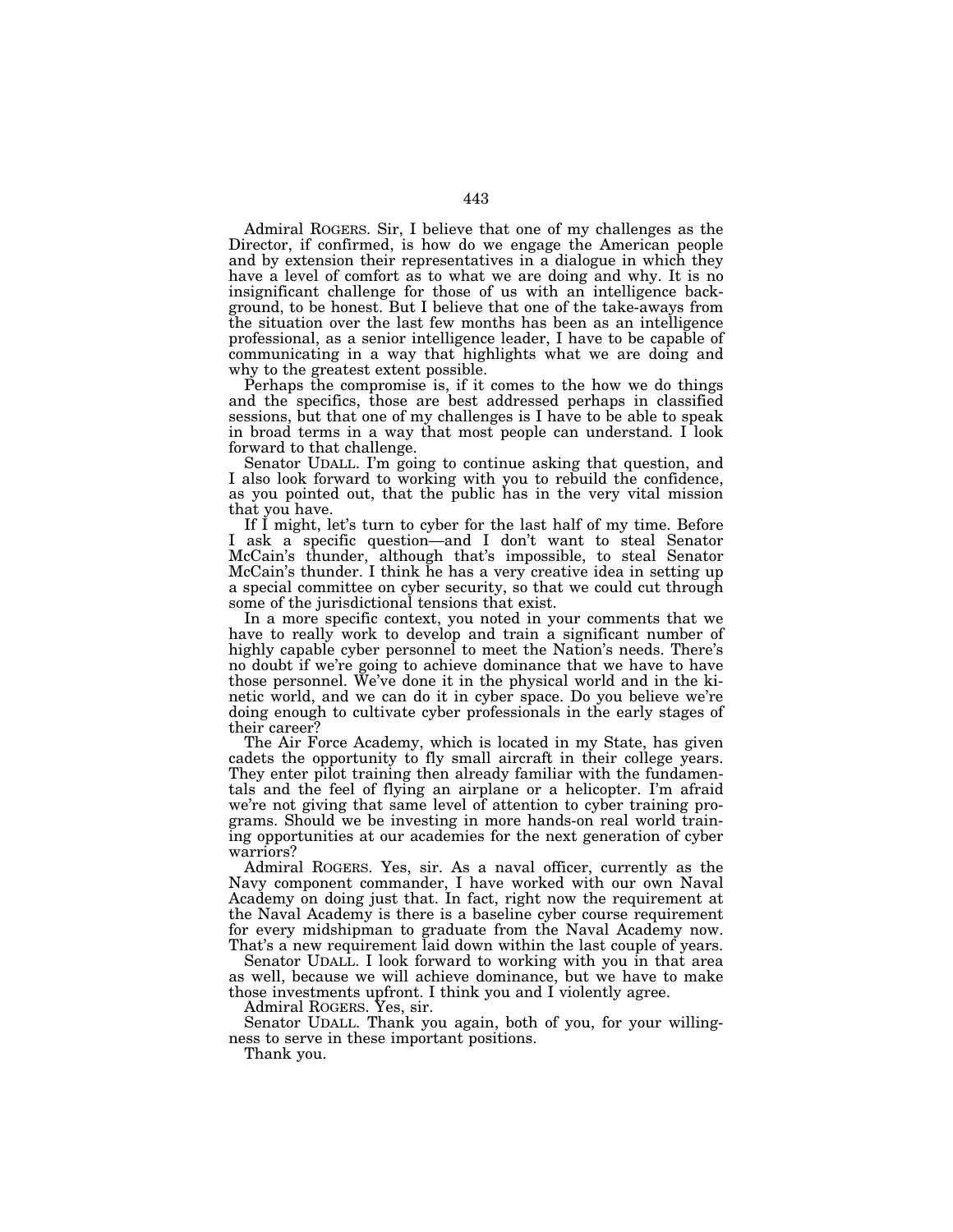Admiral ROGERS. Sir, I believe that one of my challenges as the Director, if confirmed, is how do we engage the American people and by extension their representatives in a dialogue in which they have a level of comfort as to what we are doing and why. It is no insignificant challenge for those of us with an intelligence background, to be honest. But I believe that one of the take-aways from the situation over the last few months has been as an intelligence professional, as a senior intelligence leader, I have to be capable of communicating in a way that highlights what we are doing and why to the greatest extent possible.

Perhaps the compromise is, if it comes to the how we do things and the specifics, those are best addressed perhaps in classified sessions, but that one of my challenges is I have to be able to speak in broad terms in a way that most people can understand. I look forward to that challenge.

Senator UDALL. I'm going to continue asking that question, and I also look forward to working with you to rebuild the confidence, as you pointed out, that the public has in the very vital mission that you have.

If I might, let's turn to cyber for the last half of my time. Before I ask a specific question—and I don't want to steal Senator McCain's thunder, although that's impossible, to steal Senator McCain's thunder. I think he has a very creative idea in setting up a special committee on cyber security, so that we could cut through some of the jurisdictional tensions that exist.

In a more specific context, you noted in your comments that we have to really work to develop and train a significant number of highly capable cyber personnel to meet the Nation's needs. There's no doubt if we're going to achieve dominance that we have to have those personnel. We've done it in the physical world and in the kinetic world, and we can do it in cyber space. Do you believe we're doing enough to cultivate cyber professionals in the early stages of their career?

The Air Force Academy, which is located in my State, has given cadets the opportunity to fly small aircraft in their college years. They enter pilot training then already familiar with the fundamentals and the feel of flying an airplane or a helicopter. I'm afraid we're not giving that same level of attention to cyber training programs. Should we be investing in more hands-on real world training opportunities at our academies for the next generation of cyber warriors?

Admiral ROGERS. Yes, sir. As a naval officer, currently as the Navy component commander, I have worked with our own Naval Academy on doing just that. In fact, right now the requirement at the Naval Academy is there is a baseline cyber course requirement for every midshipman to graduate from the Naval Academy now. That's a new requirement laid down within the last couple of years.

Senator UDALL. I look forward to working with you in that area as well, because we will achieve dominance, but we have to make those investments upfront. I think you and I violently agree.

Admiral ROGERS. Yes, sir.

Senator UDALL. Thank you again, both of you, for your willingness to serve in these important positions.

Thank you.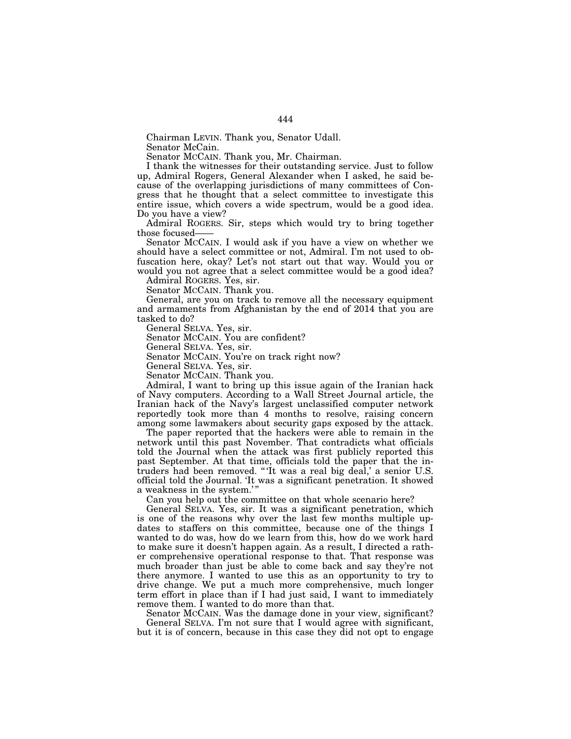Chairman LEVIN. Thank you, Senator Udall.

Senator McCain.

Senator MCCAIN. Thank you, Mr. Chairman.

I thank the witnesses for their outstanding service. Just to follow up, Admiral Rogers, General Alexander when I asked, he said because of the overlapping jurisdictions of many committees of Congress that he thought that a select committee to investigate this entire issue, which covers a wide spectrum, would be a good idea. Do you have a view?

Admiral ROGERS. Sir, steps which would try to bring together those focused——

Senator MCCAIN. I would ask if you have a view on whether we should have a select committee or not, Admiral. I'm not used to obfuscation here, okay? Let's not start out that way. Would you or would you not agree that a select committee would be a good idea?

Admiral ROGERS. Yes, sir.

Senator MCCAIN. Thank you.

General, are you on track to remove all the necessary equipment and armaments from Afghanistan by the end of 2014 that you are tasked to do?

General SELVA. Yes, sir.

Senator MCCAIN. You are confident?

General SELVA. Yes, sir.

Senator MCCAIN. You're on track right now?

General SELVA. Yes, sir.

Senator MCCAIN. Thank you.

Admiral, I want to bring up this issue again of the Iranian hack of Navy computers. According to a Wall Street Journal article, the Iranian hack of the Navy's largest unclassified computer network reportedly took more than 4 months to resolve, raising concern among some lawmakers about security gaps exposed by the attack.

The paper reported that the hackers were able to remain in the network until this past November. That contradicts what officials told the Journal when the attack was first publicly reported this past September. At that time, officials told the paper that the intruders had been removed. "'It was a real big deal,' a senior U.S. official told the Journal. 'It was a significant penetration. It showed a weakness in the system.'"

Can you help out the committee on that whole scenario here?

General SELVA. Yes, sir. It was a significant penetration, which is one of the reasons why over the last few months multiple updates to staffers on this committee, because one of the things I wanted to do was, how do we learn from this, how do we work hard to make sure it doesn't happen again. As a result, I directed a rather comprehensive operational response to that. That response was much broader than just be able to come back and say they're not there anymore. I wanted to use this as an opportunity to try to drive change. We put a much more comprehensive, much longer term effort in place than if I had just said, I want to immediately remove them. I wanted to do more than that.

Senator MCCAIN. Was the damage done in your view, significant?

General SELVA. I'm not sure that I would agree with significant, but it is of concern, because in this case they did not opt to engage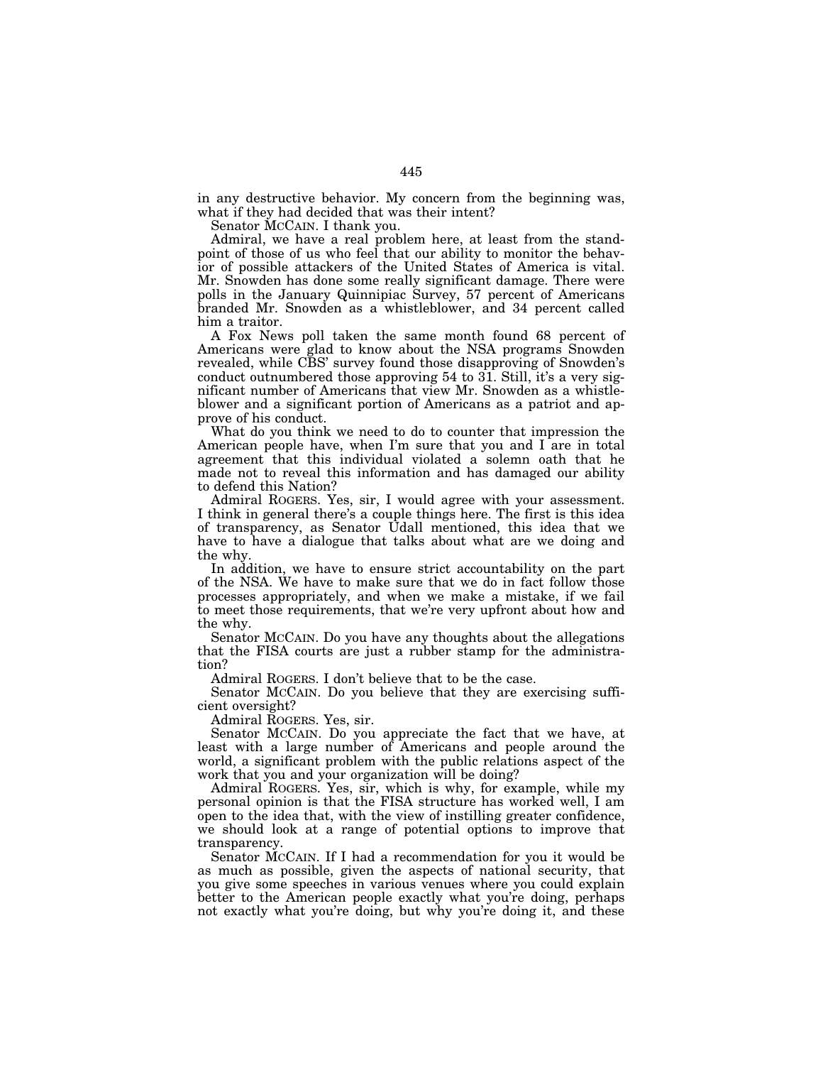in any destructive behavior. My concern from the beginning was, what if they had decided that was their intent?

Senator McCAIN. I thank you.

Admiral, we have a real problem here, at least from the standpoint of those of us who feel that our ability to monitor the behavior of possible attackers of the United States of America is vital. Mr. Snowden has done some really significant damage. There were polls in the January Quinnipiac Survey, 57 percent of Americans branded Mr. Snowden as a whistleblower, and 34 percent called him a traitor.

A Fox News poll taken the same month found 68 percent of Americans were glad to know about the NSA programs Snowden revealed, while CBS' survey found those disapproving of Snowden's conduct outnumbered those approving 54 to 31. Still, it's a very significant number of Americans that view Mr. Snowden as a whistleblower and a significant portion of Americans as a patriot and approve of his conduct.

What do you think we need to do to counter that impression the American people have, when I'm sure that you and I are in total agreement that this individual violated a solemn oath that he made not to reveal this information and has damaged our ability to defend this Nation?

Admiral ROGERS. Yes, sir, I would agree with your assessment. I think in general there's a couple things here. The first is this idea of transparency, as Senator Udall mentioned, this idea that we have to have a dialogue that talks about what are we doing and the why.

In addition, we have to ensure strict accountability on the part of the NSA. We have to make sure that we do in fact follow those processes appropriately, and when we make a mistake, if we fail to meet those requirements, that we're very upfront about how and the why.

Senator McCAIN. Do you have any thoughts about the allegations that the FISA courts are just a rubber stamp for the administration?

Admiral ROGERS. I don't believe that to be the case.

Senator McCAIN. Do you believe that they are exercising sufficient oversight?

Admiral ROGERS. Yes, sir.

Senator McCAIN. Do you appreciate the fact that we have, at least with a large number of Americans and people around the world, a significant problem with the public relations aspect of the work that you and your organization will be doing?

Admiral ROGERS. Yes, sir, which is why, for example, while my personal opinion is that the FISA structure has worked well, I am open to the idea that, with the view of instilling greater confidence, we should look at a range of potential options to improve that transparency.

Senator McCAIN. If I had a recommendation for you it would be as much as possible, given the aspects of national security, that you give some speeches in various venues where you could explain better to the American people exactly what you're doing, perhaps not exactly what you're doing, but why you're doing it, and these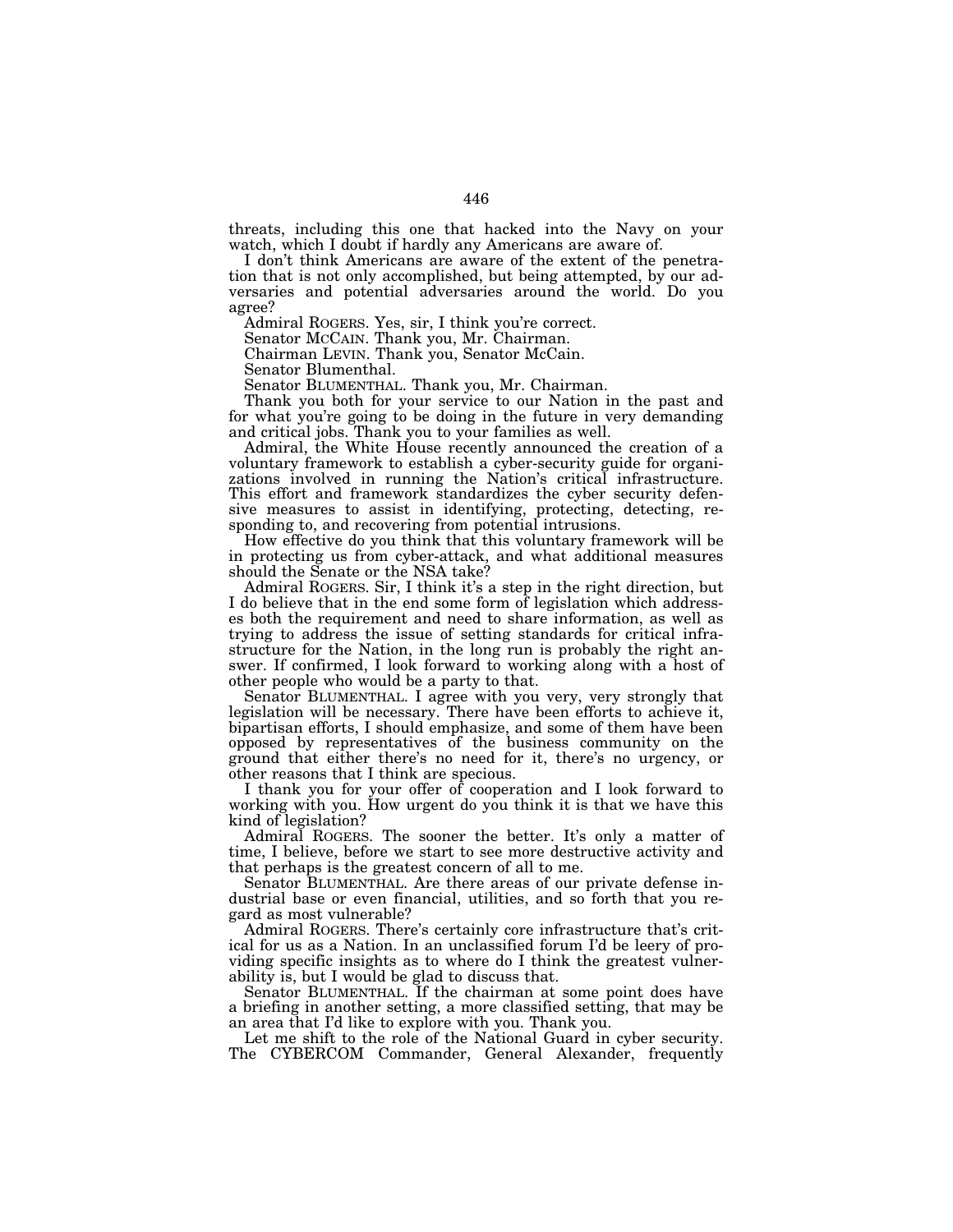threats, including this one that hacked into the Navy on your watch, which I doubt if hardly any Americans are aware of.

I don't think Americans are aware of the extent of the penetration that is not only accomplished, but being attempted, by our adversaries and potential adversaries around the world. Do you agree?

Admiral ROGERS. Yes, sir, I think you're correct.

Senator MCCAIN. Thank you, Mr. Chairman.

Chairman LEVIN. Thank you, Senator McCain.

Senator Blumenthal.

Senator BLUMENTHAL. Thank you, Mr. Chairman.

Thank you both for your service to our Nation in the past and for what you're going to be doing in the future in very demanding and critical jobs. Thank you to your families as well.

Admiral, the White House recently announced the creation of a voluntary framework to establish a cyber-security guide for organizations involved in running the Nation's critical infrastructure. This effort and framework standardizes the cyber security defensive measures to assist in identifying, protecting, detecting, responding to, and recovering from potential intrusions.

How effective do you think that this voluntary framework will be in protecting us from cyber-attack, and what additional measures should the Senate or the NSA take?

Admiral ROGERS. Sir, I think it's a step in the right direction, but I do believe that in the end some form of legislation which addresses both the requirement and need to share information, as well as trying to address the issue of setting standards for critical infrastructure for the Nation, in the long run is probably the right answer. If confirmed, I look forward to working along with a host of other people who would be a party to that.

Senator BLUMENTHAL. I agree with you very, very strongly that legislation will be necessary. There have been efforts to achieve it, bipartisan efforts, I should emphasize, and some of them have been opposed by representatives of the business community on the ground that either there's no need for it, there's no urgency, or other reasons that I think are specious.

I thank you for your offer of cooperation and I look forward to working with you. How urgent do you think it is that we have this kind of legislation?

Admiral ROGERS. The sooner the better. It's only a matter of time, I believe, before we start to see more destructive activity and that perhaps is the greatest concern of all to me.

Senator BLUMENTHAL. Are there areas of our private defense industrial base or even financial, utilities, and so forth that you regard as most vulnerable?

Admiral ROGERS. There's certainly core infrastructure that's critical for us as a Nation. In an unclassified forum I'd be leery of providing specific insights as to where do I think the greatest vulnerability is, but I would be glad to discuss that.

Senator BLUMENTHAL. If the chairman at some point does have a briefing in another setting, a more classified setting, that may be an area that I'd like to explore with you. Thank you.

Let me shift to the role of the National Guard in cyber security. The CYBERCOM Commander, General Alexander, frequently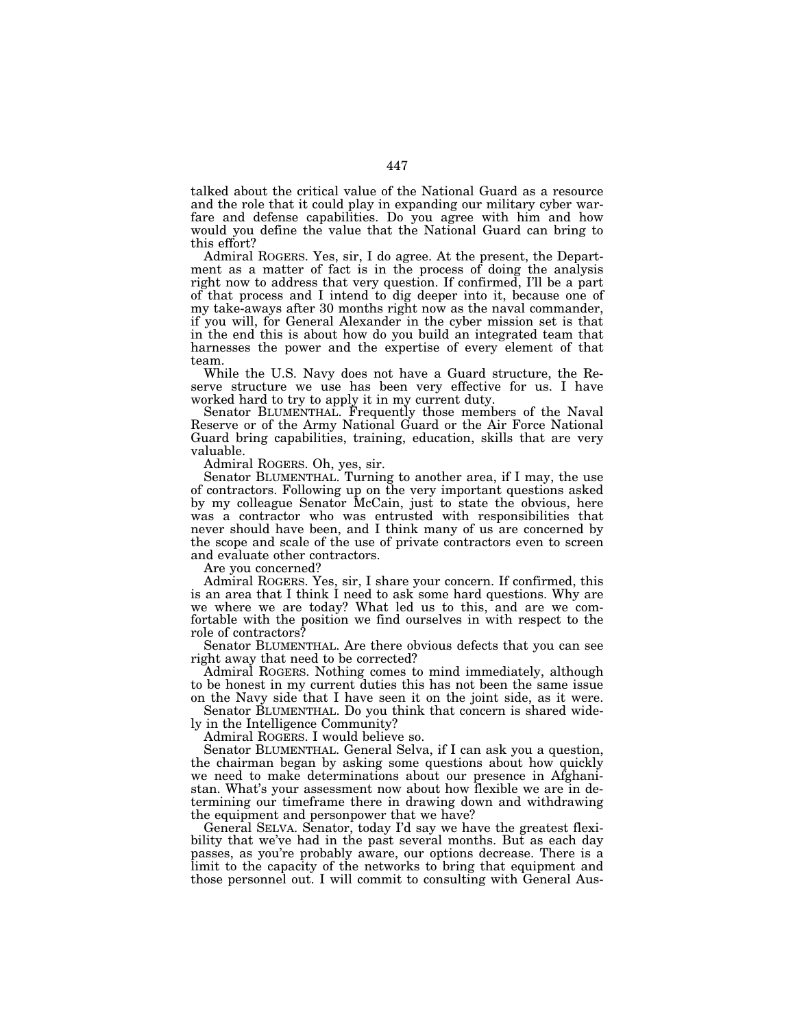talked about the critical value of the National Guard as a resource and the role that it could play in expanding our military cyber warfare and defense capabilities. Do you agree with him and how would you define the value that the National Guard can bring to this effort?

Admiral ROGERS. Yes, sir, I do agree. At the present, the Department as a matter of fact is in the process of doing the analysis right now to address that very question. If confirmed, I'll be a part of that process and I intend to dig deeper into it, because one of my take-aways after 30 months right now as the naval commander, if you will, for General Alexander in the cyber mission set is that in the end this is about how do you build an integrated team that harnesses the power and the expertise of every element of that team.

While the U.S. Navy does not have a Guard structure, the Reserve structure we use has been very effective for us. I have worked hard to try to apply it in my current duty.

Senator BLUMENTHAL. Frequently those members of the Naval Reserve or of the Army National Guard or the Air Force National Guard bring capabilities, training, education, skills that are very valuable.

Admiral ROGERS. Oh, yes, sir.

Senator BLUMENTHAL. Turning to another area, if I may, the use of contractors. Following up on the very important questions asked by my colleague Senator McCain, just to state the obvious, here was a contractor who was entrusted with responsibilities that never should have been, and I think many of us are concerned by the scope and scale of the use of private contractors even to screen and evaluate other contractors.

Are you concerned?

Admiral ROGERS. Yes, sir, I share your concern. If confirmed, this is an area that I think I need to ask some hard questions. Why are we where we are today? What led us to this, and are we comfortable with the position we find ourselves in with respect to the role of contractors?

Senator BLUMENTHAL. Are there obvious defects that you can see right away that need to be corrected?

Admiral ROGERS. Nothing comes to mind immediately, although to be honest in my current duties this has not been the same issue on the Navy side that I have seen it on the joint side, as it were.

Senator BLUMENTHAL. Do you think that concern is shared widely in the Intelligence Community?

Admiral ROGERS. I would believe so.

Senator BLUMENTHAL. General Selva, if I can ask you a question, the chairman began by asking some questions about how quickly we need to make determinations about our presence in Afghanistan. What's your assessment now about how flexible we are in determining our timeframe there in drawing down and withdrawing the equipment and personpower that we have?

General SELVA. Senator, today I'd say we have the greatest flexibility that we've had in the past several months. But as each day passes, as you're probably aware, our options decrease. There is a limit to the capacity of the networks to bring that equipment and those personnel out. I will commit to consulting with General Aus-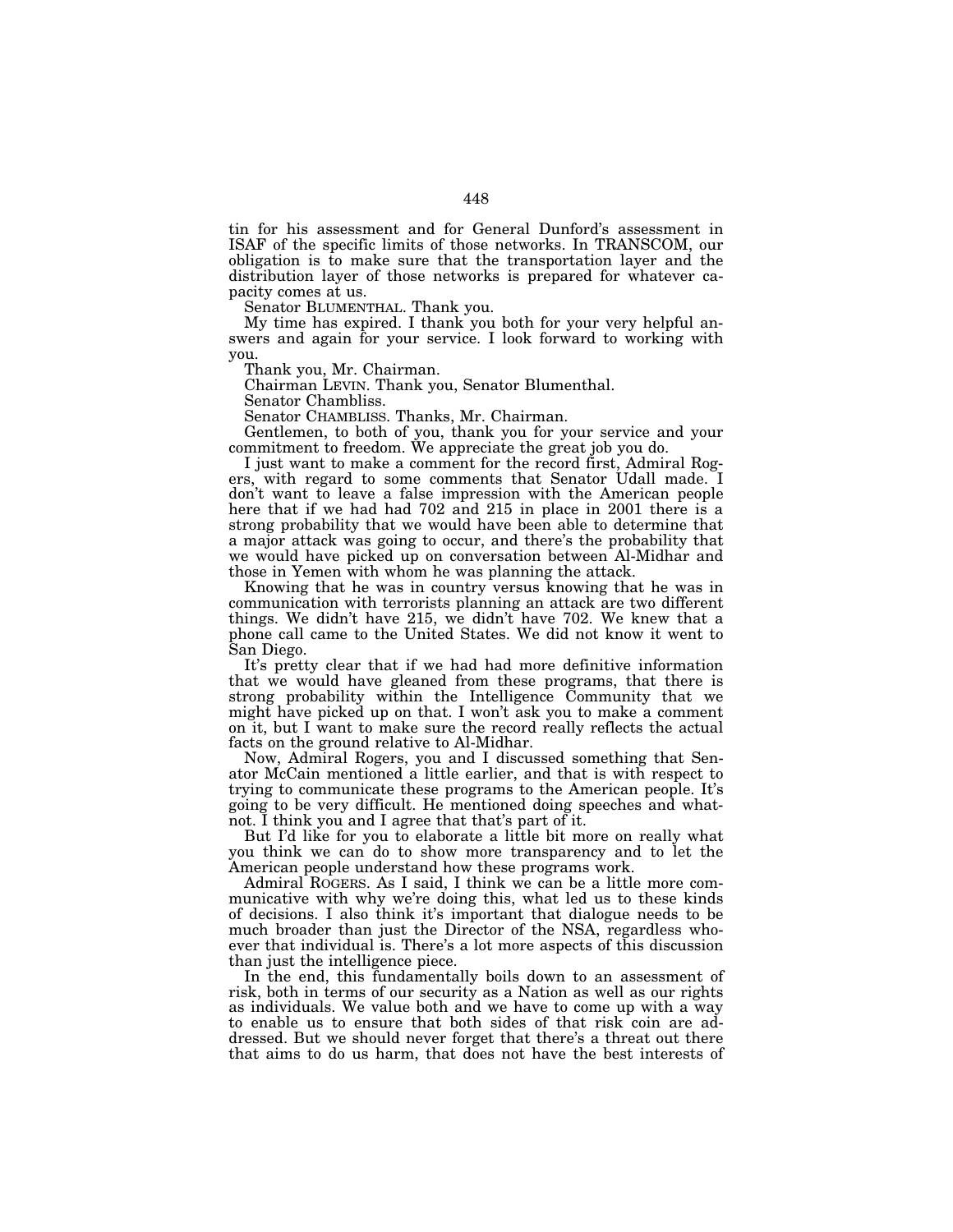tin for his assessment and for General Dunford's assessment in ISAF of the specific limits of those networks. In TRANSCOM, our obligation is to make sure that the transportation layer and the distribution layer of those networks is prepared for whatever capacity comes at us.

Senator BLUMENTHAL. Thank you.

My time has expired. I thank you both for your very helpful answers and again for your service. I look forward to working with you.

Thank you, Mr. Chairman.

Chairman LEVIN. Thank you, Senator Blumenthal.

Senator Chambliss.

Senator CHAMBLISS. Thanks, Mr. Chairman.

Gentlemen, to both of you, thank you for your service and your commitment to freedom. We appreciate the great job you do.

I just want to make a comment for the record first, Admiral Rogers, with regard to some comments that Senator Udall made. I don't want to leave a false impression with the American people here that if we had had 702 and 215 in place in 2001 there is a strong probability that we would have been able to determine that a major attack was going to occur, and there's the probability that we would have picked up on conversation between Al-Midhar and those in Yemen with whom he was planning the attack.

Knowing that he was in country versus knowing that he was in communication with terrorists planning an attack are two different things. We didn't have 215, we didn't have 702. We knew that a phone call came to the United States. We did not know it went to San Diego.

It's pretty clear that if we had had more definitive information that we would have gleaned from these programs, that there is strong probability within the Intelligence Community that we might have picked up on that. I won't ask you to make a comment on it, but I want to make sure the record really reflects the actual facts on the ground relative to Al-Midhar.

Now, Admiral Rogers, you and I discussed something that Senator McCain mentioned a little earlier, and that is with respect to trying to communicate these programs to the American people. It's going to be very difficult. He mentioned doing speeches and whatnot. I think you and I agree that that's part of it.

But I'd like for you to elaborate a little bit more on really what you think we can do to show more transparency and to let the American people understand how these programs work.

Admiral ROGERS. As I said, I think we can be a little more communicative with why we're doing this, what led us to these kinds of decisions. I also think it's important that dialogue needs to be much broader than just the Director of the NSA, regardless whoever that individual is. There's a lot more aspects of this discussion than just the intelligence piece.

In the end, this fundamentally boils down to an assessment of risk, both in terms of our security as a Nation as well as our rights as individuals. We value both and we have to come up with a way to enable us to ensure that both sides of that risk coin are addressed. But we should never forget that there's a threat out there that aims to do us harm, that does not have the best interests of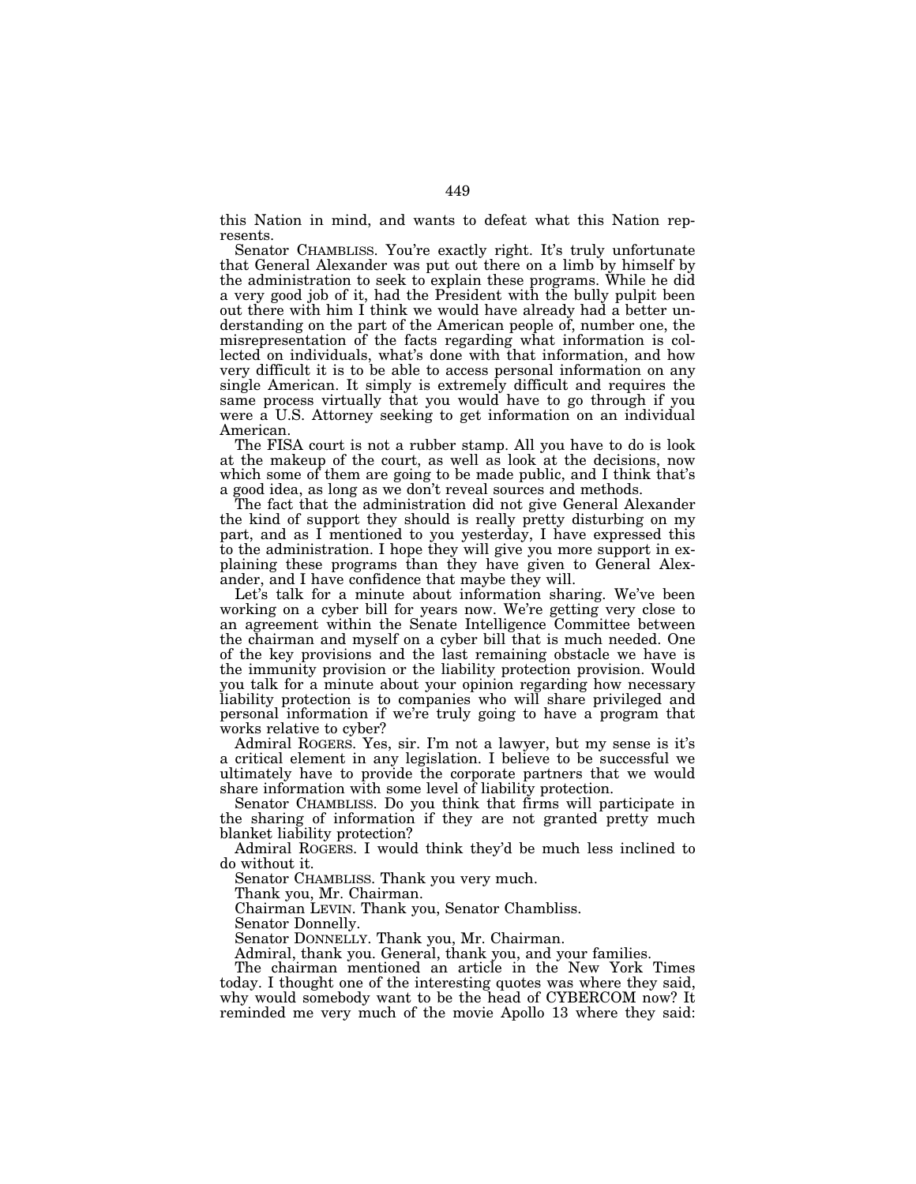this Nation in mind, and wants to defeat what this Nation represents.

Senator CHAMBLISS. You're exactly right. It's truly unfortunate that General Alexander was put out there on a limb by himself by the administration to seek to explain these programs. While he did a very good job of it, had the President with the bully pulpit been out there with him I think we would have already had a better understanding on the part of the American people of, number one, the misrepresentation of the facts regarding what information is collected on individuals, what's done with that information, and how very difficult it is to be able to access personal information on any single American. It simply is extremely difficult and requires the same process virtually that you would have to go through if you were a U.S. Attorney seeking to get information on an individual American.

The FISA court is not a rubber stamp. All you have to do is look at the makeup of the court, as well as look at the decisions, now which some of them are going to be made public, and I think that's a good idea, as long as we don't reveal sources and methods.

The fact that the administration did not give General Alexander the kind of support they should is really pretty disturbing on my part, and as I mentioned to you yesterday, I have expressed this to the administration. I hope they will give you more support in explaining these programs than they have given to General Alexander, and I have confidence that maybe they will.

Let's talk for a minute about information sharing. We've been working on a cyber bill for years now. We're getting very close to an agreement within the Senate Intelligence Committee between the chairman and myself on a cyber bill that is much needed. One of the key provisions and the last remaining obstacle we have is the immunity provision or the liability protection provision. Would you talk for a minute about your opinion regarding how necessary liability protection is to companies who will share privileged and personal information if we're truly going to have a program that works relative to cyber?

Admiral ROGERS. Yes, sir. I'm not a lawyer, but my sense is it's a critical element in any legislation. I believe to be successful we ultimately have to provide the corporate partners that we would share information with some level of liability protection.

Senator CHAMBLISS. Do you think that firms will participate in the sharing of information if they are not granted pretty much blanket liability protection?

Admiral ROGERS. I would think they'd be much less inclined to do without it.

Senator CHAMBLISS. Thank you very much.

Thank you, Mr. Chairman.

Chairman LEVIN. Thank you, Senator Chambliss.

Senator Donnelly.

Senator DONNELLY. Thank you, Mr. Chairman.

Admiral, thank you. General, thank you, and your families.

The chairman mentioned an article in the New York Times today. I thought one of the interesting quotes was where they said, why would somebody want to be the head of CYBERCOM now? It reminded me very much of the movie Apollo 13 where they said: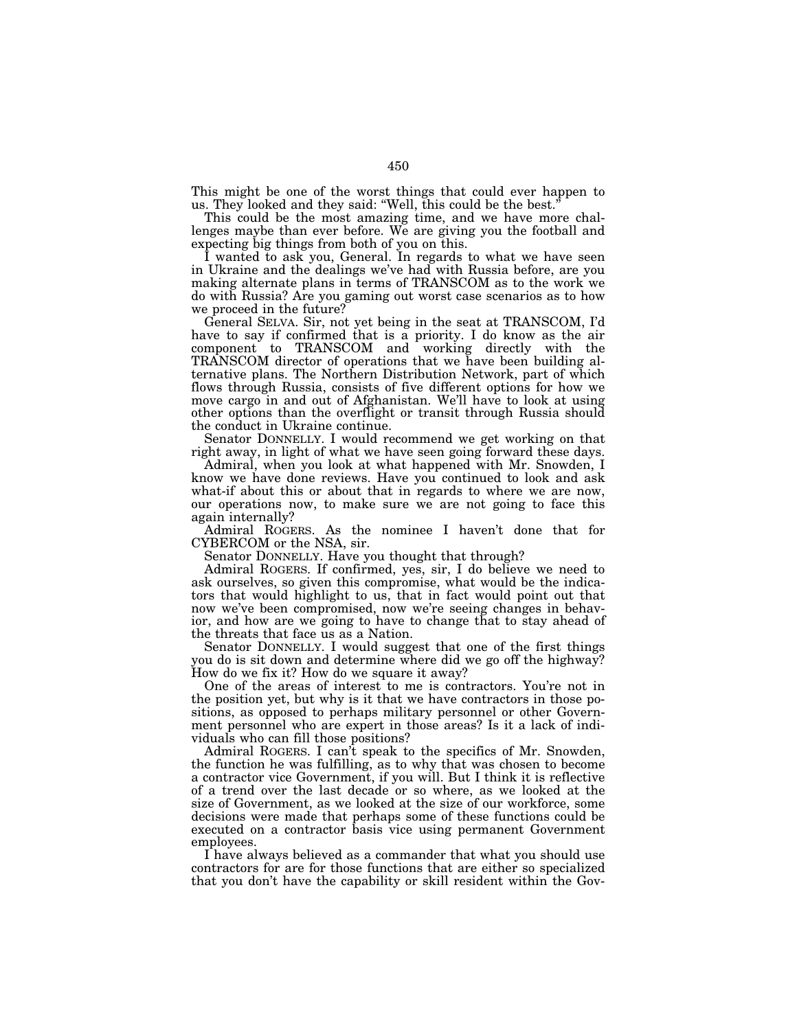This might be one of the worst things that could ever happen to us. They looked and they said: "Well, this could be the best."

This could be the most amazing time, and we have more challenges maybe than ever before. We are giving you the football and expecting big things from both of you on this.

I wanted to ask you, General. In regards to what we have seen in Ukraine and the dealings we've had with Russia before, are you making alternate plans in terms of TRANSCOM as to the work we do with Russia? Are you gaming out worst case scenarios as to how we proceed in the future?

General SELVA. Sir, not yet being in the seat at TRANSCOM, I'd have to say if confirmed that is a priority. I do know as the air component to TRANSCOM and working directly with the TRANSCOM director of operations that we have been building alternative plans. The Northern Distribution Network, part of which flows through Russia, consists of five different options for how we move cargo in and out of Afghanistan. We'll have to look at using other options than the overflight or transit through Russia should the conduct in Ukraine continue.

Senator DONNELLY. I would recommend we get working on that right away, in light of what we have seen going forward these days.

Admiral, when you look at what happened with Mr. Snowden, I know we have done reviews. Have you continued to look and ask what-if about this or about that in regards to where we are now, our operations now, to make sure we are not going to face this again internally?

Admiral ROGERS. As the nominee I haven't done that for CYBERCOM or the NSA, sir.

Senator DONNELLY. Have you thought that through?

Admiral ROGERS. If confirmed, yes, sir, I do believe we need to ask ourselves, so given this compromise, what would be the indicators that would highlight to us, that in fact would point out that now we've been compromised, now we're seeing changes in behavior, and how are we going to have to change that to stay ahead of the threats that face us as a Nation.

Senator DONNELLY. I would suggest that one of the first things you do is sit down and determine where did we go off the highway? How do we fix it? How do we square it away?

One of the areas of interest to me is contractors. You're not in the position yet, but why is it that we have contractors in those positions, as opposed to perhaps military personnel or other Government personnel who are expert in those areas? Is it a lack of individuals who can fill those positions?

Admiral ROGERS. I can't speak to the specifics of Mr. Snowden, the function he was fulfilling, as to why that was chosen to become a contractor vice Government, if you will. But I think it is reflective of a trend over the last decade or so where, as we looked at the size of Government, as we looked at the size of our workforce, some decisions were made that perhaps some of these functions could be executed on a contractor basis vice using permanent Government employees.

I have always believed as a commander that what you should use contractors for are for those functions that are either so specialized that you don't have the capability or skill resident within the Gov-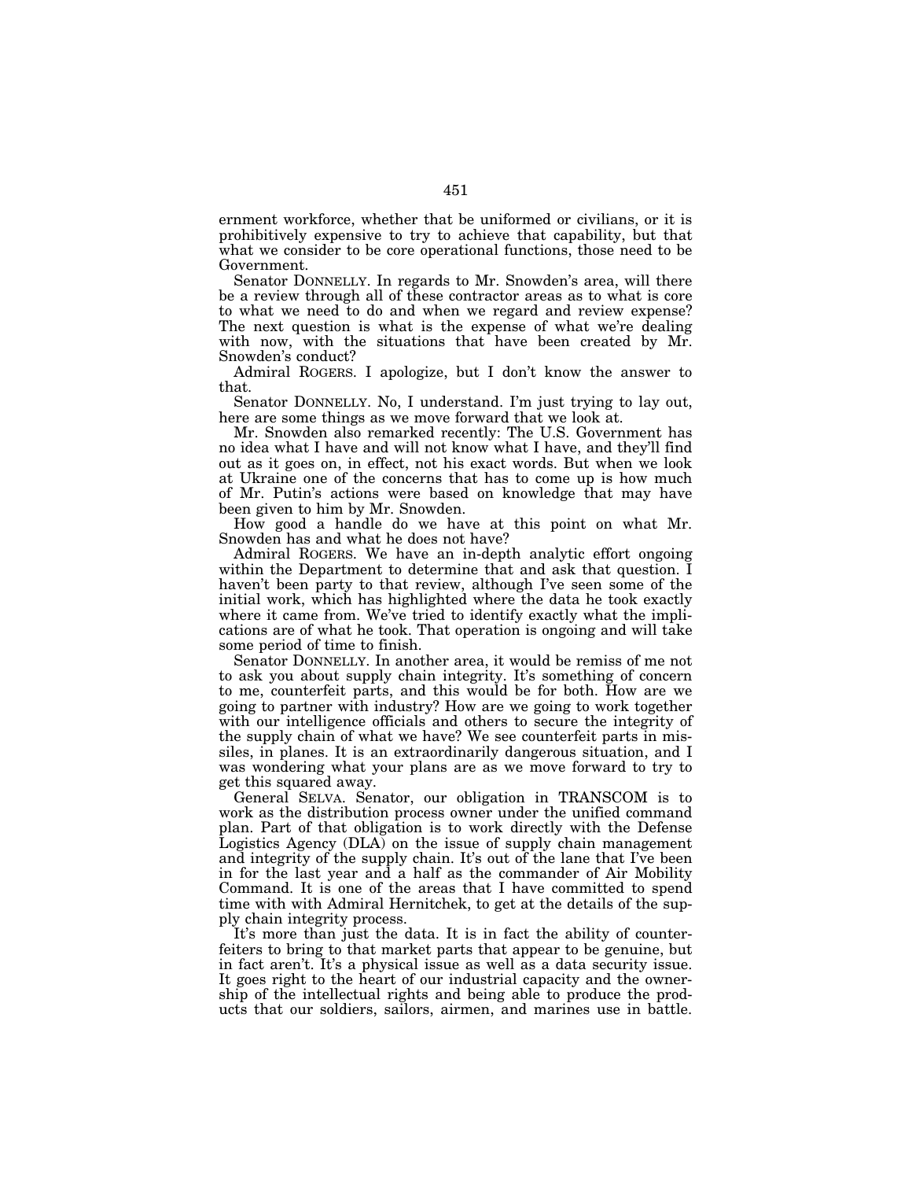ernment workforce, whether that be uniformed or civilians, or it is prohibitively expensive to try to achieve that capability, but that what we consider to be core operational functions, those need to be Government.

Senator DONNELLY. In regards to Mr. Snowden's area, will there be a review through all of these contractor areas as to what is core to what we need to do and when we regard and review expense? The next question is what is the expense of what we're dealing with now, with the situations that have been created by Mr. Snowden's conduct?

Admiral ROGERS. I apologize, but I don't know the answer to that.

Senator DONNELLY. No, I understand. I'm just trying to lay out, here are some things as we move forward that we look at.

Mr. Snowden also remarked recently: The U.S. Government has no idea what I have and will not know what I have, and they'll find out as it goes on, in effect, not his exact words. But when we look at Ukraine one of the concerns that has to come up is how much of Mr. Putin's actions were based on knowledge that may have been given to him by Mr. Snowden.

How good a handle do we have at this point on what Mr. Snowden has and what he does not have?

Admiral ROGERS. We have an in-depth analytic effort ongoing within the Department to determine that and ask that question. I haven't been party to that review, although I've seen some of the initial work, which has highlighted where the data he took exactly where it came from. We've tried to identify exactly what the implications are of what he took. That operation is ongoing and will take some period of time to finish.

Senator DONNELLY. In another area, it would be remiss of me not to ask you about supply chain integrity. It's something of concern to me, counterfeit parts, and this would be for both. How are we going to partner with industry? How are we going to work together with our intelligence officials and others to secure the integrity of the supply chain of what we have? We see counterfeit parts in missiles, in planes. It is an extraordinarily dangerous situation, and I was wondering what your plans are as we move forward to try to get this squared away.

General SELVA. Senator, our obligation in TRANSCOM is to work as the distribution process owner under the unified command plan. Part of that obligation is to work directly with the Defense Logistics Agency (DLA) on the issue of supply chain management and integrity of the supply chain. It's out of the lane that I've been in for the last year and a half as the commander of Air Mobility Command. It is one of the areas that I have committed to spend time with with Admiral Hernitchek, to get at the details of the supply chain integrity process.

It's more than just the data. It is in fact the ability of counterfeiters to bring to that market parts that appear to be genuine, but in fact aren't. It's a physical issue as well as a data security issue. It goes right to the heart of our industrial capacity and the ownership of the intellectual rights and being able to produce the products that our soldiers, sailors, airmen, and marines use in battle.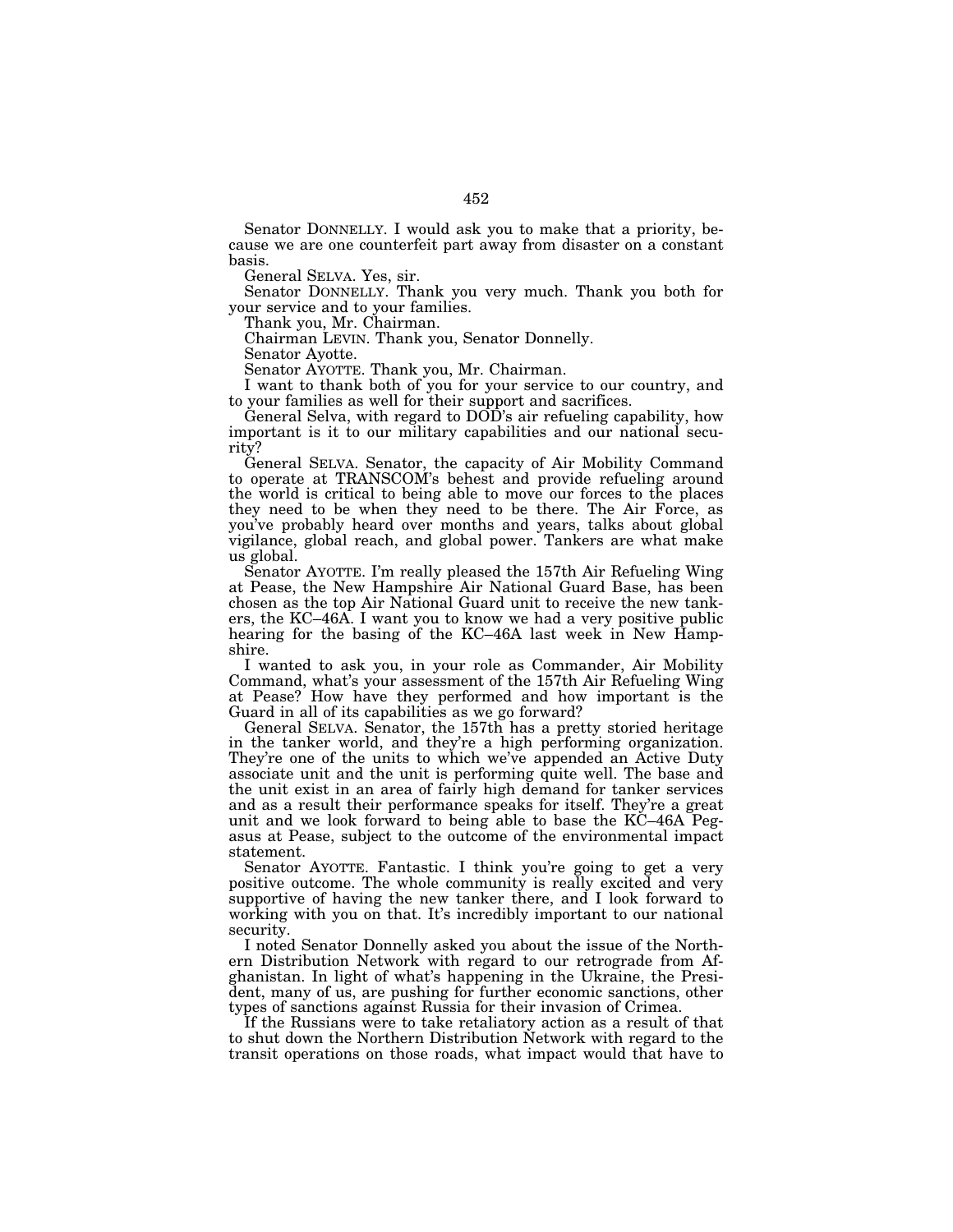Senator DONNELLY. I would ask you to make that a priority, because we are one counterfeit part away from disaster on a constant basis.

General SELVA. Yes, sir.

Senator DONNELLY. Thank you very much. Thank you both for your service and to your families.

Thank you, Mr. Chairman.

Chairman LEVIN. Thank you, Senator Donnelly.

Senator Ayotte.

Senator AYOTTE. Thank you, Mr. Chairman.

I want to thank both of you for your service to our country, and to your families as well for their support and sacrifices.

General Selva, with regard to DOD's air refueling capability, how important is it to our military capabilities and our national security?

General SELVA. Senator, the capacity of Air Mobility Command to operate at TRANSCOM's behest and provide refueling around the world is critical to being able to move our forces to the places they need to be when they need to be there. The Air Force, as you've probably heard over months and years, talks about global vigilance, global reach, and global power. Tankers are what make us global.

Senator AYOTTE. I'm really pleased the 157th Air Refueling Wing at Pease, the New Hampshire Air National Guard Base, has been chosen as the top Air National Guard unit to receive the new tankers, the KC–46A. I want you to know we had a very positive public hearing for the basing of the KC–46A last week in New Hampshire.

I wanted to ask you, in your role as Commander, Air Mobility Command, what's your assessment of the 157th Air Refueling Wing at Pease? How have they performed and how important is the Guard in all of its capabilities as we go forward?

General SELVA. Senator, the 157th has a pretty storied heritage in the tanker world, and they're a high performing organization. They're one of the units to which we've appended an Active Duty associate unit and the unit is performing quite well. The base and the unit exist in an area of fairly high demand for tanker services and as a result their performance speaks for itself. They're a great unit and we look forward to being able to base the KC–46A Pegasus at Pease, subject to the outcome of the environmental impact statement.

Senator AYOTTE. Fantastic. I think you're going to get a very positive outcome. The whole community is really excited and very supportive of having the new tanker there, and I look forward to working with you on that. It's incredibly important to our national security.

I noted Senator Donnelly asked you about the issue of the Northern Distribution Network with regard to our retrograde from Afghanistan. In light of what's happening in the Ukraine, the President, many of us, are pushing for further economic sanctions, other types of sanctions against Russia for their invasion of Crimea.

If the Russians were to take retaliatory action as a result of that to shut down the Northern Distribution Network with regard to the transit operations on those roads, what impact would that have to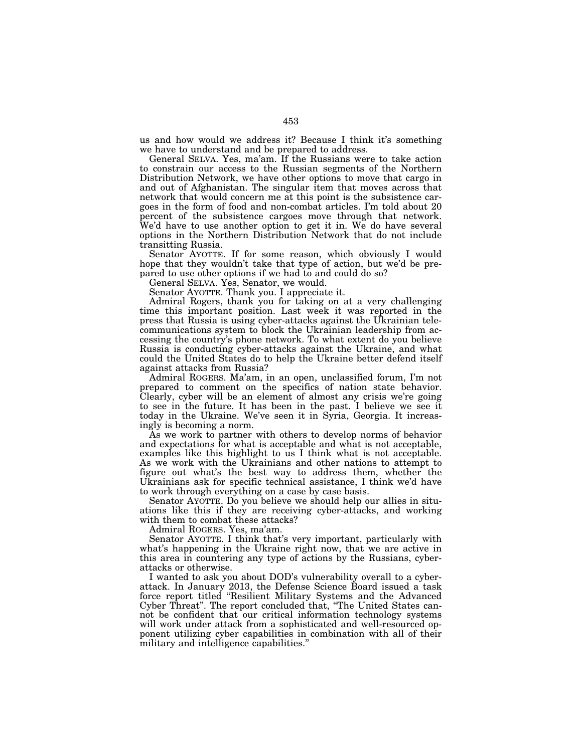us and how would we address it? Because I think it's something we have to understand and be prepared to address.

General SELVA. Yes, ma'am. If the Russians were to take action to constrain our access to the Russian segments of the Northern Distribution Network, we have other options to move that cargo in and out of Afghanistan. The singular item that moves across that network that would concern me at this point is the subsistence cargoes in the form of food and non-combat articles. I'm told about 20 percent of the subsistence cargoes move through that network. We'd have to use another option to get it in. We do have several options in the Northern Distribution Network that do not include transitting Russia.

Senator AYOTTE. If for some reason, which obviously I would hope that they wouldn't take that type of action, but we'd be prepared to use other options if we had to and could do so?

General SELVA. Yes, Senator, we would.

Senator AYOTTE. Thank you. I appreciate it.

Admiral Rogers, thank you for taking on at a very challenging time this important position. Last week it was reported in the press that Russia is using cyber-attacks against the Ukrainian telecommunications system to block the Ukrainian leadership from accessing the country's phone network. To what extent do you believe Russia is conducting cyber-attacks against the Ukraine, and what could the United States do to help the Ukraine better defend itself against attacks from Russia?

Admiral ROGERS. Ma'am, in an open, unclassified forum, I'm not prepared to comment on the specifics of nation state behavior. Clearly, cyber will be an element of almost any crisis we're going to see in the future. It has been in the past. I believe we see it today in the Ukraine. We've seen it in Syria, Georgia. It increasingly is becoming a norm.

As we work to partner with others to develop norms of behavior and expectations for what is acceptable and what is not acceptable, examples like this highlight to us I think what is not acceptable. As we work with the Ukrainians and other nations to attempt to figure out what's the best way to address them, whether the Ukrainians ask for specific technical assistance, I think we'd have to work through everything on a case by case basis.

Senator AYOTTE. Do you believe we should help our allies in situations like this if they are receiving cyber-attacks, and working with them to combat these attacks?

Admiral ROGERS. Yes, ma'am.

Senator AYOTTE. I think that's very important, particularly with what's happening in the Ukraine right now, that we are active in this area in countering any type of actions by the Russians, cyber-attacks or otherwise.

I wanted to ask you about DOD's vulnerability overall to a cyber-attack. In January 2013, the Defense Science Board issued a task force report titled "Resilient Military Systems and the Advanced Cyber Threat". The report concluded that, "The United States cannot be confident that our critical information technology systems will work under attack from a sophisticated and well-resourced opponent utilizing cyber capabilities in combination with all of their military and intelligence capabilities."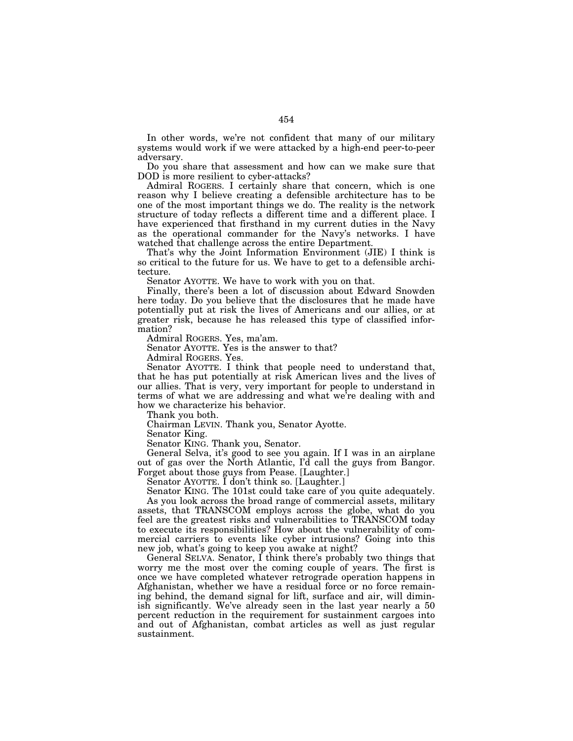In other words, we're not confident that many of our military systems would work if we were attacked by a high-end peer-to-peer adversary.

Do you share that assessment and how can we make sure that DOD is more resilient to cyber-attacks?

Admiral ROGERS. I certainly share that concern, which is one reason why I believe creating a defensible architecture has to be one of the most important things we do. The reality is the network structure of today reflects a different time and a different place. I have experienced that firsthand in my current duties in the Navy as the operational commander for the Navy's networks. I have watched that challenge across the entire Department.

That's why the Joint Information Environment (JIE) I think is so critical to the future for us. We have to get to a defensible architecture.

Senator AYOTTE. We have to work with you on that.

Finally, there's been a lot of discussion about Edward Snowden here today. Do you believe that the disclosures that he made have potentially put at risk the lives of Americans and our allies, or at greater risk, because he has released this type of classified information?

Admiral ROGERS. Yes, ma'am.

Senator AYOTTE. Yes is the answer to that?

Admiral ROGERS. Yes.

Senator AYOTTE. I think that people need to understand that, that he has put potentially at risk American lives and the lives of our allies. That is very, very important for people to understand in terms of what we are addressing and what we're dealing with and how we characterize his behavior.

Thank you both.

Chairman LEVIN. Thank you, Senator Ayotte.

Senator King.

Senator KING. Thank you, Senator.

General Selva, it's good to see you again. If I was in an airplane out of gas over the North Atlantic, I'd call the guys from Bangor. Forget about those guys from Pease. [Laughter.]

Senator AYOTTE. I don't think so. [Laughter.]

Senator KING. The 101st could take care of you quite adequately.

As you look across the broad range of commercial assets, military assets, that TRANSCOM employs across the globe, what do you feel are the greatest risks and vulnerabilities to TRANSCOM today to execute its responsibilities? How about the vulnerability of commercial carriers to events like cyber intrusions? Going into this new job, what's going to keep you awake at night?

General SELVA. Senator, I think there's probably two things that worry me the most over the coming couple of years. The first is once we have completed whatever retrograde operation happens in Afghanistan, whether we have a residual force or no force remaining behind, the demand signal for lift, surface and air, will diminish significantly. We've already seen in the last year nearly a 50 percent reduction in the requirement for sustainment cargoes into and out of Afghanistan, combat articles as well as just regular sustainment.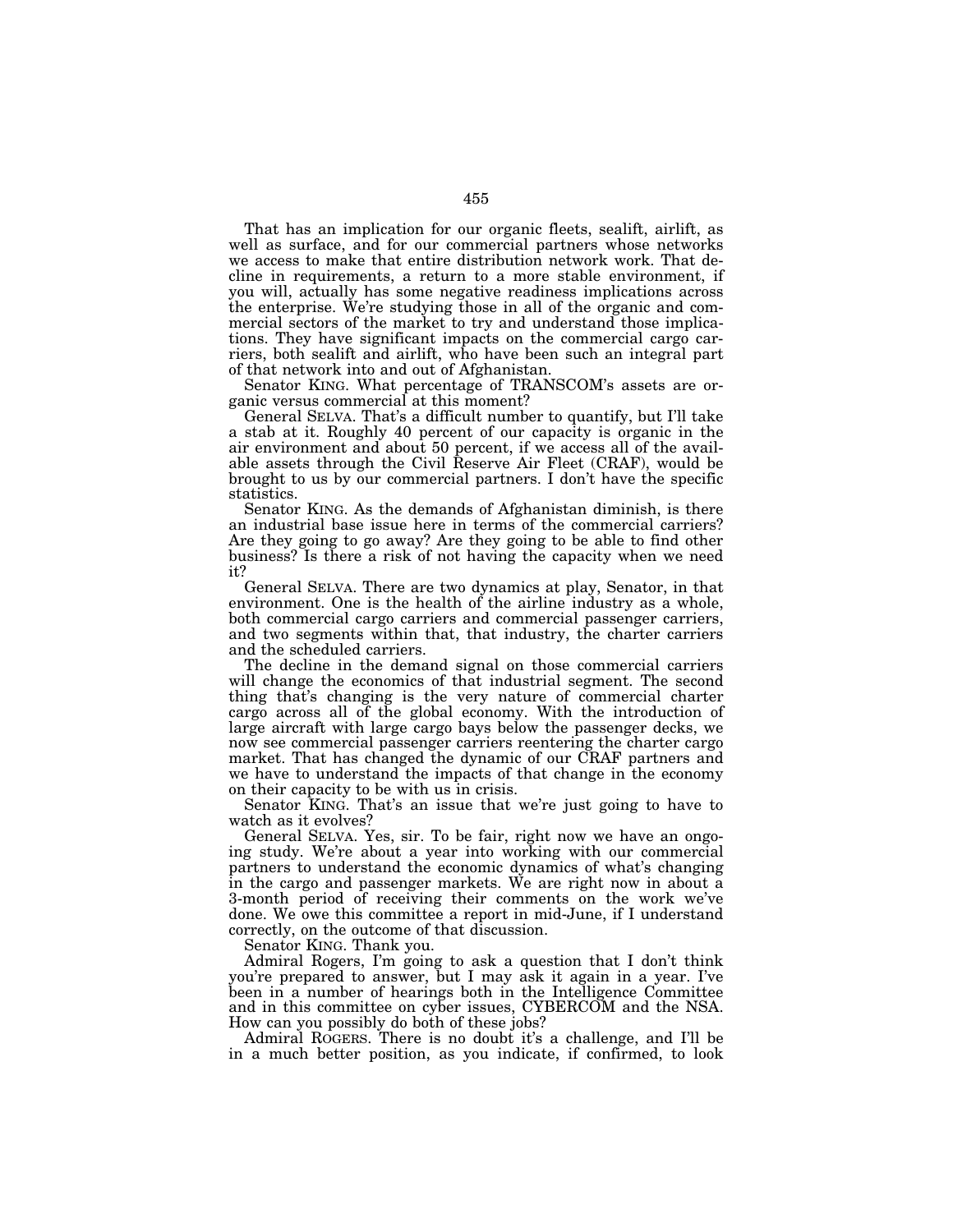That has an implication for our organic fleets, sealift, airlift, as well as surface, and for our commercial partners whose networks we access to make that entire distribution network work. That decline in requirements, a return to a more stable environment, if you will, actually has some negative readiness implications across the enterprise. We're studying those in all of the organic and commercial sectors of the market to try and understand those implications. They have significant impacts on the commercial cargo carriers, both sealift and airlift, who have been such an integral part of that network into and out of Afghanistan.

Senator KING. What percentage of TRANSCOM's assets are organic versus commercial at this moment?

General SELVA. That's a difficult number to quantify, but I'll take a stab at it. Roughly 40 percent of our capacity is organic in the air environment and about 50 percent, if we access all of the available assets through the Civil Reserve Air Fleet (CRAF), would be brought to us by our commercial partners. I don't have the specific statistics.

Senator KING. As the demands of Afghanistan diminish, is there an industrial base issue here in terms of the commercial carriers? Are they going to go away? Are they going to be able to find other business? Is there a risk of not having the capacity when we need it?

General SELVA. There are two dynamics at play, Senator, in that environment. One is the health of the airline industry as a whole, both commercial cargo carriers and commercial passenger carriers, and two segments within that, that industry, the charter carriers and the scheduled carriers.

The decline in the demand signal on those commercial carriers will change the economics of that industrial segment. The second thing that's changing is the very nature of commercial charter cargo across all of the global economy. With the introduction of large aircraft with large cargo bays below the passenger decks, we now see commercial passenger carriers reentering the charter cargo market. That has changed the dynamic of our CRAF partners and we have to understand the impacts of that change in the economy on their capacity to be with us in crisis.

Senator KING. That's an issue that we're just going to have to watch as it evolves?

General SELVA. Yes, sir. To be fair, right now we have an ongoing study. We're about a year into working with our commercial partners to understand the economic dynamics of what's changing in the cargo and passenger markets. We are right now in about a 3-month period of receiving their comments on the work we've done. We owe this committee a report in mid-June, if I understand correctly, on the outcome of that discussion.

Senator KING. Thank you.

Admiral Rogers, I'm going to ask a question that I don't think you're prepared to answer, but I may ask it again in a year. I've been in a number of hearings both in the Intelligence Committee and in this committee on cyber issues, CYBERCOM and the NSA. How can you possibly do both of these jobs?

Admiral ROGERS. There is no doubt it's a challenge, and I'll be in a much better position, as you indicate, if confirmed, to look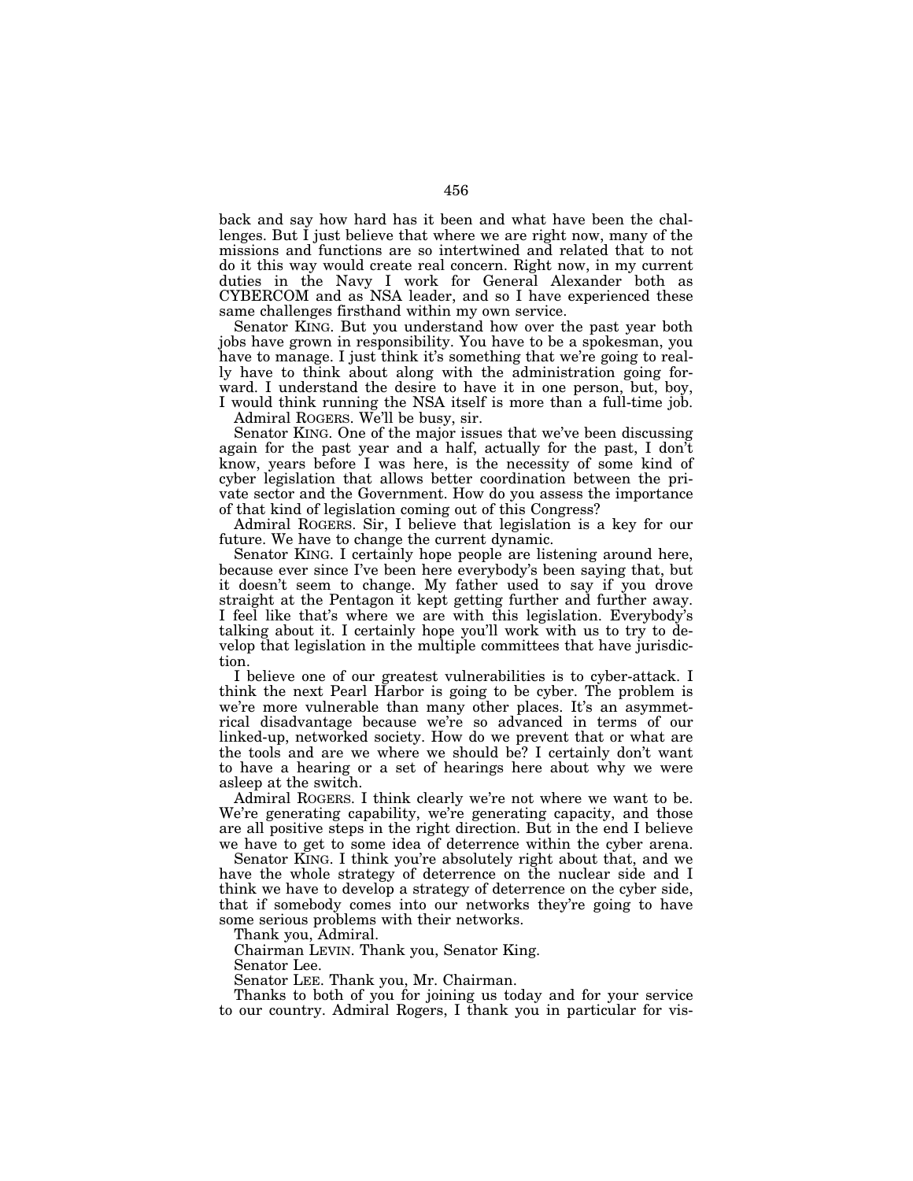back and say how hard has it been and what have been the challenges. But I just believe that where we are right now, many of the missions and functions are so intertwined and related that to not do it this way would create real concern. Right now, in my current duties in the Navy I work for General Alexander both as CYBERCOM and as NSA leader, and so I have experienced these same challenges firsthand within my own service.

Senator KING. But you understand how over the past year both jobs have grown in responsibility. You have to be a spokesman, you have to manage. I just think it's something that we're going to really have to think about along with the administration going forward. I understand the desire to have it in one person, but, boy, I would think running the NSA itself is more than a full-time job.

Admiral ROGERS. We'll be busy, sir.

Senator KING. One of the major issues that we've been discussing again for the past year and a half, actually for the past, I don't know, years before I was here, is the necessity of some kind of cyber legislation that allows better coordination between the private sector and the Government. How do you assess the importance of that kind of legislation coming out of this Congress?

Admiral ROGERS. Sir, I believe that legislation is a key for our future. We have to change the current dynamic.

Senator KING. I certainly hope people are listening around here, because ever since I've been here everybody's been saying that, but it doesn't seem to change. My father used to say if you drove straight at the Pentagon it kept getting further and further away. I feel like that's where we are with this legislation. Everybody's talking about it. I certainly hope you'll work with us to try to develop that legislation in the multiple committees that have jurisdiction.

I believe one of our greatest vulnerabilities is to cyber-attack. I think the next Pearl Harbor is going to be cyber. The problem is we're more vulnerable than many other places. It's an asymmetrical disadvantage because we're so advanced in terms of our linked-up, networked society. How do we prevent that or what are the tools and are we where we should be? I certainly don't want to have a hearing or a set of hearings here about why we were asleep at the switch.

Admiral ROGERS. I think clearly we're not where we want to be. We're generating capability, we're generating capacity, and those are all positive steps in the right direction. But in the end I believe we have to get to some idea of deterrence within the cyber arena.

Senator KING. I think you're absolutely right about that, and we have the whole strategy of deterrence on the nuclear side and I think we have to develop a strategy of deterrence on the cyber side, that if somebody comes into our networks they're going to have some serious problems with their networks.

Thank you, Admiral.

Chairman LEVIN. Thank you, Senator King.

Senator Lee.

Senator LEE. Thank you, Mr. Chairman.

Thanks to both of you for joining us today and for your service to our country. Admiral Rogers, I thank you in particular for vis-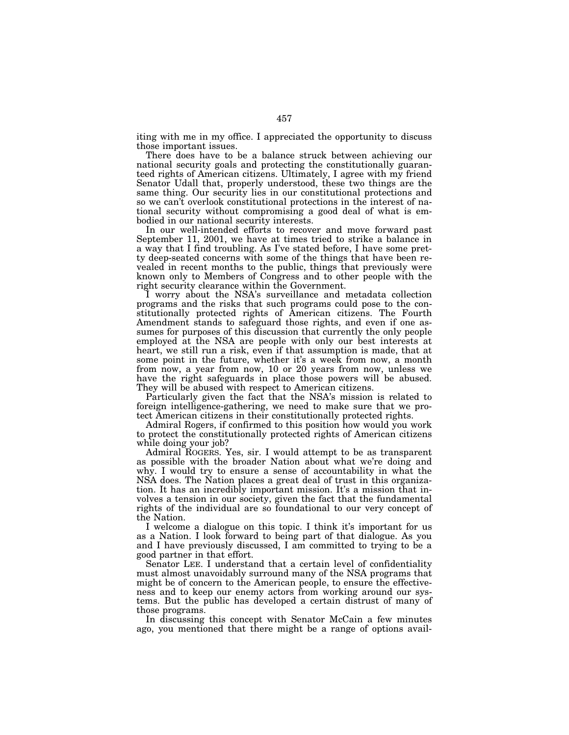iting with me in my office. I appreciated the opportunity to discuss those important issues.

There does have to be a balance struck between achieving our national security goals and protecting the constitutionally guaranteed rights of American citizens. Ultimately, I agree with my friend Senator Udall that, properly understood, these two things are the same thing. Our security lies in our constitutional protections and so we can't overlook constitutional protections in the interest of national security without compromising a good deal of what is embodied in our national security interests.

In our well-intended efforts to recover and move forward past September 11, 2001, we have at times tried to strike a balance in a way that I find troubling. As I've stated before, I have some pretty deep-seated concerns with some of the things that have been revealed in recent months to the public, things that previously were known only to Members of Congress and to other people with the right security clearance within the Government.

I worry about the NSA's surveillance and metadata collection programs and the risks that such programs could pose to the constitutionally protected rights of American citizens. The Fourth Amendment stands to safeguard those rights, and even if one assumes for purposes of this discussion that currently the only people employed at the NSA are people with only our best interests at heart, we still run a risk, even if that assumption is made, that at some point in the future, whether it's a week from now, a month from now, a year from now, 10 or 20 years from now, unless we have the right safeguards in place those powers will be abused. They will be abused with respect to American citizens.

Particularly given the fact that the NSA's mission is related to foreign intelligence-gathering, we need to make sure that we protect American citizens in their constitutionally protected rights.

Admiral Rogers, if confirmed to this position how would you work to protect the constitutionally protected rights of American citizens while doing your job?

Admiral ROGERS. Yes, sir. I would attempt to be as transparent as possible with the broader Nation about what we're doing and why. I would try to ensure a sense of accountability in what the NSA does. The Nation places a great deal of trust in this organization. It has an incredibly important mission. It's a mission that involves a tension in our society, given the fact that the fundamental rights of the individual are so foundational to our very concept of the Nation.

I welcome a dialogue on this topic. I think it's important for us as a Nation. I look forward to being part of that dialogue. As you and I have previously discussed, I am committed to trying to be a good partner in that effort.

Senator LEE. I understand that a certain level of confidentiality must almost unavoidably surround many of the NSA programs that might be of concern to the American people, to ensure the effectiveness and to keep our enemy actors from working around our systems. But the public has developed a certain distrust of many of those programs.

In discussing this concept with Senator McCain a few minutes ago, you mentioned that there might be a range of options avail-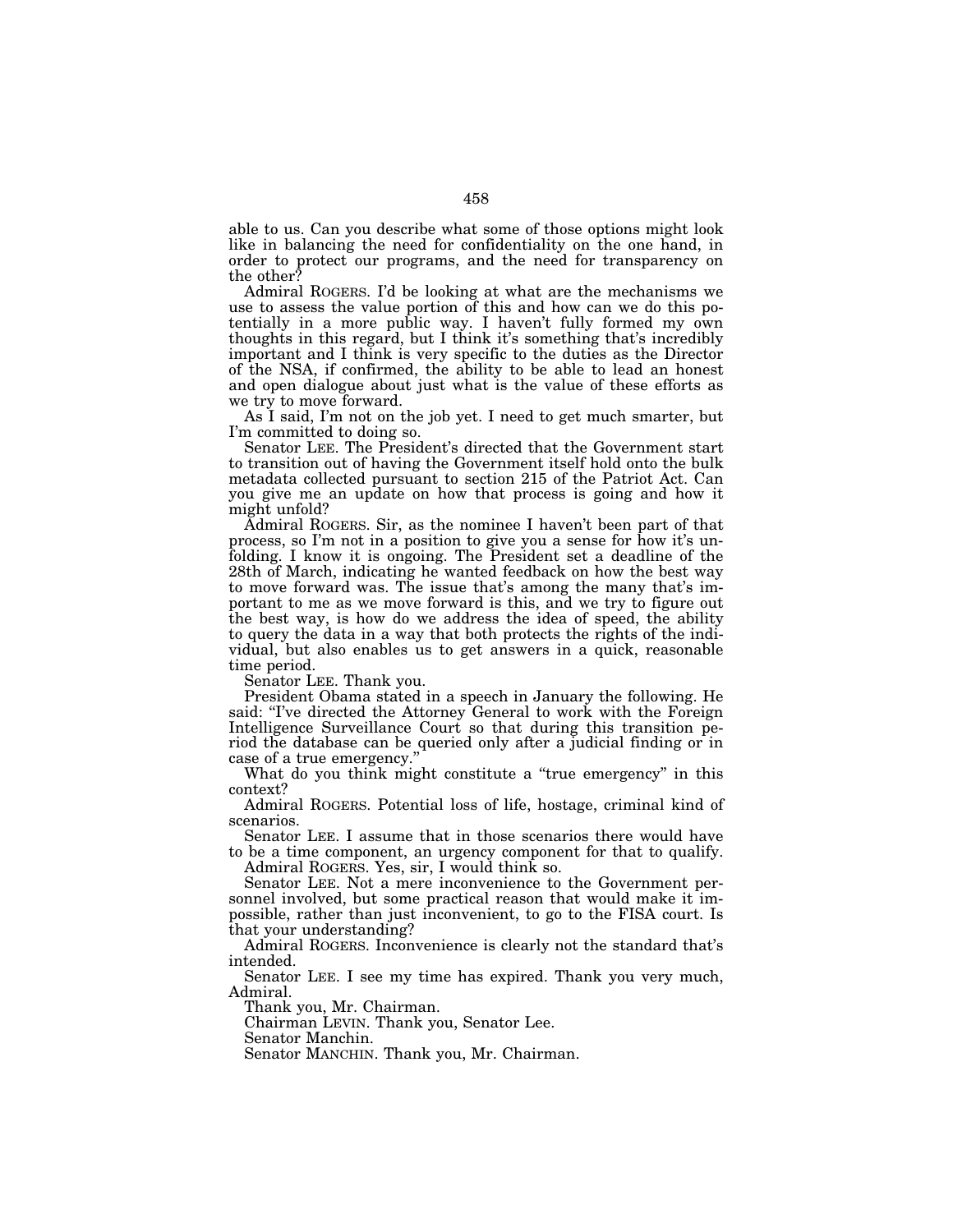able to us. Can you describe what some of those options might look like in balancing the need for confidentiality on the one hand, in order to protect our programs, and the need for transparency on the other?

Admiral ROGERS. I'd be looking at what are the mechanisms we use to assess the value portion of this and how can we do this potentially in a more public way. I haven't fully formed my own thoughts in this regard, but I think it's something that's incredibly important and I think is very specific to the duties as the Director of the NSA, if confirmed, the ability to be able to lead an honest and open dialogue about just what is the value of these efforts as we try to move forward.

As I said, I'm not on the job yet. I need to get much smarter, but I'm committed to doing so.

Senator LEE. The President's directed that the Government start to transition out of having the Government itself hold onto the bulk metadata collected pursuant to section 215 of the Patriot Act. Can you give me an update on how that process is going and how it might unfold?

Admiral ROGERS. Sir, as the nominee I haven't been part of that process, so I'm not in a position to give you a sense for how it's unfolding. I know it is ongoing. The President set a deadline of the 28th of March, indicating he wanted feedback on how the best way to move forward was. The issue that's among the many that's important to me as we move forward is this, and we try to figure out the best way, is how do we address the idea of speed, the ability to query the data in a way that both protects the rights of the individual, but also enables us to get answers in a quick, reasonable time period.

Senator LEE. Thank you.

President Obama stated in a speech in January the following. He said: "I've directed the Attorney General to work with the Foreign Intelligence Surveillance Court so that during this transition period the database can be queried only after a judicial finding or in case of a true emergency."

What do you think might constitute a "true emergency" in this context?

Admiral ROGERS. Potential loss of life, hostage, criminal kind of scenarios.

Senator LEE. I assume that in those scenarios there would have to be a time component, an urgency component for that to qualify.

Admiral ROGERS. Yes, sir, I would think so.

Senator LEE. Not a mere inconvenience to the Government personnel involved, but some practical reason that would make it impossible, rather than just inconvenient, to go to the FISA court. Is that your understanding?

Admiral ROGERS. Inconvenience is clearly not the standard that's intended.

Senator LEE. I see my time has expired. Thank you very much, Admiral.

Thank you, Mr. Chairman.

Chairman LEVIN. Thank you, Senator Lee.

Senator Manchin.

Senator MANCHIN. Thank you, Mr. Chairman.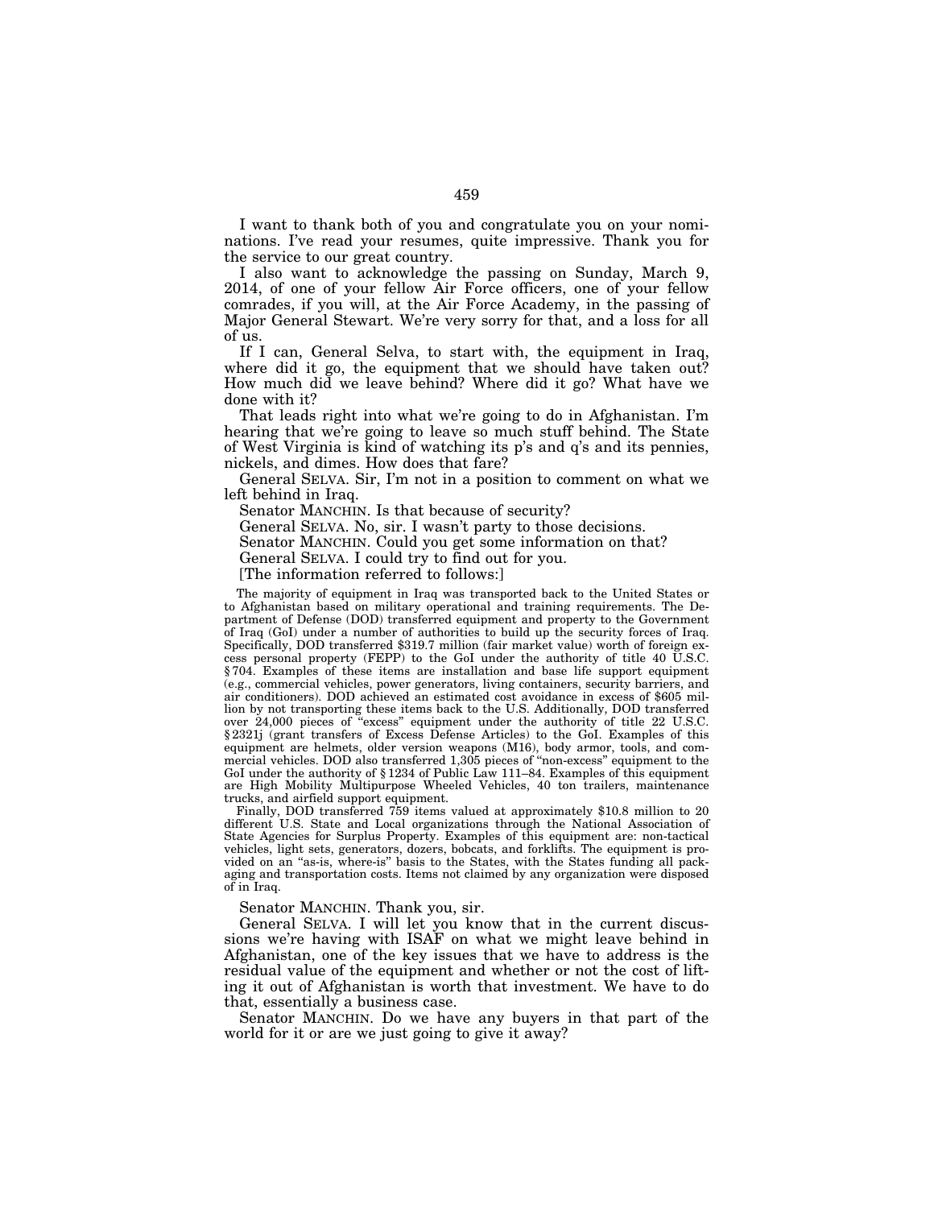I want to thank both of you and congratulate you on your nominations. I've read your resumes, quite impressive. Thank you for the service to our great country.

I also want to acknowledge the passing on Sunday, March 9, 2014, of one of your fellow Air Force officers, one of your fellow comrades, if you will, at the Air Force Academy, in the passing of Major General Stewart. We're very sorry for that, and a loss for all of us.

If I can, General Selva, to start with, the equipment in Iraq, where did it go, the equipment that we should have taken out? How much did we leave behind? Where did it go? What have we done with it?

That leads right into what we're going to do in Afghanistan. I'm hearing that we're going to leave so much stuff behind. The State of West Virginia is kind of watching its p's and q's and its pennies, nickels, and dimes. How does that fare?

General SELVA. Sir, I'm not in a position to comment on what we left behind in Iraq.

Senator MANCHIN. Is that because of security?

General SELVA. No, sir. I wasn't party to those decisions.

Senator MANCHIN. Could you get some information on that?

General SELVA. I could try to find out for you.

[The information referred to follows:]

The majority of equipment in Iraq was transported back to the United States or to Afghanistan based on military operational and training requirements. The Department of Defense (DOD) transferred equipment and property to the Government of Iraq (GoI) under a number of authorities to build up the security forces of Iraq. Specifically, DOD transferred $319.7 million (fair market value) worth of foreign excess personal property (FEPP) to the GoI under the authority of title 40 U.S.C. § 704. Examples of these items are installation and base life support equipment (e.g., commercial vehicles, power generators, living containers, security barriers, and air conditioners). DOD achieved an estimated cost avoidance in excess of $605 million by not transporting these items back to the U.S. Additionally, DOD transferred over 24,000 pieces of "excess" equipment under the authority of title 22 U.S.C. § 2321j (grant transfers of Excess Defense Articles) to the GoI. Examples of this equipment are helmets, older version weapons (M16), body armor, tools, and commercial vehicles. DOD also transferred 1,305 pieces of "non-excess" equipment to the GoI under the authority of § 1234 of Public Law 111–84. Examples of this equipment are High Mobility Multipurpose Wheeled Vehicles, 40 ton trailers, maintenance trucks, and airfield support equipment.

Finally, DOD transferred 759 items valued at approximately $10.8 million to 20 different U.S. State and Local organizations through the National Association of State Agencies for Surplus Property. Examples of this equipment are: non-tactical vehicles, light sets, generators, dozers, bobcats, and forklifts. The equipment is provided on an "as-is, where-is" basis to the States, with the States funding all packaging and transportation costs. Items not claimed by any organization were disposed of in Iraq.

Senator MANCHIN. Thank you, sir.

General SELVA. I will let you know that in the current discussions we're having with ISAF on what we might leave behind in Afghanistan, one of the key issues that we have to address is the residual value of the equipment and whether or not the cost of lifting it out of Afghanistan is worth that investment. We have to do that, essentially a business case.

Senator MANCHIN. Do we have any buyers in that part of the world for it or are we just going to give it away?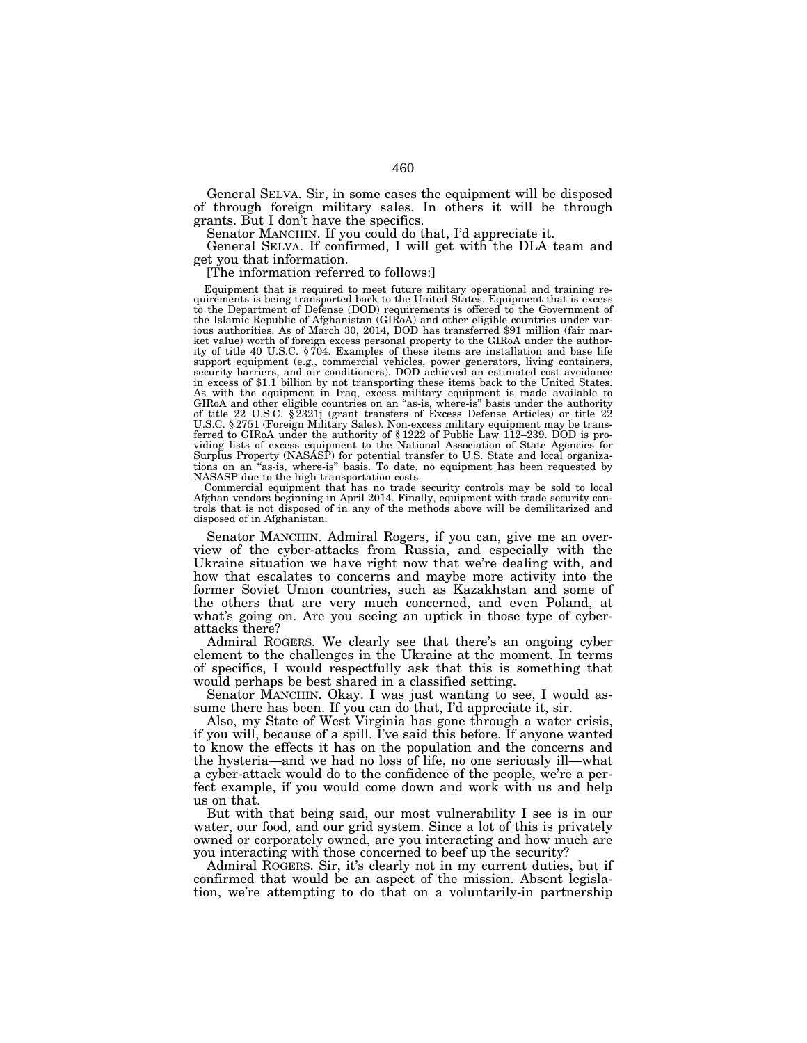General SELVA. Sir, in some cases the equipment will be disposed of through foreign military sales. In others it will be through grants. But I don't have the specifics.

Senator MANCHIN. If you could do that, I'd appreciate it.

General SELVA. If confirmed, I will get with the DLA team and get you that information.

[The information referred to follows:]

Equipment that is required to meet future military operational and training requirements is being transported back to the United States. Equipment that is excess to the Department of Defense (DOD) requirements is offered to the Government of the Islamic Republic of Afghanistan (GIRoA) and other eligible countries under various authorities. As of March 30, 2014, DOD has transferred $91 million (fair market value) worth of foreign excess personal property to the GIRoA under the authority of title 40 U.S.C. § 704. Examples of these items are installation and base life support equipment (e.g., commercial vehicles, power generators, living containers, security barriers, and air conditioners). DOD achieved an estimated cost avoidance in excess of $1.1 billion by not transporting these items back to the United States. As with the equipment in Iraq, excess military equipment is made available to GIRoA and other eligible countries on an "as-is, where-is" basis under the authority of title 22 U.S.C. § 2321j (grant transfers of Excess Defense Articles) or title 22 U.S.C. § 2751 (Foreign Military Sales). Non-excess military equipment may be transferred to GIRoA under the authority of § 1222 of Public Law 112–239. DOD is providing lists of excess equipment to the National Association of State Agencies for Surplus Property (NASASP) for potential transfer to U.S. State and local organizations on an "as-is, where-is" basis. To date, no equipment has been requested by NASASP due to the high transportation costs.

Commercial equipment that has no trade security controls may be sold to local Afghan vendors beginning in April 2014. Finally, equipment with trade security controls that is not disposed of in any of the methods above will be demilitarized and disposed of in Afghanistan.

Senator MANCHIN. Admiral Rogers, if you can, give me an overview of the cyber-attacks from Russia, and especially with the Ukraine situation we have right now that we're dealing with, and how that escalates to concerns and maybe more activity into the former Soviet Union countries, such as Kazakhstan and some of the others that are very much concerned, and even Poland, at what's going on. Are you seeing an uptick in those type of cyber-attacks there?

Admiral ROGERS. We clearly see that there's an ongoing cyber element to the challenges in the Ukraine at the moment. In terms of specifics, I would respectfully ask that this is something that would perhaps be best shared in a classified setting.

Senator MANCHIN. Okay. I was just wanting to see, I would assume there has been. If you can do that, I'd appreciate it, sir.

Also, my State of West Virginia has gone through a water crisis, if you will, because of a spill. I've said this before. If anyone wanted to know the effects it has on the population and the concerns and the hysteria—and we had no loss of life, no one seriously ill—what a cyber-attack would do to the confidence of the people, we're a perfect example, if you would come down and work with us and help us on that.

But with that being said, our most vulnerability I see is in our water, our food, and our grid system. Since a lot of this is privately owned or corporately owned, are you interacting and how much are you interacting with those concerned to beef up the security?

Admiral ROGERS. Sir, it's clearly not in my current duties, but if confirmed that would be an aspect of the mission. Absent legislation, we're attempting to do that on a voluntarily-in partnership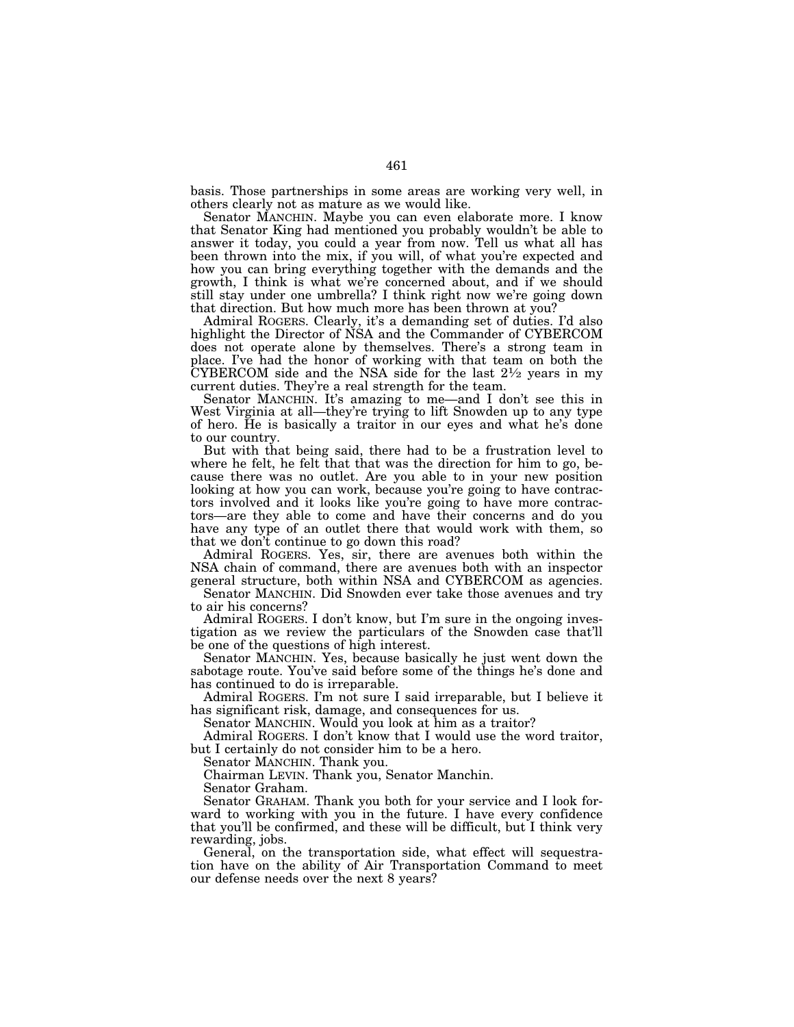basis. Those partnerships in some areas are working very well, in others clearly not as mature as we would like.

Senator MANCHIN. Maybe you can even elaborate more. I know that Senator King had mentioned you probably wouldn't be able to answer it today, you could a year from now. Tell us what all has been thrown into the mix, if you will, of what you're expected and how you can bring everything together with the demands and the growth, I think is what we're concerned about, and if we should still stay under one umbrella? I think right now we're going down that direction. But how much more has been thrown at you?

Admiral ROGERS. Clearly, it's a demanding set of duties. I'd also highlight the Director of NSA and the Commander of CYBERCOM does not operate alone by themselves. There's a strong team in place. I've had the honor of working with that team on both the CYBERCOM side and the NSA side for the last 2½ years in my current duties. They're a real strength for the team.

Senator MANCHIN. It's amazing to me—and I don't see this in West Virginia at all—they're trying to lift Snowden up to any type of hero. He is basically a traitor in our eyes and what he's done to our country.

But with that being said, there had to be a frustration level to where he felt, he felt that that was the direction for him to go, because there was no outlet. Are you able to in your new position looking at how you can work, because you're going to have contractors involved and it looks like you're going to have more contractors—are they able to come and have their concerns and do you have any type of an outlet there that would work with them, so that we don't continue to go down this road?

Admiral ROGERS. Yes, sir, there are avenues both within the NSA chain of command, there are avenues both with an inspector general structure, both within NSA and CYBERCOM as agencies.

Senator MANCHIN. Did Snowden ever take those avenues and try to air his concerns?

Admiral ROGERS. I don't know, but I'm sure in the ongoing investigation as we review the particulars of the Snowden case that'll be one of the questions of high interest.

Senator MANCHIN. Yes, because basically he just went down the sabotage route. You've said before some of the things he's done and has continued to do is irreparable.

Admiral ROGERS. I'm not sure I said irreparable, but I believe it has significant risk, damage, and consequences for us.

Senator MANCHIN. Would you look at him as a traitor?

Admiral ROGERS. I don't know that I would use the word traitor, but I certainly do not consider him to be a hero.

Senator MANCHIN. Thank you.

Chairman LEVIN. Thank you, Senator Manchin.

Senator Graham.

Senator GRAHAM. Thank you both for your service and I look forward to working with you in the future. I have every confidence that you'll be confirmed, and these will be difficult, but I think very rewarding, jobs.

General, on the transportation side, what effect will sequestration have on the ability of Air Transportation Command to meet our defense needs over the next 8 years?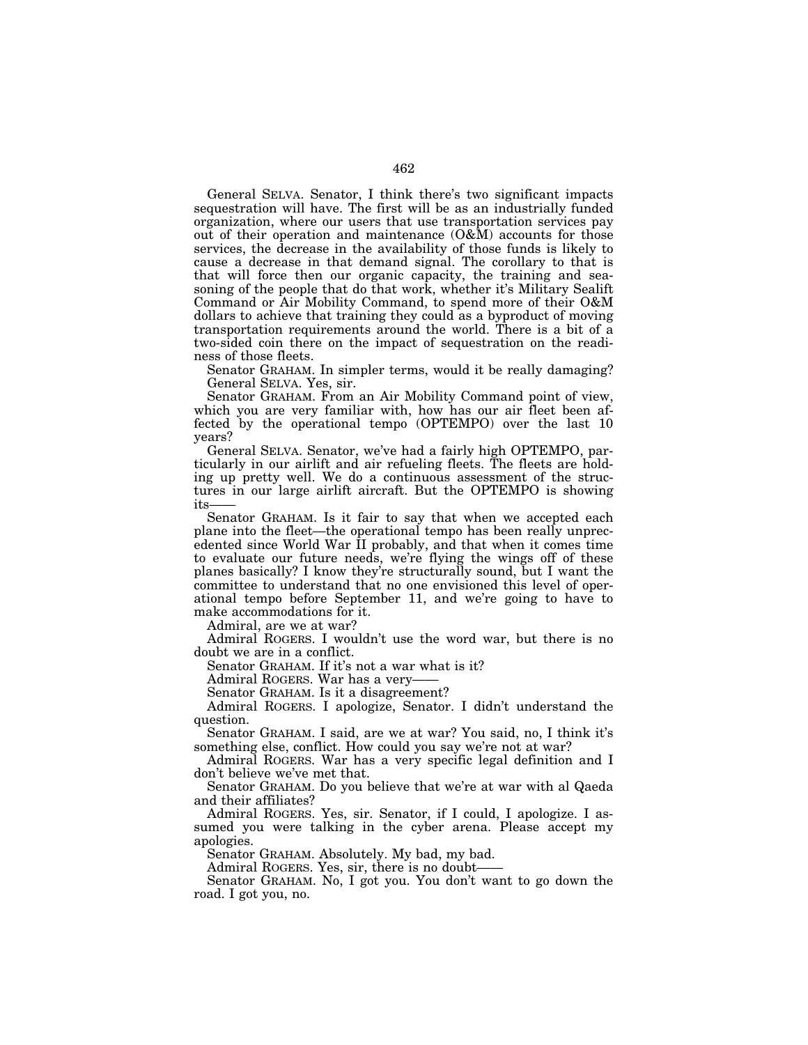General SELVA. Senator, I think there's two significant impacts sequestration will have. The first will be as an industrially funded organization, where our users that use transportation services pay out of their operation and maintenance (O&M) accounts for those services, the decrease in the availability of those funds is likely to cause a decrease in that demand signal. The corollary to that is that will force then our organic capacity, the training and seasoning of the people that do that work, whether it's Military Sealift Command or Air Mobility Command, to spend more of their O&M dollars to achieve that training they could as a byproduct of moving transportation requirements around the world. There is a bit of a two-sided coin there on the impact of sequestration on the readiness of those fleets.

Senator GRAHAM. In simpler terms, would it be really damaging?

General SELVA. Yes, sir.

Senator GRAHAM. From an Air Mobility Command point of view, which you are very familiar with, how has our air fleet been affected by the operational tempo (OPTEMPO) over the last 10 years?

General SELVA. Senator, we've had a fairly high OPTEMPO, particularly in our airlift and air refueling fleets. The fleets are holding up pretty well. We do a continuous assessment of the structures in our large airlift aircraft. But the OPTEMPO is showing its——

Senator GRAHAM. Is it fair to say that when we accepted each plane into the fleet—the operational tempo has been really unprecedented since World War II probably, and that when it comes time to evaluate our future needs, we're flying the wings off of these planes basically? I know they're structurally sound, but I want the committee to understand that no one envisioned this level of operational tempo before September 11, and we're going to have to make accommodations for it.

Admiral, are we at war?

Admiral ROGERS. I wouldn't use the word war, but there is no doubt we are in a conflict.

Senator GRAHAM. If it's not a war what is it?

Admiral ROGERS. War has a very——

Senator GRAHAM. Is it a disagreement?

Admiral ROGERS. I apologize, Senator. I didn't understand the question.

Senator GRAHAM. I said, are we at war? You said, no, I think it's something else, conflict. How could you say we're not at war?

Admiral ROGERS. War has a very specific legal definition and I don't believe we've met that.

Senator GRAHAM. Do you believe that we're at war with al Qaeda and their affiliates?

Admiral ROGERS. Yes, sir. Senator, if I could, I apologize. I assumed you were talking in the cyber arena. Please accept my apologies.

Senator GRAHAM. Absolutely. My bad, my bad.

Admiral ROGERS. Yes, sir, there is no doubt——

Senator GRAHAM. No, I got you. You don't want to go down the road. I got you, no.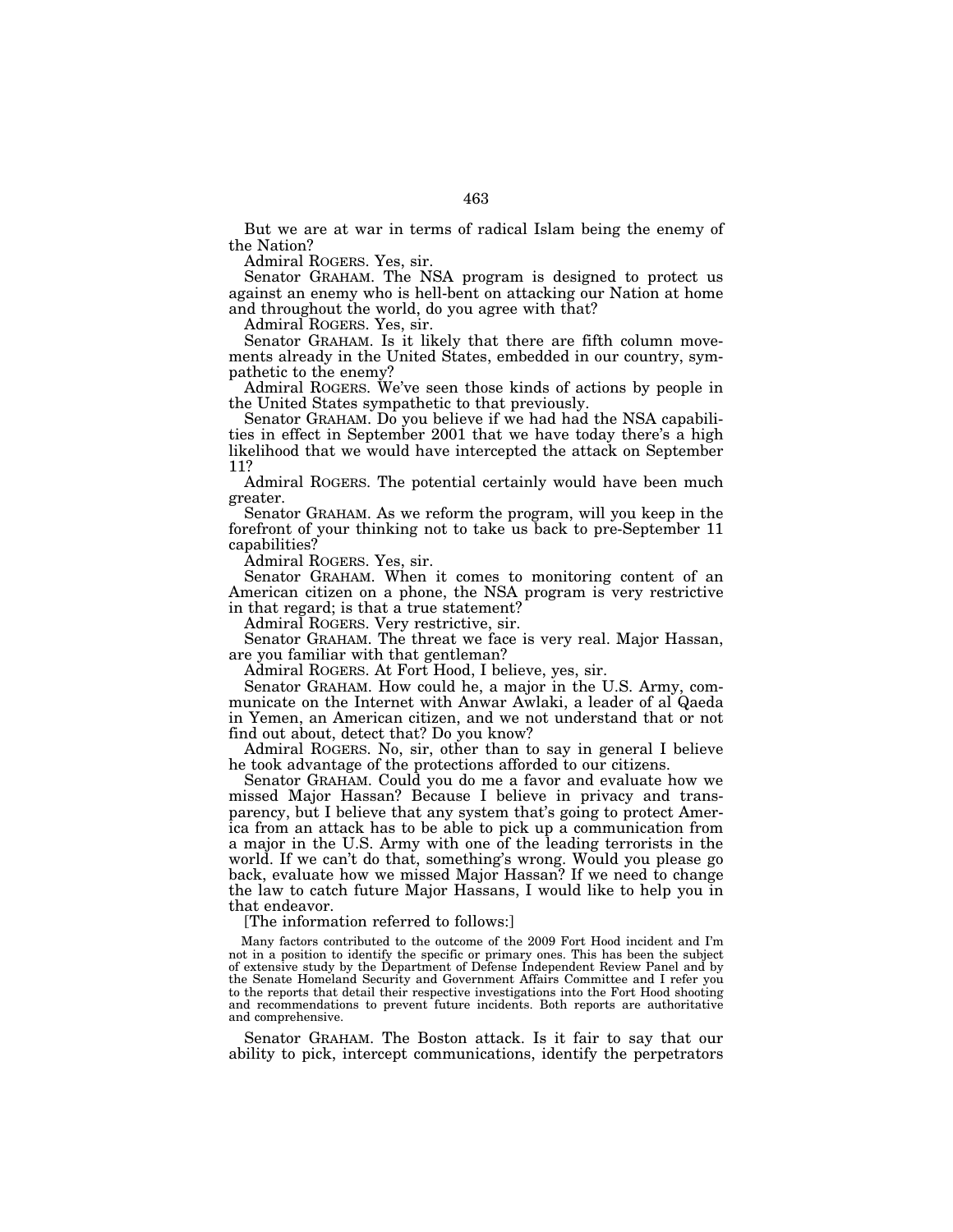But we are at war in terms of radical Islam being the enemy of the Nation?

Admiral ROGERS. Yes, sir.

Senator GRAHAM. The NSA program is designed to protect us against an enemy who is hell-bent on attacking our Nation at home and throughout the world, do you agree with that?

Admiral ROGERS. Yes, sir.

Senator GRAHAM. Is it likely that there are fifth column movements already in the United States, embedded in our country, sympathetic to the enemy?

Admiral ROGERS. We've seen those kinds of actions by people in the United States sympathetic to that previously.

Senator GRAHAM. Do you believe if we had had the NSA capabilities in effect in September 2001 that we have today there's a high likelihood that we would have intercepted the attack on September 11?

Admiral ROGERS. The potential certainly would have been much greater.

Senator GRAHAM. As we reform the program, will you keep in the forefront of your thinking not to take us back to pre-September 11 capabilities?

Admiral ROGERS. Yes, sir.

Senator GRAHAM. When it comes to monitoring content of an American citizen on a phone, the NSA program is very restrictive in that regard; is that a true statement?

Admiral ROGERS. Very restrictive, sir.

Senator GRAHAM. The threat we face is very real. Major Hassan, are you familiar with that gentleman?

Admiral ROGERS. At Fort Hood, I believe, yes, sir.

Senator GRAHAM. How could he, a major in the U.S. Army, communicate on the Internet with Anwar Awlaki, a leader of al Qaeda in Yemen, an American citizen, and we not understand that or not find out about, detect that? Do you know?

Admiral ROGERS. No, sir, other than to say in general I believe he took advantage of the protections afforded to our citizens.

Senator GRAHAM. Could you do me a favor and evaluate how we missed Major Hassan? Because I believe in privacy and transparency, but I believe that any system that's going to protect America from an attack has to be able to pick up a communication from a major in the U.S. Army with one of the leading terrorists in the world. If we can't do that, something's wrong. Would you please go back, evaluate how we missed Major Hassan? If we need to change the law to catch future Major Hassans, I would like to help you in that endeavor.

[The information referred to follows:]

Many factors contributed to the outcome of the 2009 Fort Hood incident and I'm not in a position to identify the specific or primary ones. This has been the subject of extensive study by the Department of Defense Independent Review Panel and by the Senate Homeland Security and Government Affairs Committee and I refer you to the reports that detail their respective investigations into the Fort Hood shooting and recommendations to prevent future incidents. Both reports are authoritative and comprehensive.

Senator GRAHAM. The Boston attack. Is it fair to say that our ability to pick, intercept communications, identify the perpetrators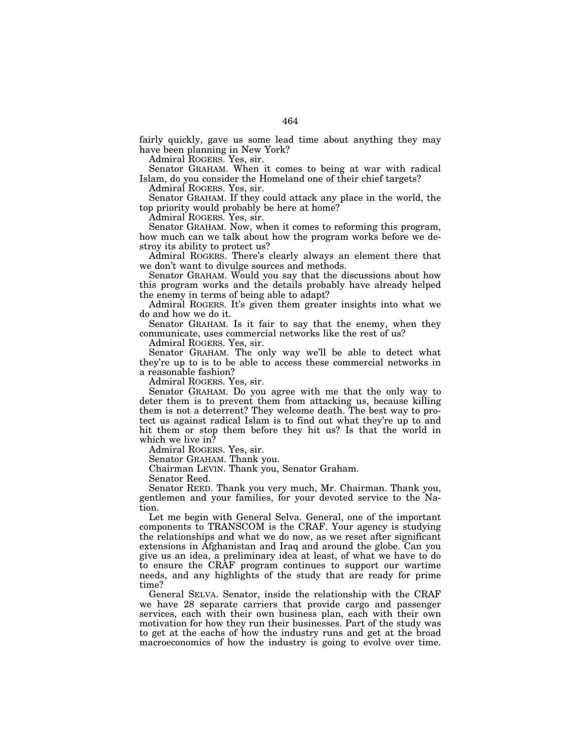fairly quickly, gave us some lead time about anything they may have been planning in New York?

Admiral ROGERS. Yes, sir.

Senator GRAHAM. When it comes to being at war with radical Islam, do you consider the Homeland one of their chief targets?

Admiral ROGERS. Yes, sir.

Senator GRAHAM. If they could attack any place in the world, the top priority would probably be here at home?

Admiral ROGERS. Yes, sir.

Senator GRAHAM. Now, when it comes to reforming this program, how much can we talk about how the program works before we destroy its ability to protect us?

Admiral ROGERS. There's clearly always an element there that we don't want to divulge sources and methods.

Senator GRAHAM. Would you say that the discussions about how this program works and the details probably have already helped the enemy in terms of being able to adapt?

Admiral ROGERS. It's given them greater insights into what we do and how we do it.

Senator GRAHAM. Is it fair to say that the enemy, when they communicate, uses commercial networks like the rest of us?

Admiral ROGERS. Yes, sir.

Senator GRAHAM. The only way we'll be able to detect what they're up to is to be able to access these commercial networks in a reasonable fashion?

Admiral ROGERS. Yes, sir.

Senator GRAHAM. Do you agree with me that the only way to deter them is to prevent them from attacking us, because killing them is not a deterrent? They welcome death. The best way to protect us against radical Islam is to find out what they're up to and hit them or stop them before they hit us? Is that the world in which we live in?

Admiral ROGERS. Yes, sir.

Senator GRAHAM. Thank you.

Chairman LEVIN. Thank you, Senator Graham.

Senator Reed.

Senator REED. Thank you very much, Mr. Chairman. Thank you, gentlemen and your families, for your devoted service to the Nation.

Let me begin with General Selva. General, one of the important components to TRANSCOM is the CRAF. Your agency is studying the relationships and what we do now, as we reset after significant extensions in Afghanistan and Iraq and around the globe. Can you give us an idea, a preliminary idea at least, of what we have to do to ensure the CRAF program continues to support our wartime needs, and any highlights of the study that are ready for prime time?

General SELVA. Senator, inside the relationship with the CRAF we have 28 separate carriers that provide cargo and passenger services, each with their own business plan, each with their own motivation for how they run their businesses. Part of the study was to get at the eachs of how the industry runs and get at the broad macroeconomics of how the industry is going to evolve over time.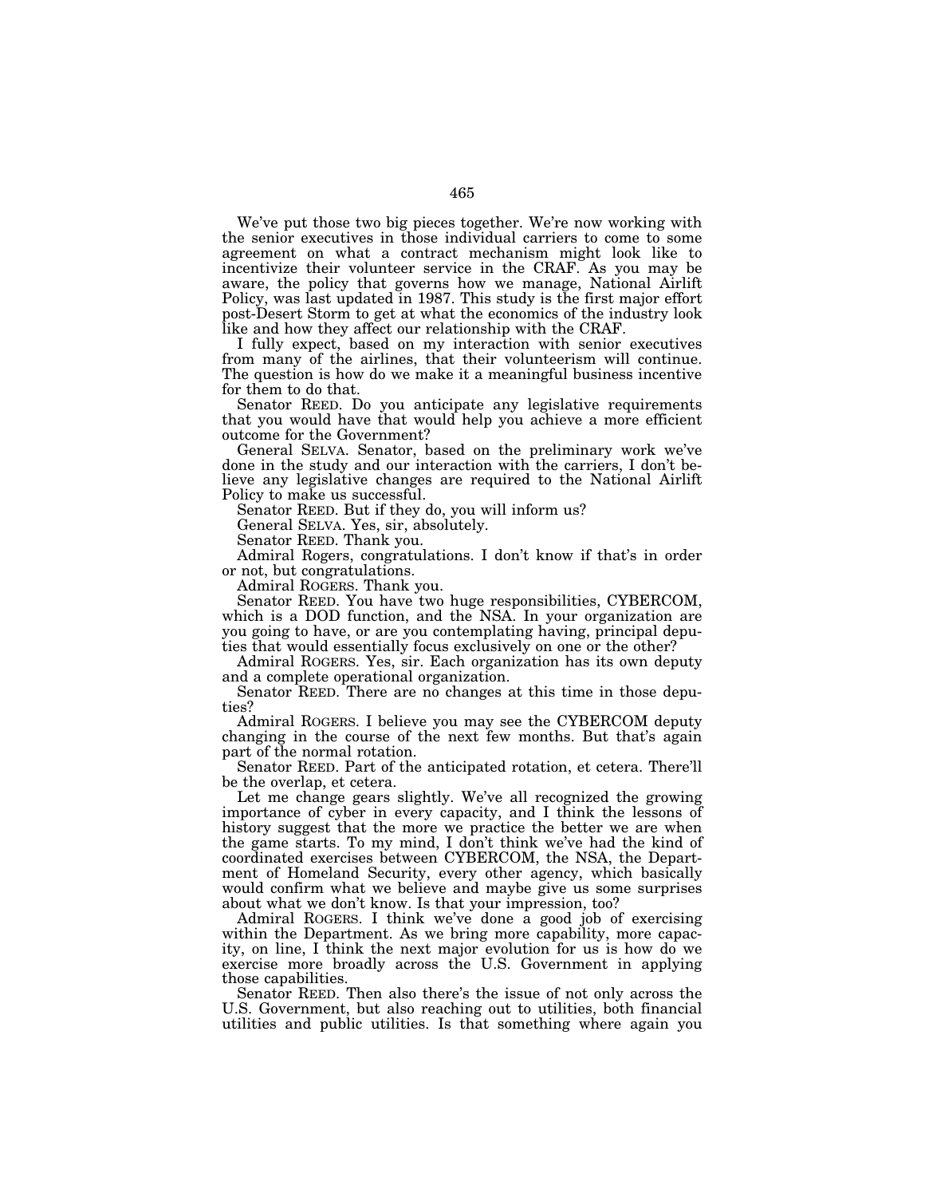We've put those two big pieces together. We're now working with the senior executives in those individual carriers to come to some agreement on what a contract mechanism might look like to incentivize their volunteer service in the CRAF. As you may be aware, the policy that governs how we manage, National Airlift Policy, was last updated in 1987. This study is the first major effort post-Desert Storm to get at what the economics of the industry look like and how they affect our relationship with the CRAF.

I fully expect, based on my interaction with senior executives from many of the airlines, that their volunteerism will continue. The question is how do we make it a meaningful business incentive for them to do that.

Senator REED. Do you anticipate any legislative requirements that you would have that would help you achieve a more efficient outcome for the Government?

General SELVA. Senator, based on the preliminary work we've done in the study and our interaction with the carriers, I don't believe any legislative changes are required to the National Airlift Policy to make us successful.

Senator REED. But if they do, you will inform us?

General SELVA. Yes, sir, absolutely.

Senator REED. Thank you.

Admiral Rogers, congratulations. I don't know if that's in order or not, but congratulations.

Admiral ROGERS. Thank you.

Senator REED. You have two huge responsibilities, CYBERCOM, which is a DOD function, and the NSA. In your organization are you going to have, or are you contemplating having, principal deputies that would essentially focus exclusively on one or the other?

Admiral ROGERS. Yes, sir. Each organization has its own deputy and a complete operational organization.

Senator REED. There are no changes at this time in those deputies?

Admiral ROGERS. I believe you may see the CYBERCOM deputy changing in the course of the next few months. But that's again part of the normal rotation.

Senator REED. Part of the anticipated rotation, et cetera. There'll be the overlap, et cetera.

Let me change gears slightly. We've all recognized the growing importance of cyber in every capacity, and I think the lessons of history suggest that the more we practice the better we are when the game starts. To my mind, I don't think we've had the kind of coordinated exercises between CYBERCOM, the NSA, the Department of Homeland Security, every other agency, which basically would confirm what we believe and maybe give us some surprises about what we don't know. Is that your impression, too?

Admiral ROGERS. I think we've done a good job of exercising within the Department. As we bring more capability, more capacity, on line, I think the next major evolution for us is how do we exercise more broadly across the U.S. Government in applying those capabilities.

Senator REED. Then also there's the issue of not only across the U.S. Government, but also reaching out to utilities, both financial utilities and public utilities. Is that something where again you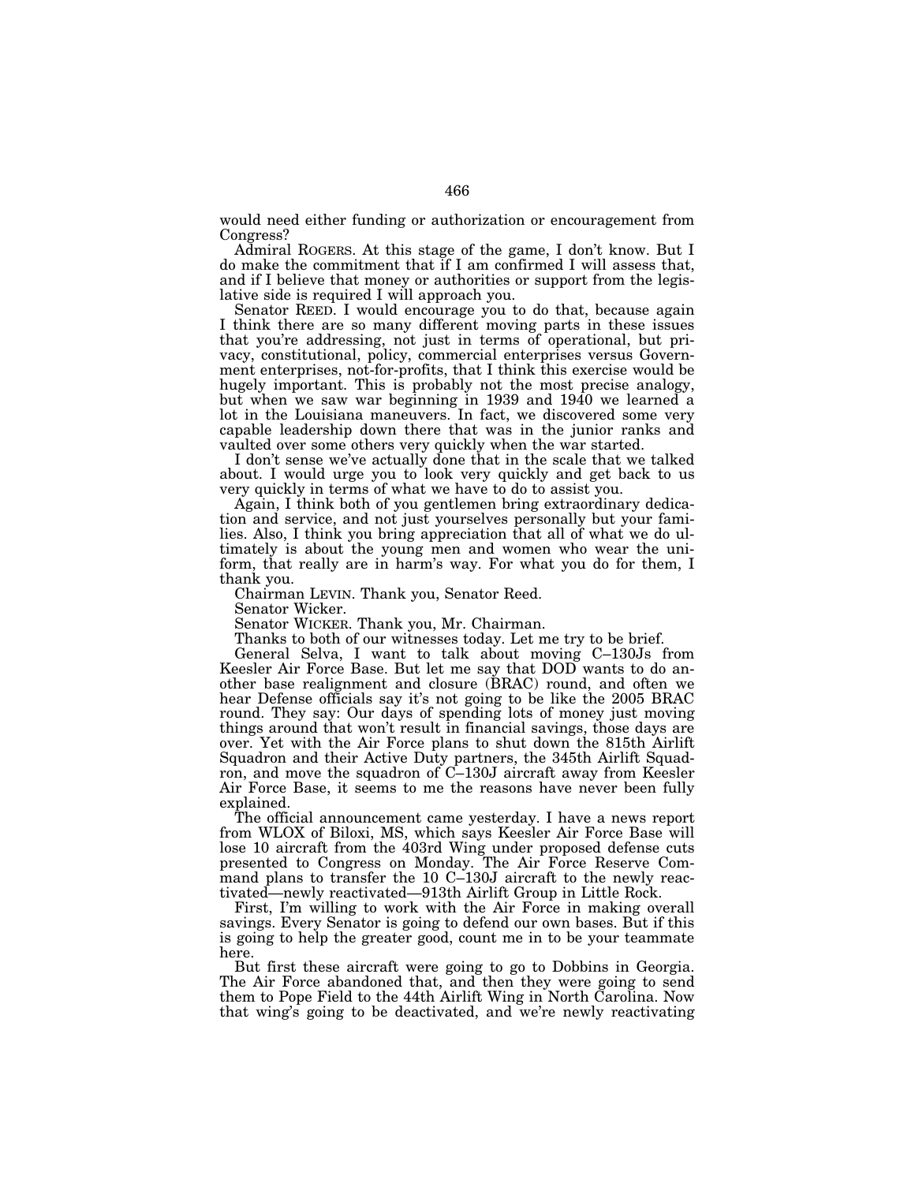would need either funding or authorization or encouragement from Congress?

Admiral ROGERS. At this stage of the game, I don't know. But I do make the commitment that if I am confirmed I will assess that, and if I believe that money or authorities or support from the legislative side is required I will approach you.

Senator REED. I would encourage you to do that, because again I think there are so many different moving parts in these issues that you're addressing, not just in terms of operational, but privacy, constitutional, policy, commercial enterprises versus Government enterprises, not-for-profits, that I think this exercise would be hugely important. This is probably not the most precise analogy, but when we saw war beginning in 1939 and 1940 we learned a lot in the Louisiana maneuvers. In fact, we discovered some very capable leadership down there that was in the junior ranks and vaulted over some others very quickly when the war started.

I don't sense we've actually done that in the scale that we talked about. I would urge you to look very quickly and get back to us very quickly in terms of what we have to do to assist you.

Again, I think both of you gentlemen bring extraordinary dedication and service, and not just yourselves personally but your families. Also, I think you bring appreciation that all of what we do ultimately is about the young men and women who wear the uniform, that really are in harm's way. For what you do for them, I thank you.

Chairman LEVIN. Thank you, Senator Reed.

Senator Wicker.

Senator WICKER. Thank you, Mr. Chairman.

Thanks to both of our witnesses today. Let me try to be brief.

General Selva, I want to talk about moving C–130Js from Keesler Air Force Base. But let me say that DOD wants to do another base realignment and closure (BRAC) round, and often we hear Defense officials say it's not going to be like the 2005 BRAC round. They say: Our days of spending lots of money just moving things around that won't result in financial savings, those days are over. Yet with the Air Force plans to shut down the 815th Airlift Squadron and their Active Duty partners, the 345th Airlift Squadron, and move the squadron of C–130J aircraft away from Keesler Air Force Base, it seems to me the reasons have never been fully explained.

The official announcement came yesterday. I have a news report from WLOX of Biloxi, MS, which says Keesler Air Force Base will lose 10 aircraft from the 403rd Wing under proposed defense cuts presented to Congress on Monday. The Air Force Reserve Command plans to transfer the 10 C–130J aircraft to the newly reactivated—newly reactivated—913th Airlift Group in Little Rock.

First, I'm willing to work with the Air Force in making overall savings. Every Senator is going to defend our own bases. But if this is going to help the greater good, count me in to be your teammate here.

But first these aircraft were going to go to Dobbins in Georgia. The Air Force abandoned that, and then they were going to send them to Pope Field to the 44th Airlift Wing in North Carolina. Now that wing's going to be deactivated, and we're newly reactivating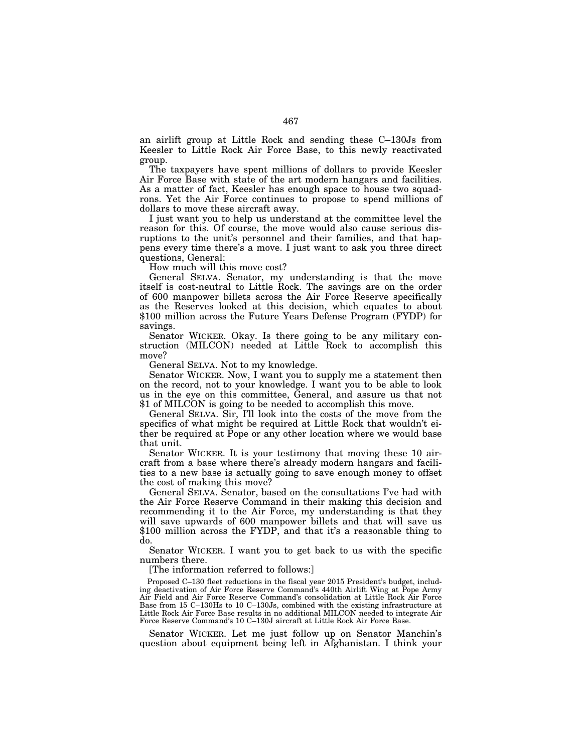an airlift group at Little Rock and sending these C–130Js from Keesler to Little Rock Air Force Base, to this newly reactivated group.

The taxpayers have spent millions of dollars to provide Keesler Air Force Base with state of the art modern hangars and facilities. As a matter of fact, Keesler has enough space to house two squadrons. Yet the Air Force continues to propose to spend millions of dollars to move these aircraft away.

I just want you to help us understand at the committee level the reason for this. Of course, the move would also cause serious disruptions to the unit's personnel and their families, and that happens every time there's a move. I just want to ask you three direct questions, General:

How much will this move cost?

General SELVA. Senator, my understanding is that the move itself is cost-neutral to Little Rock. The savings are on the order of 600 manpower billets across the Air Force Reserve specifically as the Reserves looked at this decision, which equates to about $100 million across the Future Years Defense Program (FYDP) for savings.

Senator WICKER. Okay. Is there going to be any military construction (MILCON) needed at Little Rock to accomplish this move?

General SELVA. Not to my knowledge.

Senator WICKER. Now, I want you to supply me a statement then on the record, not to your knowledge. I want you to be able to look us in the eye on this committee, General, and assure us that not $1 of MILCON is going to be needed to accomplish this move.

General SELVA. Sir, I'll look into the costs of the move from the specifics of what might be required at Little Rock that wouldn't either be required at Pope or any other location where we would base that unit.

Senator WICKER. It is your testimony that moving these 10 aircraft from a base where there's already modern hangars and facilities to a new base is actually going to save enough money to offset the cost of making this move?

General SELVA. Senator, based on the consultations I've had with the Air Force Reserve Command in their making this decision and recommending it to the Air Force, my understanding is that they will save upwards of 600 manpower billets and that will save us $100 million across the FYDP, and that it's a reasonable thing to do.

Senator WICKER. I want you to get back to us with the specific numbers there.

[The information referred to follows:]

Proposed C–130 fleet reductions in the fiscal year 2015 President's budget, including deactivation of Air Force Reserve Command's 440th Airlift Wing at Pope Army Air Field and Air Force Reserve Command's consolidation at Little Rock Air Force Base from 15 C–130Hs to 10 C–130Js, combined with the existing infrastructure at Little Rock Air Force Base results in no additional MILCON needed to integrate Air Force Reserve Command's 10 C–130J aircraft at Little Rock Air Force Base.

Senator WICKER. Let me just follow up on Senator Manchin's question about equipment being left in Afghanistan. I think your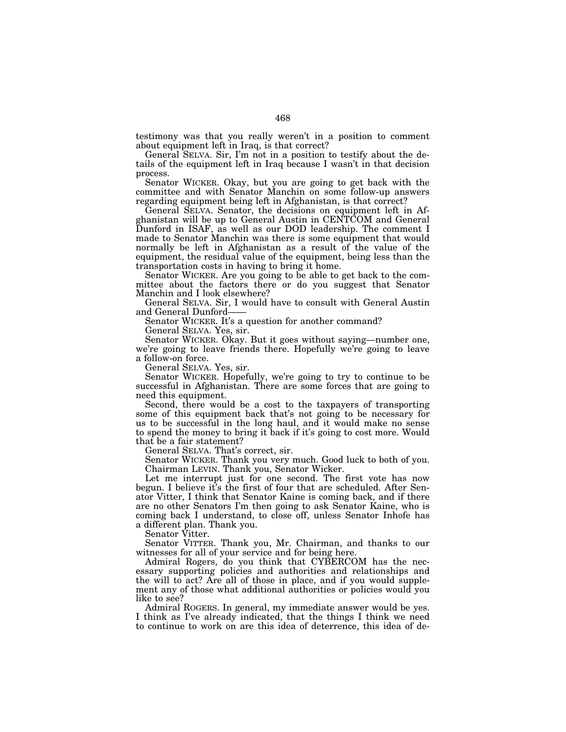testimony was that you really weren't in a position to comment about equipment left in Iraq, is that correct?

General SELVA. Sir, I'm not in a position to testify about the details of the equipment left in Iraq because I wasn't in that decision process.

Senator WICKER. Okay, but you are going to get back with the committee and with Senator Manchin on some follow-up answers regarding equipment being left in Afghanistan, is that correct?

General SELVA. Senator, the decisions on equipment left in Afghanistan will be up to General Austin in CENTCOM and General Dunford in ISAF, as well as our DOD leadership. The comment I made to Senator Manchin was there is some equipment that would normally be left in Afghanistan as a result of the value of the equipment, the residual value of the equipment, being less than the transportation costs in having to bring it home.

Senator WICKER. Are you going to be able to get back to the committee about the factors there or do you suggest that Senator Manchin and I look elsewhere?

General SELVA. Sir, I would have to consult with General Austin and General Dunford——

Senator WICKER. It's a question for another command?

General SELVA. Yes, sir.

Senator WICKER. Okay. But it goes without saying—number one, we're going to leave friends there. Hopefully we're going to leave a follow-on force.

General SELVA. Yes, sir.

Senator WICKER. Hopefully, we're going to try to continue to be successful in Afghanistan. There are some forces that are going to need this equipment.

Second, there would be a cost to the taxpayers of transporting some of this equipment back that's not going to be necessary for us to be successful in the long haul, and it would make no sense to spend the money to bring it back if it's going to cost more. Would that be a fair statement?

General SELVA. That's correct, sir.

Senator WICKER. Thank you very much. Good luck to both of you.

Chairman LEVIN. Thank you, Senator Wicker.

Let me interrupt just for one second. The first vote has now begun. I believe it's the first of four that are scheduled. After Senator Vitter, I think that Senator Kaine is coming back, and if there are no other Senators I'm then going to ask Senator Kaine, who is coming back I understand, to close off, unless Senator Inhofe has a different plan. Thank you.

Senator Vitter.

Senator VITTER. Thank you, Mr. Chairman, and thanks to our witnesses for all of your service and for being here.

Admiral Rogers, do you think that CYBERCOM has the necessary supporting policies and authorities and relationships and the will to act? Are all of those in place, and if you would supplement any of those what additional authorities or policies would you like to see?

Admiral ROGERS. In general, my immediate answer would be yes. I think as I've already indicated, that the things I think we need to continue to work on are this idea of deterrence, this idea of de-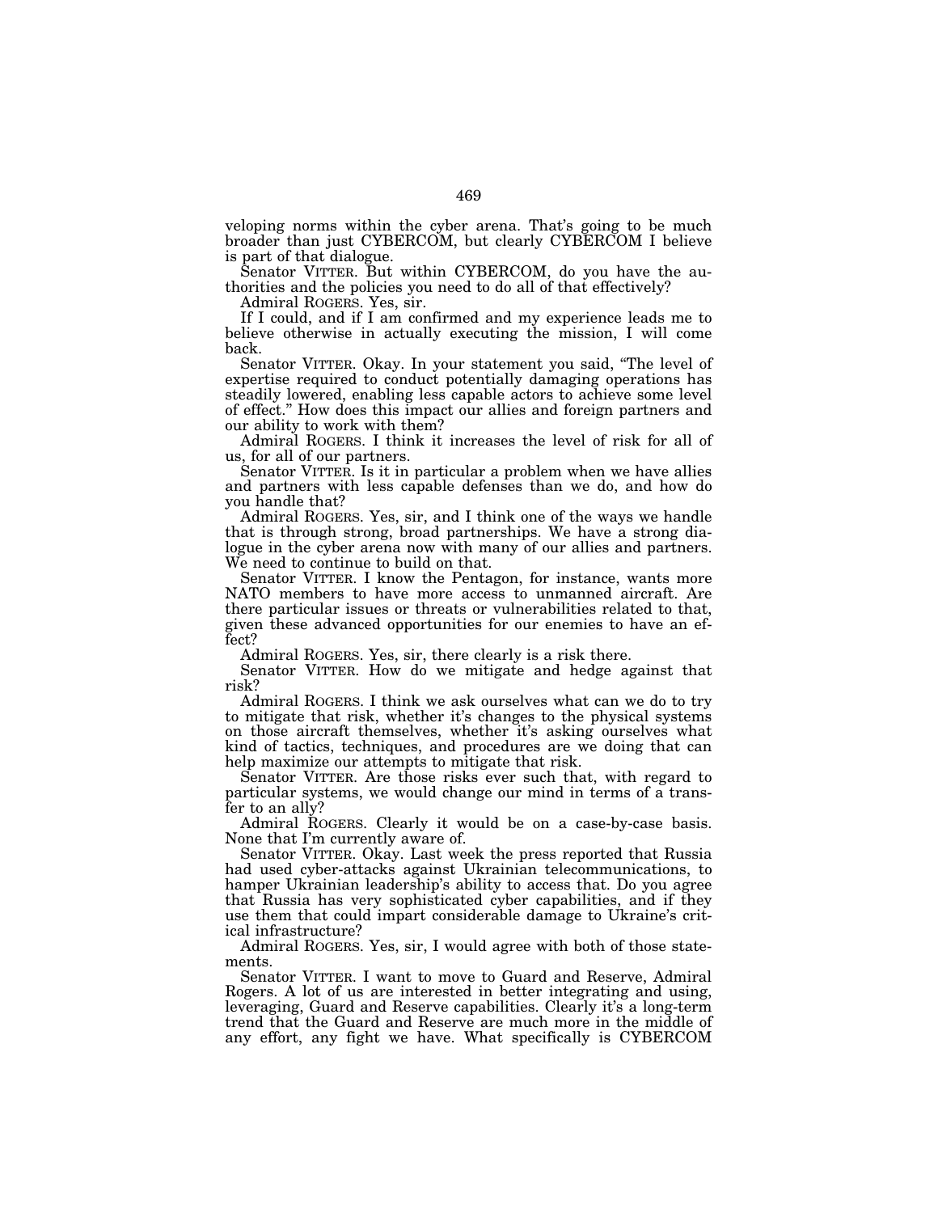veloping norms within the cyber arena. That's going to be much broader than just CYBERCOM, but clearly CYBERCOM I believe is part of that dialogue.

Senator VITTER. But within CYBERCOM, do you have the authorities and the policies you need to do all of that effectively?

Admiral ROGERS. Yes, sir.

If I could, and if I am confirmed and my experience leads me to believe otherwise in actually executing the mission, I will come back.

Senator VITTER. Okay. In your statement you said, "The level of expertise required to conduct potentially damaging operations has steadily lowered, enabling less capable actors to achieve some level of effect." How does this impact our allies and foreign partners and our ability to work with them?

Admiral ROGERS. I think it increases the level of risk for all of us, for all of our partners.

Senator VITTER. Is it in particular a problem when we have allies and partners with less capable defenses than we do, and how do you handle that?

Admiral ROGERS. Yes, sir, and I think one of the ways we handle that is through strong, broad partnerships. We have a strong dialogue in the cyber arena now with many of our allies and partners. We need to continue to build on that.

Senator VITTER. I know the Pentagon, for instance, wants more NATO members to have more access to unmanned aircraft. Are there particular issues or threats or vulnerabilities related to that, given these advanced opportunities for our enemies to have an effect?

Admiral ROGERS. Yes, sir, there clearly is a risk there.

Senator VITTER. How do we mitigate and hedge against that risk?

Admiral ROGERS. I think we ask ourselves what can we do to try to mitigate that risk, whether it's changes to the physical systems on those aircraft themselves, whether it's asking ourselves what kind of tactics, techniques, and procedures are we doing that can help maximize our attempts to mitigate that risk.

Senator VITTER. Are those risks ever such that, with regard to particular systems, we would change our mind in terms of a transfer to an ally?

Admiral ROGERS. Clearly it would be on a case-by-case basis. None that I'm currently aware of.

Senator VITTER. Okay. Last week the press reported that Russia had used cyber-attacks against Ukrainian telecommunications, to hamper Ukrainian leadership's ability to access that. Do you agree that Russia has very sophisticated cyber capabilities, and if they use them that could impart considerable damage to Ukraine's critical infrastructure?

Admiral ROGERS. Yes, sir, I would agree with both of those statements.

Senator VITTER. I want to move to Guard and Reserve, Admiral Rogers. A lot of us are interested in better integrating and using, leveraging, Guard and Reserve capabilities. Clearly it's a long-term trend that the Guard and Reserve are much more in the middle of any effort, any fight we have. What specifically is CYBERCOM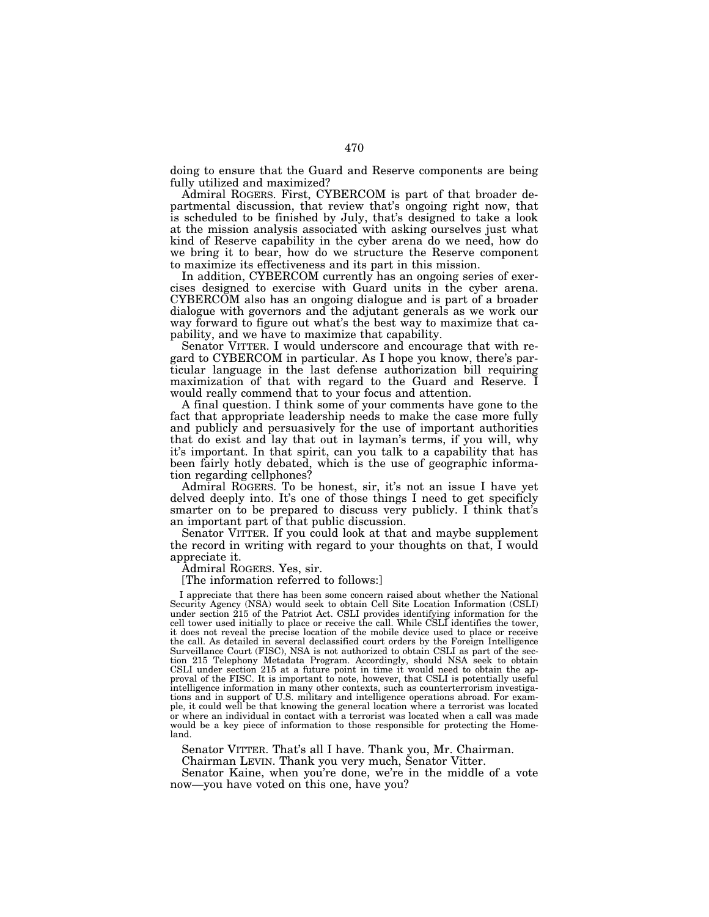doing to ensure that the Guard and Reserve components are being fully utilized and maximized?

Admiral ROGERS. First, CYBERCOM is part of that broader departmental discussion, that review that's ongoing right now, that is scheduled to be finished by July, that's designed to take a look at the mission analysis associated with asking ourselves just what kind of Reserve capability in the cyber arena do we need, how do we bring it to bear, how do we structure the Reserve component to maximize its effectiveness and its part in this mission.

In addition, CYBERCOM currently has an ongoing series of exercises designed to exercise with Guard units in the cyber arena. CYBERCOM also has an ongoing dialogue and is part of a broader dialogue with governors and the adjutant generals as we work our way forward to figure out what's the best way to maximize that capability, and we have to maximize that capability.

Senator VITTER. I would underscore and encourage that with regard to CYBERCOM in particular. As I hope you know, there's particular language in the last defense authorization bill requiring maximization of that with regard to the Guard and Reserve. I would really commend that to your focus and attention.

A final question. I think some of your comments have gone to the fact that appropriate leadership needs to make the case more fully and publicly and persuasively for the use of important authorities that do exist and lay that out in layman's terms, if you will, why it's important. In that spirit, can you talk to a capability that has been fairly hotly debated, which is the use of geographic information regarding cellphones?

Admiral ROGERS. To be honest, sir, it's not an issue I have yet delved deeply into. It's one of those things I need to get specificly smarter on to be prepared to discuss very publicly. I think that's an important part of that public discussion.

Senator VITTER. If you could look at that and maybe supplement the record in writing with regard to your thoughts on that, I would appreciate it.

Admiral ROGERS. Yes, sir.

[The information referred to follows:]

I appreciate that there has been some concern raised about whether the National Security Agency (NSA) would seek to obtain Cell Site Location Information (CSLI) under section 215 of the Patriot Act. CSLI provides identifying information for the cell tower used initially to place or receive the call. While CSLI identifies the tower, it does not reveal the precise location of the mobile device used to place or receive the call. As detailed in several declassified court orders by the Foreign Intelligence Surveillance Court (FISC), NSA is not authorized to obtain CSLI as part of the section 215 Telephony Metadata Program. Accordingly, should NSA seek to obtain CSLI under section 215 at a future point in time it would need to obtain the approval of the FISC. It is important to note, however, that CSLI is potentially useful intelligence information in many other contexts, such as counterterrorism investigations and in support of U.S. military and intelligence operations abroad. For example, it could well be that knowing the general location where a terrorist was located or where an individual in contact with a terrorist was located when a call was made would be a key piece of information to those responsible for protecting the Homeland.

Senator VITTER. That's all I have. Thank you, Mr. Chairman.

Chairman LEVIN. Thank you very much, Senator Vitter.

Senator Kaine, when you're done, we're in the middle of a vote now—you have voted on this one, have you?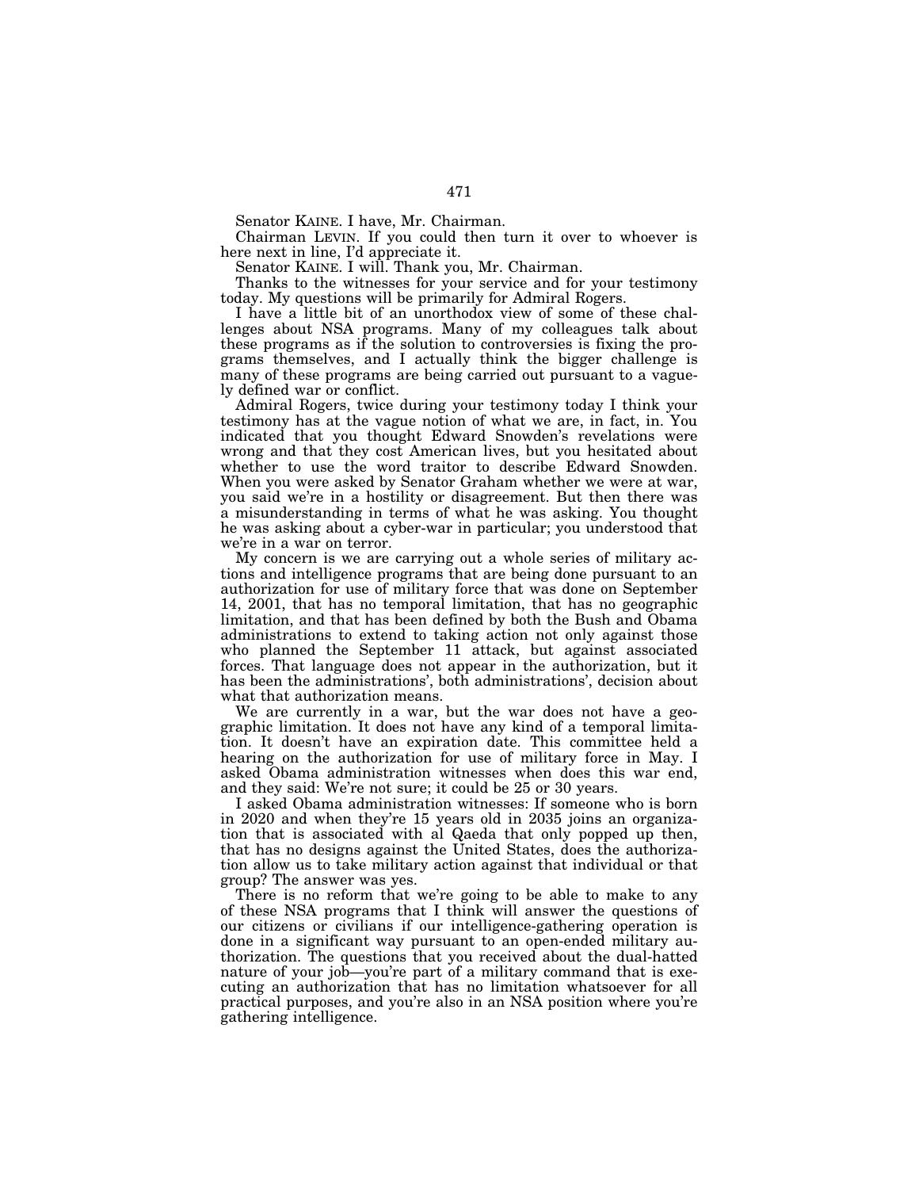Senator KAINE. I have, Mr. Chairman.

Chairman LEVIN. If you could then turn it over to whoever is here next in line, I'd appreciate it.

Senator KAINE. I will. Thank you, Mr. Chairman.

Thanks to the witnesses for your service and for your testimony today. My questions will be primarily for Admiral Rogers.

I have a little bit of an unorthodox view of some of these challenges about NSA programs. Many of my colleagues talk about these programs as if the solution to controversies is fixing the programs themselves, and I actually think the bigger challenge is many of these programs are being carried out pursuant to a vaguely defined war or conflict.

Admiral Rogers, twice during your testimony today I think your testimony has at the vague notion of what we are, in fact, in. You indicated that you thought Edward Snowden's revelations were wrong and that they cost American lives, but you hesitated about whether to use the word traitor to describe Edward Snowden. When you were asked by Senator Graham whether we were at war, you said we're in a hostility or disagreement. But then there was a misunderstanding in terms of what he was asking. You thought he was asking about a cyber-war in particular; you understood that we're in a war on terror.

My concern is we are carrying out a whole series of military actions and intelligence programs that are being done pursuant to an authorization for use of military force that was done on September 14, 2001, that has no temporal limitation, that has no geographic limitation, and that has been defined by both the Bush and Obama administrations to extend to taking action not only against those who planned the September 11 attack, but against associated forces. That language does not appear in the authorization, but it has been the administrations', both administrations', decision about what that authorization means.

We are currently in a war, but the war does not have a geographic limitation. It does not have any kind of a temporal limitation. It doesn't have an expiration date. This committee held a hearing on the authorization for use of military force in May. I asked Obama administration witnesses when does this war end, and they said: We're not sure; it could be 25 or 30 years.

I asked Obama administration witnesses: If someone who is born in 2020 and when they're 15 years old in 2035 joins an organization that is associated with al Qaeda that only popped up then, that has no designs against the United States, does the authorization allow us to take military action against that individual or that group? The answer was yes.

There is no reform that we're going to be able to make to any of these NSA programs that I think will answer the questions of our citizens or civilians if our intelligence-gathering operation is done in a significant way pursuant to an open-ended military authorization. The questions that you received about the dual-hatted nature of your job—you're part of a military command that is executing an authorization that has no limitation whatsoever for all practical purposes, and you're also in an NSA position where you're gathering intelligence.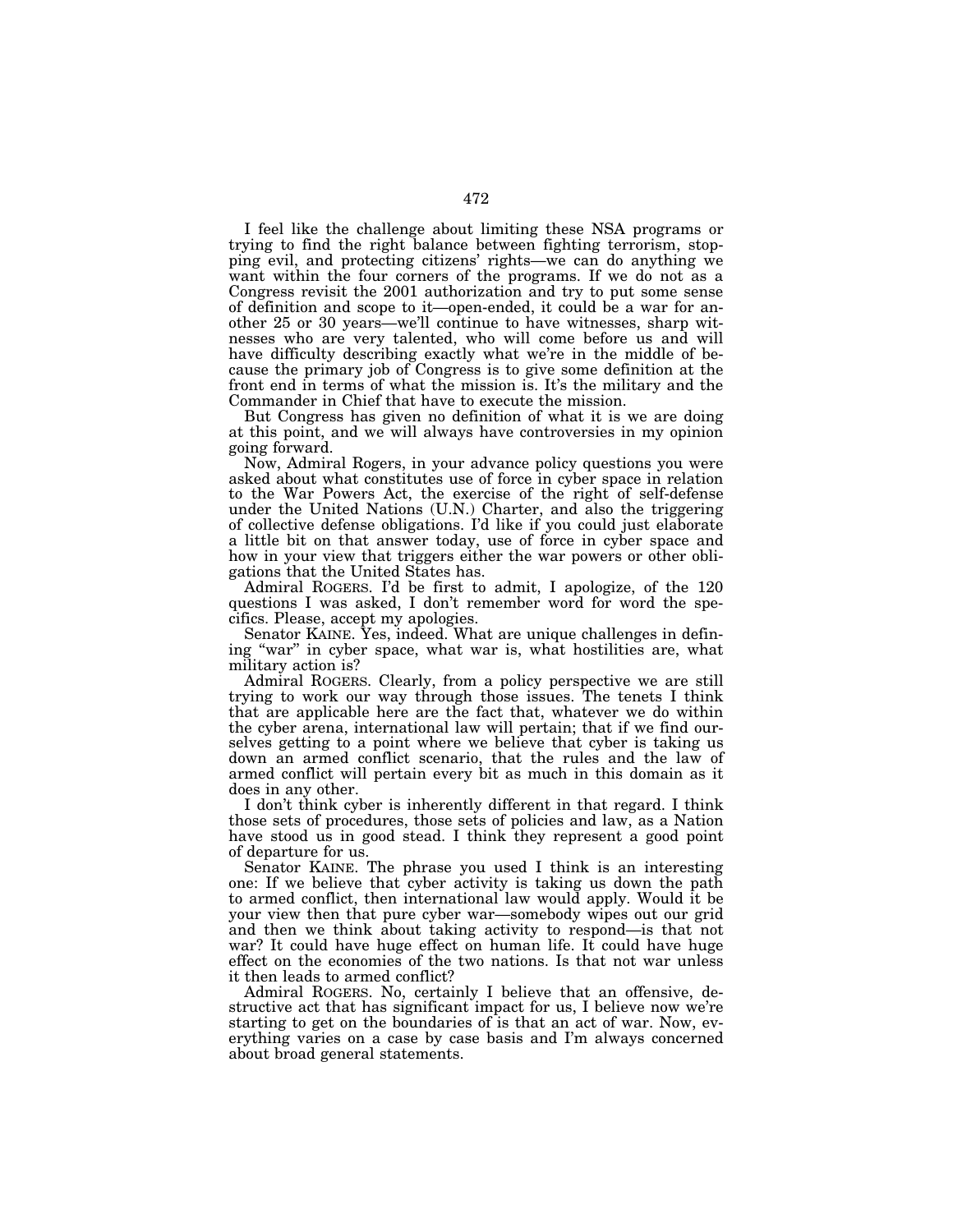I feel like the challenge about limiting these NSA programs or trying to find the right balance between fighting terrorism, stopping evil, and protecting citizens' rights—we can do anything we want within the four corners of the programs. If we do not as a Congress revisit the 2001 authorization and try to put some sense of definition and scope to it—open-ended, it could be a war for another 25 or 30 years—we'll continue to have witnesses, sharp witnesses who are very talented, who will come before us and will have difficulty describing exactly what we're in the middle of because the primary job of Congress is to give some definition at the front end in terms of what the mission is. It's the military and the Commander in Chief that have to execute the mission.

But Congress has given no definition of what it is we are doing at this point, and we will always have controversies in my opinion going forward.

Now, Admiral Rogers, in your advance policy questions you were asked about what constitutes use of force in cyber space in relation to the War Powers Act, the exercise of the right of self-defense under the United Nations (U.N.) Charter, and also the triggering of collective defense obligations. I'd like if you could just elaborate a little bit on that answer today, use of force in cyber space and how in your view that triggers either the war powers or other obligations that the United States has.

Admiral ROGERS. I'd be first to admit, I apologize, of the 120 questions I was asked, I don't remember word for word the specifics. Please, accept my apologies.

Senator KAINE. Yes, indeed. What are unique challenges in defining "war" in cyber space, what war is, what hostilities are, what military action is?

Admiral ROGERS. Clearly, from a policy perspective we are still trying to work our way through those issues. The tenets I think that are applicable here are the fact that, whatever we do within the cyber arena, international law will pertain; that if we find ourselves getting to a point where we believe that cyber is taking us down an armed conflict scenario, that the rules and the law of armed conflict will pertain every bit as much in this domain as it does in any other.

I don't think cyber is inherently different in that regard. I think those sets of procedures, those sets of policies and law, as a Nation have stood us in good stead. I think they represent a good point of departure for us.

Senator KAINE. The phrase you used I think is an interesting one: If we believe that cyber activity is taking us down the path to armed conflict, then international law would apply. Would it be your view then that pure cyber war—somebody wipes out our grid and then we think about taking activity to respond—is that not war? It could have huge effect on human life. It could have huge effect on the economies of the two nations. Is that not war unless it then leads to armed conflict?

Admiral ROGERS. No, certainly I believe that an offensive, destructive act that has significant impact for us, I believe now we're starting to get on the boundaries of is that an act of war. Now, everything varies on a case by case basis and I'm always concerned about broad general statements.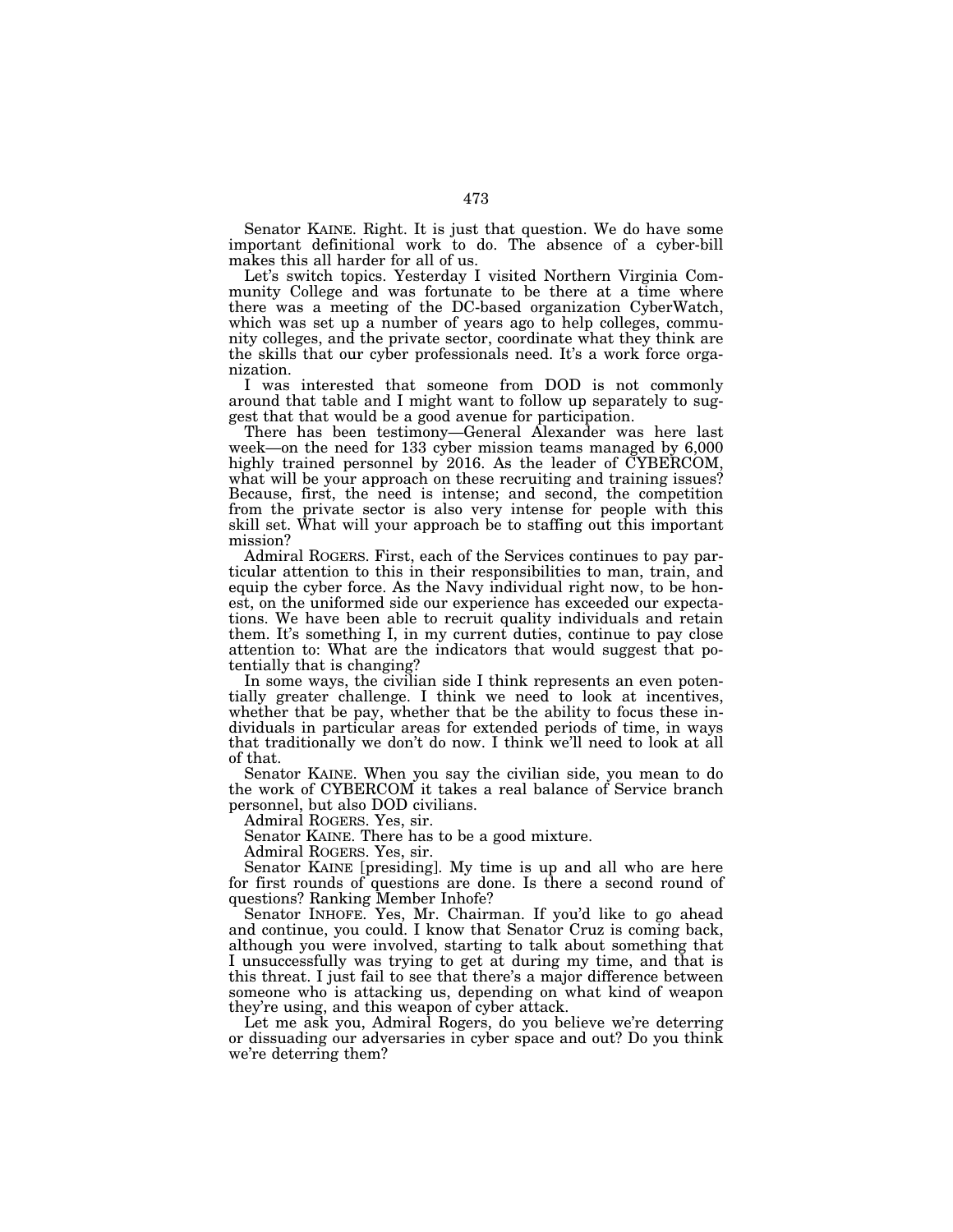Senator KAINE. Right. It is just that question. We do have some important definitional work to do. The absence of a cyber-bill makes this all harder for all of us.

Let's switch topics. Yesterday I visited Northern Virginia Community College and was fortunate to be there at a time where there was a meeting of the DC-based organization CyberWatch, which was set up a number of years ago to help colleges, community colleges, and the private sector, coordinate what they think are the skills that our cyber professionals need. It's a work force organization.

I was interested that someone from DOD is not commonly around that table and I might want to follow up separately to suggest that that would be a good avenue for participation.

There has been testimony—General Alexander was here last week—on the need for 133 cyber mission teams managed by 6,000 highly trained personnel by 2016. As the leader of CYBERCOM, what will be your approach on these recruiting and training issues? Because, first, the need is intense; and second, the competition from the private sector is also very intense for people with this skill set. What will your approach be to staffing out this important mission?

Admiral ROGERS. First, each of the Services continues to pay particular attention to this in their responsibilities to man, train, and equip the cyber force. As the Navy individual right now, to be honest, on the uniformed side our experience has exceeded our expectations. We have been able to recruit quality individuals and retain them. It's something I, in my current duties, continue to pay close attention to: What are the indicators that would suggest that potentially that is changing?

In some ways, the civilian side I think represents an even potentially greater challenge. I think we need to look at incentives, whether that be pay, whether that be the ability to focus these individuals in particular areas for extended periods of time, in ways that traditionally we don't do now. I think we'll need to look at all of that.

Senator KAINE. When you say the civilian side, you mean to do the work of CYBERCOM it takes a real balance of Service branch personnel, but also DOD civilians.

Admiral ROGERS. Yes, sir.

Senator KAINE. There has to be a good mixture.

Admiral ROGERS. Yes, sir.

Senator KAINE [presiding]. My time is up and all who are here for first rounds of questions are done. Is there a second round of questions? Ranking Member Inhofe?

Senator INHOFE. Yes, Mr. Chairman. If you'd like to go ahead and continue, you could. I know that Senator Cruz is coming back, although you were involved, starting to talk about something that I unsuccessfully was trying to get at during my time, and that is this threat. I just fail to see that there's a major difference between someone who is attacking us, depending on what kind of weapon they're using, and this weapon of cyber attack.

Let me ask you, Admiral Rogers, do you believe we're deterring or dissuading our adversaries in cyber space and out? Do you think we're deterring them?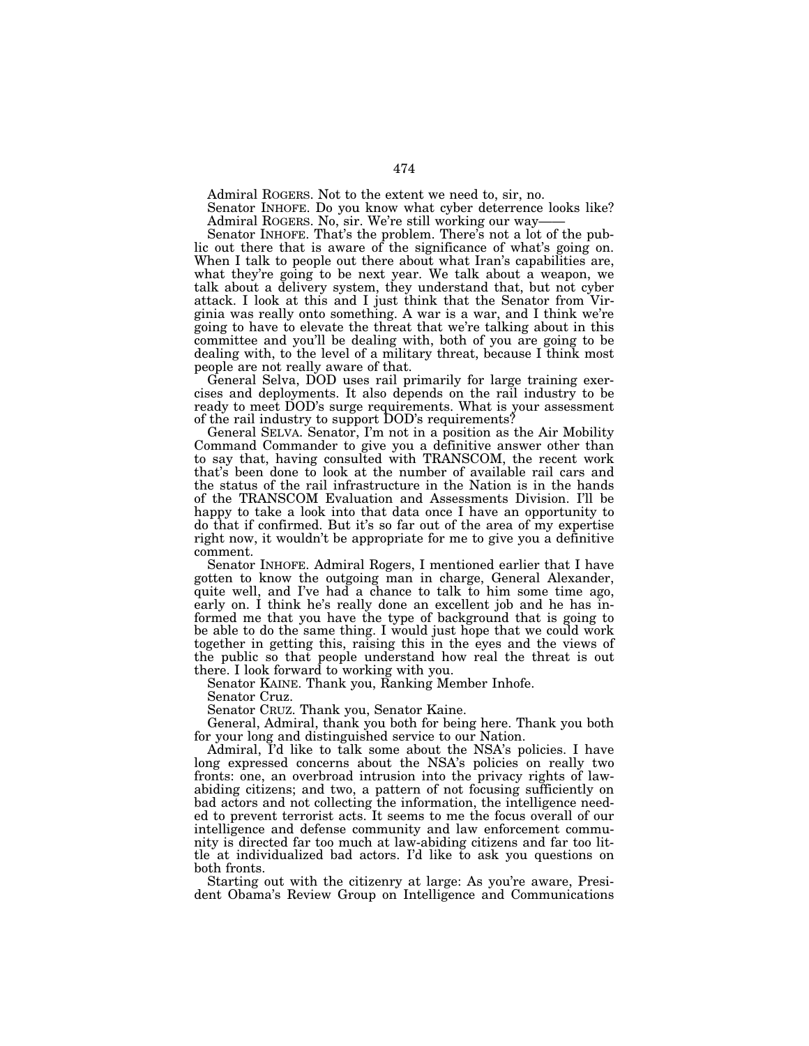Admiral ROGERS. Not to the extent we need to, sir, no.

Senator INHOFE. Do you know what cyber deterrence looks like?

Admiral ROGERS. No, sir. We're still working our way——

Senator INHOFE. That's the problem. There's not a lot of the public out there that is aware of the significance of what's going on. When I talk to people out there about what Iran's capabilities are, what they're going to be next year. We talk about a weapon, we talk about a delivery system, they understand that, but not cyber attack. I look at this and I just think that the Senator from Virginia was really onto something. A war is a war, and I think we're going to have to elevate the threat that we're talking about in this committee and you'll be dealing with, both of you are going to be dealing with, to the level of a military threat, because I think most people are not really aware of that.

General Selva, DOD uses rail primarily for large training exercises and deployments. It also depends on the rail industry to be ready to meet DOD's surge requirements. What is your assessment of the rail industry to support DOD's requirements?

General SELVA. Senator, I'm not in a position as the Air Mobility Command Commander to give you a definitive answer other than to say that, having consulted with TRANSCOM, the recent work that's been done to look at the number of available rail cars and the status of the rail infrastructure in the Nation is in the hands of the TRANSCOM Evaluation and Assessments Division. I'll be happy to take a look into that data once I have an opportunity to do that if confirmed. But it's so far out of the area of my expertise right now, it wouldn't be appropriate for me to give you a definitive comment.

Senator INHOFE. Admiral Rogers, I mentioned earlier that I have gotten to know the outgoing man in charge, General Alexander, quite well, and I've had a chance to talk to him some time ago, early on. I think he's really done an excellent job and he has informed me that you have the type of background that is going to be able to do the same thing. I would just hope that we could work together in getting this, raising this in the eyes and the views of the public so that people understand how real the threat is out there. I look forward to working with you.

Senator KAINE. Thank you, Ranking Member Inhofe.

Senator Cruz.

Senator CRUZ. Thank you, Senator Kaine.

General, Admiral, thank you both for being here. Thank you both for your long and distinguished service to our Nation.

Admiral, I'd like to talk some about the NSA's policies. I have long expressed concerns about the NSA's policies on really two fronts: one, an overbroad intrusion into the privacy rights of law-abiding citizens; and two, a pattern of not focusing sufficiently on bad actors and not collecting the information, the intelligence needed to prevent terrorist acts. It seems to me the focus overall of our intelligence and defense community and law enforcement community is directed far too much at law-abiding citizens and far too little at individualized bad actors. I'd like to ask you questions on both fronts.

Starting out with the citizenry at large: As you're aware, President Obama's Review Group on Intelligence and Communications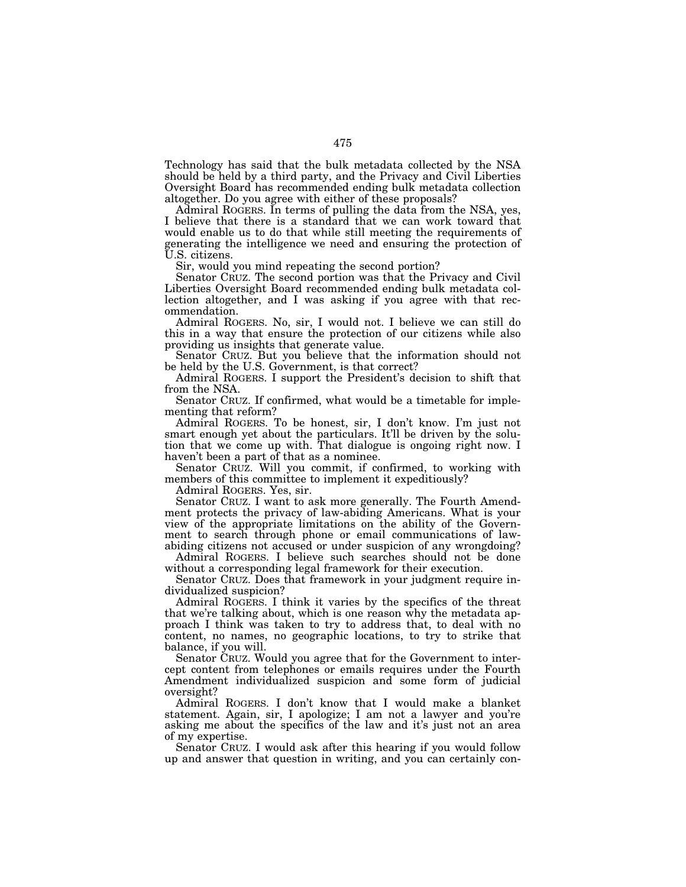Technology has said that the bulk metadata collected by the NSA should be held by a third party, and the Privacy and Civil Liberties Oversight Board has recommended ending bulk metadata collection altogether. Do you agree with either of these proposals?

Admiral ROGERS. In terms of pulling the data from the NSA, yes, I believe that there is a standard that we can work toward that would enable us to do that while still meeting the requirements of generating the intelligence we need and ensuring the protection of U.S. citizens.

Sir, would you mind repeating the second portion?

Senator CRUZ. The second portion was that the Privacy and Civil Liberties Oversight Board recommended ending bulk metadata collection altogether, and I was asking if you agree with that recommendation.

Admiral ROGERS. No, sir, I would not. I believe we can still do this in a way that ensure the protection of our citizens while also providing us insights that generate value.

Senator CRUZ. But you believe that the information should not be held by the U.S. Government, is that correct?

Admiral ROGERS. I support the President's decision to shift that from the NSA.

Senator CRUZ. If confirmed, what would be a timetable for implementing that reform?

Admiral ROGERS. To be honest, sir, I don't know. I'm just not smart enough yet about the particulars. It'll be driven by the solution that we come up with. That dialogue is ongoing right now. I haven't been a part of that as a nominee.

Senator CRUZ. Will you commit, if confirmed, to working with members of this committee to implement it expeditiously?

Admiral ROGERS. Yes, sir.

Senator CRUZ. I want to ask more generally. The Fourth Amendment protects the privacy of law-abiding Americans. What is your view of the appropriate limitations on the ability of the Government to search through phone or email communications of law-abiding citizens not accused or under suspicion of any wrongdoing?

Admiral ROGERS. I believe such searches should not be done without a corresponding legal framework for their execution.

Senator CRUZ. Does that framework in your judgment require individualized suspicion?

Admiral ROGERS. I think it varies by the specifics of the threat that we're talking about, which is one reason why the metadata approach I think was taken to try to address that, to deal with no content, no names, no geographic locations, to try to strike that balance, if you will.

Senator CRUZ. Would you agree that for the Government to intercept content from telephones or emails requires under the Fourth Amendment individualized suspicion and some form of judicial oversight?

Admiral ROGERS. I don't know that I would make a blanket statement. Again, sir, I apologize; I am not a lawyer and you're asking me about the specifics of the law and it's just not an area of my expertise.

Senator CRUZ. I would ask after this hearing if you would follow up and answer that question in writing, and you can certainly con-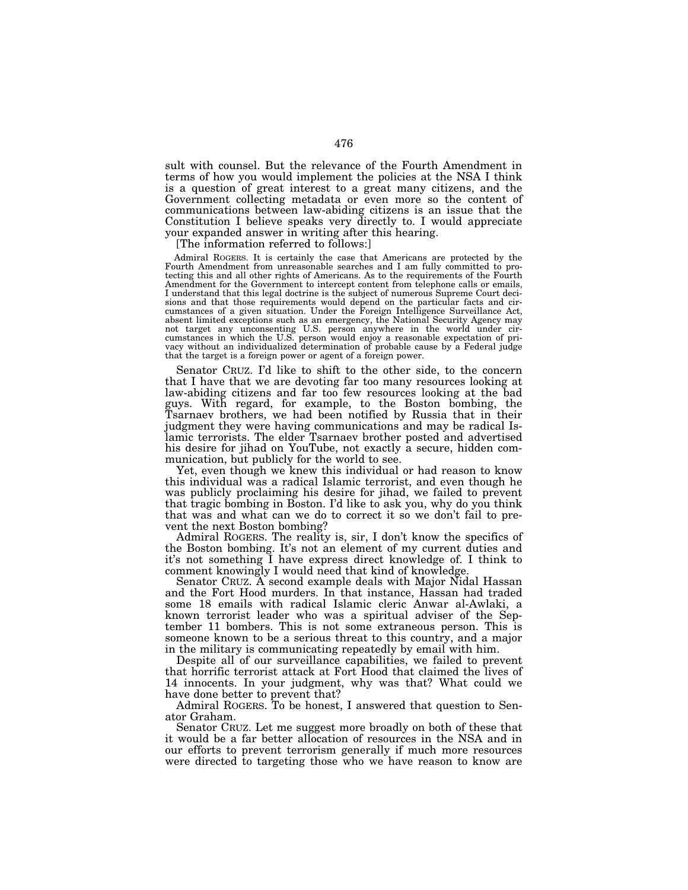sult with counsel. But the relevance of the Fourth Amendment in terms of how you would implement the policies at the NSA I think is a question of great interest to a great many citizens, and the Government collecting metadata or even more so the content of communications between law-abiding citizens is an issue that the Constitution I believe speaks very directly to. I would appreciate your expanded answer in writing after this hearing.

[The information referred to follows:]

Admiral ROGERS. It is certainly the case that Americans are protected by the Fourth Amendment from unreasonable searches and I am fully committed to protecting this and all other rights of Americans. As to the requirements of the Fourth Amendment for the Government to intercept content from telephone calls or emails, I understand that this legal doctrine is the subject of numerous Supreme Court decisions and that those requirements would depend on the particular facts and circumstances of a given situation. Under the Foreign Intelligence Surveillance Act, absent limited exceptions such as an emergency, the National Security Agency may not target any unconsenting U.S. person anywhere in the world under circumstances in which the U.S. person would enjoy a reasonable expectation of privacy without an individualized determination of probable cause by a Federal judge that the target is a foreign power or agent of a foreign power.

Senator CRUZ. I'd like to shift to the other side, to the concern that I have that we are devoting far too many resources looking at law-abiding citizens and far too few resources looking at the bad guys. With regard, for example, to the Boston bombing, the Tsarnaev brothers, we had been notified by Russia that in their judgment they were having communications and may be radical Islamic terrorists. The elder Tsarnaev brother posted and advertised his desire for jihad on YouTube, not exactly a secure, hidden communication, but publicly for the world to see.

Yet, even though we knew this individual or had reason to know this individual was a radical Islamic terrorist, and even though he was publicly proclaiming his desire for jihad, we failed to prevent that tragic bombing in Boston. I'd like to ask you, why do you think that was and what can we do to correct it so we don't fail to prevent the next Boston bombing?

Admiral ROGERS. The reality is, sir, I don't know the specifics of the Boston bombing. It's not an element of my current duties and it's not something I have express direct knowledge of. I think to comment knowingly I would need that kind of knowledge.

Senator CRUZ. A second example deals with Major Nidal Hassan and the Fort Hood murders. In that instance, Hassan had traded some 18 emails with radical Islamic cleric Anwar al-Awlaki, a known terrorist leader who was a spiritual adviser of the September 11 bombers. This is not some extraneous person. This is someone known to be a serious threat to this country, and a major in the military is communicating repeatedly by email with him.

Despite all of our surveillance capabilities, we failed to prevent that horrific terrorist attack at Fort Hood that claimed the lives of 14 innocents. In your judgment, why was that? What could we have done better to prevent that?

Admiral ROGERS. To be honest, I answered that question to Senator Graham.

Senator CRUZ. Let me suggest more broadly on both of these that it would be a far better allocation of resources in the NSA and in our efforts to prevent terrorism generally if much more resources were directed to targeting those who we have reason to know are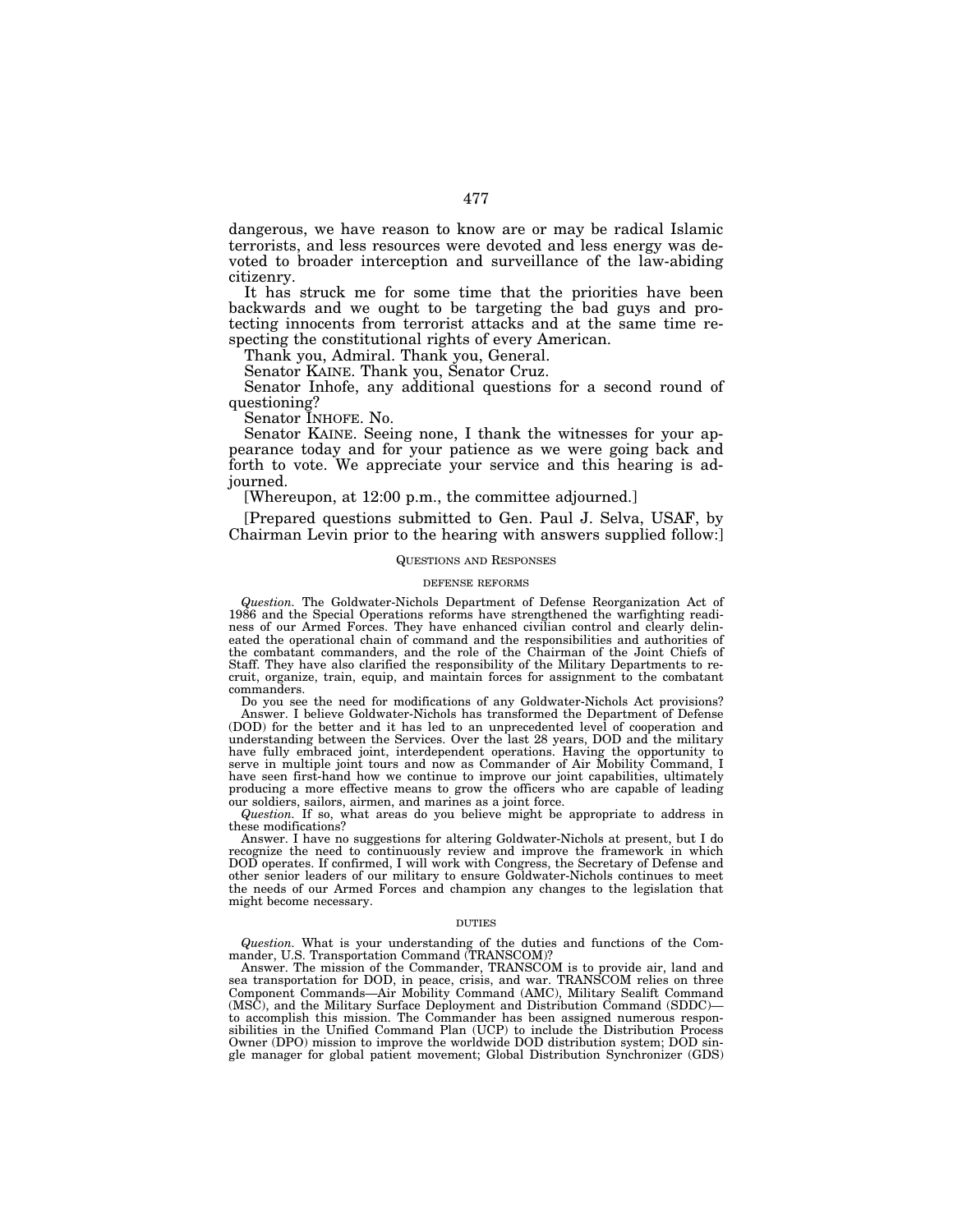dangerous, we have reason to know are or may be radical Islamic terrorists, and less resources were devoted and less energy was devoted to broader interception and surveillance of the law-abiding citizenry.

It has struck me for some time that the priorities have been backwards and we ought to be targeting the bad guys and protecting innocents from terrorist attacks and at the same time respecting the constitutional rights of every American.

Thank you, Admiral. Thank you, General.

Senator KAINE. Thank you, Senator Cruz.

Senator Inhofe, any additional questions for a second round of questioning?

Senator INHOFE. No.

Senator KAINE. Seeing none, I thank the witnesses for your appearance today and for your patience as we were going back and forth to vote. We appreciate your service and this hearing is adjourned.

[Whereupon, at 12:00 p.m., the committee adjourned.]

[Prepared questions submitted to Gen. Paul J. Selva, USAF, by Chairman Levin prior to the hearing with answers supplied follow:]

## QUESTIONS AND RESPONSES

### DEFENSE REFORMS

*Question.* The Goldwater-Nichols Department of Defense Reorganization Act of 1986 and the Special Operations reforms have strengthened the warfighting readiness of our Armed Forces. They have enhanced civilian control and clearly delineated the operational chain of command and the responsibilities and authorities of the combatant commanders, and the role of the Chairman of the Joint Chiefs of Staff. They have also clarified the responsibility of the Military Departments to recruit, organize, train, equip, and maintain forces for assignment to the combatant commanders.

Do you see the need for modifications of any Goldwater-Nichols Act provisions?

Answer. I believe Goldwater-Nichols has transformed the Department of Defense (DOD) for the better and it has led to an unprecedented level of cooperation and understanding between the Services. Over the last 28 years, DOD and the military have fully embraced joint, interdependent operations. Having the opportunity to serve in multiple joint tours and now as Commander of Air Mobility Command, I have seen first-hand how we continue to improve our joint capabilities, ultimately producing a more effective means to grow the officers who are capable of leading our soldiers, sailors, airmen, and marines as a joint force.

*Question.* If so, what areas do you believe might be appropriate to address in these modifications?

Answer. I have no suggestions for altering Goldwater-Nichols at present, but I do recognize the need to continuously review and improve the framework in which DOD operates. If confirmed, I will work with Congress, the Secretary of Defense and other senior leaders of our military to ensure Goldwater-Nichols continues to meet the needs of our Armed Forces and champion any changes to the legislation that might become necessary.

### DUTIES

*Question.* What is your understanding of the duties and functions of the Commander, U.S. Transportation Command (TRANSCOM)?

Answer. The mission of the Commander, TRANSCOM is to provide air, land and sea transportation for DOD, in peace, crisis, and war. TRANSCOM relies on three Component Commands—Air Mobility Command (AMC), Military Sealift Command (MSC), and the Military Surface Deployment and Distribution Command (SDDC)—to accomplish this mission. The Commander has been assigned numerous responsibilities in the Unified Command Plan (UCP) to include the Distribution Process Owner (DPO) mission to improve the worldwide DOD distribution system; DOD single manager for global patient movement; Global Distribution Synchronizer (GDS)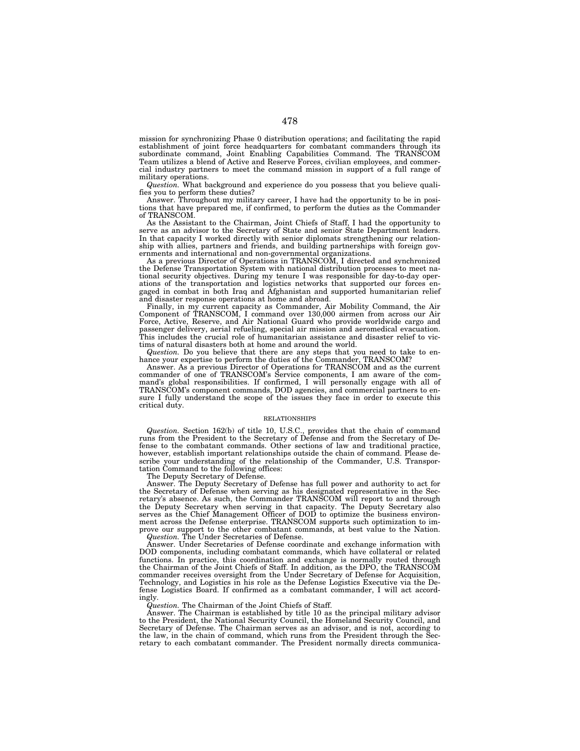mission for synchronizing Phase 0 distribution operations; and facilitating the rapid establishment of joint force headquarters for combatant commanders through its subordinate command, Joint Enabling Capabilities Command. The TRANSCOM Team utilizes a blend of Active and Reserve Forces, civilian employees, and commercial industry partners to meet the command mission in support of a full range of military operations.

*Question.* What background and experience do you possess that you believe qualifies you to perform these duties?

Answer. Throughout my military career, I have had the opportunity to be in positions that have prepared me, if confirmed, to perform the duties as the Commander of TRANSCOM.

As the Assistant to the Chairman, Joint Chiefs of Staff, I had the opportunity to serve as an advisor to the Secretary of State and senior State Department leaders. In that capacity I worked directly with senior diplomats strengthening our relationship with allies, partners and friends, and building partnerships with foreign governments and international and non-governmental organizations.

As a previous Director of Operations in TRANSCOM, I directed and synchronized the Defense Transportation System with national distribution processes to meet national security objectives. During my tenure I was responsible for day-to-day operations of the transportation and logistics networks that supported our forces engaged in combat in both Iraq and Afghanistan and supported humanitarian relief and disaster response operations at home and abroad.

Finally, in my current capacity as Commander, Air Mobility Command, the Air Component of TRANSCOM, I command over 130,000 airmen from across our Air Force, Active, Reserve, and Air National Guard who provide worldwide cargo and passenger delivery, aerial refueling, special air mission and aeromedical evacuation. This includes the crucial role of humanitarian assistance and disaster relief to victims of natural disasters both at home and around the world.

*Question.* Do you believe that there are any steps that you need to take to enhance your expertise to perform the duties of the Commander, TRANSCOM?

Answer. As a previous Director of Operations for TRANSCOM and as the current commander of one of TRANSCOM's Service components, I am aware of the command's global responsibilities. If confirmed, I will personally engage with all of TRANSCOM's component commands, DOD agencies, and commercial partners to ensure I fully understand the scope of the issues they face in order to execute this critical duty.

## RELATIONSHIPS

*Question.* Section 162(b) of title 10, U.S.C., provides that the chain of command runs from the President to the Secretary of Defense and from the Secretary of Defense to the combatant commands. Other sections of law and traditional practice, however, establish important relationships outside the chain of command. Please describe your understanding of the relationship of the Commander, U.S. Transportation Command to the following offices:

The Deputy Secretary of Defense.

Answer. The Deputy Secretary of Defense has full power and authority to act for the Secretary of Defense when serving as his designated representative in the Secretary's absence. As such, the Commander TRANSCOM will report to and through the Deputy Secretary when serving in that capacity. The Deputy Secretary also serves as the Chief Management Officer of DOD to optimize the business environment across the Defense enterprise. TRANSCOM supports such optimization to improve our support to the other combatant commands, at best value to the Nation.

*Question.* The Under Secretaries of Defense.

Answer. Under Secretaries of Defense coordinate and exchange information with DOD components, including combatant commands, which have collateral or related functions. In practice, this coordination and exchange is normally routed through the Chairman of the Joint Chiefs of Staff. In addition, as the DPO, the TRANSCOM commander receives oversight from the Under Secretary of Defense for Acquisition, Technology, and Logistics in his role as the Defense Logistics Executive via the Defense Logistics Board. If confirmed as a combatant commander, I will act accordingly.

*Question.* The Chairman of the Joint Chiefs of Staff.

Answer. The Chairman is established by title 10 as the principal military advisor to the President, the National Security Council, the Homeland Security Council, and Secretary of Defense. The Chairman serves as an advisor, and is not, according to the law, in the chain of command, which runs from the President through the Secretary to each combatant commander. The President normally directs communica-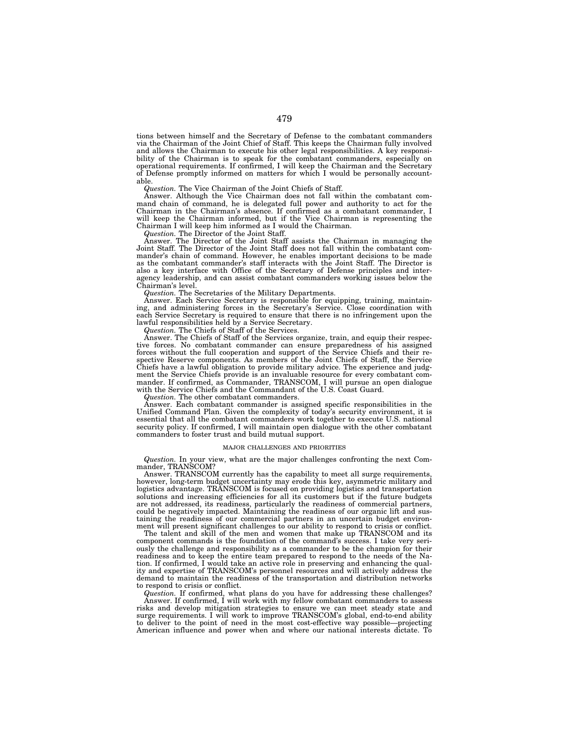tions between himself and the Secretary of Defense to the combatant commanders via the Chairman of the Joint Chief of Staff. This keeps the Chairman fully involved and allows the Chairman to execute his other legal responsibilities. A key responsibility of the Chairman is to speak for the combatant commanders, especially on operational requirements. If confirmed, I will keep the Chairman and the Secretary of Defense promptly informed on matters for which I would be personally accountable.

*Question.* The Vice Chairman of the Joint Chiefs of Staff.

Answer. Although the Vice Chairman does not fall within the combatant command chain of command, he is delegated full power and authority to act for the Chairman in the Chairman's absence. If confirmed as a combatant commander, I will keep the Chairman informed, but if the Vice Chairman is representing the Chairman I will keep him informed as I would the Chairman.

*Question.* The Director of the Joint Staff.

Answer. The Director of the Joint Staff assists the Chairman in managing the Joint Staff. The Director of the Joint Staff does not fall within the combatant commander's chain of command. However, he enables important decisions to be made as the combatant commander's staff interacts with the Joint Staff. The Director is also a key interface with Office of the Secretary of Defense principles and interagency leadership, and can assist combatant commanders working issues below the Chairman's level.

*Question.* The Secretaries of the Military Departments.

Answer. Each Service Secretary is responsible for equipping, training, maintaining, and administering forces in the Secretary's Service. Close coordination with each Service Secretary is required to ensure that there is no infringement upon the lawful responsibilities held by a Service Secretary.

*Question.* The Chiefs of Staff of the Services.

Answer. The Chiefs of Staff of the Services organize, train, and equip their respective forces. No combatant commander can ensure preparedness of his assigned forces without the full cooperation and support of the Service Chiefs and their respective Reserve components. As members of the Joint Chiefs of Staff, the Service Chiefs have a lawful obligation to provide military advice. The experience and judgment the Service Chiefs provide is an invaluable resource for every combatant commander. If confirmed, as Commander, TRANSCOM, I will pursue an open dialogue with the Service Chiefs and the Commandant of the U.S. Coast Guard.

*Question.* The other combatant commanders.

Answer. Each combatant commander is assigned specific responsibilities in the Unified Command Plan. Given the complexity of today's security environment, it is essential that all the combatant commanders work together to execute U.S. national security policy. If confirmed, I will maintain open dialogue with the other combatant commanders to foster trust and build mutual support.

## MAJOR CHALLENGES AND PRIORITIES

*Question.* In your view, what are the major challenges confronting the next Commander, TRANSCOM?

Answer. TRANSCOM currently has the capability to meet all surge requirements, however, long-term budget uncertainty may erode this key, asymmetric military and logistics advantage. TRANSCOM is focused on providing logistics and transportation solutions and increasing efficiencies for all its customers but if the future budgets are not addressed, its readiness, particularly the readiness of commercial partners, could be negatively impacted. Maintaining the readiness of our organic lift and sustaining the readiness of our commercial partners in an uncertain budget environment will present significant challenges to our ability to respond to crisis or conflict.

The talent and skill of the men and women that make up TRANSCOM and its component commands is the foundation of the command's success. I take very seriously the challenge and responsibility as a commander to be the champion for their readiness and to keep the entire team prepared to respond to the needs of the Nation. If confirmed, I would take an active role in preserving and enhancing the quality and expertise of TRANSCOM's personnel resources and will actively address the demand to maintain the readiness of the transportation and distribution networks to respond to crisis or conflict.

*Question.* If confirmed, what plans do you have for addressing these challenges?

Answer. If confirmed, I will work with my fellow combatant commanders to assess risks and develop mitigation strategies to ensure we can meet steady state and surge requirements. I will work to improve TRANSCOM's global, end-to-end ability to deliver to the point of need in the most cost-effective way possible—projecting American influence and power when and where our national interests dictate. To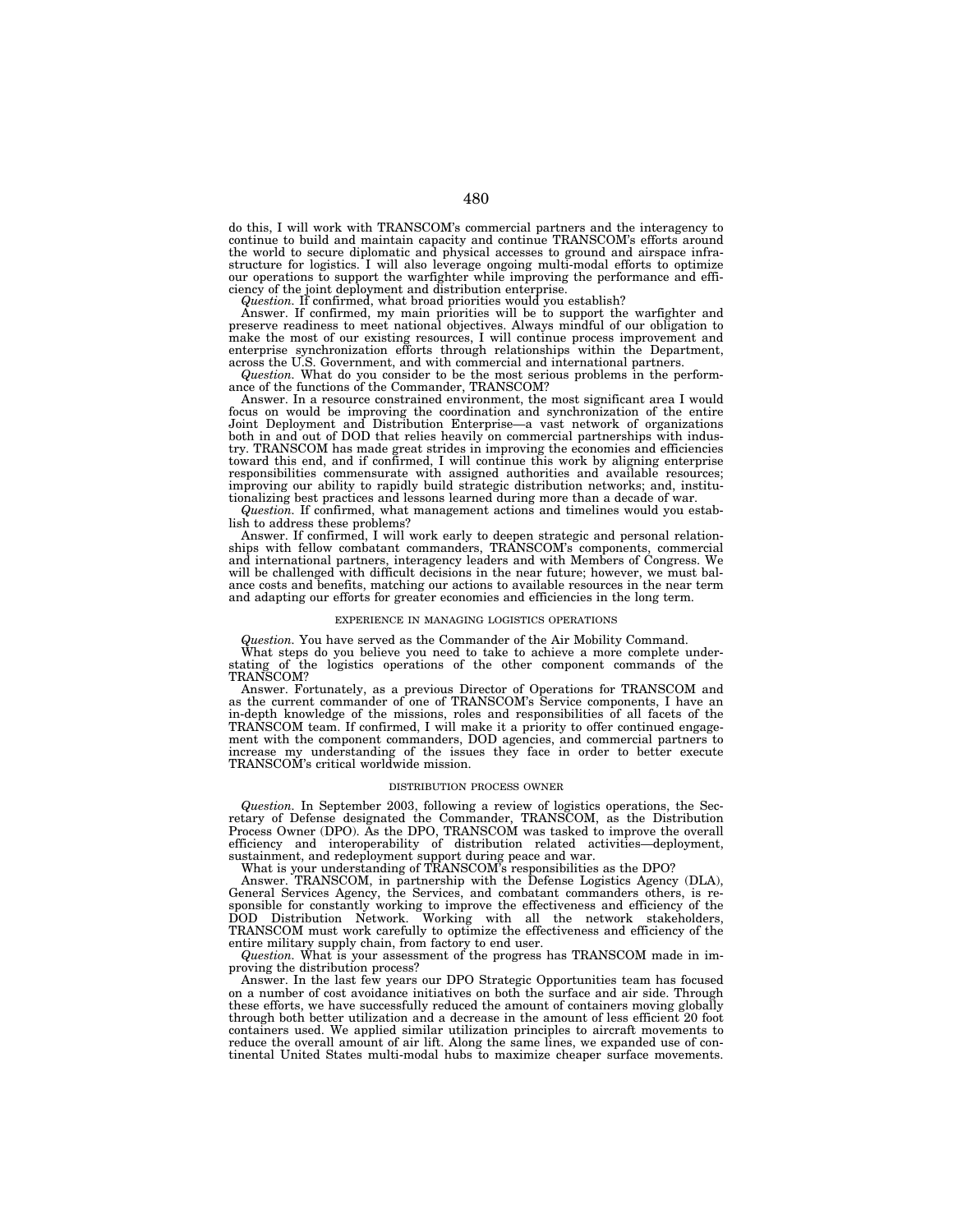do this, I will work with TRANSCOM's commercial partners and the interagency to continue to build and maintain capacity and continue TRANSCOM's efforts around the world to secure diplomatic and physical accesses to ground and airspace infrastructure for logistics. I will also leverage ongoing multi-modal efforts to optimize our operations to support the warfighter while improving the performance and efficiency of the joint deployment and distribution enterprise.

*Question.* If confirmed, what broad priorities would you establish?

Answer. If confirmed, my main priorities will be to support the warfighter and preserve readiness to meet national objectives. Always mindful of our obligation to make the most of our existing resources, I will continue process improvement and enterprise synchronization efforts through relationships within the Department, across the U.S. Government, and with commercial and international partners.

*Question.* What do you consider to be the most serious problems in the performance of the functions of the Commander, TRANSCOM?

Answer. In a resource constrained environment, the most significant area I would focus on would be improving the coordination and synchronization of the entire Joint Deployment and Distribution Enterprise—a vast network of organizations both in and out of DOD that relies heavily on commercial partnerships with industry. TRANSCOM has made great strides in improving the economies and efficiencies toward this end, and if confirmed, I will continue this work by aligning enterprise responsibilities commensurate with assigned authorities and available resources; improving our ability to rapidly build strategic distribution networks; and, institutionalizing best practices and lessons learned during more than a decade of war.

*Question.* If confirmed, what management actions and timelines would you establish to address these problems?

Answer. If confirmed, I will work early to deepen strategic and personal relationships with fellow combatant commanders, TRANSCOM's components, commercial and international partners, interagency leaders and with Members of Congress. We will be challenged with difficult decisions in the near future; however, we must balance costs and benefits, matching our actions to available resources in the near term and adapting our efforts for greater economies and efficiencies in the long term.

## EXPERIENCE IN MANAGING LOGISTICS OPERATIONS

*Question.* You have served as the Commander of the Air Mobility Command.

What steps do you believe you need to take to achieve a more complete understating of the logistics operations of the other component commands of the TRANSCOM?

Answer. Fortunately, as a previous Director of Operations for TRANSCOM and as the current commander of one of TRANSCOM's Service components, I have an in-depth knowledge of the missions, roles and responsibilities of all facets of the TRANSCOM team. If confirmed, I will make it a priority to offer continued engagement with the component commanders, DOD agencies, and commercial partners to increase my understanding of the issues they face in order to better execute TRANSCOM's critical worldwide mission.

## DISTRIBUTION PROCESS OWNER

*Question.* In September 2003, following a review of logistics operations, the Secretary of Defense designated the Commander, TRANSCOM, as the Distribution Process Owner (DPO). As the DPO, TRANSCOM was tasked to improve the overall efficiency and interoperability of distribution related activities—deployment, sustainment, and redeployment support during peace and war.

What is your understanding of TRANSCOM's responsibilities as the DPO?

Answer. TRANSCOM, in partnership with the Defense Logistics Agency (DLA), General Services Agency, the Services, and combatant commanders others, is responsible for constantly working to improve the effectiveness and efficiency of the DOD Distribution Network. Working with all the network stakeholders, TRANSCOM must work carefully to optimize the effectiveness and efficiency of the entire military supply chain, from factory to end user.

*Question.* What is your assessment of the progress has TRANSCOM made in improving the distribution process?

Answer. In the last few years our DPO Strategic Opportunities team has focused on a number of cost avoidance initiatives on both the surface and air side. Through these efforts, we have successfully reduced the amount of containers moving globally through both better utilization and a decrease in the amount of less efficient 20 foot containers used. We applied similar utilization principles to aircraft movements to reduce the overall amount of air lift. Along the same lines, we expanded use of continental United States multi-modal hubs to maximize cheaper surface movements.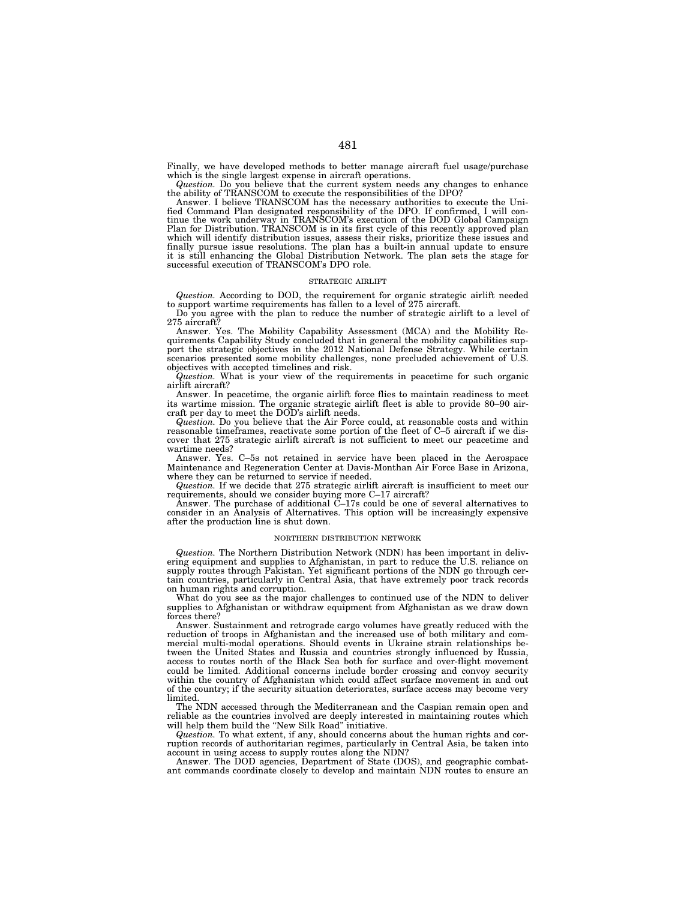Finally, we have developed methods to better manage aircraft fuel usage/purchase which is the single largest expense in aircraft operations.

*Question.* Do you believe that the current system needs any changes to enhance the ability of TRANSCOM to execute the responsibilities of the DPO?

Answer. I believe TRANSCOM has the necessary authorities to execute the Unified Command Plan designated responsibility of the DPO. If confirmed, I will continue the work underway in TRANSCOM's execution of the DOD Global Campaign Plan for Distribution. TRANSCOM is in its first cycle of this recently approved plan which will identify distribution issues, assess their risks, prioritize these issues and finally pursue issue resolutions. The plan has a built-in annual update to ensure it is still enhancing the Global Distribution Network. The plan sets the stage for successful execution of TRANSCOM's DPO role.

## STRATEGIC AIRLIFT

*Question.* According to DOD, the requirement for organic strategic airlift needed to support wartime requirements has fallen to a level of 275 aircraft.

Do you agree with the plan to reduce the number of strategic airlift to a level of 275 aircraft?

Answer. Yes. The Mobility Capability Assessment (MCA) and the Mobility Requirements Capability Study concluded that in general the mobility capabilities support the strategic objectives in the 2012 National Defense Strategy. While certain scenarios presented some mobility challenges, none precluded achievement of U.S. objectives with accepted timelines and risk.

*Question.* What is your view of the requirements in peacetime for such organic airlift aircraft?

Answer. In peacetime, the organic airlift force flies to maintain readiness to meet its wartime mission. The organic strategic airlift fleet is able to provide 80–90 aircraft per day to meet the DOD's airlift needs.

*Question.* Do you believe that the Air Force could, at reasonable costs and within reasonable timeframes, reactivate some portion of the fleet of C–5 aircraft if we discover that 275 strategic airlift aircraft is not sufficient to meet our peacetime and wartime needs?

Answer. Yes. C–5s not retained in service have been placed in the Aerospace Maintenance and Regeneration Center at Davis-Monthan Air Force Base in Arizona, where they can be returned to service if needed.

*Question.* If we decide that 275 strategic airlift aircraft is insufficient to meet our requirements, should we consider buying more C–17 aircraft?

Answer. The purchase of additional C–17s could be one of several alternatives to consider in an Analysis of Alternatives. This option will be increasingly expensive after the production line is shut down.

## NORTHERN DISTRIBUTION NETWORK

*Question.* The Northern Distribution Network (NDN) has been important in delivering equipment and supplies to Afghanistan, in part to reduce the U.S. reliance on supply routes through Pakistan. Yet significant portions of the NDN go through certain countries, particularly in Central Asia, that have extremely poor track records on human rights and corruption.

What do you see as the major challenges to continued use of the NDN to deliver supplies to Afghanistan or withdraw equipment from Afghanistan as we draw down forces there?

Answer. Sustainment and retrograde cargo volumes have greatly reduced with the reduction of troops in Afghanistan and the increased use of both military and commercial multi-modal operations. Should events in Ukraine strain relationships between the United States and Russia and countries strongly influenced by Russia, access to routes north of the Black Sea both for surface and over-flight movement could be limited. Additional concerns include border crossing and convoy security within the country of Afghanistan which could affect surface movement in and out of the country; if the security situation deteriorates, surface access may become very limited.

The NDN accessed through the Mediterranean and the Caspian remain open and reliable as the countries involved are deeply interested in maintaining routes which will help them build the "New Silk Road" initiative.

*Question.* To what extent, if any, should concerns about the human rights and corruption records of authoritarian regimes, particularly in Central Asia, be taken into account in using access to supply routes along the NDN?

Answer. The DOD agencies, Department of State (DOS), and geographic combatant commands coordinate closely to develop and maintain NDN routes to ensure an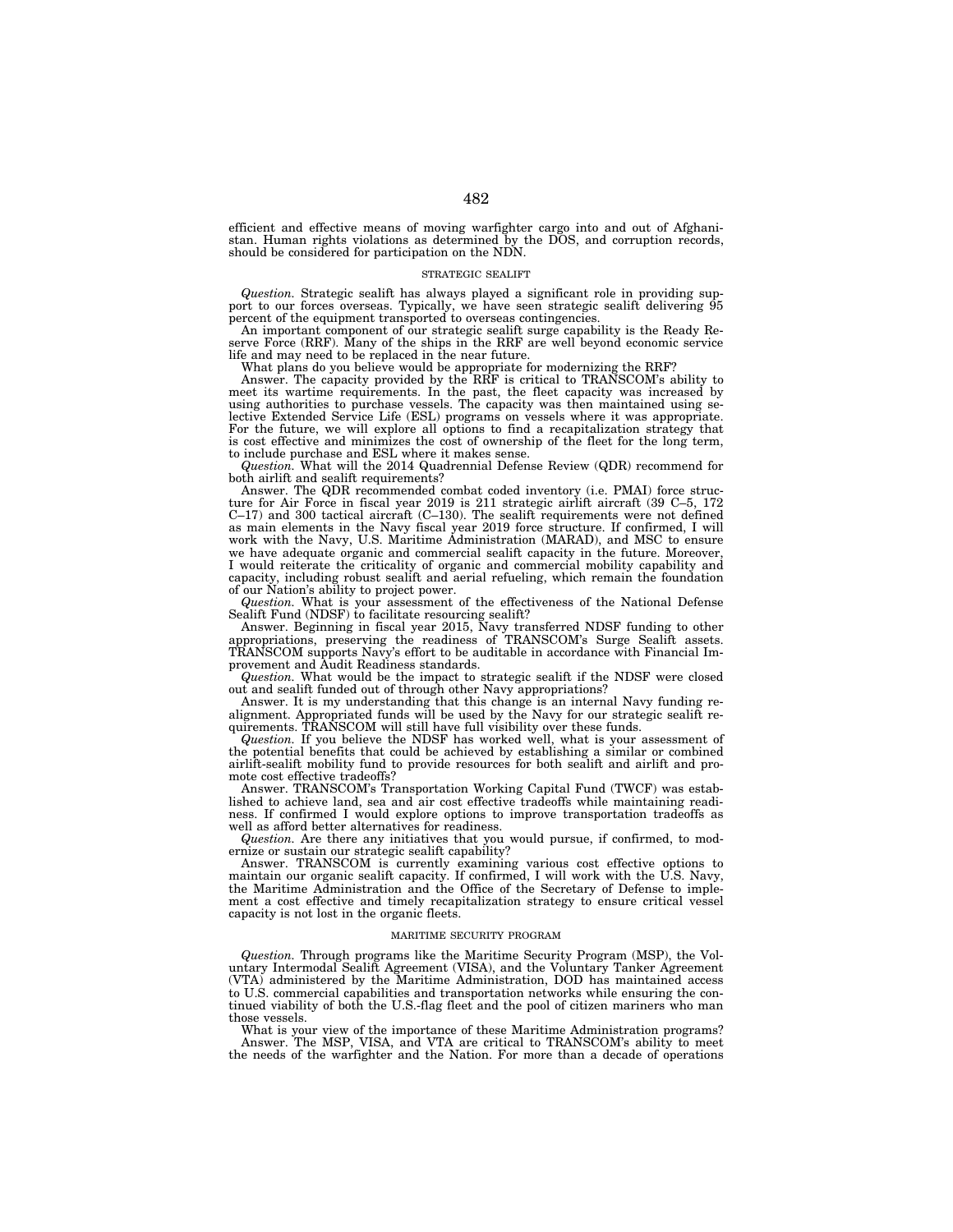efficient and effective means of moving warfighter cargo into and out of Afghanistan. Human rights violations as determined by the DOS, and corruption records, should be considered for participation on the NDN.

## STRATEGIC SEALIFT

*Question.* Strategic sealift has always played a significant role in providing support to our forces overseas. Typically, we have seen strategic sealift delivering 95 percent of the equipment transported to overseas contingencies.

An important component of our strategic sealift surge capability is the Ready Reserve Force (RRF). Many of the ships in the RRF are well beyond economic service life and may need to be replaced in the near future.

What plans do you believe would be appropriate for modernizing the RRF?

Answer. The capacity provided by the RRF is critical to TRANSCOM's ability to meet its wartime requirements. In the past, the fleet capacity was increased by using authorities to purchase vessels. The capacity was then maintained using selective Extended Service Life (ESL) programs on vessels where it was appropriate. For the future, we will explore all options to find a recapitalization strategy that is cost effective and minimizes the cost of ownership of the fleet for the long term, to include purchase and ESL where it makes sense.

*Question.* What will the 2014 Quadrennial Defense Review (QDR) recommend for both airlift and sealift requirements?

Answer. The QDR recommended combat coded inventory (i.e. PMAI) force structure for Air Force in fiscal year 2019 is 211 strategic airlift aircraft (39 C–5, 172 C–17) and 300 tactical aircraft (C–130). The sealift requirements were not defined as main elements in the Navy fiscal year 2019 force structure. If confirmed, I will work with the Navy, U.S. Maritime Administration (MARAD), and MSC to ensure we have adequate organic and commercial sealift capacity in the future. Moreover, I would reiterate the criticality of organic and commercial mobility capability and capacity, including robust sealift and aerial refueling, which remain the foundation of our Nation's ability to project power.

*Question.* What is your assessment of the effectiveness of the National Defense Sealift Fund (NDSF) to facilitate resourcing sealift?

Answer. Beginning in fiscal year 2015, Navy transferred NDSF funding to other appropriations, preserving the readiness of TRANSCOM's Surge Sealift assets. TRANSCOM supports Navy's effort to be auditable in accordance with Financial Improvement and Audit Readiness standards.

*Question.* What would be the impact to strategic sealift if the NDSF were closed out and sealift funded out of through other Navy appropriations?

Answer. It is my understanding that this change is an internal Navy funding realignment. Appropriated funds will be used by the Navy for our strategic sealift requirements. TRANSCOM will still have full visibility over these funds.

*Question.* If you believe the NDSF has worked well, what is your assessment of the potential benefits that could be achieved by establishing a similar or combined airlift-sealift mobility fund to provide resources for both sealift and airlift and promote cost effective tradeoffs?

Answer. TRANSCOM's Transportation Working Capital Fund (TWCF) was established to achieve land, sea and air cost effective tradeoffs while maintaining readiness. If confirmed I would explore options to improve transportation tradeoffs as well as afford better alternatives for readiness.

*Question.* Are there any initiatives that you would pursue, if confirmed, to modernize or sustain our strategic sealift capability?

Answer. TRANSCOM is currently examining various cost effective options to maintain our organic sealift capacity. If confirmed, I will work with the U.S. Navy, the Maritime Administration and the Office of the Secretary of Defense to implement a cost effective and timely recapitalization strategy to ensure critical vessel capacity is not lost in the organic fleets.

## MARITIME SECURITY PROGRAM

*Question.* Through programs like the Maritime Security Program (MSP), the Voluntary Intermodal Sealift Agreement (VISA), and the Voluntary Tanker Agreement (VTA) administered by the Maritime Administration, DOD has maintained access to U.S. commercial capabilities and transportation networks while ensuring the continued viability of both the U.S.-flag fleet and the pool of citizen mariners who man those vessels.

What is your view of the importance of these Maritime Administration programs?

Answer. The MSP, VISA, and VTA are critical to TRANSCOM's ability to meet the needs of the warfighter and the Nation. For more than a decade of operations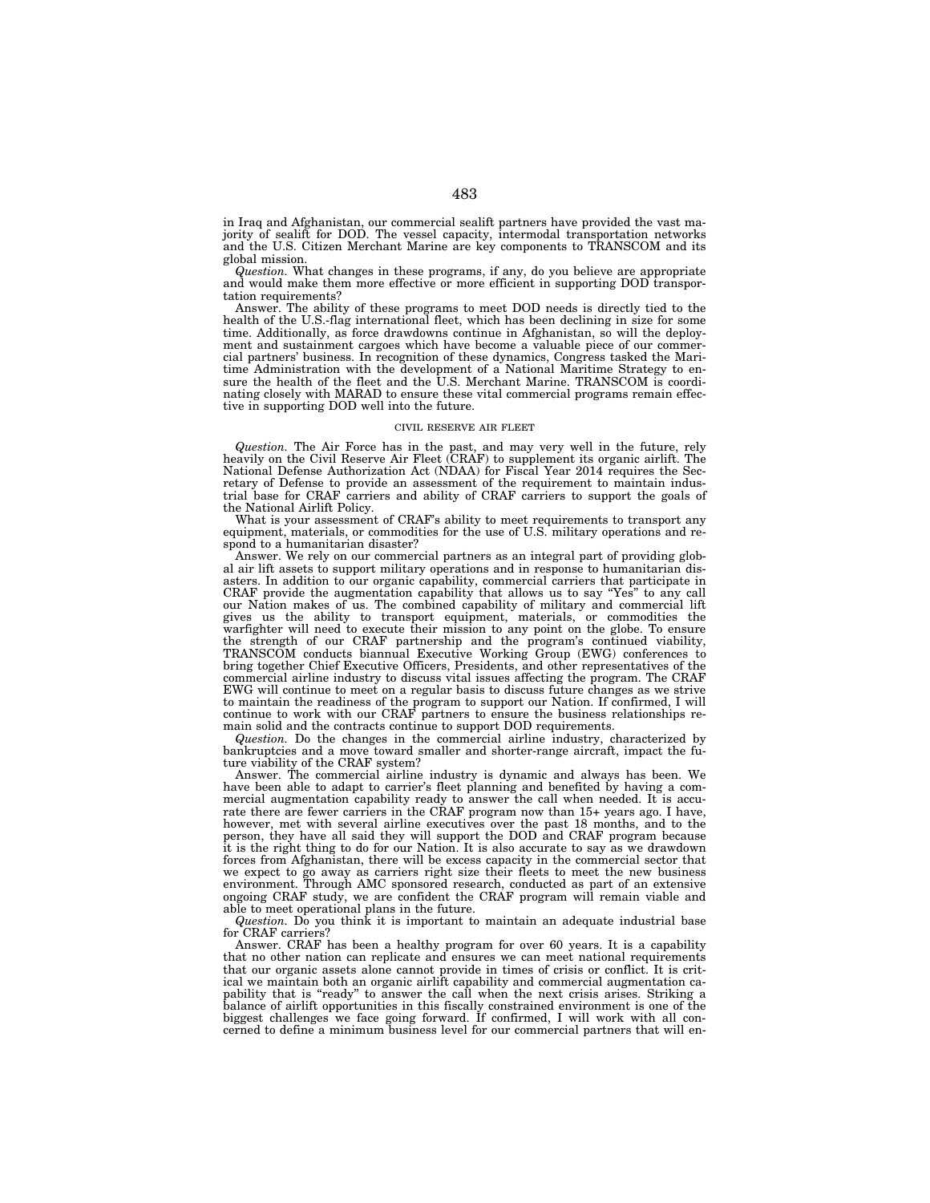in Iraq and Afghanistan, our commercial sealift partners have provided the vast majority of sealift for DOD. The vessel capacity, intermodal transportation networks and the U.S. Citizen Merchant Marine are key components to TRANSCOM and its global mission.

*Question.* What changes in these programs, if any, do you believe are appropriate and would make them more effective or more efficient in supporting DOD transportation requirements?

Answer. The ability of these programs to meet DOD needs is directly tied to the health of the U.S.-flag international fleet, which has been declining in size for some time. Additionally, as force drawdowns continue in Afghanistan, so will the deployment and sustainment cargoes which have become a valuable piece of our commercial partners' business. In recognition of these dynamics, Congress tasked the Maritime Administration with the development of a National Maritime Strategy to ensure the health of the fleet and the U.S. Merchant Marine. TRANSCOM is coordinating closely with MARAD to ensure these vital commercial programs remain effective in supporting DOD well into the future.

## CIVIL RESERVE AIR FLEET

*Question.* The Air Force has in the past, and may very well in the future, rely heavily on the Civil Reserve Air Fleet (CRAF) to supplement its organic airlift. The National Defense Authorization Act (NDAA) for Fiscal Year 2014 requires the Secretary of Defense to provide an assessment of the requirement to maintain industrial base for CRAF carriers and ability of CRAF carriers to support the goals of the National Airlift Policy.

What is your assessment of CRAF's ability to meet requirements to transport any equipment, materials, or commodities for the use of U.S. military operations and respond to a humanitarian disaster?

Answer. We rely on our commercial partners as an integral part of providing global air lift assets to support military operations and in response to humanitarian disasters. In addition to our organic capability, commercial carriers that participate in CRAF provide the augmentation capability that allows us to say "Yes" to any call our Nation makes of us. The combined capability of military and commercial lift gives us the ability to transport equipment, materials, or commodities the warfighter will need to execute their mission to any point on the globe. To ensure the strength of our CRAF partnership and the program's continued viability, TRANSCOM conducts biannual Executive Working Group (EWG) conferences to bring together Chief Executive Officers, Presidents, and other representatives of the commercial airline industry to discuss vital issues affecting the program. The CRAF EWG will continue to meet on a regular basis to discuss future changes as we strive to maintain the readiness of the program to support our Nation. If confirmed, I will continue to work with our CRAF partners to ensure the business relationships remain solid and the contracts continue to support DOD requirements.

*Question.* Do the changes in the commercial airline industry, characterized by bankruptcies and a move toward smaller and shorter-range aircraft, impact the future viability of the CRAF system?

Answer. The commercial airline industry is dynamic and always has been. We have been able to adapt to carrier's fleet planning and benefited by having a commercial augmentation capability ready to answer the call when needed. It is accurate there are fewer carriers in the CRAF program now than 15+ years ago. I have, however, met with several airline executives over the past 18 months, and to the person, they have all said they will support the DOD and CRAF program because it is the right thing to do for our Nation. It is also accurate to say as we drawdown forces from Afghanistan, there will be excess capacity in the commercial sector that we expect to go away as carriers right size their fleets to meet the new business environment. Through AMC sponsored research, conducted as part of an extensive ongoing CRAF study, we are confident the CRAF program will remain viable and able to meet operational plans in the future.

*Question.* Do you think it is important to maintain an adequate industrial base for CRAF carriers?

Answer. CRAF has been a healthy program for over 60 years. It is a capability that no other nation can replicate and ensures we can meet national requirements that our organic assets alone cannot provide in times of crisis or conflict. It is critical we maintain both an organic airlift capability and commercial augmentation capability that is "ready" to answer the call when the next crisis arises. Striking a balance of airlift opportunities in this fiscally constrained environment is one of the biggest challenges we face going forward. If confirmed, I will work with all concerned to define a minimum business level for our commercial partners that will en-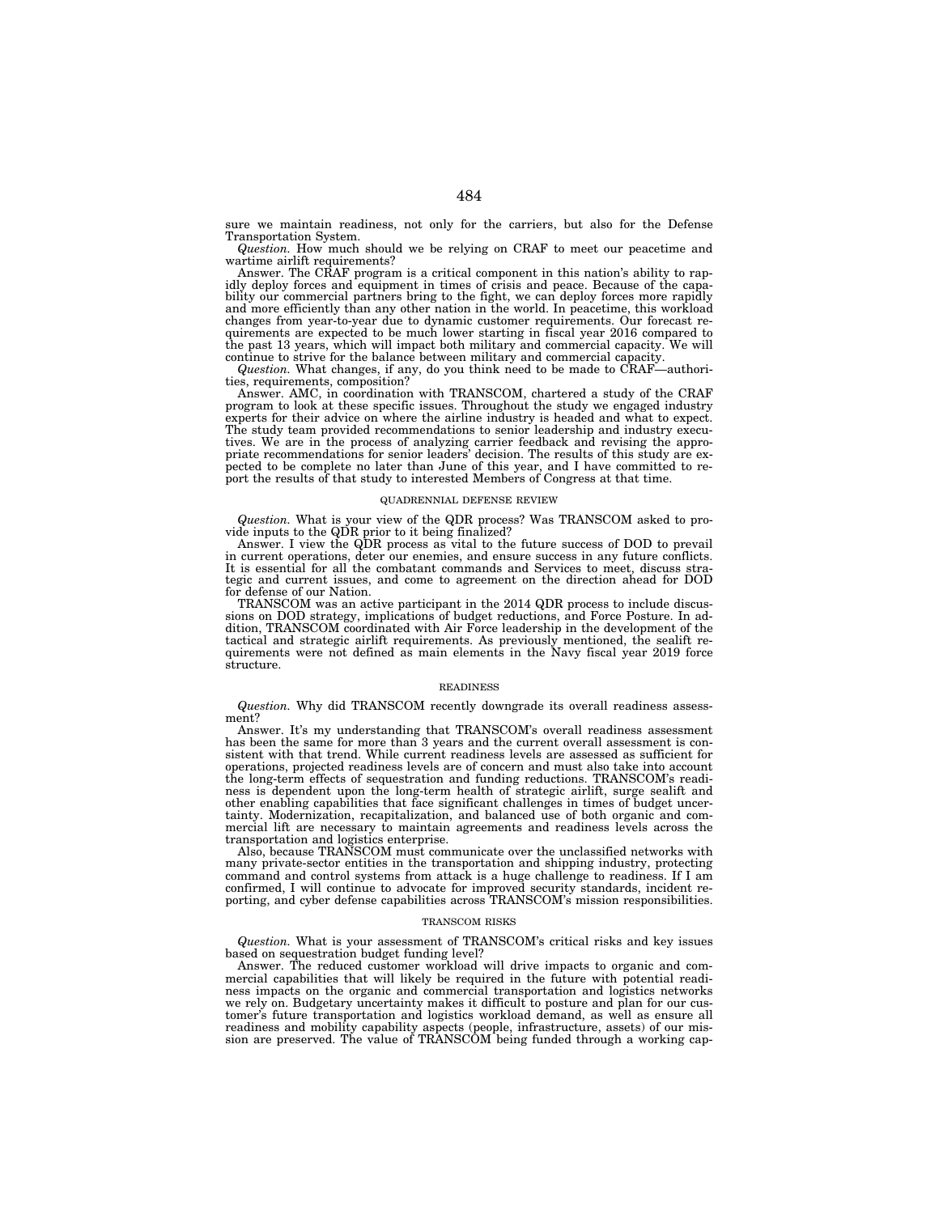sure we maintain readiness, not only for the carriers, but also for the Defense Transportation System.

*Question.* How much should we be relying on CRAF to meet our peacetime and wartime airlift requirements?

Answer. The CRAF program is a critical component in this nation's ability to rapidly deploy forces and equipment in times of crisis and peace. Because of the capability our commercial partners bring to the fight, we can deploy forces more rapidly and more efficiently than any other nation in the world. In peacetime, this workload changes from year-to-year due to dynamic customer requirements. Our forecast requirements are expected to be much lower starting in fiscal year 2016 compared to the past 13 years, which will impact both military and commercial capacity. We will continue to strive for the balance between military and commercial capacity.

*Question.* What changes, if any, do you think need to be made to CRAF—authorities, requirements, composition?

Answer. AMC, in coordination with TRANSCOM, chartered a study of the CRAF program to look at these specific issues. Throughout the study we engaged industry experts for their advice on where the airline industry is headed and what to expect. The study team provided recommendations to senior leadership and industry executives. We are in the process of analyzing carrier feedback and revising the appropriate recommendations for senior leaders' decision. The results of this study are expected to be complete no later than June of this year, and I have committed to report the results of that study to interested Members of Congress at that time.

## QUADRENNIAL DEFENSE REVIEW

*Question.* What is your view of the QDR process? Was TRANSCOM asked to provide inputs to the QDR prior to it being finalized?

Answer. I view the QDR process as vital to the future success of DOD to prevail in current operations, deter our enemies, and ensure success in any future conflicts. It is essential for all the combatant commands and Services to meet, discuss strategic and current issues, and come to agreement on the direction ahead for DOD for defense of our Nation.

TRANSCOM was an active participant in the 2014 QDR process to include discussions on DOD strategy, implications of budget reductions, and Force Posture. In addition, TRANSCOM coordinated with Air Force leadership in the development of the tactical and strategic airlift requirements. As previously mentioned, the sealift requirements were not defined as main elements in the Navy fiscal year 2019 force structure.

## READINESS

*Question.* Why did TRANSCOM recently downgrade its overall readiness assessment?

Answer. It's my understanding that TRANSCOM's overall readiness assessment has been the same for more than 3 years and the current overall assessment is consistent with that trend. While current readiness levels are assessed as sufficient for operations, projected readiness levels are of concern and must also take into account the long-term effects of sequestration and funding reductions. TRANSCOM's readiness is dependent upon the long-term health of strategic airlift, surge sealift and other enabling capabilities that face significant challenges in times of budget uncertainty. Modernization, recapitalization, and balanced use of both organic and commercial lift are necessary to maintain agreements and readiness levels across the transportation and logistics enterprise.

Also, because TRANSCOM must communicate over the unclassified networks with many private-sector entities in the transportation and shipping industry, protecting command and control systems from attack is a huge challenge to readiness. If I am confirmed, I will continue to advocate for improved security standards, incident reporting, and cyber defense capabilities across TRANSCOM's mission responsibilities.

## TRANSCOM RISKS

*Question.* What is your assessment of TRANSCOM's critical risks and key issues based on sequestration budget funding level?

Answer. The reduced customer workload will drive impacts to organic and commercial capabilities that will likely be required in the future with potential readiness impacts on the organic and commercial transportation and logistics networks we rely on. Budgetary uncertainty makes it difficult to posture and plan for our customer's future transportation and logistics workload demand, as well as ensure all readiness and mobility capability aspects (people, infrastructure, assets) of our mission are preserved. The value of TRANSCOM being funded through a working cap-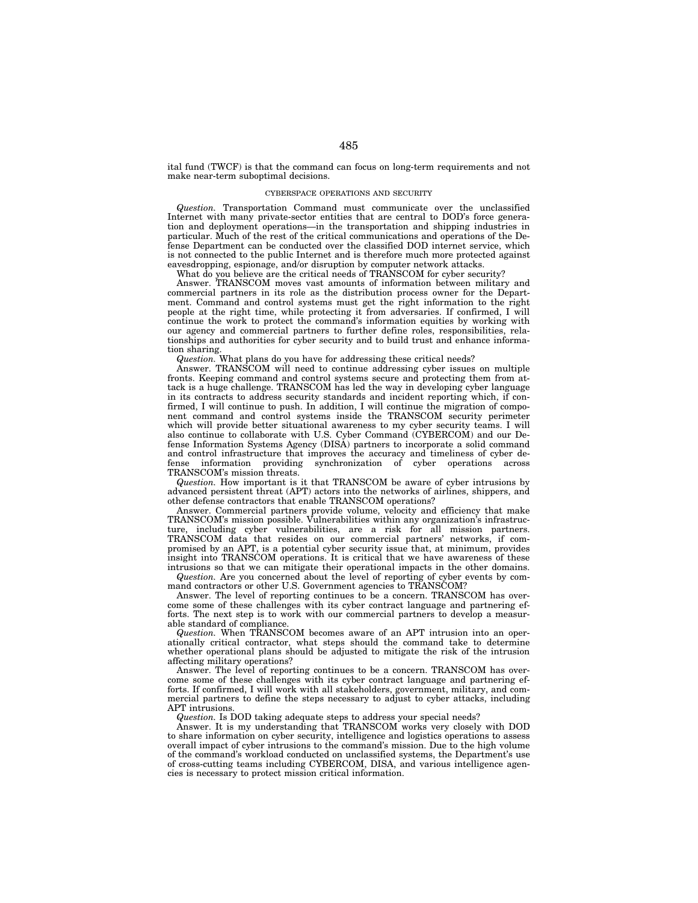ital fund (TWCF) is that the command can focus on long-term requirements and not make near-term suboptimal decisions.

## CYBERSPACE OPERATIONS AND SECURITY

*Question.* Transportation Command must communicate over the unclassified Internet with many private-sector entities that are central to DOD's force generation and deployment operations—in the transportation and shipping industries in particular. Much of the rest of the critical communications and operations of the Defense Department can be conducted over the classified DOD internet service, which is not connected to the public Internet and is therefore much more protected against eavesdropping, espionage, and/or disruption by computer network attacks.

What do you believe are the critical needs of TRANSCOM for cyber security?

Answer. TRANSCOM moves vast amounts of information between military and commercial partners in its role as the distribution process owner for the Department. Command and control systems must get the right information to the right people at the right time, while protecting it from adversaries. If confirmed, I will continue the work to protect the command's information equities by working with our agency and commercial partners to further define roles, responsibilities, relationships and authorities for cyber security and to build trust and enhance information sharing.

*Question.* What plans do you have for addressing these critical needs?

Answer. TRANSCOM will need to continue addressing cyber issues on multiple fronts. Keeping command and control systems secure and protecting them from attack is a huge challenge. TRANSCOM has led the way in developing cyber language in its contracts to address security standards and incident reporting which, if confirmed, I will continue to push. In addition, I will continue the migration of component command and control systems inside the TRANSCOM security perimeter which will provide better situational awareness to my cyber security teams. I will also continue to collaborate with U.S. Cyber Command (CYBERCOM) and our Defense Information Systems Agency (DISA) partners to incorporate a solid command and control infrastructure that improves the accuracy and timeliness of cyber defense information providing synchronization of cyber operations across TRANSCOM's mission threats.

*Question.* How important is it that TRANSCOM be aware of cyber intrusions by advanced persistent threat (APT) actors into the networks of airlines, shippers, and other defense contractors that enable TRANSCOM operations?

Answer. Commercial partners provide volume, velocity and efficiency that make TRANSCOM's mission possible. Vulnerabilities within any organization's infrastructure, including cyber vulnerabilities, are a risk for all mission partners. TRANSCOM data that resides on our commercial partners' networks, if compromised by an APT, is a potential cyber security issue that, at minimum, provides insight into TRANSCOM operations. It is critical that we have awareness of these intrusions so that we can mitigate their operational impacts in the other domains.

*Question.* Are you concerned about the level of reporting of cyber events by command contractors or other U.S. Government agencies to TRANSCOM?

Answer. The level of reporting continues to be a concern. TRANSCOM has overcome some of these challenges with its cyber contract language and partnering efforts. The next step is to work with our commercial partners to develop a measurable standard of compliance.

*Question.* When TRANSCOM becomes aware of an APT intrusion into an operationally critical contractor, what steps should the command take to determine whether operational plans should be adjusted to mitigate the risk of the intrusion affecting military operations?

Answer. The level of reporting continues to be a concern. TRANSCOM has overcome some of these challenges with its cyber contract language and partnering efforts. If confirmed, I will work with all stakeholders, government, military, and commercial partners to define the steps necessary to adjust to cyber attacks, including APT intrusions.

*Question.* Is DOD taking adequate steps to address your special needs?

Answer. It is my understanding that TRANSCOM works very closely with DOD to share information on cyber security, intelligence and logistics operations to assess overall impact of cyber intrusions to the command's mission. Due to the high volume of the command's workload conducted on unclassified systems, the Department's use of cross-cutting teams including CYBERCOM, DISA, and various intelligence agencies is necessary to protect mission critical information.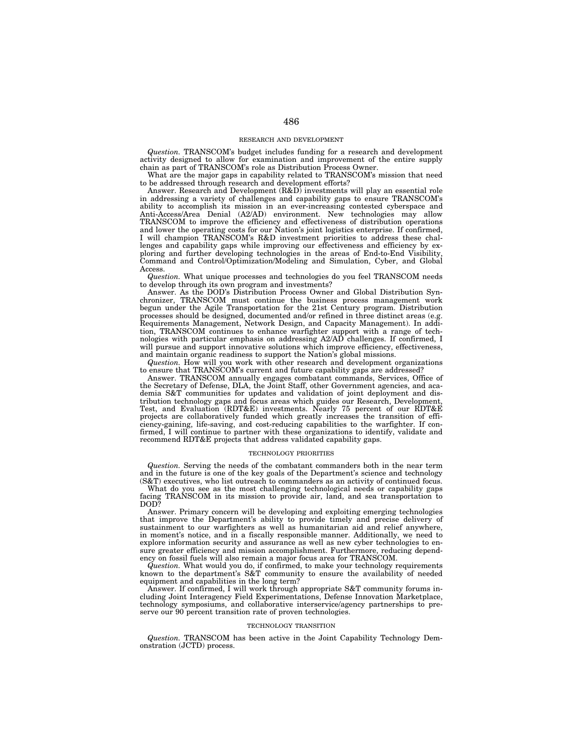## RESEARCH AND DEVELOPMENT

*Question.* TRANSCOM's budget includes funding for a research and development activity designed to allow for examination and improvement of the entire supply chain as part of TRANSCOM's role as Distribution Process Owner.

What are the major gaps in capability related to TRANSCOM's mission that need to be addressed through research and development efforts?

Answer. Research and Development (R&D) investments will play an essential role in addressing a variety of challenges and capability gaps to ensure TRANSCOM's ability to accomplish its mission in an ever-increasing contested cyberspace and Anti-Access/Area Denial (A2/AD) environment. New technologies may allow TRANSCOM to improve the efficiency and effectiveness of distribution operations and lower the operating costs for our Nation's joint logistics enterprise. If confirmed, I will champion TRANSCOM's R&D investment priorities to address these challenges and capability gaps while improving our effectiveness and efficiency by exploring and further developing technologies in the areas of End-to-End Visibility, Command and Control/Optimization/Modeling and Simulation, Cyber, and Global Access.

*Question.* What unique processes and technologies do you feel TRANSCOM needs to develop through its own program and investments?

Answer. As the DOD's Distribution Process Owner and Global Distribution Synchronizer, TRANSCOM must continue the business process management work begun under the Agile Transportation for the 21st Century program. Distribution processes should be designed, documented and/or refined in three distinct areas (e.g. Requirements Management, Network Design, and Capacity Management). In addition, TRANSCOM continues to enhance warfighter support with a range of technologies with particular emphasis on addressing A2/AD challenges. If confirmed, I will pursue and support innovative solutions which improve efficiency, effectiveness, and maintain organic readiness to support the Nation's global missions.

*Question.* How will you work with other research and development organizations to ensure that TRANSCOM's current and future capability gaps are addressed?

Answer. TRANSCOM annually engages combatant commands, Services, Office of the Secretary of Defense, DLA, the Joint Staff, other Government agencies, and academia S&T communities for updates and validation of joint deployment and distribution technology gaps and focus areas which guides our Research, Development, Test, and Evaluation (RDT&E) investments. Nearly 75 percent of our RDT&E projects are collaboratively funded which greatly increases the transition of efficiency-gaining, life-saving, and cost-reducing capabilities to the warfighter. If confirmed, I will continue to partner with these organizations to identify, validate and recommend RDT&E projects that address validated capability gaps.

## TECHNOLOGY PRIORITIES

*Question.* Serving the needs of the combatant commanders both in the near term and in the future is one of the key goals of the Department's science and technology (S&T) executives, who list outreach to commanders as an activity of continued focus.

What do you see as the most challenging technological needs or capability gaps facing TRANSCOM in its mission to provide air, land, and sea transportation to DOD?

Answer. Primary concern will be developing and exploiting emerging technologies that improve the Department's ability to provide timely and precise delivery of sustainment to our warfighters as well as humanitarian aid and relief anywhere, in moment's notice, and in a fiscally responsible manner. Additionally, we need to explore information security and assurance as well as new cyber technologies to ensure greater efficiency and mission accomplishment. Furthermore, reducing dependency on fossil fuels will also remain a major focus area for TRANSCOM.

*Question.* What would you do, if confirmed, to make your technology requirements known to the department's S&T community to ensure the availability of needed equipment and capabilities in the long term?

Answer. If confirmed, I will work through appropriate S&T community forums including Joint Interagency Field Experimentations, Defense Innovation Marketplace, technology symposiums, and collaborative interservice/agency partnerships to preserve our 90 percent transition rate of proven technologies.

## TECHNOLOGY TRANSITION

*Question.* TRANSCOM has been active in the Joint Capability Technology Demonstration (JCTD) process.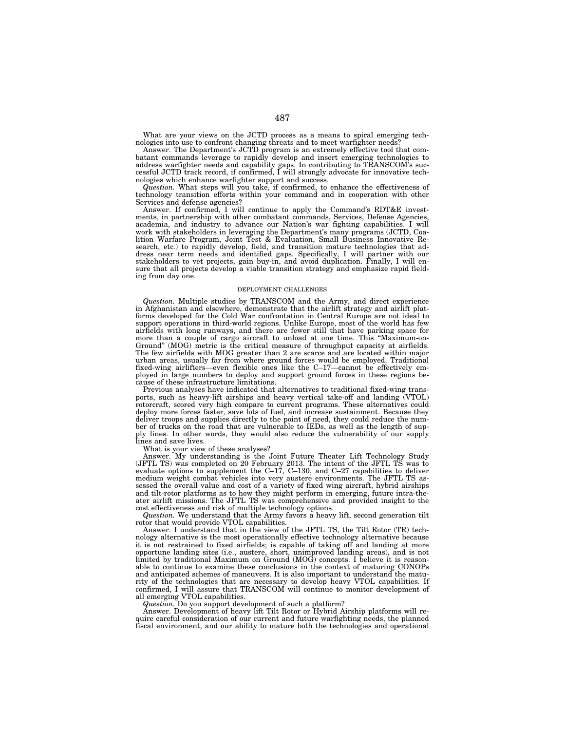What are your views on the JCTD process as a means to spiral emerging technologies into use to confront changing threats and to meet warfighter needs?

Answer. The Department's JCTD program is an extremely effective tool that combatant commands leverage to rapidly develop and insert emerging technologies to address warfighter needs and capability gaps. In contributing to TRANSCOM's successful JCTD track record, if confirmed, I will strongly advocate for innovative technologies which enhance warfighter support and success.

*Question.* What steps will you take, if confirmed, to enhance the effectiveness of technology transition efforts within your command and in cooperation with other Services and defense agencies?

Answer. If confirmed, I will continue to apply the Command's RDT&E investments, in partnership with other combatant commands, Services, Defense Agencies, academia, and industry to advance our Nation's war fighting capabilities. I will work with stakeholders in leveraging the Department's many programs (JCTD, Coalition Warfare Program, Joint Test & Evaluation, Small Business Innovative Research, etc.) to rapidly develop, field, and transition mature technologies that address near term needs and identified gaps. Specifically, I will partner with our stakeholders to vet projects, gain buy-in, and avoid duplication. Finally, I will ensure that all projects develop a viable transition strategy and emphasize rapid fielding from day one.

## DEPLOYMENT CHALLENGES

*Question.* Multiple studies by TRANSCOM and the Army, and direct experience in Afghanistan and elsewhere, demonstrate that the airlift strategy and airlift platforms developed for the Cold War confrontation in Central Europe are not ideal to support operations in third-world regions. Unlike Europe, most of the world has few airfields with long runways, and there are fewer still that have parking space for more than a couple of cargo aircraft to unload at one time. This "Maximum-on-Ground" (MOG) metric is the critical measure of throughput capacity at airfields. The few airfields with MOG greater than 2 are scarce and are located within major urban areas, usually far from where ground forces would be employed. Traditional fixed-wing airlifters—even flexible ones like the C–17—cannot be effectively employed in large numbers to deploy and support ground forces in these regions because of these infrastructure limitations.

Previous analyses have indicated that alternatives to traditional fixed-wing transports, such as heavy-lift airships and heavy vertical take-off and landing (VTOL) rotorcraft, scored very high compare to current programs. These alternatives could deploy more forces faster, save lots of fuel, and increase sustainment. Because they deliver troops and supplies directly to the point of need, they could reduce the number of trucks on the road that are vulnerable to IEDs, as well as the length of supply lines. In other words, they would also reduce the vulnerability of our supply lines and save lives.

What is your view of these analyses?

Answer. My understanding is the Joint Future Theater Lift Technology Study (JFTL TS) was completed on 20 February 2013. The intent of the JFTL TS was to evaluate options to supplement the C–17, C–130, and C–27 capabilities to deliver medium weight combat vehicles into very austere environments. The JFTL TS assessed the overall value and cost of a variety of fixed wing aircraft, hybrid airships and tilt-rotor platforms as to how they might perform in emerging, future intra-theater airlift missions. The JFTL TS was comprehensive and provided insight to the cost effectiveness and risk of multiple technology options.

*Question.* We understand that the Army favors a heavy lift, second generation tilt rotor that would provide VTOL capabilities.

Answer. I understand that in the view of the JFTL TS, the Tilt Rotor (TR) technology alternative is the most operationally effective technology alternative because it is not restrained to fixed airfields; is capable of taking off and landing at more opportune landing sites (i.e., austere, short, unimproved landing areas), and is not limited by traditional Maximum on Ground (MOG) concepts. I believe it is reasonable to continue to examine these conclusions in the context of maturing CONOPs and anticipated schemes of maneuvers. It is also important to understand the maturity of the technologies that are necessary to develop heavy VTOL capabilities. If confirmed, I will assure that TRANSCOM will continue to monitor development of all emerging VTOL capabilities.

*Question.* Do you support development of such a platform?

Answer. Development of heavy lift Tilt Rotor or Hybrid Airship platforms will require careful consideration of our current and future warfighting needs, the planned fiscal environment, and our ability to mature both the technologies and operational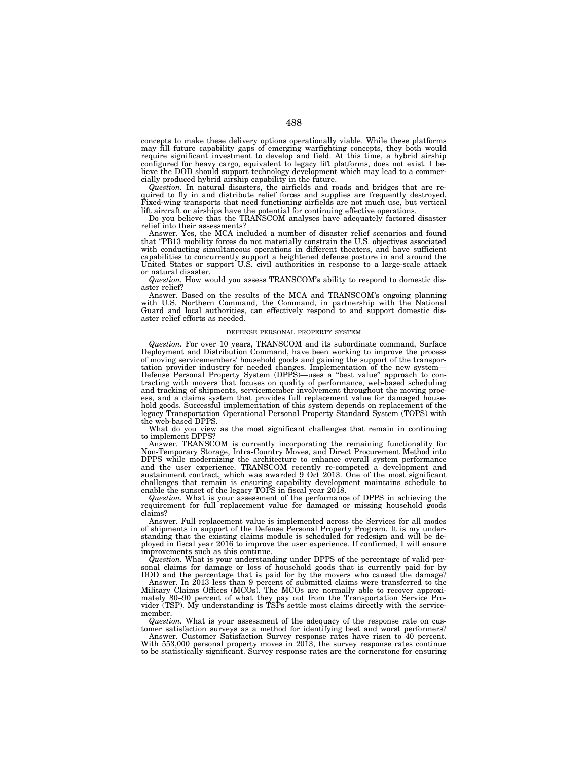concepts to make these delivery options operationally viable. While these platforms may fill future capability gaps of emerging warfighting concepts, they both would require significant investment to develop and field. At this time, a hybrid airship configured for heavy cargo, equivalent to legacy lift platforms, does not exist. I believe the DOD should support technology development which may lead to a commercially produced hybrid airship capability in the future.

*Question.* In natural disasters, the airfields and roads and bridges that are required to fly in and distribute relief forces and supplies are frequently destroyed. Fixed-wing transports that need functioning airfields are not much use, but vertical lift aircraft or airships have the potential for continuing effective operations.

Do you believe that the TRANSCOM analyses have adequately factored disaster relief into their assessments?

Answer. Yes, the MCA included a number of disaster relief scenarios and found that "PB13 mobility forces do not materially constrain the U.S. objectives associated with conducting simultaneous operations in different theaters, and have sufficient capabilities to concurrently support a heightened defense posture in and around the United States or support U.S. civil authorities in response to a large-scale attack or natural disaster.

*Question.* How would you assess TRANSCOM's ability to respond to domestic disaster relief?

Answer. Based on the results of the MCA and TRANSCOM's ongoing planning with U.S. Northern Command, the Command, in partnership with the National Guard and local authorities, can effectively respond to and support domestic disaster relief efforts as needed.

## DEFENSE PERSONAL PROPERTY SYSTEM

*Question.* For over 10 years, TRANSCOM and its subordinate command, Surface Deployment and Distribution Command, have been working to improve the process of moving servicemembers' household goods and gaining the support of the transportation provider industry for needed changes. Implementation of the new system—Defense Personal Property System (DPPS)—uses a "best value" approach to contracting with movers that focuses on quality of performance, web-based scheduling and tracking of shipments, servicemember involvement throughout the moving process, and a claims system that provides full replacement value for damaged household goods. Successful implementation of this system depends on replacement of the legacy Transportation Operational Personal Property Standard System (TOPS) with the web-based DPPS.

What do you view as the most significant challenges that remain in continuing to implement DPPS?

Answer. TRANSCOM is currently incorporating the remaining functionality for Non-Temporary Storage, Intra-Country Moves, and Direct Procurement Method into DPPS while modernizing the architecture to enhance overall system performance and the user experience. TRANSCOM recently re-competed a development and sustainment contract, which was awarded 9 Oct 2013. One of the most significant challenges that remain is ensuring capability development maintains schedule to enable the sunset of the legacy TOPS in fiscal year 2018.

*Question.* What is your assessment of the performance of DPPS in achieving the requirement for full replacement value for damaged or missing household goods claims?

Answer. Full replacement value is implemented across the Services for all modes of shipments in support of the Defense Personal Property Program. It is my understanding that the existing claims module is scheduled for redesign and will be deployed in fiscal year 2016 to improve the user experience. If confirmed, I will ensure improvements such as this continue.

*Question.* What is your understanding under DPPS of the percentage of valid personal claims for damage or loss of household goods that is currently paid for by DOD and the percentage that is paid for by the movers who caused the damage?

Answer. In 2013 less than 9 percent of submitted claims were transferred to the Military Claims Offices (MCOs). The MCOs are normally able to recover approximately 80–90 percent of what they pay out from the Transportation Service Provider (TSP). My understanding is TSPs settle most claims directly with the servicemember.

*Question.* What is your assessment of the adequacy of the response rate on customer satisfaction surveys as a method for identifying best and worst performers?

Answer. Customer Satisfaction Survey response rates have risen to 40 percent. With 553,000 personal property moves in 2013, the survey response rates continue to be statistically significant. Survey response rates are the cornerstone for ensuring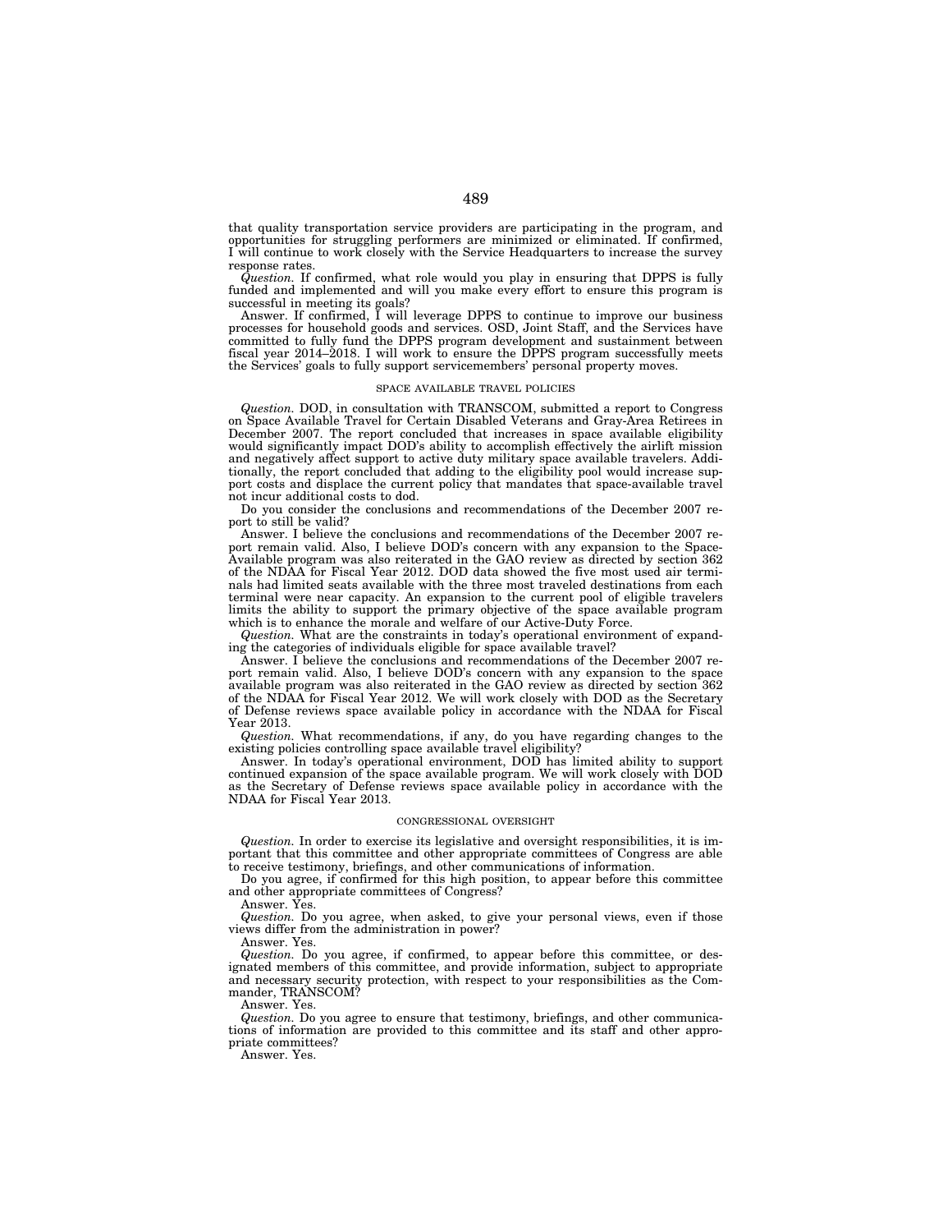that quality transportation service providers are participating in the program, and opportunities for struggling performers are minimized or eliminated. If confirmed, I will continue to work closely with the Service Headquarters to increase the survey response rates.

*Question.* If confirmed, what role would you play in ensuring that DPPS is fully funded and implemented and will you make every effort to ensure this program is successful in meeting its goals?

Answer. If confirmed, I will leverage DPPS to continue to improve our business processes for household goods and services. OSD, Joint Staff, and the Services have committed to fully fund the DPPS program development and sustainment between fiscal year 2014–2018. I will work to ensure the DPPS program successfully meets the Services' goals to fully support servicemembers' personal property moves.

### SPACE AVAILABLE TRAVEL POLICIES

*Question.* DOD, in consultation with TRANSCOM, submitted a report to Congress on Space Available Travel for Certain Disabled Veterans and Gray-Area Retirees in December 2007. The report concluded that increases in space available eligibility would significantly impact DOD's ability to accomplish effectively the airlift mission and negatively affect support to active duty military space available travelers. Additionally, the report concluded that adding to the eligibility pool would increase support costs and displace the current policy that mandates that space-available travel not incur additional costs to dod.

Do you consider the conclusions and recommendations of the December 2007 report to still be valid?

Answer. I believe the conclusions and recommendations of the December 2007 report remain valid. Also, I believe DOD's concern with any expansion to the Space-Available program was also reiterated in the GAO review as directed by section 362 of the NDAA for Fiscal Year 2012. DOD data showed the five most used air terminals had limited seats available with the three most traveled destinations from each terminal were near capacity. An expansion to the current pool of eligible travelers limits the ability to support the primary objective of the space available program which is to enhance the morale and welfare of our Active-Duty Force.

*Question.* What are the constraints in today's operational environment of expanding the categories of individuals eligible for space available travel?

Answer. I believe the conclusions and recommendations of the December 2007 report remain valid. Also, I believe DOD's concern with any expansion to the space available program was also reiterated in the GAO review as directed by section 362 of the NDAA for Fiscal Year 2012. We will work closely with DOD as the Secretary of Defense reviews space available policy in accordance with the NDAA for Fiscal Year 2013.

*Question.* What recommendations, if any, do you have regarding changes to the existing policies controlling space available travel eligibility?

Answer. In today's operational environment, DOD has limited ability to support continued expansion of the space available program. We will work closely with DOD as the Secretary of Defense reviews space available policy in accordance with the NDAA for Fiscal Year 2013.

### CONGRESSIONAL OVERSIGHT

*Question.* In order to exercise its legislative and oversight responsibilities, it is important that this committee and other appropriate committees of Congress are able to receive testimony, briefings, and other communications of information.

Do you agree, if confirmed for this high position, to appear before this committee and other appropriate committees of Congress?

Answer. Yes.

*Question.* Do you agree, when asked, to give your personal views, even if those views differ from the administration in power?

Answer. Yes.

*Question.* Do you agree, if confirmed, to appear before this committee, or designated members of this committee, and provide information, subject to appropriate and necessary security protection, with respect to your responsibilities as the Commander, TRANSCOM?

Answer. Yes.

*Question.* Do you agree to ensure that testimony, briefings, and other communications of information are provided to this committee and its staff and other appropriate committees?

Answer. Yes.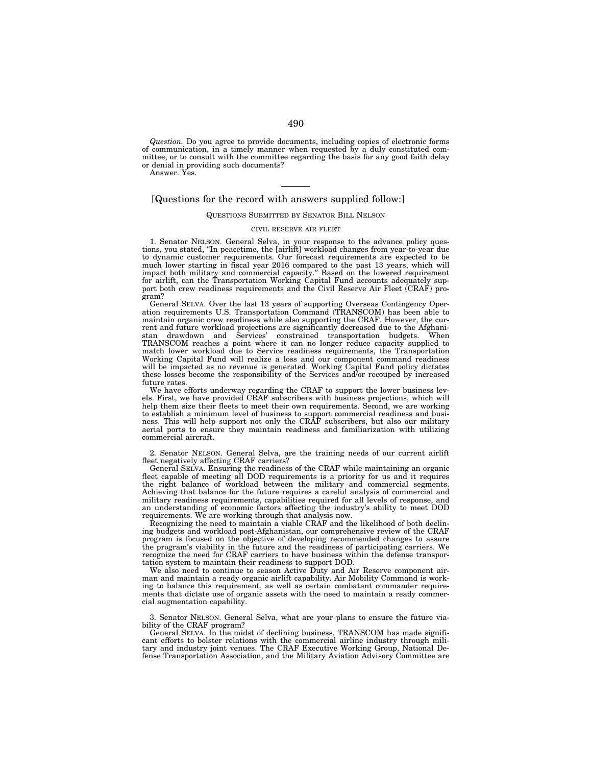*Question.* Do you agree to provide documents, including copies of electronic forms of communication, in a timely manner when requested by a duly constituted committee, or to consult with the committee regarding the basis for any good faith delay or denial in providing such documents?

Answer. Yes.

---

[Questions for the record with answers supplied follow:]

QUESTIONS SUBMITTED BY SENATOR BILL NELSON

CIVIL RESERVE AIR FLEET

1. Senator NELSON. General Selva, in your response to the advance policy questions, you stated, "In peacetime, the [airlift] workload changes from year-to-year due to dynamic customer requirements. Our forecast requirements are expected to be much lower starting in fiscal year 2016 compared to the past 13 years, which will impact both military and commercial capacity." Based on the lowered requirement for airlift, can the Transportation Working Capital Fund accounts adequately support both crew readiness requirements and the Civil Reserve Air Fleet (CRAF) program?

General SELVA. Over the last 13 years of supporting Overseas Contingency Operation requirements U.S. Transportation Command (TRANSCOM) has been able to maintain organic crew readiness while also supporting the CRAF. However, the current and future workload projections are significantly decreased due to the Afghanistan drawdown and Services' constrained transportation budgets. When TRANSCOM reaches a point where it can no longer reduce capacity supplied to match lower workload due to Service readiness requirements, the Transportation Working Capital Fund will realize a loss and our component command readiness will be impacted as no revenue is generated. Working Capital Fund policy dictates these losses become the responsibility of the Services and/or recouped by increased future rates.

We have efforts underway regarding the CRAF to support the lower business levels. First, we have provided CRAF subscribers with business projections, which will help them size their fleets to meet their own requirements. Second, we are working to establish a minimum level of business to support commercial readiness and business. This will help support not only the CRAF subscribers, but also our military aerial ports to ensure they maintain readiness and familiarization with utilizing commercial aircraft.

2. Senator NELSON. General Selva, are the training needs of our current airlift fleet negatively affecting CRAF carriers?

General SELVA. Ensuring the readiness of the CRAF while maintaining an organic fleet capable of meeting all DOD requirements is a priority for us and it requires the right balance of workload between the military and commercial segments. Achieving that balance for the future requires a careful analysis of commercial and military readiness requirements, capabilities required for all levels of response, and an understanding of economic factors affecting the industry's ability to meet DOD requirements. We are working through that analysis now.

Recognizing the need to maintain a viable CRAF and the likelihood of both declining budgets and workload post-Afghanistan, our comprehensive review of the CRAF program is focused on the objective of developing recommended changes to assure the program's viability in the future and the readiness of participating carriers. We recognize the need for CRAF carriers to have business within the defense transportation system to maintain their readiness to support DOD.

We also need to continue to season Active Duty and Air Reserve component airman and maintain a ready organic airlift capability. Air Mobility Command is working to balance this requirement, as well as certain combatant commander requirements that dictate use of organic assets with the need to maintain a ready commercial augmentation capability.

3. Senator NELSON. General Selva, what are your plans to ensure the future viability of the CRAF program?

General SELVA. In the midst of declining business, TRANSCOM has made significant efforts to bolster relations with the commercial airline industry through military and industry joint venues. The CRAF Executive Working Group, National Defense Transportation Association, and the Military Aviation Advisory Committee are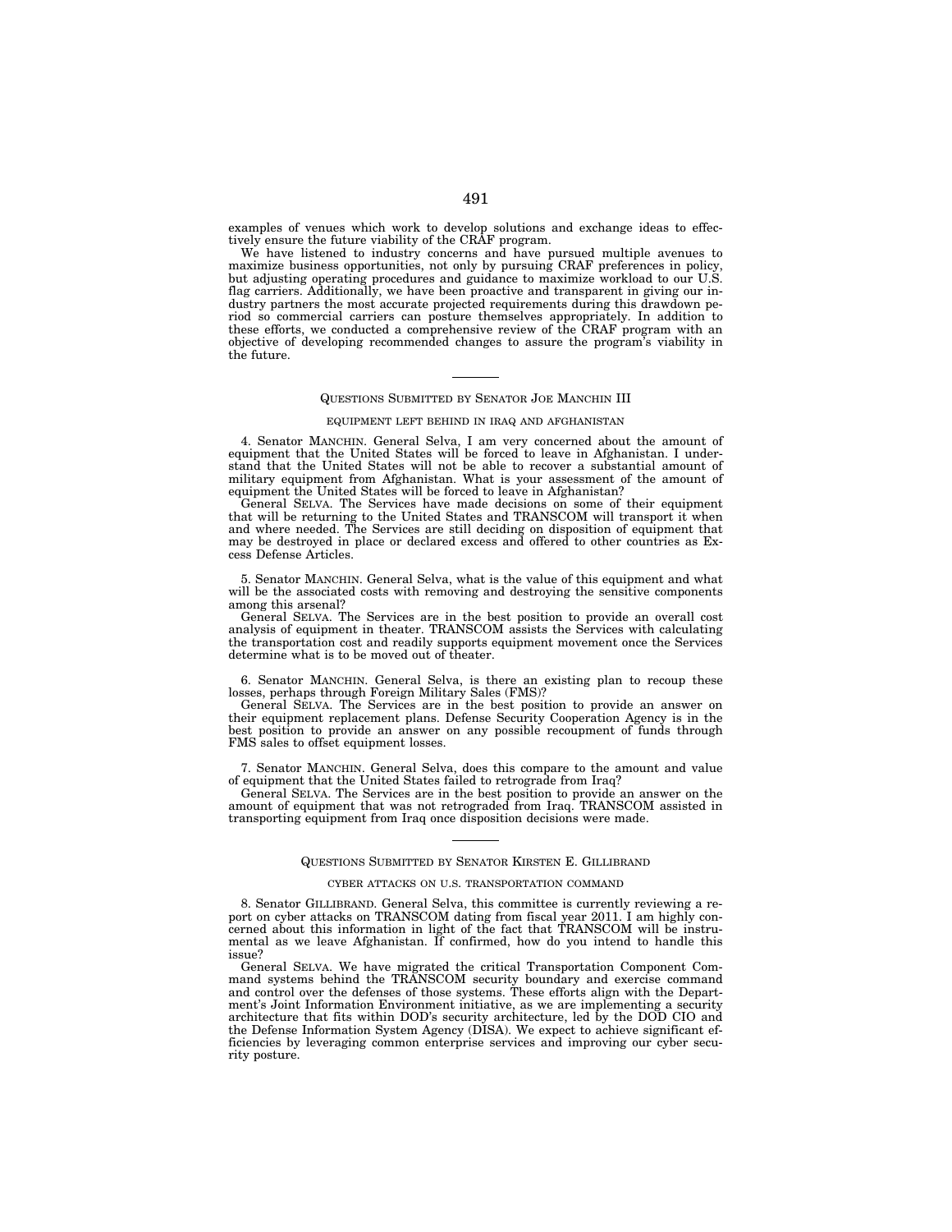examples of venues which work to develop solutions and exchange ideas to effectively ensure the future viability of the CRAF program.

We have listened to industry concerns and have pursued multiple avenues to maximize business opportunities, not only by pursuing CRAF preferences in policy, but adjusting operating procedures and guidance to maximize workload to our U.S. flag carriers. Additionally, we have been proactive and transparent in giving our industry partners the most accurate projected requirements during this drawdown period so commercial carriers can posture themselves appropriately. In addition to these efforts, we conducted a comprehensive review of the CRAF program with an objective of developing recommended changes to assure the program's viability in the future.

---

### QUESTIONS SUBMITTED BY SENATOR JOE MANCHIN III

#### EQUIPMENT LEFT BEHIND IN IRAQ AND AFGHANISTAN

4. Senator MANCHIN. General Selva, I am very concerned about the amount of equipment that the United States will be forced to leave in Afghanistan. I understand that the United States will not be able to recover a substantial amount of military equipment from Afghanistan. What is your assessment of the amount of equipment the United States will be forced to leave in Afghanistan?

General SELVA. The Services have made decisions on some of their equipment that will be returning to the United States and TRANSCOM will transport it when and where needed. The Services are still deciding on disposition of equipment that may be destroyed in place or declared excess and offered to other countries as Excess Defense Articles.

5. Senator MANCHIN. General Selva, what is the value of this equipment and what will be the associated costs with removing and destroying the sensitive components among this arsenal?

General SELVA. The Services are in the best position to provide an overall cost analysis of equipment in theater. TRANSCOM assists the Services with calculating the transportation cost and readily supports equipment movement once the Services determine what is to be moved out of theater.

6. Senator MANCHIN. General Selva, is there an existing plan to recoup these losses, perhaps through Foreign Military Sales (FMS)?

General SELVA. The Services are in the best position to provide an answer on their equipment replacement plans. Defense Security Cooperation Agency is in the best position to provide an answer on any possible recoupment of funds through FMS sales to offset equipment losses.

7. Senator MANCHIN. General Selva, does this compare to the amount and value of equipment that the United States failed to retrograde from Iraq?

General SELVA. The Services are in the best position to provide an answer on the amount of equipment that was not retrograded from Iraq. TRANSCOM assisted in transporting equipment from Iraq once disposition decisions were made.

---

### QUESTIONS SUBMITTED BY SENATOR KIRSTEN E. GILLIBRAND

#### CYBER ATTACKS ON U.S. TRANSPORTATION COMMAND

8. Senator GILLIBRAND. General Selva, this committee is currently reviewing a report on cyber attacks on TRANSCOM dating from fiscal year 2011. I am highly concerned about this information in light of the fact that TRANSCOM will be instrumental as we leave Afghanistan. If confirmed, how do you intend to handle this issue?

General SELVA. We have migrated the critical Transportation Component Command systems behind the TRANSCOM security boundary and exercise command and control over the defenses of those systems. These efforts align with the Department's Joint Information Environment initiative, as we are implementing a security architecture that fits within DOD's security architecture, led by the DOD CIO and the Defense Information System Agency (DISA). We expect to achieve significant efficiencies by leveraging common enterprise services and improving our cyber security posture.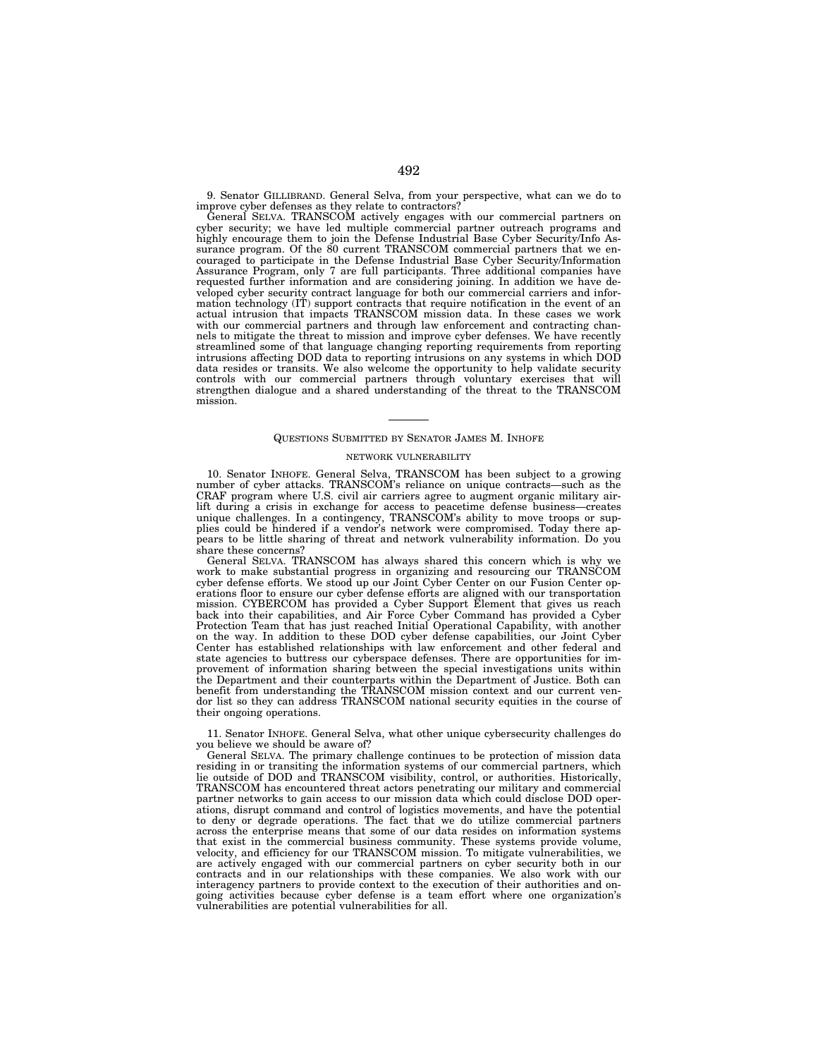9. Senator GILLIBRAND. General Selva, from your perspective, what can we do to improve cyber defenses as they relate to contractors?

General SELVA. TRANSCOM actively engages with our commercial partners on cyber security; we have led multiple commercial partner outreach programs and highly encourage them to join the Defense Industrial Base Cyber Security/Info Assurance program. Of the 80 current TRANSCOM commercial partners that we encouraged to participate in the Defense Industrial Base Cyber Security/Information Assurance Program, only 7 are full participants. Three additional companies have requested further information and are considering joining. In addition we have developed cyber security contract language for both our commercial carriers and information technology (IT) support contracts that require notification in the event of an actual intrusion that impacts TRANSCOM mission data. In these cases we work with our commercial partners and through law enforcement and contracting channels to mitigate the threat to mission and improve cyber defenses. We have recently streamlined some of that language changing reporting requirements from reporting intrusions affecting DOD data to reporting intrusions on any systems in which DOD data resides or transits. We also welcome the opportunity to help validate security controls with our commercial partners through voluntary exercises that will strengthen dialogue and a shared understanding of the threat to the TRANSCOM mission.

---

## QUESTIONS SUBMITTED BY SENATOR JAMES M. INHOFE

### NETWORK VULNERABILITY

10. Senator INHOFE. General Selva, TRANSCOM has been subject to a growing number of cyber attacks. TRANSCOM's reliance on unique contracts—such as the CRAF program where U.S. civil air carriers agree to augment organic military airlift during a crisis in exchange for access to peacetime defense business—creates unique challenges. In a contingency, TRANSCOM's ability to move troops or supplies could be hindered if a vendor's network were compromised. Today there appears to be little sharing of threat and network vulnerability information. Do you share these concerns?

General SELVA. TRANSCOM has always shared this concern which is why we work to make substantial progress in organizing and resourcing our TRANSCOM cyber defense efforts. We stood up our Joint Cyber Center on our Fusion Center operations floor to ensure our cyber defense efforts are aligned with our transportation mission. CYBERCOM has provided a Cyber Support Element that gives us reach back into their capabilities, and Air Force Cyber Command has provided a Cyber Protection Team that has just reached Initial Operational Capability, with another on the way. In addition to these DOD cyber defense capabilities, our Joint Cyber Center has established relationships with law enforcement and other federal and state agencies to buttress our cyberspace defenses. There are opportunities for improvement of information sharing between the special investigations units within the Department and their counterparts within the Department of Justice. Both can benefit from understanding the TRANSCOM mission context and our current vendor list so they can address TRANSCOM national security equities in the course of their ongoing operations.

11. Senator INHOFE. General Selva, what other unique cybersecurity challenges do you believe we should be aware of?

General SELVA. The primary challenge continues to be protection of mission data residing in or transiting the information systems of our commercial partners, which lie outside of DOD and TRANSCOM visibility, control, or authorities. Historically, TRANSCOM has encountered threat actors penetrating our military and commercial partner networks to gain access to our mission data which could disclose DOD operations, disrupt command and control of logistics movements, and have the potential to deny or degrade operations. The fact that we do utilize commercial partners across the enterprise means that some of our data resides on information systems that exist in the commercial business community. These systems provide volume, velocity, and efficiency for our TRANSCOM mission. To mitigate vulnerabilities, we are actively engaged with our commercial partners on cyber security both in our contracts and in our relationships with these companies. We also work with our interagency partners to provide context to the execution of their authorities and ongoing activities because cyber defense is a team effort where one organization's vulnerabilities are potential vulnerabilities for all.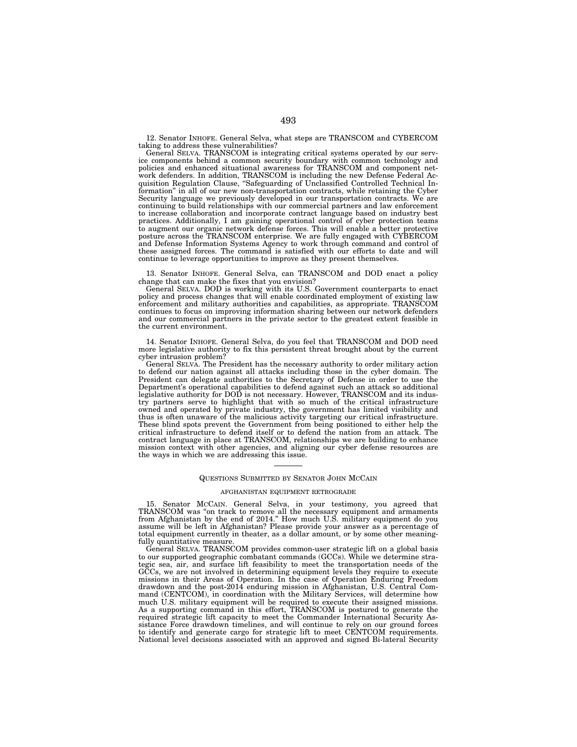12. Senator INHOFE. General Selva, what steps are TRANSCOM and CYBERCOM taking to address these vulnerabilities?

General SELVA. TRANSCOM is integrating critical systems operated by our service components behind a common security boundary with common technology and policies and enhanced situational awareness for TRANSCOM and component network defenders. In addition, TRANSCOM is including the new Defense Federal Acquisition Regulation Clause, "Safeguarding of Unclassified Controlled Technical Information" in all of our new non-transportation contracts, while retaining the Cyber Security language we previously developed in our transportation contracts. We are continuing to build relationships with our commercial partners and law enforcement to increase collaboration and incorporate contract language based on industry best practices. Additionally, I am gaining operational control of cyber protection teams to augment our organic network defense forces. This will enable a better protective posture across the TRANSCOM enterprise. We are fully engaged with CYBERCOM and Defense Information Systems Agency to work through command and control of these assigned forces. The command is satisfied with our efforts to date and will continue to leverage opportunities to improve as they present themselves.

13. Senator INHOFE. General Selva, can TRANSCOM and DOD enact a policy change that can make the fixes that you envision?

General SELVA. DOD is working with its U.S. Government counterparts to enact policy and process changes that will enable coordinated employment of existing law enforcement and military authorities and capabilities, as appropriate. TRANSCOM continues to focus on improving information sharing between our network defenders and our commercial partners in the private sector to the greatest extent feasible in the current environment.

14. Senator INHOFE. General Selva, do you feel that TRANSCOM and DOD need more legislative authority to fix this persistent threat brought about by the current cyber intrusion problem?

General SELVA. The President has the necessary authority to order military action to defend our nation against all attacks including those in the cyber domain. The President can delegate authorities to the Secretary of Defense in order to use the Department's operational capabilities to defend against such an attack so additional legislative authority for DOD is not necessary. However, TRANSCOM and its industry partners serve to highlight that with so much of the critical infrastructure owned and operated by private industry, the government has limited visibility and thus is often unaware of the malicious activity targeting our critical infrastructure. These blind spots prevent the Government from being positioned to either help the critical infrastructure to defend itself or to defend the nation from an attack. The contract language in place at TRANSCOM, relationships we are building to enhance mission context with other agencies, and aligning our cyber defense resources are the ways in which we are addressing this issue.

---

## QUESTIONS SUBMITTED BY SENATOR JOHN MCCAIN

### AFGHANISTAN EQUIPMENT RETROGRADE

15. Senator MCCAIN. General Selva, in your testimony, you agreed that TRANSCOM was "on track to remove all the necessary equipment and armaments from Afghanistan by the end of 2014." How much U.S. military equipment do you assume will be left in Afghanistan? Please provide your answer as a percentage of total equipment currently in theater, as a dollar amount, or by some other meaningfully quantitative measure.

General SELVA. TRANSCOM provides common-user strategic lift on a global basis to our supported geographic combatant commands (GCCs). While we determine strategic sea, air, and surface lift feasibility to meet the transportation needs of the GCCs, we are not involved in determining equipment levels they require to execute missions in their Areas of Operation. In the case of Operation Enduring Freedom drawdown and the post-2014 enduring mission in Afghanistan, U.S. Central Command (CENTCOM), in coordination with the Military Services, will determine how much U.S. military equipment will be required to execute their assigned missions. As a supporting command in this effort, TRANSCOM is postured to generate the required strategic lift capacity to meet the Commander International Security Assistance Force drawdown timelines, and will continue to rely on our ground forces to identify and generate cargo for strategic lift to meet CENTCOM requirements. National level decisions associated with an approved and signed Bi-lateral Security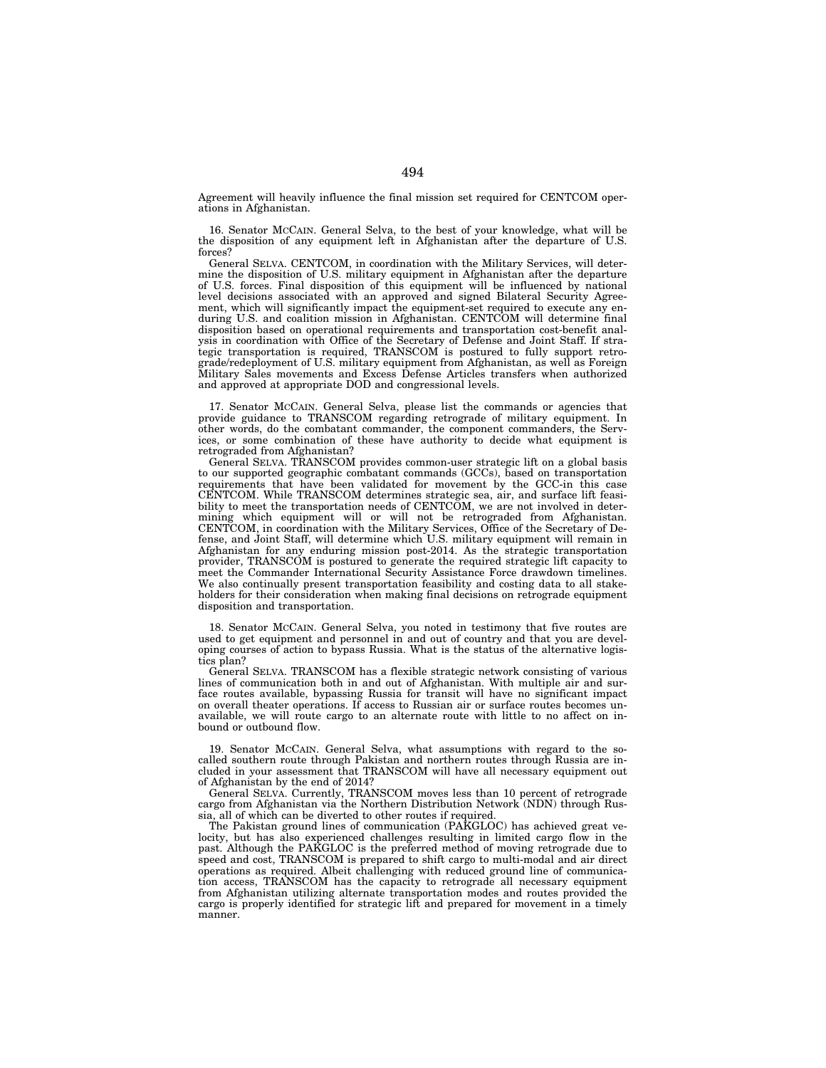Agreement will heavily influence the final mission set required for CENTCOM operations in Afghanistan.

16. Senator MCCAIN. General Selva, to the best of your knowledge, what will be the disposition of any equipment left in Afghanistan after the departure of U.S. forces?

General SELVA. CENTCOM, in coordination with the Military Services, will determine the disposition of U.S. military equipment in Afghanistan after the departure of U.S. forces. Final disposition of this equipment will be influenced by national level decisions associated with an approved and signed Bilateral Security Agreement, which will significantly impact the equipment-set required to execute any enduring U.S. and coalition mission in Afghanistan. CENTCOM will determine final disposition based on operational requirements and transportation cost-benefit analysis in coordination with Office of the Secretary of Defense and Joint Staff. If strategic transportation is required, TRANSCOM is postured to fully support retrograde/redeployment of U.S. military equipment from Afghanistan, as well as Foreign Military Sales movements and Excess Defense Articles transfers when authorized and approved at appropriate DOD and congressional levels.

17. Senator MCCAIN. General Selva, please list the commands or agencies that provide guidance to TRANSCOM regarding retrograde of military equipment. In other words, do the combatant commander, the component commanders, the Services, or some combination of these have authority to decide what equipment is retrograded from Afghanistan?

General SELVA. TRANSCOM provides common-user strategic lift on a global basis to our supported geographic combatant commands (GCCs), based on transportation requirements that have been validated for movement by the GCC-in this case CENTCOM. While TRANSCOM determines strategic sea, air, and surface lift feasibility to meet the transportation needs of CENTCOM, we are not involved in determining which equipment will or will not be retrograded from Afghanistan. CENTCOM, in coordination with the Military Services, Office of the Secretary of Defense, and Joint Staff, will determine which U.S. military equipment will remain in Afghanistan for any enduring mission post-2014. As the strategic transportation provider, TRANSCOM is postured to generate the required strategic lift capacity to meet the Commander International Security Assistance Force drawdown timelines. We also continually present transportation feasibility and costing data to all stakeholders for their consideration when making final decisions on retrograde equipment disposition and transportation.

18. Senator MCCAIN. General Selva, you noted in testimony that five routes are used to get equipment and personnel in and out of country and that you are developing courses of action to bypass Russia. What is the status of the alternative logistics plan?

General SELVA. TRANSCOM has a flexible strategic network consisting of various lines of communication both in and out of Afghanistan. With multiple air and surface routes available, bypassing Russia for transit will have no significant impact on overall theater operations. If access to Russian air or surface routes becomes unavailable, we will route cargo to an alternate route with little to no affect on inbound or outbound flow.

19. Senator MCCAIN. General Selva, what assumptions with regard to the so-called southern route through Pakistan and northern routes through Russia are included in your assessment that TRANSCOM will have all necessary equipment out of Afghanistan by the end of 2014?

General SELVA. Currently, TRANSCOM moves less than 10 percent of retrograde cargo from Afghanistan via the Northern Distribution Network (NDN) through Russia, all of which can be diverted to other routes if required.

The Pakistan ground lines of communication (PAKGLOC) has achieved great velocity, but has also experienced challenges resulting in limited cargo flow in the past. Although the PAKGLOC is the preferred method of moving retrograde due to speed and cost, TRANSCOM is prepared to shift cargo to multi-modal and air direct operations as required. Albeit challenging with reduced ground line of communication access, TRANSCOM has the capacity to retrograde all necessary equipment from Afghanistan utilizing alternate transportation modes and routes provided the cargo is properly identified for strategic lift and prepared for movement in a timely manner.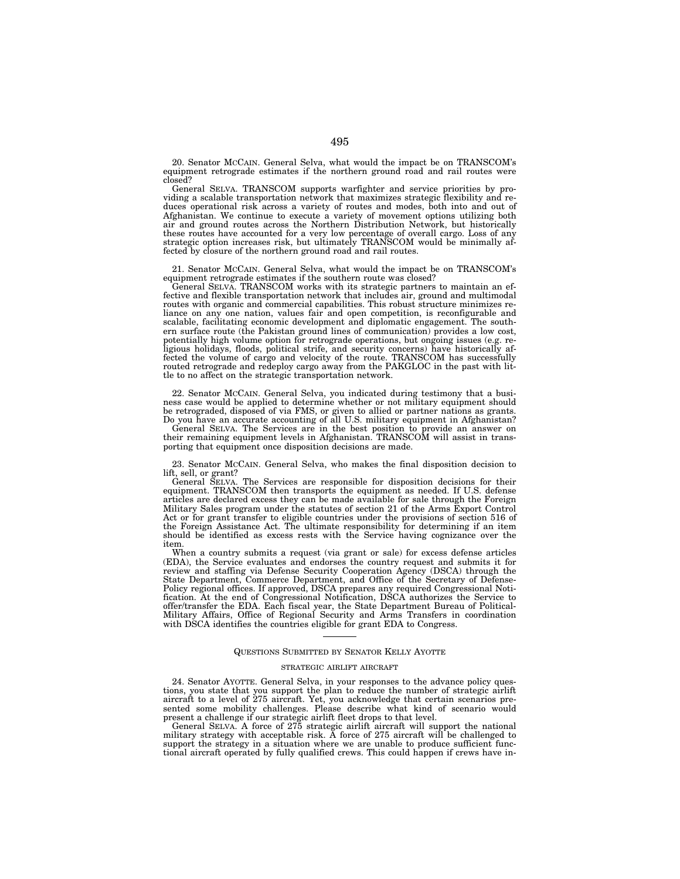20. Senator MCCAIN. General Selva, what would the impact be on TRANSCOM's equipment retrograde estimates if the northern ground road and rail routes were closed?

General SELVA. TRANSCOM supports warfighter and service priorities by providing a scalable transportation network that maximizes strategic flexibility and reduces operational risk across a variety of routes and modes, both into and out of Afghanistan. We continue to execute a variety of movement options utilizing both air and ground routes across the Northern Distribution Network, but historically these routes have accounted for a very low percentage of overall cargo. Loss of any strategic option increases risk, but ultimately TRANSCOM would be minimally affected by closure of the northern ground road and rail routes.

21. Senator MCCAIN. General Selva, what would the impact be on TRANSCOM's equipment retrograde estimates if the southern route was closed?

General SELVA. TRANSCOM works with its strategic partners to maintain an effective and flexible transportation network that includes air, ground and multimodal routes with organic and commercial capabilities. This robust structure minimizes reliance on any one nation, values fair and open competition, is reconfigurable and scalable, facilitating economic development and diplomatic engagement. The southern surface route (the Pakistan ground lines of communication) provides a low cost, potentially high volume option for retrograde operations, but ongoing issues (e.g. religious holidays, floods, political strife, and security concerns) have historically affected the volume of cargo and velocity of the route. TRANSCOM has successfully routed retrograde and redeploy cargo away from the PAKGLOC in the past with little to no affect on the strategic transportation network.

22. Senator MCCAIN. General Selva, you indicated during testimony that a business case would be applied to determine whether or not military equipment should be retrograded, disposed of via FMS, or given to allied or partner nations as grants. Do you have an accurate accounting of all U.S. military equipment in Afghanistan?

General SELVA. The Services are in the best position to provide an answer on their remaining equipment levels in Afghanistan. TRANSCOM will assist in transporting that equipment once disposition decisions are made.

23. Senator MCCAIN. General Selva, who makes the final disposition decision to lift, sell, or grant?

General SELVA. The Services are responsible for disposition decisions for their equipment. TRANSCOM then transports the equipment as needed. If U.S. defense articles are declared excess they can be made available for sale through the Foreign Military Sales program under the statutes of section 21 of the Arms Export Control Act or for grant transfer to eligible countries under the provisions of section 516 of the Foreign Assistance Act. The ultimate responsibility for determining if an item should be identified as excess rests with the Service having cognizance over the item.

When a country submits a request (via grant or sale) for excess defense articles (EDA), the Service evaluates and endorses the country request and submits it for review and staffing via Defense Security Cooperation Agency (DSCA) through the State Department, Commerce Department, and Office of the Secretary of Defense-Policy regional offices. If approved, DSCA prepares any required Congressional Notification. At the end of Congressional Notification, DSCA authorizes the Service to offer/transfer the EDA. Each fiscal year, the State Department Bureau of Political-Military Affairs, Office of Regional Security and Arms Transfers in coordination with DSCA identifies the countries eligible for grant EDA to Congress.

---

QUESTIONS SUBMITTED BY SENATOR KELLY AYOTTE

STRATEGIC AIRLIFT AIRCRAFT

24. Senator AYOTTE. General Selva, in your responses to the advance policy questions, you state that you support the plan to reduce the number of strategic airlift aircraft to a level of 275 aircraft. Yet, you acknowledge that certain scenarios presented some mobility challenges. Please describe what kind of scenario would present a challenge if our strategic airlift fleet drops to that level.

General SELVA. A force of 275 strategic airlift aircraft will support the national military strategy with acceptable risk. A force of 275 aircraft will be challenged to support the strategy in a situation where we are unable to produce sufficient functional aircraft operated by fully qualified crews. This could happen if crews have in-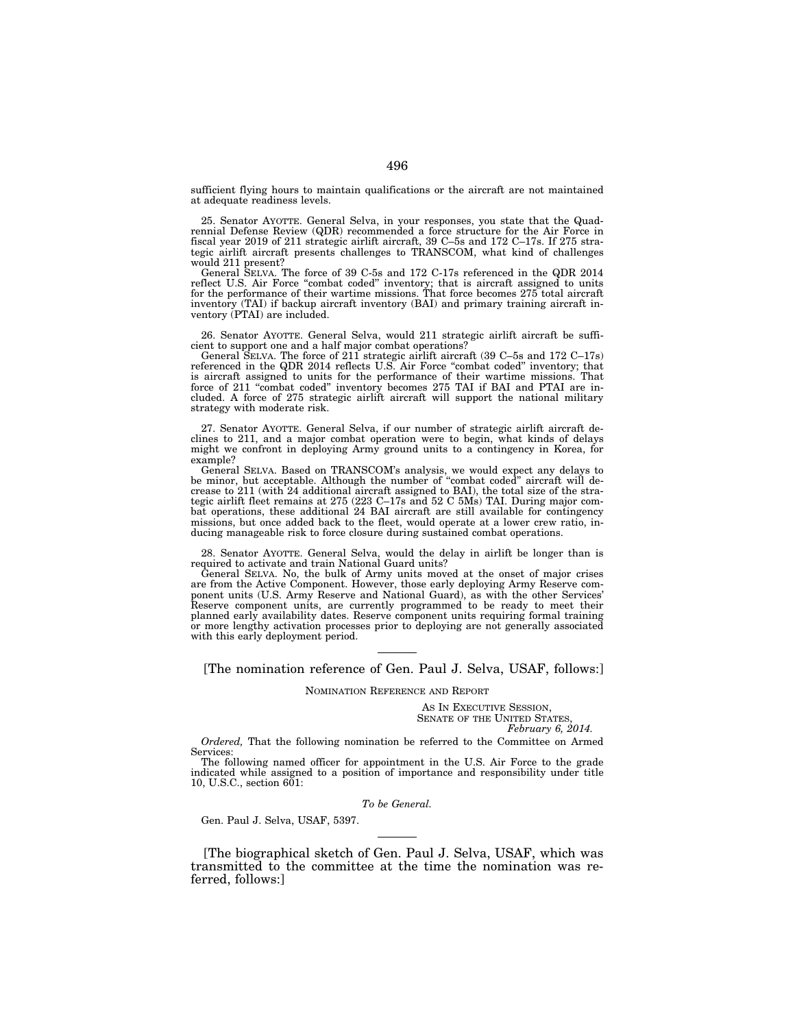sufficient flying hours to maintain qualifications or the aircraft are not maintained at adequate readiness levels.

25. Senator AYOTTE. General Selva, in your responses, you state that the Quadrennial Defense Review (QDR) recommended a force structure for the Air Force in fiscal year 2019 of 211 strategic airlift aircraft, 39 C–5s and 172 C–17s. If 275 strategic airlift aircraft presents challenges to TRANSCOM, what kind of challenges would 211 present?

General SELVA. The force of 39 C-5s and 172 C-17s referenced in the QDR 2014 reflect U.S. Air Force "combat coded" inventory; that is aircraft assigned to units for the performance of their wartime missions. That force becomes 275 total aircraft inventory (TAI) if backup aircraft inventory (BAI) and primary training aircraft inventory (PTAI) are included.

26. Senator AYOTTE. General Selva, would 211 strategic airlift aircraft be sufficient to support one and a half major combat operations?

General SELVA. The force of 211 strategic airlift aircraft (39 C–5s and 172 C–17s) referenced in the QDR 2014 reflects U.S. Air Force "combat coded" inventory; that is aircraft assigned to units for the performance of their wartime missions. That force of 211 "combat coded" inventory becomes 275 TAI if BAI and PTAI are included. A force of 275 strategic airlift aircraft will support the national military strategy with moderate risk.

27. Senator AYOTTE. General Selva, if our number of strategic airlift aircraft declines to 211, and a major combat operation were to begin, what kinds of delays might we confront in deploying Army ground units to a contingency in Korea, for example?

General SELVA. Based on TRANSCOM's analysis, we would expect any delays to be minor, but acceptable. Although the number of "combat coded" aircraft will decrease to 211 (with 24 additional aircraft assigned to BAI), the total size of the strategic airlift fleet remains at 275 (223 C–17s and 52 C 5Ms) TAI. During major combat operations, these additional 24 BAI aircraft are still available for contingency missions, but once added back to the fleet, would operate at a lower crew ratio, inducing manageable risk to force closure during sustained combat operations.

28. Senator AYOTTE. General Selva, would the delay in airlift be longer than is required to activate and train National Guard units?

General SELVA. No, the bulk of Army units moved at the onset of major crises are from the Active Component. However, those early deploying Army Reserve component units (U.S. Army Reserve and National Guard), as with the other Services' Reserve component units, are currently programmed to be ready to meet their planned early availability dates. Reserve component units requiring formal training or more lengthy activation processes prior to deploying are not generally associated with this early deployment period.

---

[The nomination reference of Gen. Paul J. Selva, USAF, follows:]

NOMINATION REFERENCE AND REPORT

AS IN EXECUTIVE SESSION,
SENATE OF THE UNITED STATES,
*February 6, 2014.*

*Ordered,* That the following nomination be referred to the Committee on Armed Services:

The following named officer for appointment in the U.S. Air Force to the grade indicated while assigned to a position of importance and responsibility under title 10, U.S.C., section 601:

*To be General.*

Gen. Paul J. Selva, USAF, 5397.

---

[The biographical sketch of Gen. Paul J. Selva, USAF, which was transmitted to the committee at the time the nomination was referred, follows:]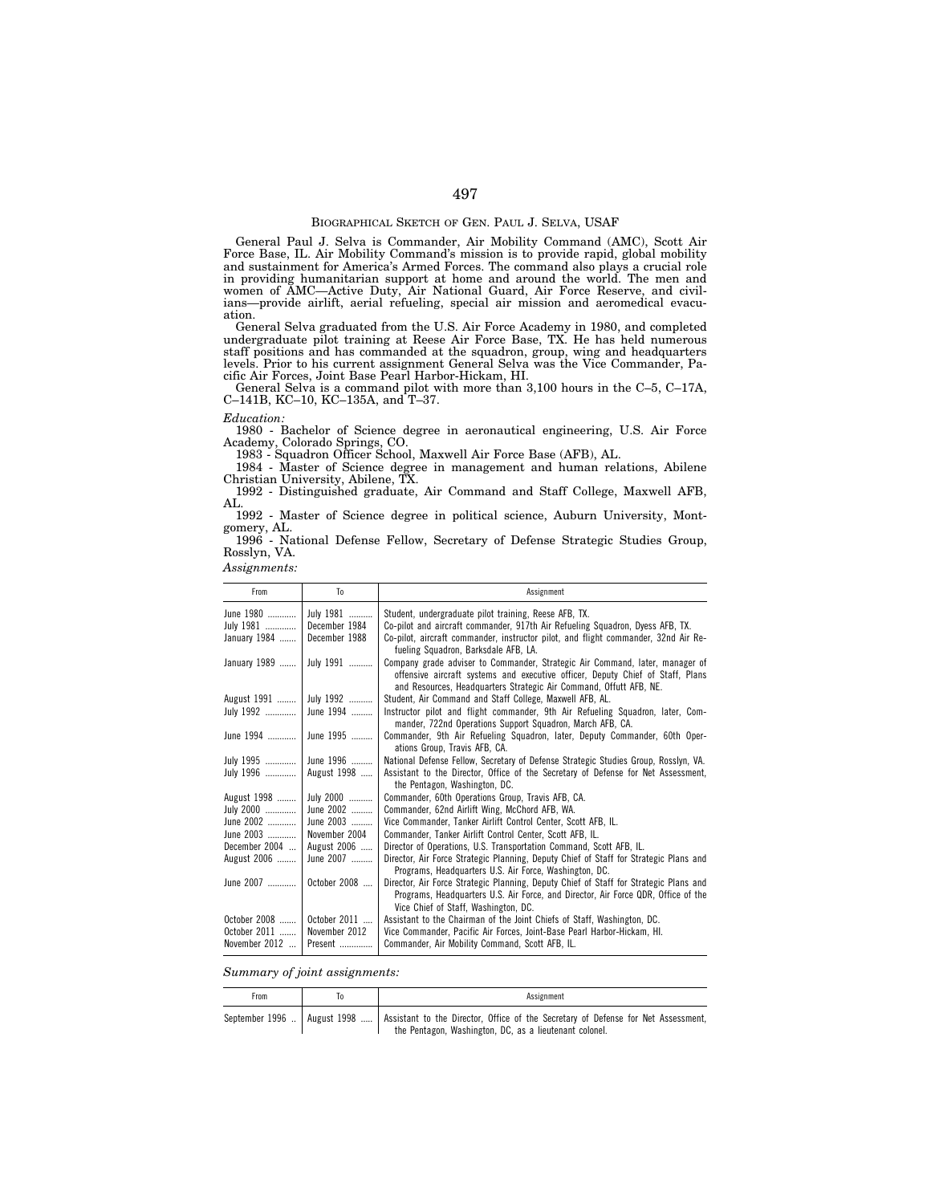BIOGRAPHICAL SKETCH OF GEN. PAUL J. SELVA, USAF

General Paul J. Selva is Commander, Air Mobility Command (AMC), Scott Air Force Base, IL. Air Mobility Command's mission is to provide rapid, global mobility and sustainment for America's Armed Forces. The command also plays a crucial role in providing humanitarian support at home and around the world. The men and women of AMC—Active Duty, Air National Guard, Air Force Reserve, and civilians—provide airlift, aerial refueling, special air mission and aeromedical evacuation.

General Selva graduated from the U.S. Air Force Academy in 1980, and completed undergraduate pilot training at Reese Air Force Base, TX. He has held numerous staff positions and has commanded at the squadron, group, wing and headquarters levels. Prior to his current assignment General Selva was the Vice Commander, Pacific Air Forces, Joint Base Pearl Harbor-Hickam, HI.

General Selva is a command pilot with more than 3,100 hours in the C–5, C–17A, C–141B, KC–10, KC–135A, and T–37.

*Education:*

1980 - Bachelor of Science degree in aeronautical engineering, U.S. Air Force Academy, Colorado Springs, CO.

1983 - Squadron Officer School, Maxwell Air Force Base (AFB), AL.

1984 - Master of Science degree in management and human relations, Abilene Christian University, Abilene, TX.

1992 - Distinguished graduate, Air Command and Staff College, Maxwell AFB, AL.

1992 - Master of Science degree in political science, Auburn University, Montgomery, AL.

1996 - National Defense Fellow, Secretary of Defense Strategic Studies Group, Rosslyn, VA.

*Assignments:*

| From | To | Assignment |
|---|---|---|
| June 1980 | July 1981 | Student, undergraduate pilot training, Reese AFB, TX. |
| July 1981 | December 1984 | Co-pilot and aircraft commander, 917th Air Refueling Squadron, Dyess AFB, TX. |
| January 1984 | December 1988 | Co-pilot, aircraft commander, instructor pilot, and flight commander, 32nd Air Refueling Squadron, Barksdale AFB, LA. |
| January 1989 | July 1991 | Company grade adviser to Commander, Strategic Air Command, later, manager of offensive aircraft systems and executive officer, Deputy Chief of Staff, Plans and Resources, Headquarters Strategic Air Command, Offutt AFB, NE. |
| August 1991 | July 1992 | Student, Air Command and Staff College, Maxwell AFB, AL. |
| July 1992 | June 1994 | Instructor pilot and flight commander, 9th Air Refueling Squadron, later, Commander, 722nd Operations Support Squadron, March AFB, CA. |
| June 1994 | June 1995 | Commander, 9th Air Refueling Squadron, later, Deputy Commander, 60th Operations Group, Travis AFB, CA. |
| July 1995 | June 1996 | National Defense Fellow, Secretary of Defense Strategic Studies Group, Rosslyn, VA. |
| July 1996 | August 1998 | Assistant to the Director, Office of the Secretary of Defense for Net Assessment, the Pentagon, Washington, DC. |
| August 1998 | July 2000 | Commander, 60th Operations Group, Travis AFB, CA. |
| July 2000 | June 2002 | Commander, 62nd Airlift Wing, McChord AFB, WA. |
| June 2002 | June 2003 | Vice Commander, Tanker Airlift Control Center, Scott AFB, IL. |
| June 2003 | November 2004 | Commander, Tanker Airlift Control Center, Scott AFB, IL. |
| December 2004 | August 2006 | Director of Operations, U.S. Transportation Command, Scott AFB, IL. |
| August 2006 | June 2007 | Director, Air Force Strategic Planning, Deputy Chief of Staff for Strategic Plans and Programs, Headquarters U.S. Air Force, Washington, DC. |
| June 2007 | October 2008 | Director, Air Force Strategic Planning, Deputy Chief of Staff for Strategic Plans and Programs, Headquarters U.S. Air Force, and Director, Air Force QDR, Office of the Vice Chief of Staff, Washington, DC. |
| October 2008 | October 2011 | Assistant to the Chairman of the Joint Chiefs of Staff, Washington, DC. |
| October 2011 | November 2012 | Vice Commander, Pacific Air Forces, Joint-Base Pearl Harbor-Hickam, HI. |
| November 2012 | Present | Commander, Air Mobility Command, Scott AFB, IL. |

*Summary of joint assignments:*

| From | To | Assignment |
|---|---|---|
| September 1996 | August 1998 | Assistant to the Director, Office of the Secretary of Defense for Net Assessment, the Pentagon, Washington, DC, as a lieutenant colonel. |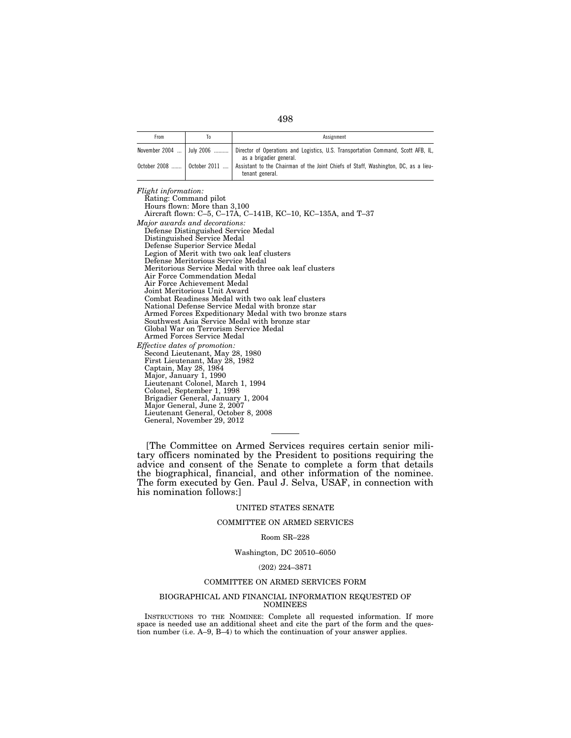| From | To | Assignment |
|---|---|---|
| November 2004 ... | July 2006 .......... | Director of Operations and Logistics, U.S. Transportation Command, Scott AFB, IL, as a brigadier general. |
| October 2008 ....... | October 2011 .... | Assistant to the Chairman of the Joint Chiefs of Staff, Washington, DC, as a lieutenant general. |

*Flight information:*
Rating: Command pilot
Hours flown: More than 3,100
Aircraft flown: C–5, C–17A, C–141B, KC–10, KC–135A, and T–37

*Major awards and decorations:*
Defense Distinguished Service Medal
Distinguished Service Medal
Defense Superior Service Medal
Legion of Merit with two oak leaf clusters
Defense Meritorious Service Medal
Meritorious Service Medal with three oak leaf clusters
Air Force Commendation Medal
Air Force Achievement Medal
Joint Meritorious Unit Award
Combat Readiness Medal with two oak leaf clusters
National Defense Service Medal with bronze star
Armed Forces Expeditionary Medal with two bronze stars
Southwest Asia Service Medal with bronze star
Global War on Terrorism Service Medal
Armed Forces Service Medal

*Effective dates of promotion:*
Second Lieutenant, May 28, 1980
First Lieutenant, May 28, 1982
Captain, May 28, 1984
Major, January 1, 1990
Lieutenant Colonel, March 1, 1994
Colonel, September 1, 1998
Brigadier General, January 1, 2004
Major General, June 2, 2007
Lieutenant General, October 8, 2008
General, November 29, 2012

---

[The Committee on Armed Services requires certain senior military officers nominated by the President to positions requiring the advice and consent of the Senate to complete a form that details the biographical, financial, and other information of the nominee. The form executed by Gen. Paul J. Selva, USAF, in connection with his nomination follows:]

UNITED STATES SENATE

COMMITTEE ON ARMED SERVICES

Room SR–228

Washington, DC 20510–6050

(202) 224–3871

COMMITTEE ON ARMED SERVICES FORM

BIOGRAPHICAL AND FINANCIAL INFORMATION REQUESTED OF NOMINEES

INSTRUCTIONS TO THE NOMINEE: Complete all requested information. If more space is needed use an additional sheet and cite the part of the form and the question number (i.e. A–9, B–4) to which the continuation of your answer applies.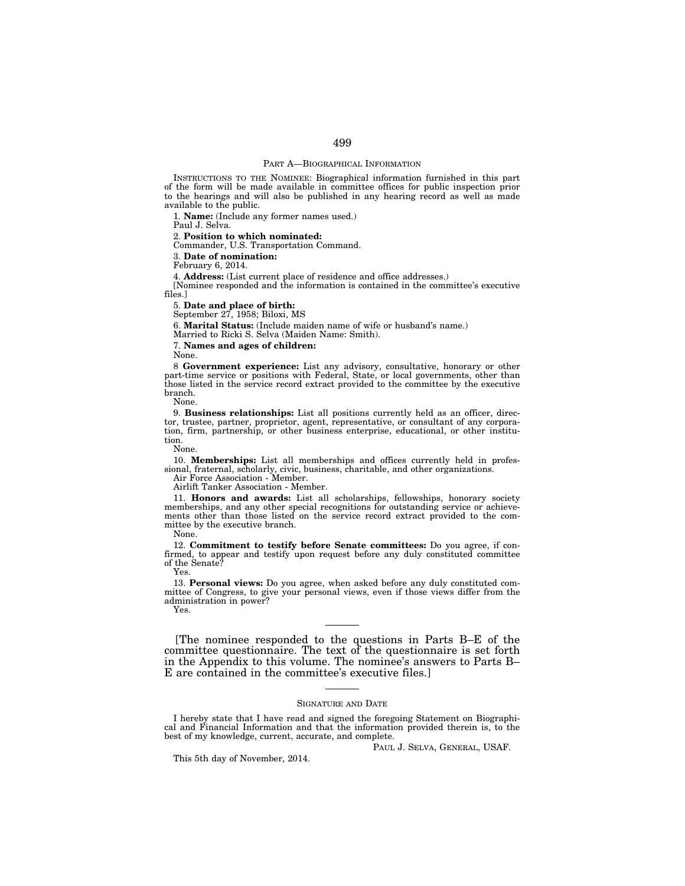## PART A—BIOGRAPHICAL INFORMATION

INSTRUCTIONS TO THE NOMINEE: Biographical information furnished in this part of the form will be made available in committee offices for public inspection prior to the hearings and will also be published in any hearing record as well as made available to the public.

1. **Name:** (Include any former names used.)
Paul J. Selva.

2. **Position to which nominated:**
Commander, U.S. Transportation Command.

3. **Date of nomination:**
February 6, 2014.

4. **Address:** (List current place of residence and office addresses.)
[Nominee responded and the information is contained in the committee's executive files.]

5. **Date and place of birth:**
September 27, 1958; Biloxi, MS

6. **Marital Status:** (Include maiden name of wife or husband's name.)
Married to Ricki S. Selva (Maiden Name: Smith).

7. **Names and ages of children:**
None.

8 **Government experience:** List any advisory, consultative, honorary or other part-time service or positions with Federal, State, or local governments, other than those listed in the service record extract provided to the committee by the executive branch.
None.

9. **Business relationships:** List all positions currently held as an officer, director, trustee, partner, proprietor, agent, representative, or consultant of any corporation, firm, partnership, or other business enterprise, educational, or other institution.
None.

10. **Memberships:** List all memberships and offices currently held in professional, fraternal, scholarly, civic, business, charitable, and other organizations.
Air Force Association - Member.
Airlift Tanker Association - Member.

11. **Honors and awards:** List all scholarships, fellowships, honorary society memberships, and any other special recognitions for outstanding service or achievements other than those listed on the service record extract provided to the committee by the executive branch.
None.

12. **Commitment to testify before Senate committees:** Do you agree, if confirmed, to appear and testify upon request before any duly constituted committee of the Senate?
Yes.

13. **Personal views:** Do you agree, when asked before any duly constituted committee of Congress, to give your personal views, even if those views differ from the administration in power?
Yes.

---

[The nominee responded to the questions in Parts B–E of the committee questionnaire. The text of the questionnaire is set forth in the Appendix to this volume. The nominee's answers to Parts B–E are contained in the committee's executive files.]

---

### SIGNATURE AND DATE

I hereby state that I have read and signed the foregoing Statement on Biographical and Financial Information and that the information provided therein is, to the best of my knowledge, current, accurate, and complete.

PAUL J. SELVA, GENERAL, USAF.

This 5th day of November, 2014.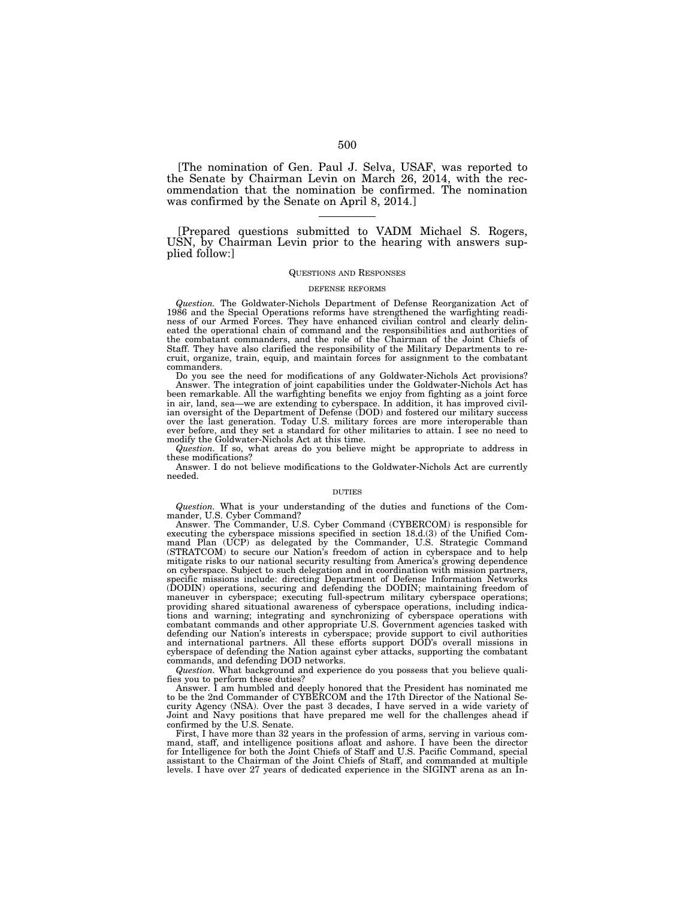[The nomination of Gen. Paul J. Selva, USAF, was reported to the Senate by Chairman Levin on March 26, 2014, with the recommendation that the nomination be confirmed. The nomination was confirmed by the Senate on April 8, 2014.]

---

[Prepared questions submitted to VADM Michael S. Rogers, USN, by Chairman Levin prior to the hearing with answers supplied follow:]

## QUESTIONS AND RESPONSES

### DEFENSE REFORMS

*Question.* The Goldwater-Nichols Department of Defense Reorganization Act of 1986 and the Special Operations reforms have strengthened the warfighting readiness of our Armed Forces. They have enhanced civilian control and clearly delineated the operational chain of command and the responsibilities and authorities of the combatant commanders, and the role of the Chairman of the Joint Chiefs of Staff. They have also clarified the responsibility of the Military Departments to recruit, organize, train, equip, and maintain forces for assignment to the combatant commanders.

Do you see the need for modifications of any Goldwater-Nichols Act provisions?

Answer. The integration of joint capabilities under the Goldwater-Nichols Act has been remarkable. All the warfighting benefits we enjoy from fighting as a joint force in air, land, sea—we are extending to cyberspace. In addition, it has improved civilian oversight of the Department of Defense (DOD) and fostered our military success over the last generation. Today U.S. military forces are more interoperable than ever before, and they set a standard for other militaries to attain. I see no need to modify the Goldwater-Nichols Act at this time.

*Question.* If so, what areas do you believe might be appropriate to address in these modifications?

Answer. I do not believe modifications to the Goldwater-Nichols Act are currently needed.

### DUTIES

*Question.* What is your understanding of the duties and functions of the Commander, U.S. Cyber Command?

Answer. The Commander, U.S. Cyber Command (CYBERCOM) is responsible for executing the cyberspace missions specified in section 18.d.(3) of the Unified Command Plan (UCP) as delegated by the Commander, U.S. Strategic Command (STRATCOM) to secure our Nation's freedom of action in cyberspace and to help mitigate risks to our national security resulting from America's growing dependence on cyberspace. Subject to such delegation and in coordination with mission partners, specific missions include: directing Department of Defense Information Networks (DODIN) operations, securing and defending the DODIN; maintaining freedom of maneuver in cyberspace; executing full-spectrum military cyberspace operations; providing shared situational awareness of cyberspace operations, including indications and warning; integrating and synchronizing of cyberspace operations with combatant commands and other appropriate U.S. Government agencies tasked with defending our Nation's interests in cyberspace; provide support to civil authorities and international partners. All these efforts support DOD's overall missions in cyberspace of defending the Nation against cyber attacks, supporting the combatant commands, and defending DOD networks.

*Question.* What background and experience do you possess that you believe qualifies you to perform these duties?

Answer. I am humbled and deeply honored that the President has nominated me to be the 2nd Commander of CYBERCOM and the 17th Director of the National Security Agency (NSA). Over the past 3 decades, I have served in a wide variety of Joint and Navy positions that have prepared me well for the challenges ahead if confirmed by the U.S. Senate.

First, I have more than 32 years in the profession of arms, serving in various command, staff, and intelligence positions afloat and ashore. I have been the director for Intelligence for both the Joint Chiefs of Staff and U.S. Pacific Command, special assistant to the Chairman of the Joint Chiefs of Staff, and commanded at multiple levels. I have over 27 years of dedicated experience in the SIGINT arena as an In-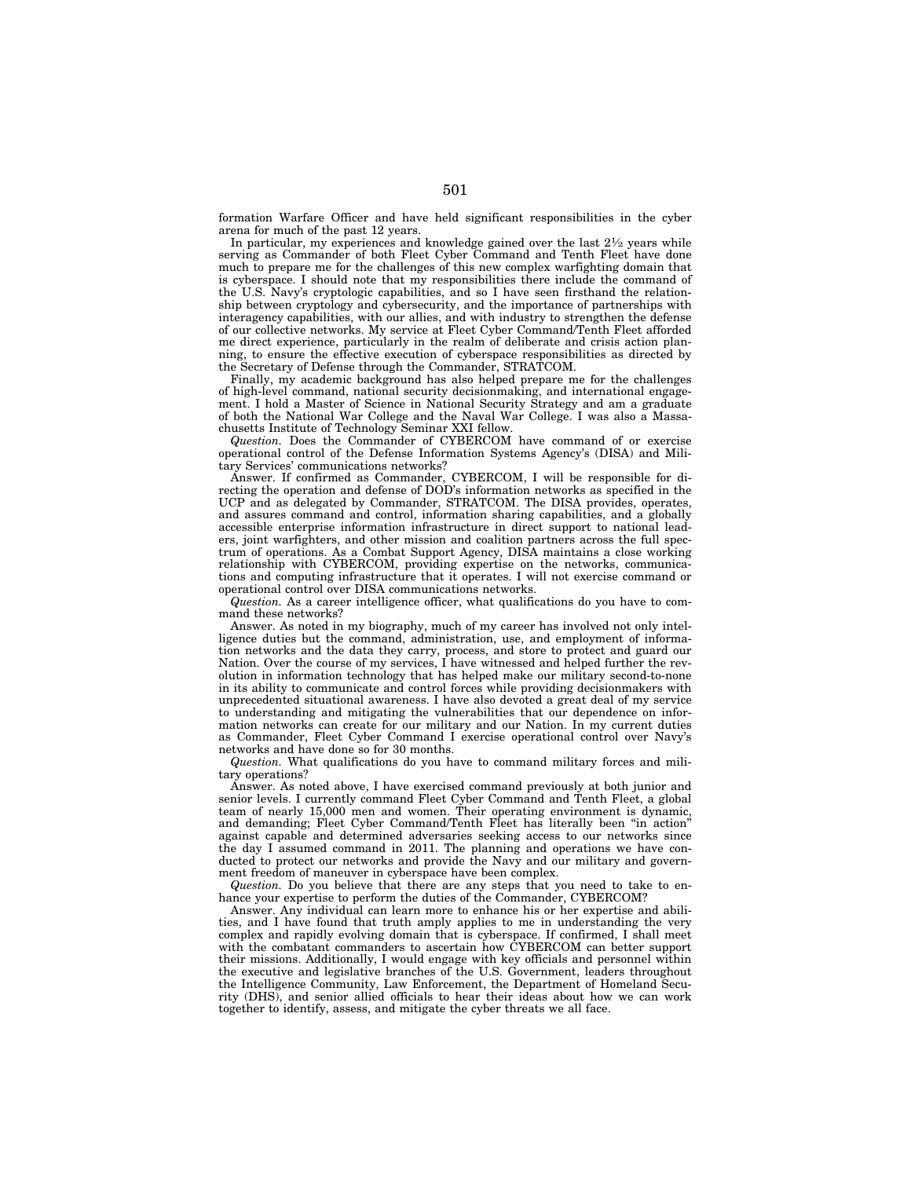formation Warfare Officer and have held significant responsibilities in the cyber arena for much of the past 12 years.

In particular, my experiences and knowledge gained over the last 2½ years while serving as Commander of both Fleet Cyber Command and Tenth Fleet have done much to prepare me for the challenges of this new complex warfighting domain that is cyberspace. I should note that my responsibilities there include the command of the U.S. Navy's cryptologic capabilities, and so I have seen firsthand the relationship between cryptology and cybersecurity, and the importance of partnerships with interagency capabilities, with our allies, and with industry to strengthen the defense of our collective networks. My service at Fleet Cyber Command/Tenth Fleet afforded me direct experience, particularly in the realm of deliberate and crisis action planning, to ensure the effective execution of cyberspace responsibilities as directed by the Secretary of Defense through the Commander, STRATCOM.

Finally, my academic background has also helped prepare me for the challenges of high-level command, national security decisionmaking, and international engagement. I hold a Master of Science in National Security Strategy and am a graduate of both the National War College and the Naval War College. I was also a Massachusetts Institute of Technology Seminar XXI fellow.

*Question.* Does the Commander of CYBERCOM have command of or exercise operational control of the Defense Information Systems Agency's (DISA) and Military Services' communications networks?

Answer. If confirmed as Commander, CYBERCOM, I will be responsible for directing the operation and defense of DOD's information networks as specified in the UCP and as delegated by Commander, STRATCOM. The DISA provides, operates, and assures command and control, information sharing capabilities, and a globally accessible enterprise information infrastructure in direct support to national leaders, joint warfighters, and other mission and coalition partners across the full spectrum of operations. As a Combat Support Agency, DISA maintains a close working relationship with CYBERCOM, providing expertise on the networks, communications and computing infrastructure that it operates. I will not exercise command or operational control over DISA communications networks.

*Question.* As a career intelligence officer, what qualifications do you have to command these networks?

Answer. As noted in my biography, much of my career has involved not only intelligence duties but the command, administration, use, and employment of information networks and the data they carry, process, and store to protect and guard our Nation. Over the course of my services, I have witnessed and helped further the revolution in information technology that has helped make our military second-to-none in its ability to communicate and control forces while providing decisionmakers with unprecedented situational awareness. I have also devoted a great deal of my service to understanding and mitigating the vulnerabilities that our dependence on information networks can create for our military and our Nation. In my current duties as Commander, Fleet Cyber Command I exercise operational control over Navy's networks and have done so for 30 months.

*Question.* What qualifications do you have to command military forces and military operations?

Answer. As noted above, I have exercised command previously at both junior and senior levels. I currently command Fleet Cyber Command and Tenth Fleet, a global team of nearly 15,000 men and women. Their operating environment is dynamic, and demanding; Fleet Cyber Command/Tenth Fleet has literally been "in action" against capable and determined adversaries seeking access to our networks since the day I assumed command in 2011. The planning and operations we have conducted to protect our networks and provide the Navy and our military and government freedom of maneuver in cyberspace have been complex.

*Question.* Do you believe that there are any steps that you need to take to enhance your expertise to perform the duties of the Commander, CYBERCOM?

Answer. Any individual can learn more to enhance his or her expertise and abilities, and I have found that truth amply applies to me in understanding the very complex and rapidly evolving domain that is cyberspace. If confirmed, I shall meet with the combatant commanders to ascertain how CYBERCOM can better support their missions. Additionally, I would engage with key officials and personnel within the executive and legislative branches of the U.S. Government, leaders throughout the Intelligence Community, Law Enforcement, the Department of Homeland Security (DHS), and senior allied officials to hear their ideas about how we can work together to identify, assess, and mitigate the cyber threats we all face.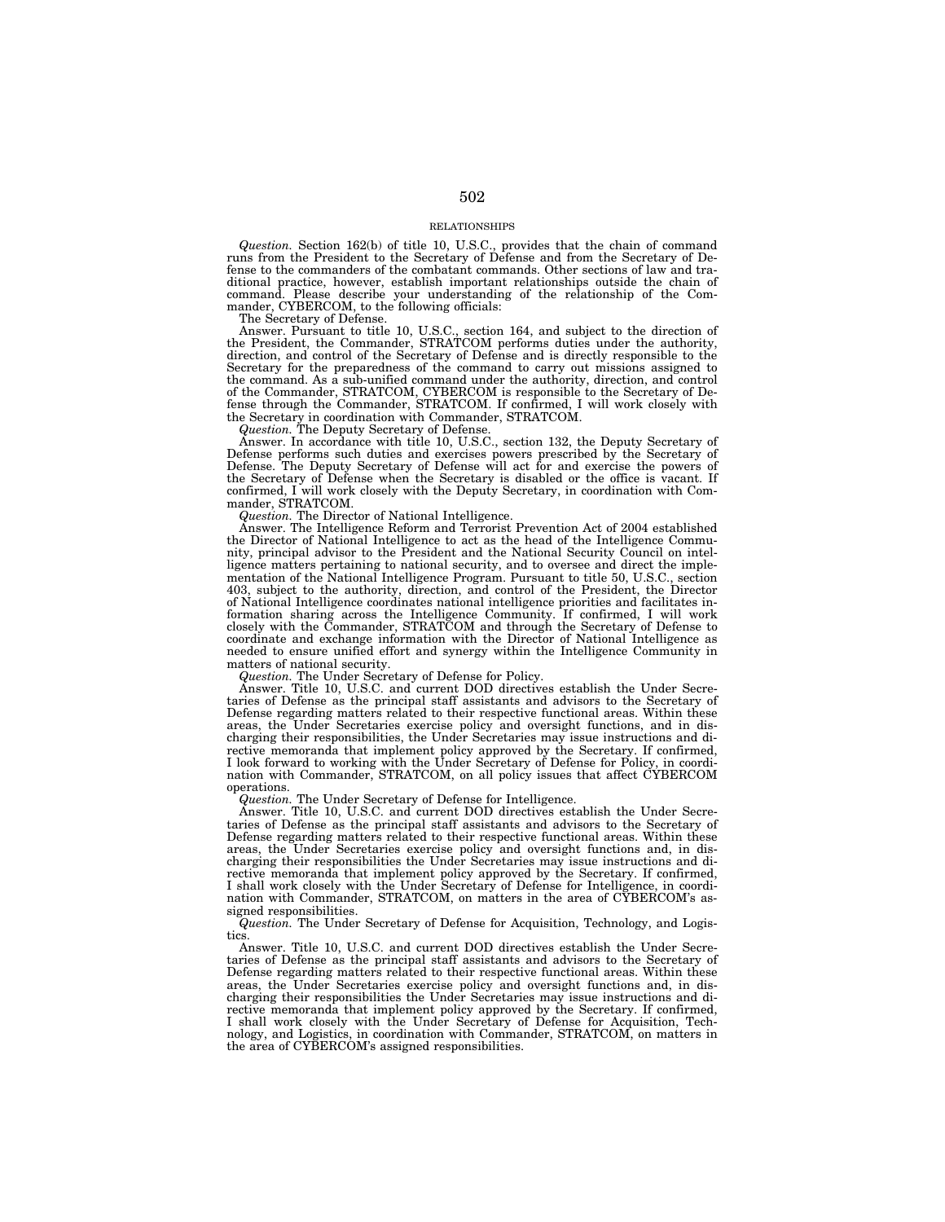## RELATIONSHIPS

*Question.* Section 162(b) of title 10, U.S.C., provides that the chain of command runs from the President to the Secretary of Defense and from the Secretary of Defense to the commanders of the combatant commands. Other sections of law and traditional practice, however, establish important relationships outside the chain of command. Please describe your understanding of the relationship of the Commander, CYBERCOM, to the following officials:

The Secretary of Defense.

Answer. Pursuant to title 10, U.S.C., section 164, and subject to the direction of the President, the Commander, STRATCOM performs duties under the authority, direction, and control of the Secretary of Defense and is directly responsible to the Secretary for the preparedness of the command to carry out missions assigned to the command. As a sub-unified command under the authority, direction, and control of the Commander, STRATCOM, CYBERCOM is responsible to the Secretary of Defense through the Commander, STRATCOM. If confirmed, I will work closely with the Secretary in coordination with Commander, STRATCOM.

*Question.* The Deputy Secretary of Defense.

Answer. In accordance with title 10, U.S.C., section 132, the Deputy Secretary of Defense performs such duties and exercises powers prescribed by the Secretary of Defense. The Deputy Secretary of Defense will act for and exercise the powers of the Secretary of Defense when the Secretary is disabled or the office is vacant. If confirmed, I will work closely with the Deputy Secretary, in coordination with Commander, STRATCOM.

*Question.* The Director of National Intelligence.

Answer. The Intelligence Reform and Terrorist Prevention Act of 2004 established the Director of National Intelligence to act as the head of the Intelligence Community, principal advisor to the President and the National Security Council on intelligence matters pertaining to national security, and to oversee and direct the implementation of the National Intelligence Program. Pursuant to title 50, U.S.C., section 403, subject to the authority, direction, and control of the President, the Director of National Intelligence coordinates national intelligence priorities and facilitates information sharing across the Intelligence Community. If confirmed, I will work closely with the Commander, STRATCOM and through the Secretary of Defense to coordinate and exchange information with the Director of National Intelligence as needed to ensure unified effort and synergy within the Intelligence Community in matters of national security.

*Question.* The Under Secretary of Defense for Policy.

Answer. Title 10, U.S.C. and current DOD directives establish the Under Secretaries of Defense as the principal staff assistants and advisors to the Secretary of Defense regarding matters related to their respective functional areas. Within these areas, the Under Secretaries exercise policy and oversight functions, and in discharging their responsibilities, the Under Secretaries may issue instructions and directive memoranda that implement policy approved by the Secretary. If confirmed, I look forward to working with the Under Secretary of Defense for Policy, in coordination with Commander, STRATCOM, on all policy issues that affect CYBERCOM operations.

*Question.* The Under Secretary of Defense for Intelligence.

Answer. Title 10, U.S.C. and current DOD directives establish the Under Secretaries of Defense as the principal staff assistants and advisors to the Secretary of Defense regarding matters related to their respective functional areas. Within these areas, the Under Secretaries exercise policy and oversight functions and, in discharging their responsibilities the Under Secretaries may issue instructions and directive memoranda that implement policy approved by the Secretary. If confirmed, I shall work closely with the Under Secretary of Defense for Intelligence, in coordination with Commander, STRATCOM, on matters in the area of CYBERCOM's assigned responsibilities.

*Question.* The Under Secretary of Defense for Acquisition, Technology, and Logistics.

Answer. Title 10, U.S.C. and current DOD directives establish the Under Secretaries of Defense as the principal staff assistants and advisors to the Secretary of Defense regarding matters related to their respective functional areas. Within these areas, the Under Secretaries exercise policy and oversight functions and, in discharging their responsibilities the Under Secretaries may issue instructions and directive memoranda that implement policy approved by the Secretary. If confirmed, I shall work closely with the Under Secretary of Defense for Acquisition, Technology, and Logistics, in coordination with Commander, STRATCOM, on matters in the area of CYBERCOM's assigned responsibilities.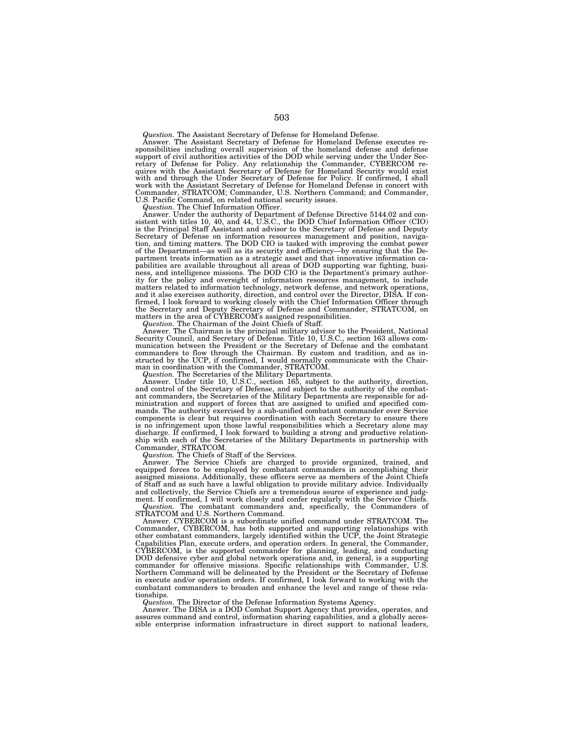*Question.* The Assistant Secretary of Defense for Homeland Defense.

Answer. The Assistant Secretary of Defense for Homeland Defense executes responsibilities including overall supervision of the homeland defense and defense support of civil authorities activities of the DOD while serving under the Under Secretary of Defense for Policy. Any relationship the Commander, CYBERCOM requires with the Assistant Secretary of Defense for Homeland Security would exist with and through the Under Secretary of Defense for Policy. If confirmed, I shall work with the Assistant Secretary of Defense for Homeland Defense in concert with Commander, STRATCOM; Commander, U.S. Northern Command; and Commander, U.S. Pacific Command, on related national security issues.

*Question.* The Chief Information Officer.

Answer. Under the authority of Department of Defense Directive 5144.02 and consistent with titles 10, 40, and 44, U.S.C., the DOD Chief Information Officer (CIO) is the Principal Staff Assistant and advisor to the Secretary of Defense and Deputy Secretary of Defense on information resources management and position, navigation, and timing matters. The DOD CIO is tasked with improving the combat power of the Department—as well as its security and efficiency—by ensuring that the Department treats information as a strategic asset and that innovative information capabilities are available throughout all areas of DOD supporting war fighting, business, and intelligence missions. The DOD CIO is the Department's primary authority for the policy and oversight of information resources management, to include matters related to information technology, network defense, and network operations, and it also exercises authority, direction, and control over the Director, DISA. If confirmed, I look forward to working closely with the Chief Information Officer through the Secretary and Deputy Secretary of Defense and Commander, STRATCOM, on matters in the area of CYBERCOM's assigned responsibilities.

*Question.* The Chairman of the Joint Chiefs of Staff.

Answer. The Chairman is the principal military advisor to the President, National Security Council, and Secretary of Defense. Title 10, U.S.C., section 163 allows communication between the President or the Secretary of Defense and the combatant commanders to flow through the Chairman. By custom and tradition, and as instructed by the UCP, if confirmed, I would normally communicate with the Chairman in coordination with the Commander, STRATCOM.

*Question.* The Secretaries of the Military Departments.

Answer. Under title 10, U.S.C., section 165, subject to the authority, direction, and control of the Secretary of Defense, and subject to the authority of the combatant commanders, the Secretaries of the Military Departments are responsible for administration and support of forces that are assigned to unified and specified commands. The authority exercised by a sub-unified combatant commander over Service components is clear but requires coordination with each Secretary to ensure there is no infringement upon those lawful responsibilities which a Secretary alone may discharge. If confirmed, I look forward to building a strong and productive relationship with each of the Secretaries of the Military Departments in partnership with Commander, STRATCOM.

*Question.* The Chiefs of Staff of the Services.

Answer. The Service Chiefs are charged to provide organized, trained, and equipped forces to be employed by combatant commanders in accomplishing their assigned missions. Additionally, these officers serve as members of the Joint Chiefs of Staff and as such have a lawful obligation to provide military advice. Individually and collectively, the Service Chiefs are a tremendous source of experience and judgment. If confirmed, I will work closely and confer regularly with the Service Chiefs.

*Question.* The combatant commanders and, specifically, the Commanders of STRATCOM and U.S. Northern Command.

Answer. CYBERCOM is a subordinate unified command under STRATCOM. The Commander, CYBERCOM, has both supported and supporting relationships with other combatant commanders, largely identified within the UCP, the Joint Strategic Capabilities Plan, execute orders, and operation orders. In general, the Commander, CYBERCOM, is the supported commander for planning, leading, and conducting DOD defensive cyber and global network operations and, in general, is a supporting commander for offensive missions. Specific relationships with Commander, U.S. Northern Command will be delineated by the President or the Secretary of Defense in execute and/or operation orders. If confirmed, I look forward to working with the combatant commanders to broaden and enhance the level and range of these relationships.

*Question.* The Director of the Defense Information Systems Agency.

Answer. The DISA is a DOD Combat Support Agency that provides, operates, and assures command and control, information sharing capabilities, and a globally accessible enterprise information infrastructure in direct support to national leaders,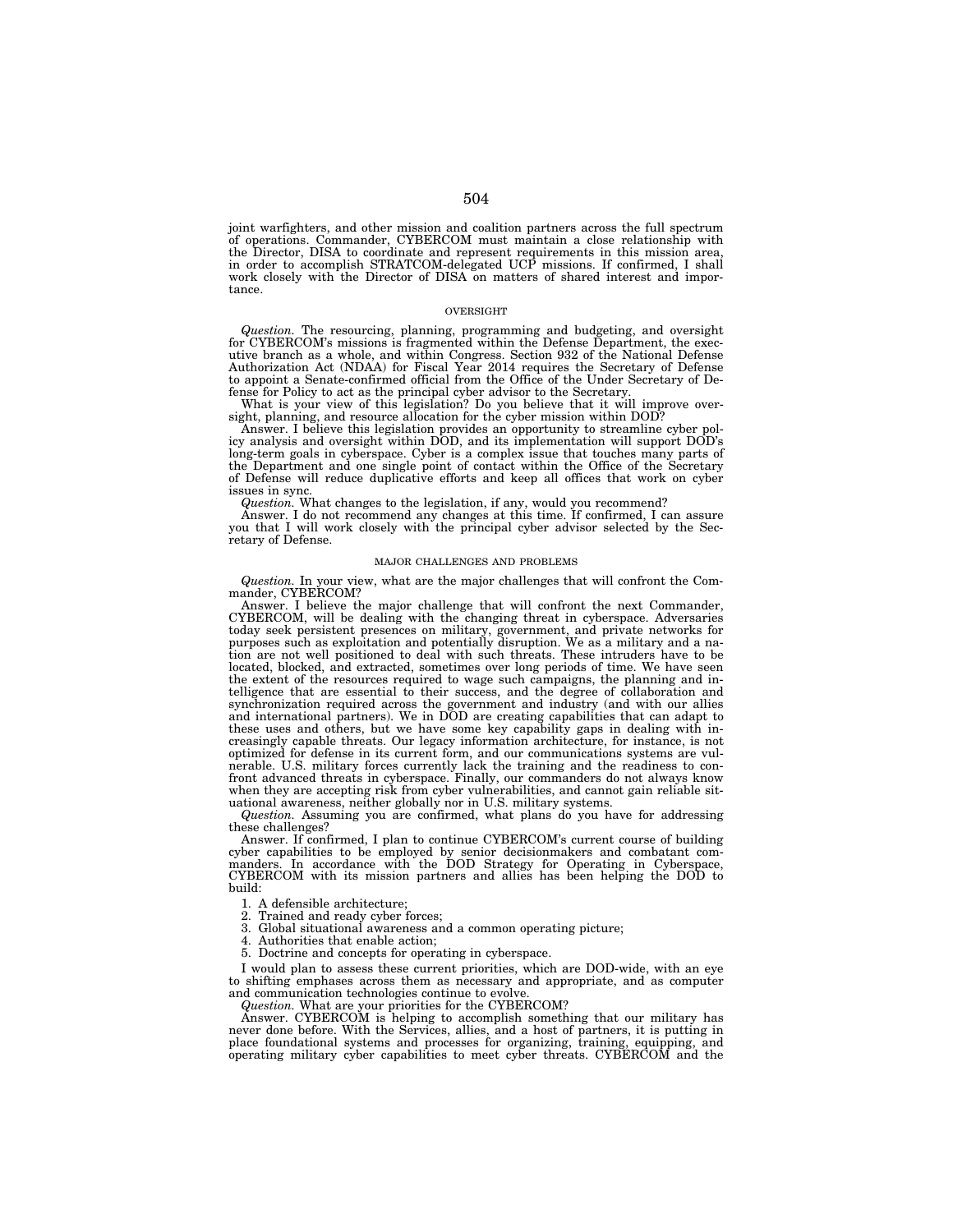joint warfighters, and other mission and coalition partners across the full spectrum of operations. Commander, CYBERCOM must maintain a close relationship with the Director, DISA to coordinate and represent requirements in this mission area, in order to accomplish STRATCOM-delegated UCP missions. If confirmed, I shall work closely with the Director of DISA on matters of shared interest and importance.

## OVERSIGHT

*Question.* The resourcing, planning, programming and budgeting, and oversight for CYBERCOM's missions is fragmented within the Defense Department, the executive branch as a whole, and within Congress. Section 932 of the National Defense Authorization Act (NDAA) for Fiscal Year 2014 requires the Secretary of Defense to appoint a Senate-confirmed official from the Office of the Under Secretary of Defense for Policy to act as the principal cyber advisor to the Secretary.

What is your view of this legislation? Do you believe that it will improve oversight, planning, and resource allocation for the cyber mission within DOD?

Answer. I believe this legislation provides an opportunity to streamline cyber policy analysis and oversight within DOD, and its implementation will support DOD's long-term goals in cyberspace. Cyber is a complex issue that touches many parts of the Department and one single point of contact within the Office of the Secretary of Defense will reduce duplicative efforts and keep all offices that work on cyber issues in sync.

*Question.* What changes to the legislation, if any, would you recommend?

Answer. I do not recommend any changes at this time. If confirmed, I can assure you that I will work closely with the principal cyber advisor selected by the Secretary of Defense.

## MAJOR CHALLENGES AND PROBLEMS

*Question.* In your view, what are the major challenges that will confront the Commander, CYBERCOM?

Answer. I believe the major challenge that will confront the next Commander, CYBERCOM, will be dealing with the changing threat in cyberspace. Adversaries today seek persistent presences on military, government, and private networks for purposes such as exploitation and potentially disruption. We as a military and a nation are not well positioned to deal with such threats. These intruders have to be located, blocked, and extracted, sometimes over long periods of time. We have seen the extent of the resources required to wage such campaigns, the planning and intelligence that are essential to their success, and the degree of collaboration and synchronization required across the government and industry (and with our allies and international partners). We in DOD are creating capabilities that can adapt to these uses and others, but we have some key capability gaps in dealing with increasingly capable threats. Our legacy information architecture, for instance, is not optimized for defense in its current form, and our communications systems are vulnerable. U.S. military forces currently lack the training and the readiness to confront advanced threats in cyberspace. Finally, our commanders do not always know when they are accepting risk from cyber vulnerabilities, and cannot gain reliable situational awareness, neither globally nor in U.S. military systems.

*Question.* Assuming you are confirmed, what plans do you have for addressing these challenges?

Answer. If confirmed, I plan to continue CYBERCOM's current course of building cyber capabilities to be employed by senior decisionmakers and combatant commanders. In accordance with the DOD Strategy for Operating in Cyberspace, CYBERCOM with its mission partners and allies has been helping the DOD to build:

1. A defensible architecture;
2. Trained and ready cyber forces;
3. Global situational awareness and a common operating picture;
4. Authorities that enable action;
5. Doctrine and concepts for operating in cyberspace.

I would plan to assess these current priorities, which are DOD-wide, with an eye to shifting emphases across them as necessary and appropriate, and as computer and communication technologies continue to evolve.

*Question.* What are your priorities for the CYBERCOM?

Answer. CYBERCOM is helping to accomplish something that our military has never done before. With the Services, allies, and a host of partners, it is putting in place foundational systems and processes for organizing, training, equipping, and operating military cyber capabilities to meet cyber threats. CYBERCOM and the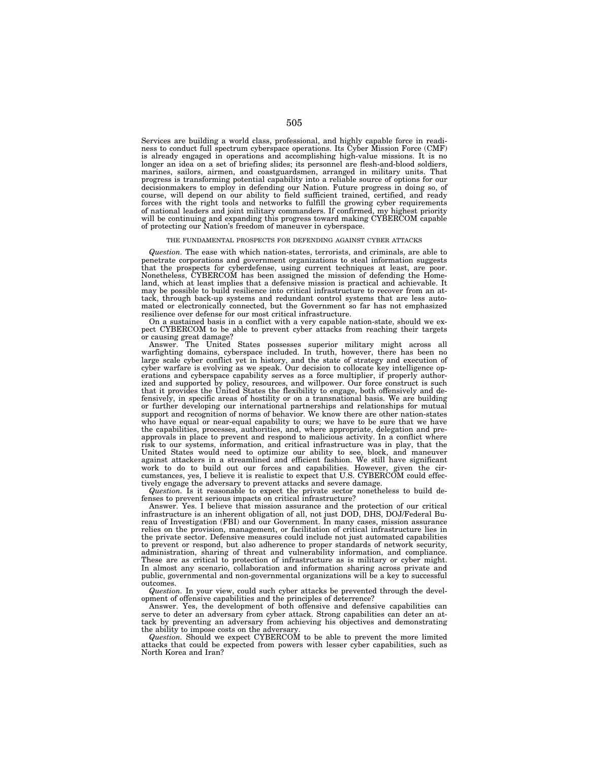Services are building a world class, professional, and highly capable force in readiness to conduct full spectrum cyberspace operations. Its Cyber Mission Force (CMF) is already engaged in operations and accomplishing high-value missions. It is no longer an idea on a set of briefing slides; its personnel are flesh-and-blood soldiers, marines, sailors, airmen, and coastguardsmen, arranged in military units. That progress is transforming potential capability into a reliable source of options for our decisionmakers to employ in defending our Nation. Future progress in doing so, of course, will depend on our ability to field sufficient trained, certified, and ready forces with the right tools and networks to fulfill the growing cyber requirements of national leaders and joint military commanders. If confirmed, my highest priority will be continuing and expanding this progress toward making CYBERCOM capable of protecting our Nation's freedom of maneuver in cyberspace.

## THE FUNDAMENTAL PROSPECTS FOR DEFENDING AGAINST CYBER ATTACKS

*Question.* The ease with which nation-states, terrorists, and criminals, are able to penetrate corporations and government organizations to steal information suggests that the prospects for cyberdefense, using current techniques at least, are poor. Nonetheless, CYBERCOM has been assigned the mission of defending the Homeland, which at least implies that a defensive mission is practical and achievable. It may be possible to build resilience into critical infrastructure to recover from an attack, through back-up systems and redundant control systems that are less automated or electronically connected, but the Government so far has not emphasized resilience over defense for our most critical infrastructure.

On a sustained basis in a conflict with a very capable nation-state, should we expect CYBERCOM to be able to prevent cyber attacks from reaching their targets or causing great damage?

Answer. The United States possesses superior military might across all warfighting domains, cyberspace included. In truth, however, there has been no large scale cyber conflict yet in history, and the state of strategy and execution of cyber warfare is evolving as we speak. Our decision to collocate key intelligence operations and cyberspace capability serves as a force multiplier, if properly authorized and supported by policy, resources, and willpower. Our force construct is such that it provides the United States the flexibility to engage, both offensively and defensively, in specific areas of hostility or on a transnational basis. We are building or further developing our international partnerships and relationships for mutual support and recognition of norms of behavior. We know there are other nation-states who have equal or near-equal capability to ours; we have to be sure that we have the capabilities, processes, authorities, and, where appropriate, delegation and pre-approvals in place to prevent and respond to malicious activity. In a conflict where risk to our systems, information, and critical infrastructure was in play, that the United States would need to optimize our ability to see, block, and maneuver against attackers in a streamlined and efficient fashion. We still have significant work to do to build out our forces and capabilities. However, given the circumstances, yes, I believe it is realistic to expect that U.S. CYBERCOM could effectively engage the adversary to prevent attacks and severe damage.

*Question.* Is it reasonable to expect the private sector nonetheless to build defenses to prevent serious impacts on critical infrastructure?

Answer. Yes. I believe that mission assurance and the protection of our critical infrastructure is an inherent obligation of all, not just DOD, DHS, DOJ/Federal Bureau of Investigation (FBI) and our Government. In many cases, mission assurance relies on the provision, management, or facilitation of critical infrastructure lies in the private sector. Defensive measures could include not just automated capabilities to prevent or respond, but also adherence to proper standards of network security, administration, sharing of threat and vulnerability information, and compliance. These are as critical to protection of infrastructure as is military or cyber might. In almost any scenario, collaboration and information sharing across private and public, governmental and non-governmental organizations will be a key to successful outcomes.

*Question.* In your view, could such cyber attacks be prevented through the development of offensive capabilities and the principles of deterrence?

Answer. Yes, the development of both offensive and defensive capabilities can serve to deter an adversary from cyber attack. Strong capabilities can deter an attack by preventing an adversary from achieving his objectives and demonstrating the ability to impose costs on the adversary.

*Question.* Should we expect CYBERCOM to be able to prevent the more limited attacks that could be expected from powers with lesser cyber capabilities, such as North Korea and Iran?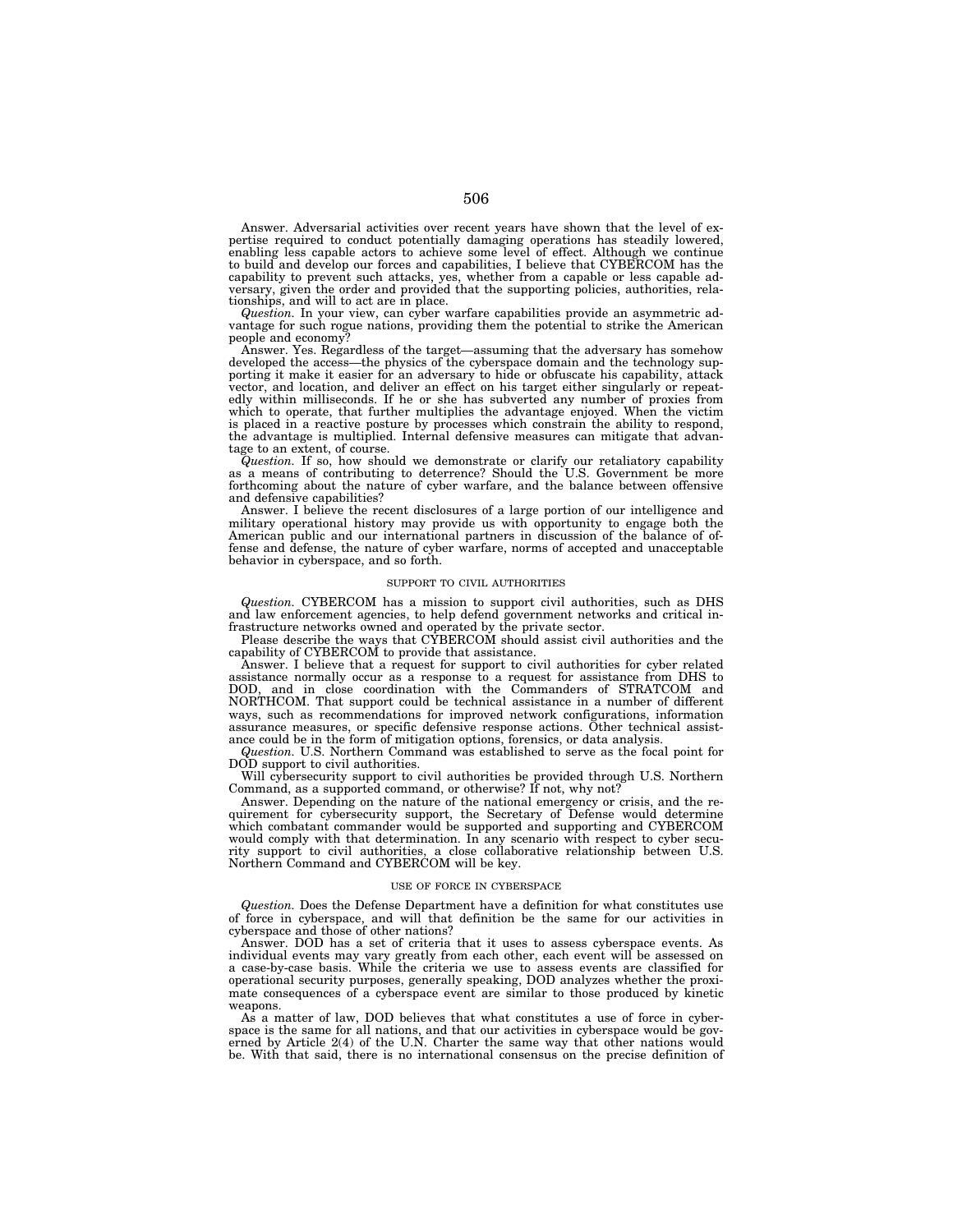Answer. Adversarial activities over recent years have shown that the level of expertise required to conduct potentially damaging operations has steadily lowered, enabling less capable actors to achieve some level of effect. Although we continue to build and develop our forces and capabilities, I believe that CYBERCOM has the capability to prevent such attacks, yes, whether from a capable or less capable adversary, given the order and provided that the supporting policies, authorities, relationships, and will to act are in place.

*Question.* In your view, can cyber warfare capabilities provide an asymmetric advantage for such rogue nations, providing them the potential to strike the American people and economy?

Answer. Yes. Regardless of the target—assuming that the adversary has somehow developed the access—the physics of the cyberspace domain and the technology supporting it make it easier for an adversary to hide or obfuscate his capability, attack vector, and location, and deliver an effect on his target either singularly or repeatedly within milliseconds. If he or she has subverted any number of proxies from which to operate, that further multiplies the advantage enjoyed. When the victim is placed in a reactive posture by processes which constrain the ability to respond, the advantage is multiplied. Internal defensive measures can mitigate that advantage to an extent, of course.

*Question.* If so, how should we demonstrate or clarify our retaliatory capability as a means of contributing to deterrence? Should the U.S. Government be more forthcoming about the nature of cyber warfare, and the balance between offensive and defensive capabilities?

Answer. I believe the recent disclosures of a large portion of our intelligence and military operational history may provide us with opportunity to engage both the American public and our international partners in discussion of the balance of offense and defense, the nature of cyber warfare, norms of accepted and unacceptable behavior in cyberspace, and so forth.

### SUPPORT TO CIVIL AUTHORITIES

*Question.* CYBERCOM has a mission to support civil authorities, such as DHS and law enforcement agencies, to help defend government networks and critical infrastructure networks owned and operated by the private sector.

Please describe the ways that CYBERCOM should assist civil authorities and the capability of CYBERCOM to provide that assistance.

Answer. I believe that a request for support to civil authorities for cyber related assistance normally occur as a response to a request for assistance from DHS to DOD, and in close coordination with the Commanders of STRATCOM and NORTHCOM. That support could be technical assistance in a number of different ways, such as recommendations for improved network configurations, information assurance measures, or specific defensive response actions. Other technical assistance could be in the form of mitigation options, forensics, or data analysis.

*Question.* U.S. Northern Command was established to serve as the focal point for DOD support to civil authorities.

Will cybersecurity support to civil authorities be provided through U.S. Northern Command, as a supported command, or otherwise? If not, why not?

Answer. Depending on the nature of the national emergency or crisis, and the requirement for cybersecurity support, the Secretary of Defense would determine which combatant commander would be supported and supporting and CYBERCOM would comply with that determination. In any scenario with respect to cyber security support to civil authorities, a close collaborative relationship between U.S. Northern Command and CYBERCOM will be key.

### USE OF FORCE IN CYBERSPACE

*Question.* Does the Defense Department have a definition for what constitutes use of force in cyberspace, and will that definition be the same for our activities in cyberspace and those of other nations?

Answer. DOD has a set of criteria that it uses to assess cyberspace events. As individual events may vary greatly from each other, each event will be assessed on a case-by-case basis. While the criteria we use to assess events are classified for operational security purposes, generally speaking, DOD analyzes whether the proximate consequences of a cyberspace event are similar to those produced by kinetic weapons.

As a matter of law, DOD believes that what constitutes a use of force in cyberspace is the same for all nations, and that our activities in cyberspace would be governed by Article 2(4) of the U.N. Charter the same way that other nations would be. With that said, there is no international consensus on the precise definition of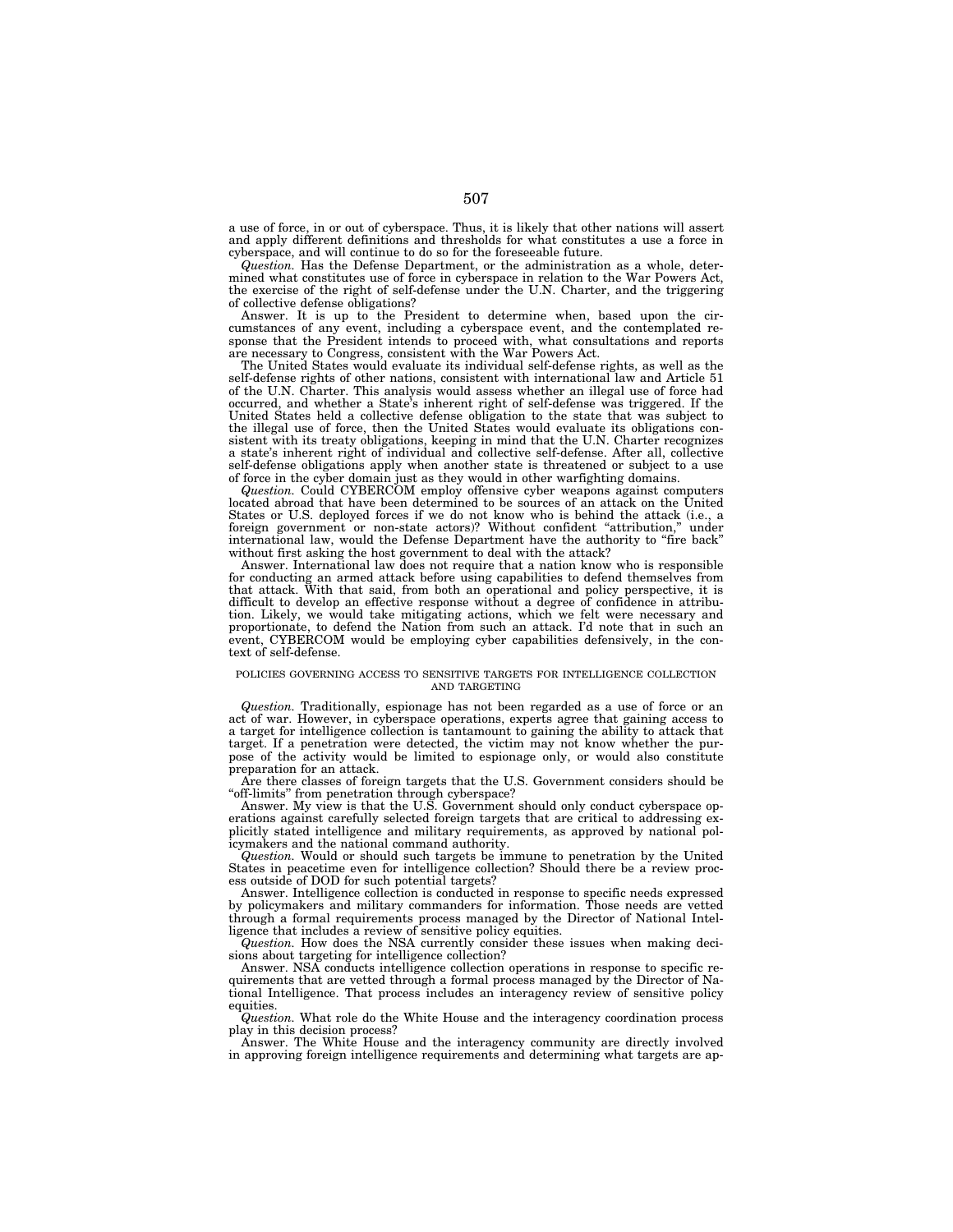a use of force, in or out of cyberspace. Thus, it is likely that other nations will assert and apply different definitions and thresholds for what constitutes a use a force in cyberspace, and will continue to do so for the foreseeable future.

*Question.* Has the Defense Department, or the administration as a whole, determined what constitutes use of force in cyberspace in relation to the War Powers Act, the exercise of the right of self-defense under the U.N. Charter, and the triggering of collective defense obligations?

Answer. It is up to the President to determine when, based upon the circumstances of any event, including a cyberspace event, and the contemplated response that the President intends to proceed with, what consultations and reports are necessary to Congress, consistent with the War Powers Act.

The United States would evaluate its individual self-defense rights, as well as the self-defense rights of other nations, consistent with international law and Article 51 of the U.N. Charter. This analysis would assess whether an illegal use of force had occurred, and whether a State's inherent right of self-defense was triggered. If the United States held a collective defense obligation to the state that was subject to the illegal use of force, then the United States would evaluate its obligations consistent with its treaty obligations, keeping in mind that the U.N. Charter recognizes a state's inherent right of individual and collective self-defense. After all, collective self-defense obligations apply when another state is threatened or subject to a use of force in the cyber domain just as they would in other warfighting domains.

*Question.* Could CYBERCOM employ offensive cyber weapons against computers located abroad that have been determined to be sources of an attack on the United States or U.S. deployed forces if we do not know who is behind the attack (i.e., a foreign government or non-state actors)? Without confident "attribution," under international law, would the Defense Department have the authority to "fire back" without first asking the host government to deal with the attack?

Answer. International law does not require that a nation know who is responsible for conducting an armed attack before using capabilities to defend themselves from that attack. With that said, from both an operational and policy perspective, it is difficult to develop an effective response without a degree of confidence in attribution. Likely, we would take mitigating actions, which we felt were necessary and proportionate, to defend the Nation from such an attack. I'd note that in such an event, CYBERCOM would be employing cyber capabilities defensively, in the context of self-defense.

## POLICIES GOVERNING ACCESS TO SENSITIVE TARGETS FOR INTELLIGENCE COLLECTION AND TARGETING

*Question.* Traditionally, espionage has not been regarded as a use of force or an act of war. However, in cyberspace operations, experts agree that gaining access to a target for intelligence collection is tantamount to gaining the ability to attack that target. If a penetration were detected, the victim may not know whether the purpose of the activity would be limited to espionage only, or would also constitute preparation for an attack.

Are there classes of foreign targets that the U.S. Government considers should be "off-limits" from penetration through cyberspace?

Answer. My view is that the U.S. Government should only conduct cyberspace operations against carefully selected foreign targets that are critical to addressing explicitly stated intelligence and military requirements, as approved by national policymakers and the national command authority.

*Question.* Would or should such targets be immune to penetration by the United States in peacetime even for intelligence collection? Should there be a review process outside of DOD for such potential targets?

Answer. Intelligence collection is conducted in response to specific needs expressed by policymakers and military commanders for information. Those needs are vetted through a formal requirements process managed by the Director of National Intelligence that includes a review of sensitive policy equities.

*Question.* How does the NSA currently consider these issues when making decisions about targeting for intelligence collection?

Answer. NSA conducts intelligence collection operations in response to specific requirements that are vetted through a formal process managed by the Director of National Intelligence. That process includes an interagency review of sensitive policy equities.

*Question.* What role do the White House and the interagency coordination process play in this decision process?

Answer. The White House and the interagency community are directly involved in approving foreign intelligence requirements and determining what targets are ap-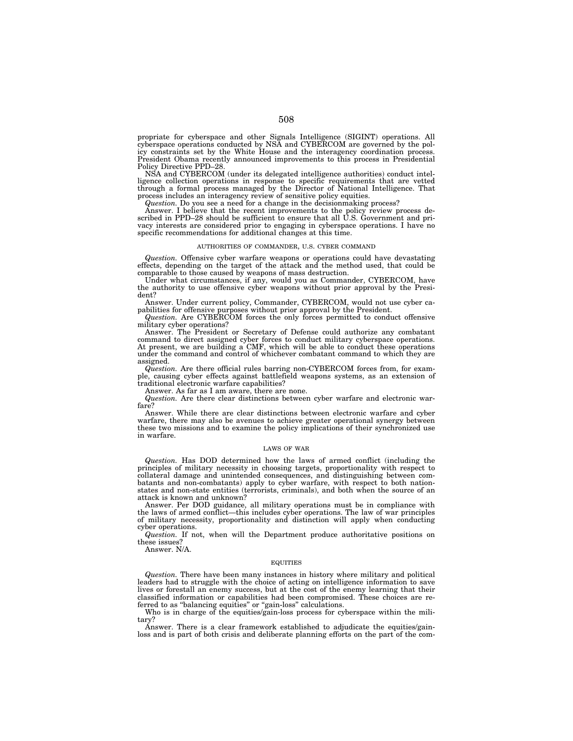propriate for cyberspace and other Signals Intelligence (SIGINT) operations. All cyberspace operations conducted by NSA and CYBERCOM are governed by the policy constraints set by the White House and the interagency coordination process. President Obama recently announced improvements to this process in Presidential Policy Directive PPD–28.

NSA and CYBERCOM (under its delegated intelligence authorities) conduct intelligence collection operations in response to specific requirements that are vetted through a formal process managed by the Director of National Intelligence. That process includes an interagency review of sensitive policy equities.

*Question.* Do you see a need for a change in the decisionmaking process?

Answer. I believe that the recent improvements to the policy review process described in PPD–28 should be sufficient to ensure that all U.S. Government and privacy interests are considered prior to engaging in cyberspace operations. I have no specific recommendations for additional changes at this time.

### AUTHORITIES OF COMMANDER, U.S. CYBER COMMAND

*Question.* Offensive cyber warfare weapons or operations could have devastating effects, depending on the target of the attack and the method used, that could be comparable to those caused by weapons of mass destruction.

Under what circumstances, if any, would you as Commander, CYBERCOM, have the authority to use offensive cyber weapons without prior approval by the President?

Answer. Under current policy, Commander, CYBERCOM, would not use cyber capabilities for offensive purposes without prior approval by the President.

*Question.* Are CYBERCOM forces the only forces permitted to conduct offensive military cyber operations?

Answer. The President or Secretary of Defense could authorize any combatant command to direct assigned cyber forces to conduct military cyberspace operations. At present, we are building a CMF, which will be able to conduct these operations under the command and control of whichever combatant command to which they are assigned.

*Question.* Are there official rules barring non-CYBERCOM forces from, for example, causing cyber effects against battlefield weapons systems, as an extension of traditional electronic warfare capabilities?

Answer. As far as I am aware, there are none.

*Question.* Are there clear distinctions between cyber warfare and electronic warfare?

Answer. While there are clear distinctions between electronic warfare and cyber warfare, there may also be avenues to achieve greater operational synergy between these two missions and to examine the policy implications of their synchronized use in warfare.

### LAWS OF WAR

*Question.* Has DOD determined how the laws of armed conflict (including the principles of military necessity in choosing targets, proportionality with respect to collateral damage and unintended consequences, and distinguishing between combatants and non-combatants) apply to cyber warfare, with respect to both nation-states and non-state entities (terrorists, criminals), and both when the source of an attack is known and unknown?

Answer. Per DOD guidance, all military operations must be in compliance with the laws of armed conflict—this includes cyber operations. The law of war principles of military necessity, proportionality and distinction will apply when conducting cyber operations.

*Question.* If not, when will the Department produce authoritative positions on these issues?

Answer. N/A.

### EQUITIES

*Question.* There have been many instances in history where military and political leaders had to struggle with the choice of acting on intelligence information to save lives or forestall an enemy success, but at the cost of the enemy learning that their classified information or capabilities had been compromised. These choices are referred to as "balancing equities" or "gain-loss" calculations.

Who is in charge of the equities/gain-loss process for cyberspace within the military?

Answer. There is a clear framework established to adjudicate the equities/gain-loss and is part of both crisis and deliberate planning efforts on the part of the com-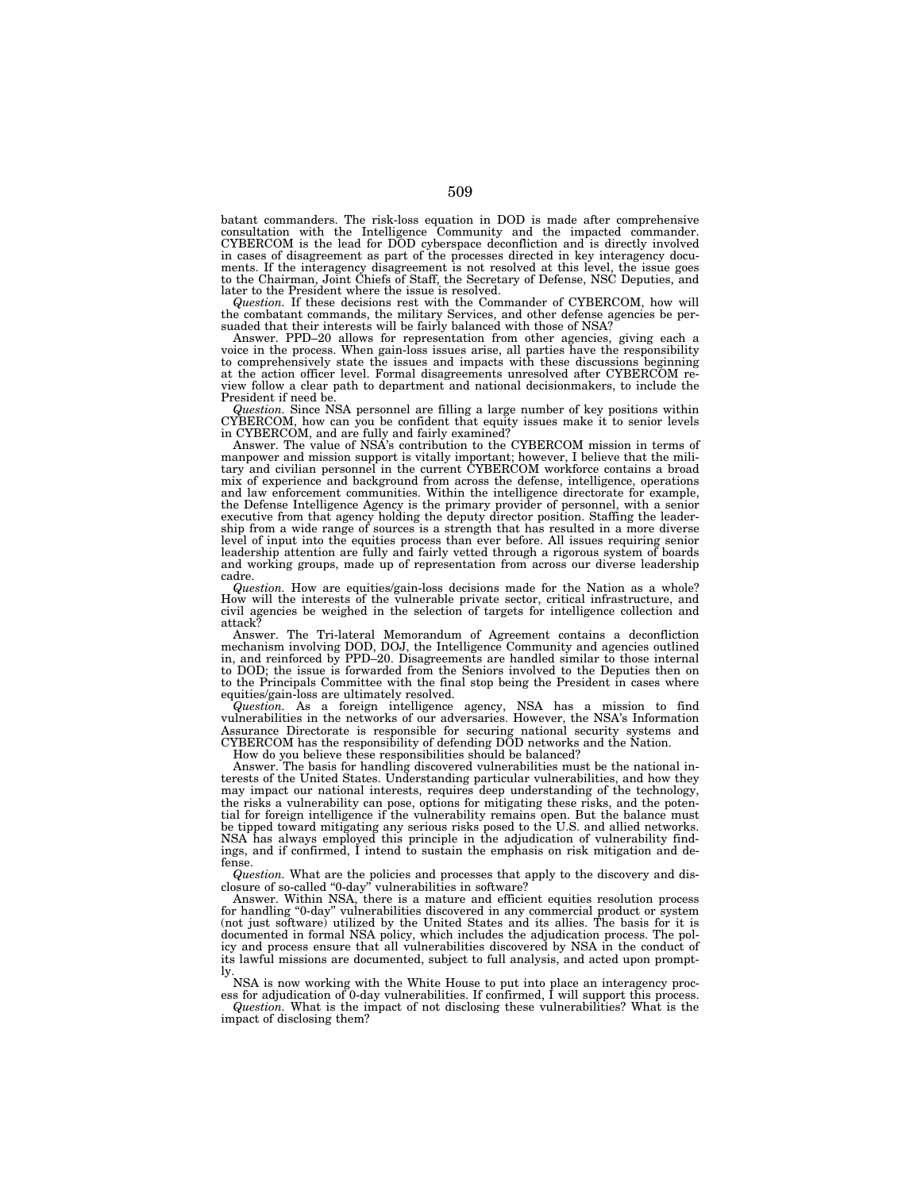batant commanders. The risk-loss equation in DOD is made after comprehensive consultation with the Intelligence Community and the impacted commander. CYBERCOM is the lead for DOD cyberspace deconfliction and is directly involved in cases of disagreement as part of the processes directed in key interagency documents. If the interagency disagreement is not resolved at this level, the issue goes to the Chairman, Joint Chiefs of Staff, the Secretary of Defense, NSC Deputies, and later to the President where the issue is resolved.

*Question.* If these decisions rest with the Commander of CYBERCOM, how will the combatant commands, the military Services, and other defense agencies be persuaded that their interests will be fairly balanced with those of NSA?

Answer. PPD–20 allows for representation from other agencies, giving each a voice in the process. When gain-loss issues arise, all parties have the responsibility to comprehensively state the issues and impacts with these discussions beginning at the action officer level. Formal disagreements unresolved after CYBERCOM review follow a clear path to department and national decisionmakers, to include the President if need be.

*Question.* Since NSA personnel are filling a large number of key positions within CYBERCOM, how can you be confident that equity issues make it to senior levels in CYBERCOM, and are fully and fairly examined?

Answer. The value of NSA's contribution to the CYBERCOM mission in terms of manpower and mission support is vitally important; however, I believe that the military and civilian personnel in the current CYBERCOM workforce contains a broad mix of experience and background from across the defense, intelligence, operations and law enforcement communities. Within the intelligence directorate for example, the Defense Intelligence Agency is the primary provider of personnel, with a senior executive from that agency holding the deputy director position. Staffing the leadership from a wide range of sources is a strength that has resulted in a more diverse level of input into the equities process than ever before. All issues requiring senior leadership attention are fully and fairly vetted through a rigorous system of boards and working groups, made up of representation from across our diverse leadership cadre.

*Question.* How are equities/gain-loss decisions made for the Nation as a whole? How will the interests of the vulnerable private sector, critical infrastructure, and civil agencies be weighed in the selection of targets for intelligence collection and attack?

Answer. The Tri-lateral Memorandum of Agreement contains a deconfliction mechanism involving DOD, DOJ, the Intelligence Community and agencies outlined in, and reinforced by PPD–20. Disagreements are handled similar to those internal to DOD; the issue is forwarded from the Seniors involved to the Deputies then on to the Principals Committee with the final stop being the President in cases where equities/gain-loss are ultimately resolved.

*Question.* As a foreign intelligence agency, NSA has a mission to find vulnerabilities in the networks of our adversaries. However, the NSA's Information Assurance Directorate is responsible for securing national security systems and CYBERCOM has the responsibility of defending DOD networks and the Nation.

How do you believe these responsibilities should be balanced?

Answer. The basis for handling discovered vulnerabilities must be the national interests of the United States. Understanding particular vulnerabilities, and how they may impact our national interests, requires deep understanding of the technology, the risks a vulnerability can pose, options for mitigating these risks, and the potential for foreign intelligence if the vulnerability remains open. But the balance must be tipped toward mitigating any serious risks posed to the U.S. and allied networks. NSA has always employed this principle in the adjudication of vulnerability findings, and if confirmed, I intend to sustain the emphasis on risk mitigation and defense.

*Question.* What are the policies and processes that apply to the discovery and disclosure of so-called "0-day" vulnerabilities in software?

Answer. Within NSA, there is a mature and efficient equities resolution process for handling "0-day" vulnerabilities discovered in any commercial product or system (not just software) utilized by the United States and its allies. The basis for it is documented in formal NSA policy, which includes the adjudication process. The policy and process ensure that all vulnerabilities discovered by NSA in the conduct of its lawful missions are documented, subject to full analysis, and acted upon promptly.

NSA is now working with the White House to put into place an interagency process for adjudication of 0-day vulnerabilities. If confirmed, I will support this process.

*Question.* What is the impact of not disclosing these vulnerabilities? What is the impact of disclosing them?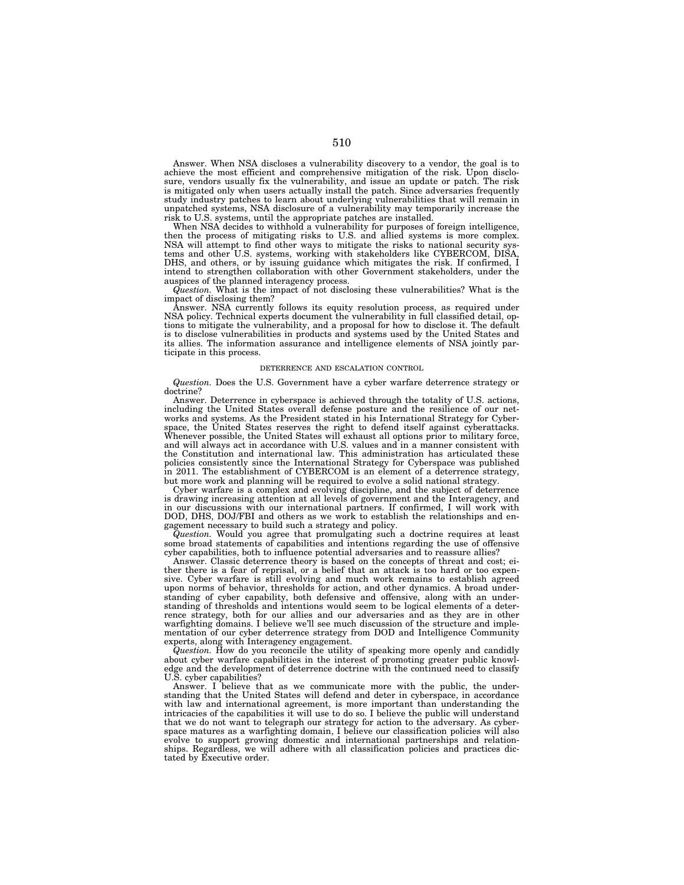Answer. When NSA discloses a vulnerability discovery to a vendor, the goal is to achieve the most efficient and comprehensive mitigation of the risk. Upon disclosure, vendors usually fix the vulnerability, and issue an update or patch. The risk is mitigated only when users actually install the patch. Since adversaries frequently study industry patches to learn about underlying vulnerabilities that will remain in unpatched systems, NSA disclosure of a vulnerability may temporarily increase the risk to U.S. systems, until the appropriate patches are installed.

When NSA decides to withhold a vulnerability for purposes of foreign intelligence, then the process of mitigating risks to U.S. and allied systems is more complex. NSA will attempt to find other ways to mitigate the risks to national security systems and other U.S. systems, working with stakeholders like CYBERCOM, DISA, DHS, and others, or by issuing guidance which mitigates the risk. If confirmed, I intend to strengthen collaboration with other Government stakeholders, under the auspices of the planned interagency process.

*Question.* What is the impact of not disclosing these vulnerabilities? What is the impact of disclosing them?

Answer. NSA currently follows its equity resolution process, as required under NSA policy. Technical experts document the vulnerability in full classified detail, options to mitigate the vulnerability, and a proposal for how to disclose it. The default is to disclose vulnerabilities in products and systems used by the United States and its allies. The information assurance and intelligence elements of NSA jointly participate in this process.

## DETERRENCE AND ESCALATION CONTROL

*Question.* Does the U.S. Government have a cyber warfare deterrence strategy or doctrine?

Answer. Deterrence in cyberspace is achieved through the totality of U.S. actions, including the United States overall defense posture and the resilience of our networks and systems. As the President stated in his International Strategy for Cyberspace, the United States reserves the right to defend itself against cyberattacks. Whenever possible, the United States will exhaust all options prior to military force, and will always act in accordance with U.S. values and in a manner consistent with the Constitution and international law. This administration has articulated these policies consistently since the International Strategy for Cyberspace was published in 2011. The establishment of CYBERCOM is an element of a deterrence strategy, but more work and planning will be required to evolve a solid national strategy.

Cyber warfare is a complex and evolving discipline, and the subject of deterrence is drawing increasing attention at all levels of government and the Interagency, and in our discussions with our international partners. If confirmed, I will work with DOD, DHS, DOJ/FBI and others as we work to establish the relationships and engagement necessary to build such a strategy and policy.

*Question.* Would you agree that promulgating such a doctrine requires at least some broad statements of capabilities and intentions regarding the use of offensive cyber capabilities, both to influence potential adversaries and to reassure allies?

Answer. Classic deterrence theory is based on the concepts of threat and cost; either there is a fear of reprisal, or a belief that an attack is too hard or too expensive. Cyber warfare is still evolving and much work remains to establish agreed upon norms of behavior, thresholds for action, and other dynamics. A broad understanding of cyber capability, both defensive and offensive, along with an understanding of thresholds and intentions would seem to be logical elements of a deterrence strategy, both for our allies and our adversaries and as they are in other warfighting domains. I believe we'll see much discussion of the structure and implementation of our cyber deterrence strategy from DOD and Intelligence Community experts, along with Interagency engagement.

*Question.* How do you reconcile the utility of speaking more openly and candidly about cyber warfare capabilities in the interest of promoting greater public knowledge and the development of deterrence doctrine with the continued need to classify U.S. cyber capabilities?

Answer. I believe that as we communicate more with the public, the understanding that the United States will defend and deter in cyberspace, in accordance with law and international agreement, is more important than understanding the intricacies of the capabilities it will use to do so. I believe the public will understand that we do not want to telegraph our strategy for action to the adversary. As cyberspace matures as a warfighting domain, I believe our classification policies will also evolve to support growing domestic and international partnerships and relationships. Regardless, we will adhere with all classification policies and practices dictated by Executive order.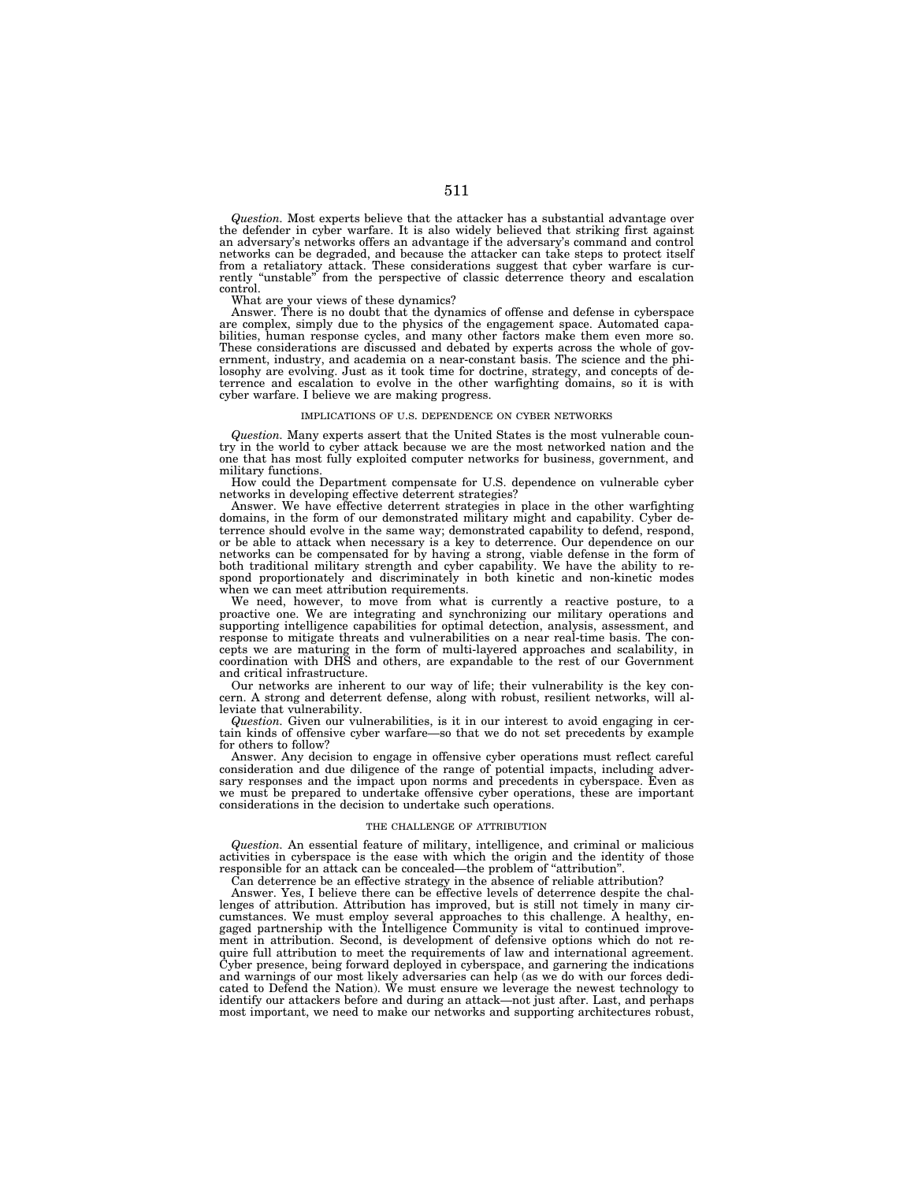*Question.* Most experts believe that the attacker has a substantial advantage over the defender in cyber warfare. It is also widely believed that striking first against an adversary's networks offers an advantage if the adversary's command and control networks can be degraded, and because the attacker can take steps to protect itself from a retaliatory attack. These considerations suggest that cyber warfare is currently "unstable" from the perspective of classic deterrence theory and escalation control.

What are your views of these dynamics?

Answer. There is no doubt that the dynamics of offense and defense in cyberspace are complex, simply due to the physics of the engagement space. Automated capabilities, human response cycles, and many other factors make them even more so. These considerations are discussed and debated by experts across the whole of government, industry, and academia on a near-constant basis. The science and the philosophy are evolving. Just as it took time for doctrine, strategy, and concepts of deterrence and escalation to evolve in the other warfighting domains, so it is with cyber warfare. I believe we are making progress.

## IMPLICATIONS OF U.S. DEPENDENCE ON CYBER NETWORKS

*Question.* Many experts assert that the United States is the most vulnerable country in the world to cyber attack because we are the most networked nation and the one that has most fully exploited computer networks for business, government, and military functions.

How could the Department compensate for U.S. dependence on vulnerable cyber networks in developing effective deterrent strategies?

Answer. We have effective deterrent strategies in place in the other warfighting domains, in the form of our demonstrated military might and capability. Cyber deterrence should evolve in the same way; demonstrated capability to defend, respond, or be able to attack when necessary is a key to deterrence. Our dependence on our networks can be compensated for by having a strong, viable defense in the form of both traditional military strength and cyber capability. We have the ability to respond proportionately and discriminately in both kinetic and non-kinetic modes when we can meet attribution requirements.

We need, however, to move from what is currently a reactive posture, to a proactive one. We are integrating and synchronizing our military operations and supporting intelligence capabilities for optimal detection, analysis, assessment, and response to mitigate threats and vulnerabilities on a near real-time basis. The concepts we are maturing in the form of multi-layered approaches and scalability, in coordination with DHS and others, are expandable to the rest of our Government and critical infrastructure.

Our networks are inherent to our way of life; their vulnerability is the key concern. A strong and deterrent defense, along with robust, resilient networks, will alleviate that vulnerability.

*Question.* Given our vulnerabilities, is it in our interest to avoid engaging in certain kinds of offensive cyber warfare—so that we do not set precedents by example for others to follow?

Answer. Any decision to engage in offensive cyber operations must reflect careful consideration and due diligence of the range of potential impacts, including adversary responses and the impact upon norms and precedents in cyberspace. Even as we must be prepared to undertake offensive cyber operations, these are important considerations in the decision to undertake such operations.

## THE CHALLENGE OF ATTRIBUTION

*Question.* An essential feature of military, intelligence, and criminal or malicious activities in cyberspace is the ease with which the origin and the identity of those responsible for an attack can be concealed—the problem of "attribution".

Can deterrence be an effective strategy in the absence of reliable attribution?

Answer. Yes, I believe there can be effective levels of deterrence despite the challenges of attribution. Attribution has improved, but is still not timely in many circumstances. We must employ several approaches to this challenge. A healthy, engaged partnership with the Intelligence Community is vital to continued improvement in attribution. Second, is development of defensive options which do not require full attribution to meet the requirements of law and international agreement. Cyber presence, being forward deployed in cyberspace, and garnering the indications and warnings of our most likely adversaries can help (as we do with our forces dedicated to Defend the Nation). We must ensure we leverage the newest technology to identify our attackers before and during an attack—not just after. Last, and perhaps most important, we need to make our networks and supporting architectures robust,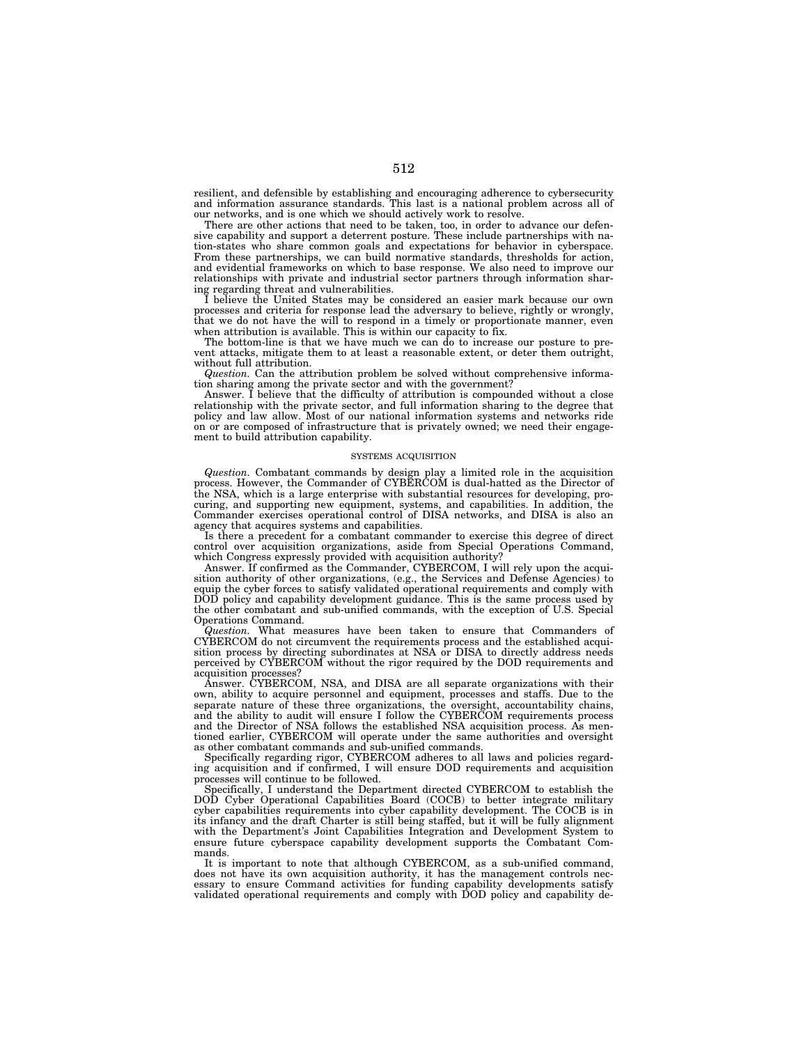resilient, and defensible by establishing and encouraging adherence to cybersecurity and information assurance standards. This last is a national problem across all of our networks, and is one which we should actively work to resolve.

There are other actions that need to be taken, too, in order to advance our defensive capability and support a deterrent posture. These include partnerships with nation-states who share common goals and expectations for behavior in cyberspace. From these partnerships, we can build normative standards, thresholds for action, and evidential frameworks on which to base response. We also need to improve our relationships with private and industrial sector partners through information sharing regarding threat and vulnerabilities.

I believe the United States may be considered an easier mark because our own processes and criteria for response lead the adversary to believe, rightly or wrongly, that we do not have the will to respond in a timely or proportionate manner, even when attribution is available. This is within our capacity to fix.

The bottom-line is that we have much we can do to increase our posture to prevent attacks, mitigate them to at least a reasonable extent, or deter them outright, without full attribution.

*Question.* Can the attribution problem be solved without comprehensive information sharing among the private sector and with the government?

Answer. I believe that the difficulty of attribution is compounded without a close relationship with the private sector, and full information sharing to the degree that policy and law allow. Most of our national information systems and networks ride on or are composed of infrastructure that is privately owned; we need their engagement to build attribution capability.

## SYSTEMS ACQUISITION

*Question.* Combatant commands by design play a limited role in the acquisition process. However, the Commander of CYBERCOM is dual-hatted as the Director of the NSA, which is a large enterprise with substantial resources for developing, procuring, and supporting new equipment, systems, and capabilities. In addition, the Commander exercises operational control of DISA networks, and DISA is also an agency that acquires systems and capabilities.

Is there a precedent for a combatant commander to exercise this degree of direct control over acquisition organizations, aside from Special Operations Command, which Congress expressly provided with acquisition authority?

Answer. If confirmed as the Commander, CYBERCOM, I will rely upon the acquisition authority of other organizations, (e.g., the Services and Defense Agencies) to equip the cyber forces to satisfy validated operational requirements and comply with DOD policy and capability development guidance. This is the same process used by the other combatant and sub-unified commands, with the exception of U.S. Special Operations Command.

*Question.* What measures have been taken to ensure that Commanders of CYBERCOM do not circumvent the requirements process and the established acquisition process by directing subordinates at NSA or DISA to directly address needs perceived by CYBERCOM without the rigor required by the DOD requirements and acquisition processes?

Answer. CYBERCOM, NSA, and DISA are all separate organizations with their own, ability to acquire personnel and equipment, processes and staffs. Due to the separate nature of these three organizations, the oversight, accountability chains, and the ability to audit will ensure I follow the CYBERCOM requirements process and the Director of NSA follows the established NSA acquisition process. As mentioned earlier, CYBERCOM will operate under the same authorities and oversight as other combatant commands and sub-unified commands.

Specifically regarding rigor, CYBERCOM adheres to all laws and policies regarding acquisition and if confirmed, I will ensure DOD requirements and acquisition processes will continue to be followed.

Specifically, I understand the Department directed CYBERCOM to establish the DOD Cyber Operational Capabilities Board (COCB) to better integrate military cyber capabilities requirements into cyber capability development. The COCB is in its infancy and the draft Charter is still being staffed, but it will be fully alignment with the Department's Joint Capabilities Integration and Development System to ensure future cyberspace capability development supports the Combatant Commands.

It is important to note that although CYBERCOM, as a sub-unified command, does not have its own acquisition authority, it has the management controls necessary to ensure Command activities for funding capability developments satisfy validated operational requirements and comply with DOD policy and capability de-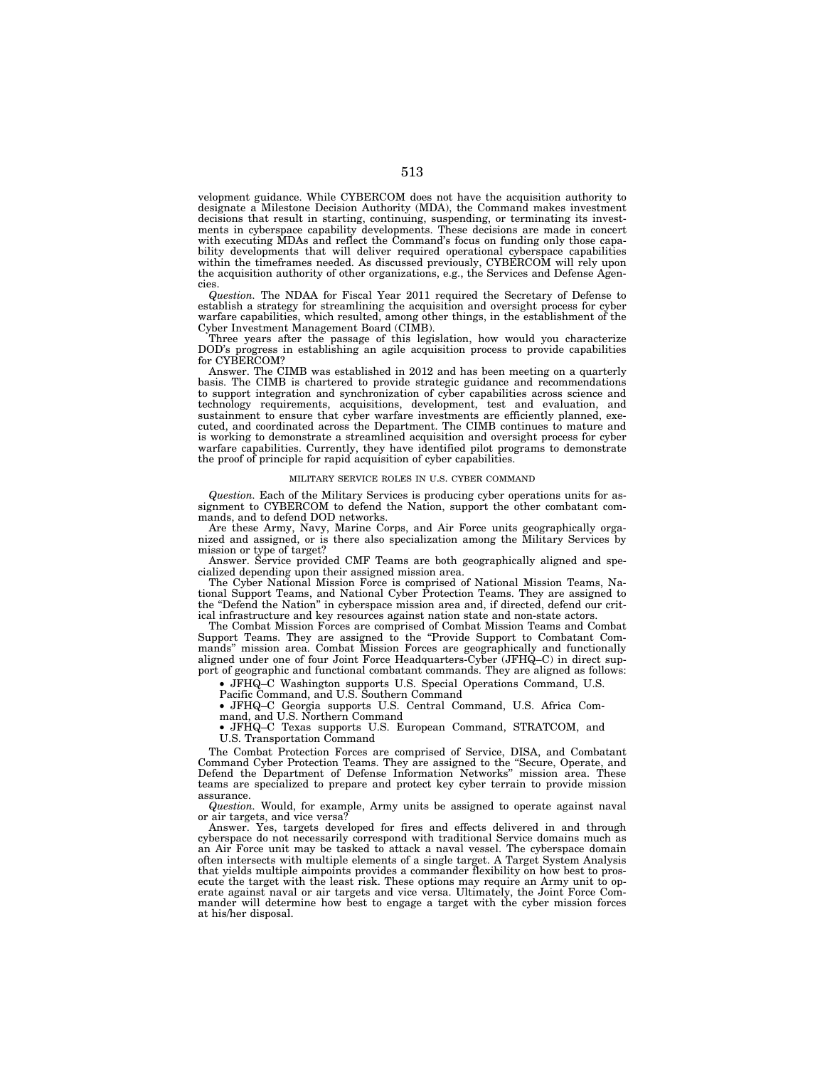velopment guidance. While CYBERCOM does not have the acquisition authority to designate a Milestone Decision Authority (MDA), the Command makes investment decisions that result in starting, continuing, suspending, or terminating its investments in cyberspace capability developments. These decisions are made in concert with executing MDAs and reflect the Command's focus on funding only those capability developments that will deliver required operational cyberspace capabilities within the timeframes needed. As discussed previously, CYBERCOM will rely upon the acquisition authority of other organizations, e.g., the Services and Defense Agencies.

*Question.* The NDAA for Fiscal Year 2011 required the Secretary of Defense to establish a strategy for streamlining the acquisition and oversight process for cyber warfare capabilities, which resulted, among other things, in the establishment of the Cyber Investment Management Board (CIMB).

Three years after the passage of this legislation, how would you characterize DOD's progress in establishing an agile acquisition process to provide capabilities for CYBERCOM?

Answer. The CIMB was established in 2012 and has been meeting on a quarterly basis. The CIMB is chartered to provide strategic guidance and recommendations to support integration and synchronization of cyber capabilities across science and technology requirements, acquisitions, development, test and evaluation, and sustainment to ensure that cyber warfare investments are efficiently planned, executed, and coordinated across the Department. The CIMB continues to mature and is working to demonstrate a streamlined acquisition and oversight process for cyber warfare capabilities. Currently, they have identified pilot programs to demonstrate the proof of principle for rapid acquisition of cyber capabilities.

## MILITARY SERVICE ROLES IN U.S. CYBER COMMAND

*Question.* Each of the Military Services is producing cyber operations units for assignment to CYBERCOM to defend the Nation, support the other combatant commands, and to defend DOD networks.

Are these Army, Navy, Marine Corps, and Air Force units geographically organized and assigned, or is there also specialization among the Military Services by mission or type of target?

Answer. Service provided CMF Teams are both geographically aligned and specialized depending upon their assigned mission area.

The Cyber National Mission Force is comprised of National Mission Teams, National Support Teams, and National Cyber Protection Teams. They are assigned to the "Defend the Nation" in cyberspace mission area and, if directed, defend our critical infrastructure and key resources against nation state and non-state actors.

The Combat Mission Forces are comprised of Combat Mission Teams and Combat Support Teams. They are assigned to the "Provide Support to Combatant Commands" mission area. Combat Mission Forces are geographically and functionally aligned under one of four Joint Force Headquarters-Cyber (JFHQ–C) in direct support of geographic and functional combatant commands. They are aligned as follows:

- JFHQ–C Washington supports U.S. Special Operations Command, U.S. Pacific Command, and U.S. Southern Command
- JFHQ–C Georgia supports U.S. Central Command, U.S. Africa Command, and U.S. Northern Command
- JFHQ–C Texas supports U.S. European Command, STRATCOM, and U.S. Transportation Command

The Combat Protection Forces are comprised of Service, DISA, and Combatant Command Cyber Protection Teams. They are assigned to the "Secure, Operate, and Defend the Department of Defense Information Networks" mission area. These teams are specialized to prepare and protect key cyber terrain to provide mission assurance.

*Question.* Would, for example, Army units be assigned to operate against naval or air targets, and vice versa?

Answer. Yes, targets developed for fires and effects delivered in and through cyberspace do not necessarily correspond with traditional Service domains much as an Air Force unit may be tasked to attack a naval vessel. The cyberspace domain often intersects with multiple elements of a single target. A Target System Analysis that yields multiple aimpoints provides a commander flexibility on how best to prosecute the target with the least risk. These options may require an Army unit to operate against naval or air targets and vice versa. Ultimately, the Joint Force Commander will determine how best to engage a target with the cyber mission forces at his/her disposal.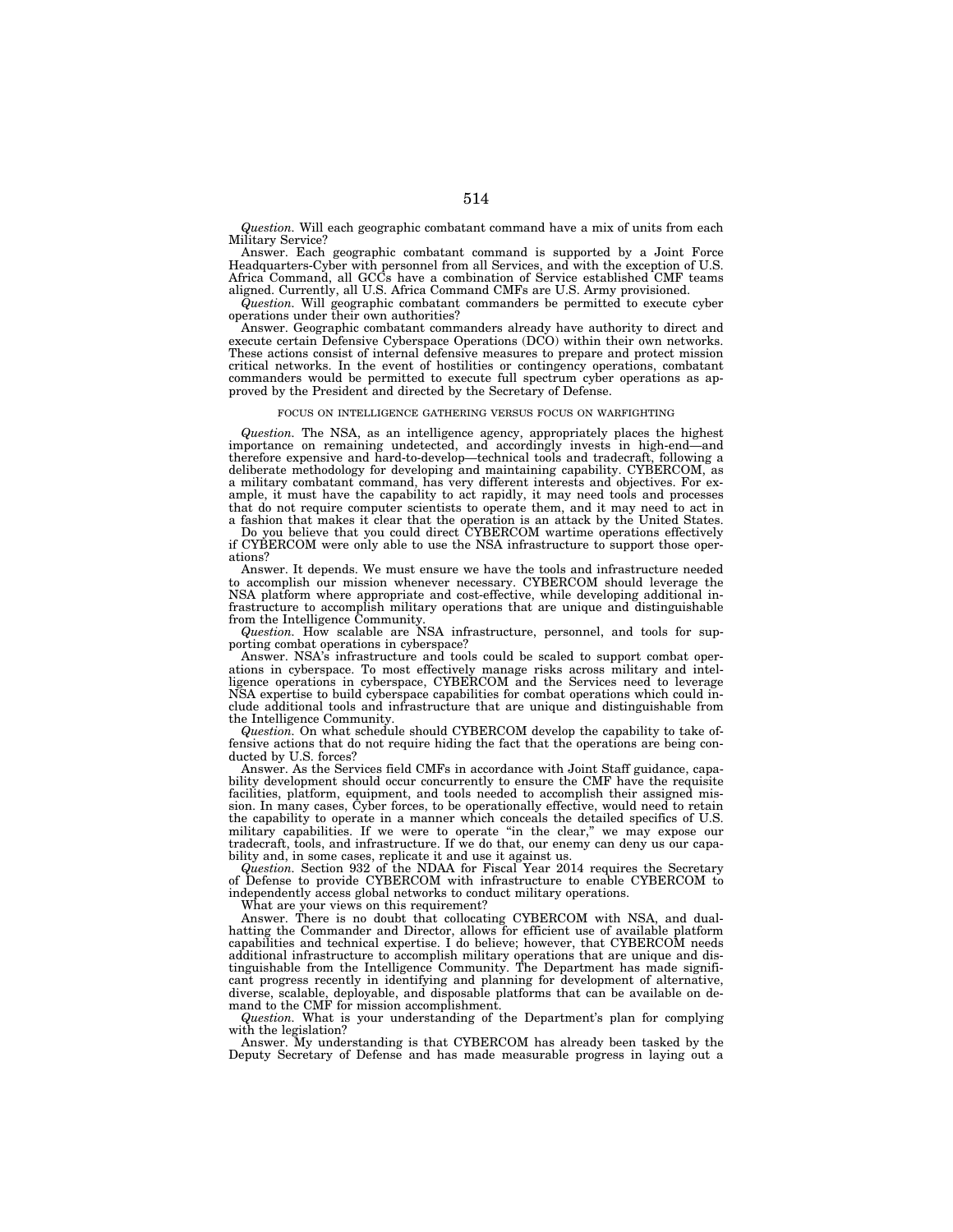*Question.* Will each geographic combatant command have a mix of units from each Military Service?

Answer. Each geographic combatant command is supported by a Joint Force Headquarters-Cyber with personnel from all Services, and with the exception of U.S. Africa Command, all GCCs have a combination of Service established CMF teams aligned. Currently, all U.S. Africa Command CMFs are U.S. Army provisioned.

*Question.* Will geographic combatant commanders be permitted to execute cyber operations under their own authorities?

Answer. Geographic combatant commanders already have authority to direct and execute certain Defensive Cyberspace Operations (DCO) within their own networks. These actions consist of internal defensive measures to prepare and protect mission critical networks. In the event of hostilities or contingency operations, combatant commanders would be permitted to execute full spectrum cyber operations as approved by the President and directed by the Secretary of Defense.

FOCUS ON INTELLIGENCE GATHERING VERSUS FOCUS ON WARFIGHTING

*Question.* The NSA, as an intelligence agency, appropriately places the highest importance on remaining undetected, and accordingly invests in high-end—and therefore expensive and hard-to-develop—technical tools and tradecraft, following a deliberate methodology for developing and maintaining capability. CYBERCOM, as a military combatant command, has very different interests and objectives. For example, it must have the capability to act rapidly, it may need tools and processes that do not require computer scientists to operate them, and it may need to act in a fashion that makes it clear that the operation is an attack by the United States.

Do you believe that you could direct CYBERCOM wartime operations effectively if CYBERCOM were only able to use the NSA infrastructure to support those operations?

Answer. It depends. We must ensure we have the tools and infrastructure needed to accomplish our mission whenever necessary. CYBERCOM should leverage the NSA platform where appropriate and cost-effective, while developing additional infrastructure to accomplish military operations that are unique and distinguishable from the Intelligence Community.

*Question.* How scalable are NSA infrastructure, personnel, and tools for supporting combat operations in cyberspace?

Answer. NSA's infrastructure and tools could be scaled to support combat operations in cyberspace. To most effectively manage risks across military and intelligence operations in cyberspace, CYBERCOM and the Services need to leverage NSA expertise to build cyberspace capabilities for combat operations which could include additional tools and infrastructure that are unique and distinguishable from the Intelligence Community.

*Question.* On what schedule should CYBERCOM develop the capability to take offensive actions that do not require hiding the fact that the operations are being conducted by U.S. forces?

Answer. As the Services field CMFs in accordance with Joint Staff guidance, capability development should occur concurrently to ensure the CMF have the requisite facilities, platform, equipment, and tools needed to accomplish their assigned mission. In many cases, Cyber forces, to be operationally effective, would need to retain the capability to operate in a manner which conceals the detailed specifics of U.S. military capabilities. If we were to operate "in the clear," we may expose our tradecraft, tools, and infrastructure. If we do that, our enemy can deny us our capability and, in some cases, replicate it and use it against us.

*Question.* Section 932 of the NDAA for Fiscal Year 2014 requires the Secretary of Defense to provide CYBERCOM with infrastructure to enable CYBERCOM to independently access global networks to conduct military operations.

What are your views on this requirement?

Answer. There is no doubt that collocating CYBERCOM with NSA, and dual-hatting the Commander and Director, allows for efficient use of available platform capabilities and technical expertise. I do believe; however, that CYBERCOM needs additional infrastructure to accomplish military operations that are unique and distinguishable from the Intelligence Community. The Department has made significant progress recently in identifying and planning for development of alternative, diverse, scalable, deployable, and disposable platforms that can be available on demand to the CMF for mission accomplishment.

*Question.* What is your understanding of the Department's plan for complying with the legislation?

Answer. My understanding is that CYBERCOM has already been tasked by the Deputy Secretary of Defense and has made measurable progress in laying out a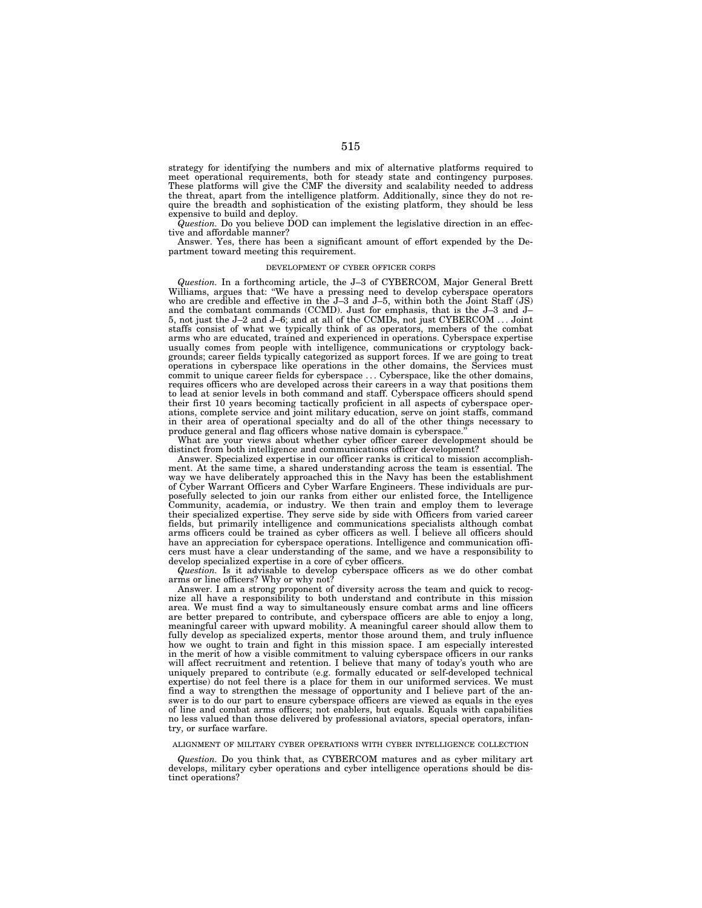strategy for identifying the numbers and mix of alternative platforms required to meet operational requirements, both for steady state and contingency purposes. These platforms will give the CMF the diversity and scalability needed to address the threat, apart from the intelligence platform. Additionally, since they do not require the breadth and sophistication of the existing platform, they should be less expensive to build and deploy.

*Question.* Do you believe DOD can implement the legislative direction in an effective and affordable manner?

Answer. Yes, there has been a significant amount of effort expended by the Department toward meeting this requirement.

## DEVELOPMENT OF CYBER OFFICER CORPS

*Question.* In a forthcoming article, the J–3 of CYBERCOM, Major General Brett Williams, argues that: "We have a pressing need to develop cyberspace operators who are credible and effective in the J–3 and J–5, within both the Joint Staff (JS) and the combatant commands (CCMD). Just for emphasis, that is the J–3 and J–5, not just the J–2 and J–6; and at all of the CCMDs, not just CYBERCOM . . . Joint staffs consist of what we typically think of as operators, members of the combat arms who are educated, trained and experienced in operations. Cyberspace expertise usually comes from people with intelligence, communications or cryptology backgrounds; career fields typically categorized as support forces. If we are going to treat operations in cyberspace like operations in the other domains, the Services must commit to unique career fields for cyberspace . . . Cyberspace, like the other domains, requires officers who are developed across their careers in a way that positions them to lead at senior levels in both command and staff. Cyberspace officers should spend their first 10 years becoming tactically proficient in all aspects of cyberspace operations, complete service and joint military education, serve on joint staffs, command in their area of operational specialty and do all of the other things necessary to produce general and flag officers whose native domain is cyberspace."

What are your views about whether cyber officer career development should be distinct from both intelligence and communications officer development?

Answer. Specialized expertise in our officer ranks is critical to mission accomplishment. At the same time, a shared understanding across the team is essential. The way we have deliberately approached this in the Navy has been the establishment of Cyber Warrant Officers and Cyber Warfare Engineers. These individuals are purposefully selected to join our ranks from either our enlisted force, the Intelligence Community, academia, or industry. We then train and employ them to leverage their specialized expertise. They serve side by side with Officers from varied career fields, but primarily intelligence and communications specialists although combat arms officers could be trained as cyber officers as well. I believe all officers should have an appreciation for cyberspace operations. Intelligence and communication officers must have a clear understanding of the same, and we have a responsibility to develop specialized expertise in a core of cyber officers.

*Question.* Is it advisable to develop cyberspace officers as we do other combat arms or line officers? Why or why not?

Answer. I am a strong proponent of diversity across the team and quick to recognize all have a responsibility to both understand and contribute in this mission area. We must find a way to simultaneously ensure combat arms and line officers are better prepared to contribute, and cyberspace officers are able to enjoy a long, meaningful career with upward mobility. A meaningful career should allow them to fully develop as specialized experts, mentor those around them, and truly influence how we ought to train and fight in this mission space. I am especially interested in the merit of how a visible commitment to valuing cyberspace officers in our ranks will affect recruitment and retention. I believe that many of today's youth who are uniquely prepared to contribute (e.g. formally educated or self-developed technical expertise) do not feel there is a place for them in our uniformed services. We must find a way to strengthen the message of opportunity and I believe part of the answer is to do our part to ensure cyberspace officers are viewed as equals in the eyes of line and combat arms officers; not enablers, but equals. Equals with capabilities no less valued than those delivered by professional aviators, special operators, infantry, or surface warfare.

## ALIGNMENT OF MILITARY CYBER OPERATIONS WITH CYBER INTELLIGENCE COLLECTION

*Question.* Do you think that, as CYBERCOM matures and as cyber military art develops, military cyber operations and cyber intelligence operations should be distinct operations?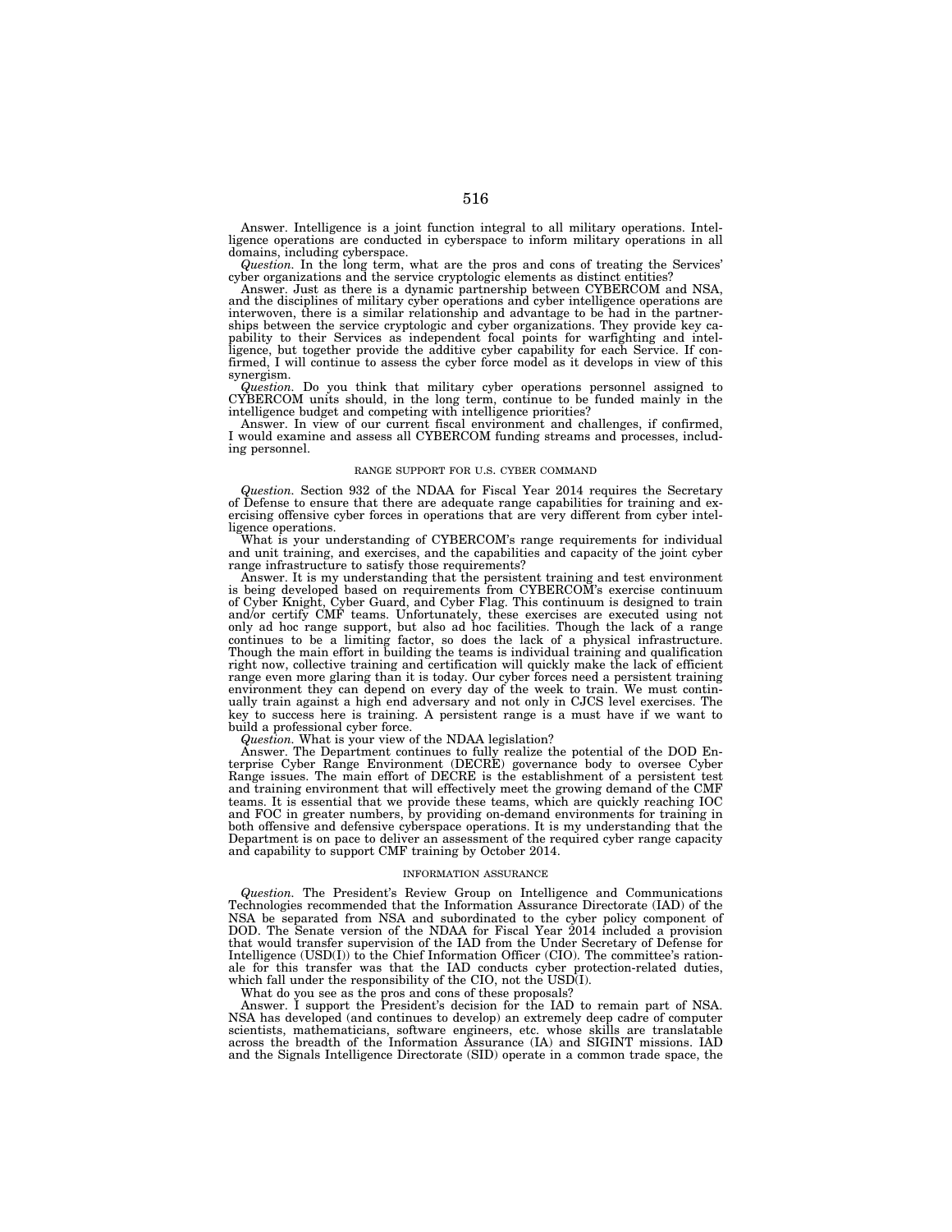Answer. Intelligence is a joint function integral to all military operations. Intelligence operations are conducted in cyberspace to inform military operations in all domains, including cyberspace.

*Question.* In the long term, what are the pros and cons of treating the Services' cyber organizations and the service cryptologic elements as distinct entities?

Answer. Just as there is a dynamic partnership between CYBERCOM and NSA, and the disciplines of military cyber operations and cyber intelligence operations are interwoven, there is a similar relationship and advantage to be had in the partnerships between the service cryptologic and cyber organizations. They provide key capability to their Services as independent focal points for warfighting and intelligence, but together provide the additive cyber capability for each Service. If confirmed, I will continue to assess the cyber force model as it develops in view of this synergism.

*Question.* Do you think that military cyber operations personnel assigned to CYBERCOM units should, in the long term, continue to be funded mainly in the intelligence budget and competing with intelligence priorities?

Answer. In view of our current fiscal environment and challenges, if confirmed, I would examine and assess all CYBERCOM funding streams and processes, including personnel.

## RANGE SUPPORT FOR U.S. CYBER COMMAND

*Question.* Section 932 of the NDAA for Fiscal Year 2014 requires the Secretary of Defense to ensure that there are adequate range capabilities for training and exercising offensive cyber forces in operations that are very different from cyber intelligence operations.

What is your understanding of CYBERCOM's range requirements for individual and unit training, and exercises, and the capabilities and capacity of the joint cyber range infrastructure to satisfy those requirements?

Answer. It is my understanding that the persistent training and test environment is being developed based on requirements from CYBERCOM's exercise continuum of Cyber Knight, Cyber Guard, and Cyber Flag. This continuum is designed to train and/or certify CMF teams. Unfortunately, these exercises are executed using not only ad hoc range support, but also ad hoc facilities. Though the lack of a range continues to be a limiting factor, so does the lack of a physical infrastructure. Though the main effort in building the teams is individual training and qualification right now, collective training and certification will quickly make the lack of efficient range even more glaring than it is today. Our cyber forces need a persistent training environment they can depend on every day of the week to train. We must continually train against a high end adversary and not only in CJCS level exercises. The key to success here is training. A persistent range is a must have if we want to build a professional cyber force.

*Question.* What is your view of the NDAA legislation?

Answer. The Department continues to fully realize the potential of the DOD Enterprise Cyber Range Environment (DECRE) governance body to oversee Cyber Range issues. The main effort of DECRE is the establishment of a persistent test and training environment that will effectively meet the growing demand of the CMF teams. It is essential that we provide these teams, which are quickly reaching IOC and FOC in greater numbers, by providing on-demand environments for training in both offensive and defensive cyberspace operations. It is my understanding that the Department is on pace to deliver an assessment of the required cyber range capacity and capability to support CMF training by October 2014.

## INFORMATION ASSURANCE

*Question.* The President's Review Group on Intelligence and Communications Technologies recommended that the Information Assurance Directorate (IAD) of the NSA be separated from NSA and subordinated to the cyber policy component of DOD. The Senate version of the NDAA for Fiscal Year 2014 included a provision that would transfer supervision of the IAD from the Under Secretary of Defense for Intelligence (USD(I)) to the Chief Information Officer (CIO). The committee's rationale for this transfer was that the IAD conducts cyber protection-related duties, which fall under the responsibility of the CIO, not the USD(I).

What do you see as the pros and cons of these proposals?

Answer. I support the President's decision for the IAD to remain part of NSA. NSA has developed (and continues to develop) an extremely deep cadre of computer scientists, mathematicians, software engineers, etc. whose skills are translatable across the breadth of the Information Assurance (IA) and SIGINT missions. IAD and the Signals Intelligence Directorate (SID) operate in a common trade space, the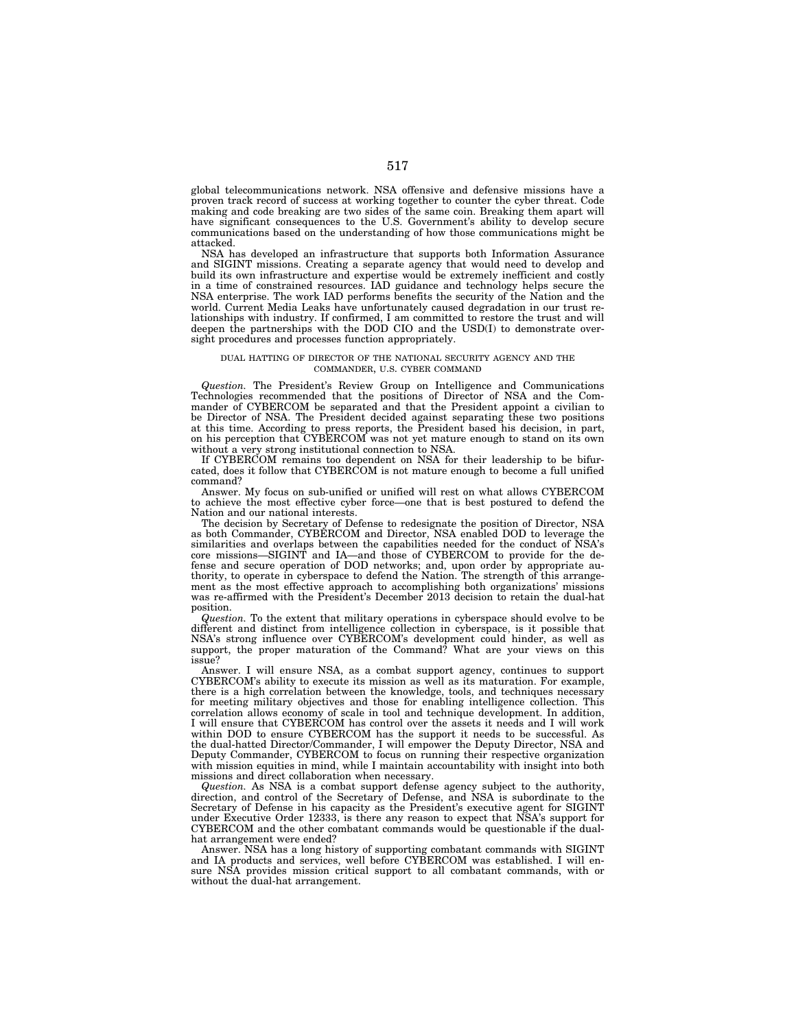global telecommunications network. NSA offensive and defensive missions have a proven track record of success at working together to counter the cyber threat. Code making and code breaking are two sides of the same coin. Breaking them apart will have significant consequences to the U.S. Government's ability to develop secure communications based on the understanding of how those communications might be attacked.

NSA has developed an infrastructure that supports both Information Assurance and SIGINT missions. Creating a separate agency that would need to develop and build its own infrastructure and expertise would be extremely inefficient and costly in a time of constrained resources. IAD guidance and technology helps secure the NSA enterprise. The work IAD performs benefits the security of the Nation and the world. Current Media Leaks have unfortunately caused degradation in our trust relationships with industry. If confirmed, I am committed to restore the trust and will deepen the partnerships with the DOD CIO and the USD(I) to demonstrate oversight procedures and processes function appropriately.

## DUAL HATTING OF DIRECTOR OF THE NATIONAL SECURITY AGENCY AND THE COMMANDER, U.S. CYBER COMMAND

*Question.* The President's Review Group on Intelligence and Communications Technologies recommended that the positions of Director of NSA and the Commander of CYBERCOM be separated and that the President appoint a civilian to be Director of NSA. The President decided against separating these two positions at this time. According to press reports, the President based his decision, in part, on his perception that CYBERCOM was not yet mature enough to stand on its own without a very strong institutional connection to NSA.

If CYBERCOM remains too dependent on NSA for their leadership to be bifurcated, does it follow that CYBERCOM is not mature enough to become a full unified command?

Answer. My focus on sub-unified or unified will rest on what allows CYBERCOM to achieve the most effective cyber force—one that is best postured to defend the Nation and our national interests.

The decision by Secretary of Defense to redesignate the position of Director, NSA as both Commander, CYBERCOM and Director, NSA enabled DOD to leverage the similarities and overlaps between the capabilities needed for the conduct of NSA's core missions—SIGINT and IA—and those of CYBERCOM to provide for the defense and secure operation of DOD networks; and, upon order by appropriate authority, to operate in cyberspace to defend the Nation. The strength of this arrangement as the most effective approach to accomplishing both organizations' missions was re-affirmed with the President's December 2013 decision to retain the dual-hat position.

*Question.* To the extent that military operations in cyberspace should evolve to be different and distinct from intelligence collection in cyberspace, is it possible that NSA's strong influence over CYBERCOM's development could hinder, as well as support, the proper maturation of the Command? What are your views on this issue?

Answer. I will ensure NSA, as a combat support agency, continues to support CYBERCOM's ability to execute its mission as well as its maturation. For example, there is a high correlation between the knowledge, tools, and techniques necessary for meeting military objectives and those for enabling intelligence collection. This correlation allows economy of scale in tool and technique development. In addition, I will ensure that CYBERCOM has control over the assets it needs and I will work within DOD to ensure CYBERCOM has the support it needs to be successful. As the dual-hatted Director/Commander, I will empower the Deputy Director, NSA and Deputy Commander, CYBERCOM to focus on running their respective organization with mission equities in mind, while I maintain accountability with insight into both missions and direct collaboration when necessary.

*Question.* As NSA is a combat support defense agency subject to the authority, direction, and control of the Secretary of Defense, and NSA is subordinate to the Secretary of Defense in his capacity as the President's executive agent for SIGINT under Executive Order 12333, is there any reason to expect that NSA's support for CYBERCOM and the other combatant commands would be questionable if the dual-hat arrangement were ended?

Answer. NSA has a long history of supporting combatant commands with SIGINT and IA products and services, well before CYBERCOM was established. I will ensure NSA provides mission critical support to all combatant commands, with or without the dual-hat arrangement.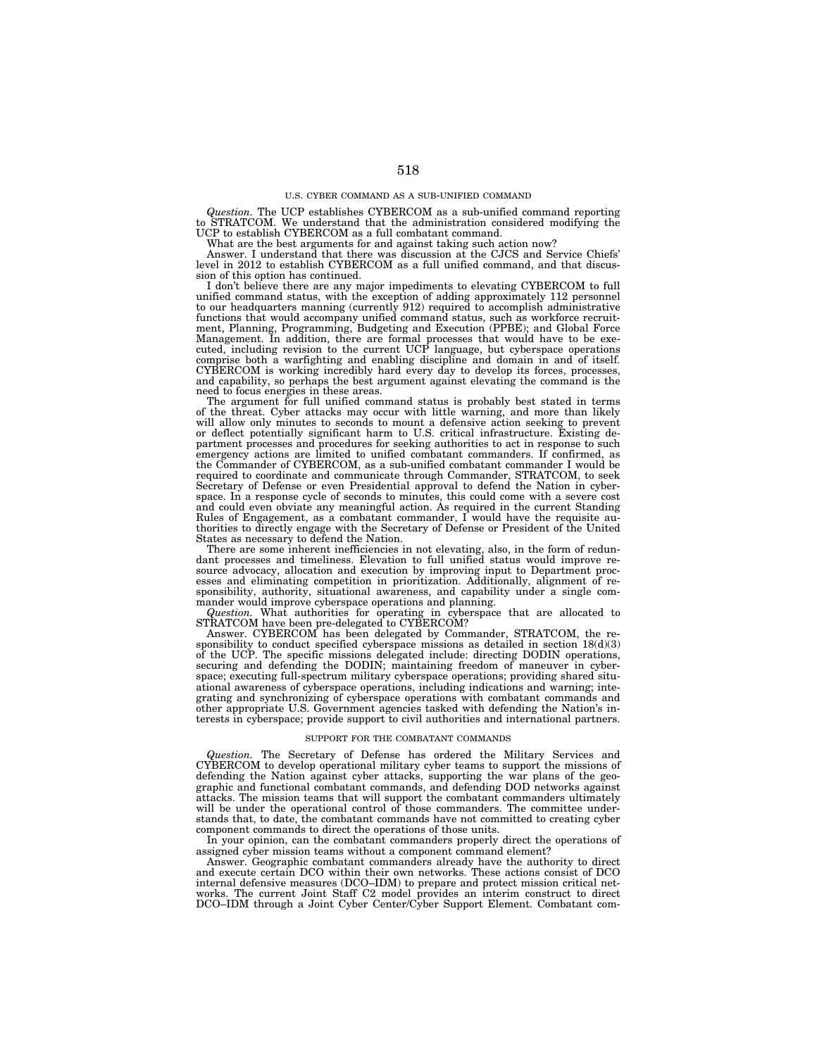## U.S. CYBER COMMAND AS A SUB-UNIFIED COMMAND

*Question.* The UCP establishes CYBERCOM as a sub-unified command reporting to STRATCOM. We understand that the administration considered modifying the UCP to establish CYBERCOM as a full combatant command.

What are the best arguments for and against taking such action now?

Answer. I understand that there was discussion at the CJCS and Service Chiefs' level in 2012 to establish CYBERCOM as a full unified command, and that discussion of this option has continued.

I don't believe there are any major impediments to elevating CYBERCOM to full unified command status, with the exception of adding approximately 112 personnel to our headquarters manning (currently 912) required to accomplish administrative functions that would accompany unified command status, such as workforce recruitment, Planning, Programming, Budgeting and Execution (PPBE); and Global Force Management. In addition, there are formal processes that would have to be executed, including revision to the current UCP language, but cyberspace operations comprise both a warfighting and enabling discipline and domain in and of itself. CYBERCOM is working incredibly hard every day to develop its forces, processes, and capability, so perhaps the best argument against elevating the command is the need to focus energies in these areas.

The argument for full unified command status is probably best stated in terms of the threat. Cyber attacks may occur with little warning, and more than likely will allow only minutes to seconds to mount a defensive action seeking to prevent or deflect potentially significant harm to U.S. critical infrastructure. Existing department processes and procedures for seeking authorities to act in response to such emergency actions are limited to unified combatant commanders. If confirmed, as the Commander of CYBERCOM, as a sub-unified combatant commander I would be required to coordinate and communicate through Commander, STRATCOM, to seek Secretary of Defense or even Presidential approval to defend the Nation in cyberspace. In a response cycle of seconds to minutes, this could come with a severe cost and could even obviate any meaningful action. As required in the current Standing Rules of Engagement, as a combatant commander, I would have the requisite authorities to directly engage with the Secretary of Defense or President of the United States as necessary to defend the Nation.

There are some inherent inefficiencies in not elevating, also, in the form of redundant processes and timeliness. Elevation to full unified status would improve resource advocacy, allocation and execution by improving input to Department processes and eliminating competition in prioritization. Additionally, alignment of responsibility, authority, situational awareness, and capability under a single commander would improve cyberspace operations and planning.

*Question.* What authorities for operating in cyberspace that are allocated to STRATCOM have been pre-delegated to CYBERCOM?

Answer. CYBERCOM has been delegated by Commander, STRATCOM, the responsibility to conduct specified cyberspace missions as detailed in section 18(d)(3) of the UCP. The specific missions delegated include: directing DODIN operations, securing and defending the DODIN; maintaining freedom of maneuver in cyberspace; executing full-spectrum military cyberspace operations; providing shared situational awareness of cyberspace operations, including indications and warning; integrating and synchronizing of cyberspace operations with combatant commands and other appropriate U.S. Government agencies tasked with defending the Nation's interests in cyberspace; provide support to civil authorities and international partners.

## SUPPORT FOR THE COMBATANT COMMANDS

*Question.* The Secretary of Defense has ordered the Military Services and CYBERCOM to develop operational military cyber teams to support the missions of defending the Nation against cyber attacks, supporting the war plans of the geographic and functional combatant commands, and defending DOD networks against attacks. The mission teams that will support the combatant commanders ultimately will be under the operational control of those commanders. The committee understands that, to date, the combatant commands have not committed to creating cyber component commands to direct the operations of those units.

In your opinion, can the combatant commanders properly direct the operations of assigned cyber mission teams without a component command element?

Answer. Geographic combatant commanders already have the authority to direct and execute certain DCO within their own networks. These actions consist of DCO internal defensive measures (DCO–IDM) to prepare and protect mission critical networks. The current Joint Staff C2 model provides an interim construct to direct DCO–IDM through a Joint Cyber Center/Cyber Support Element. Combatant com-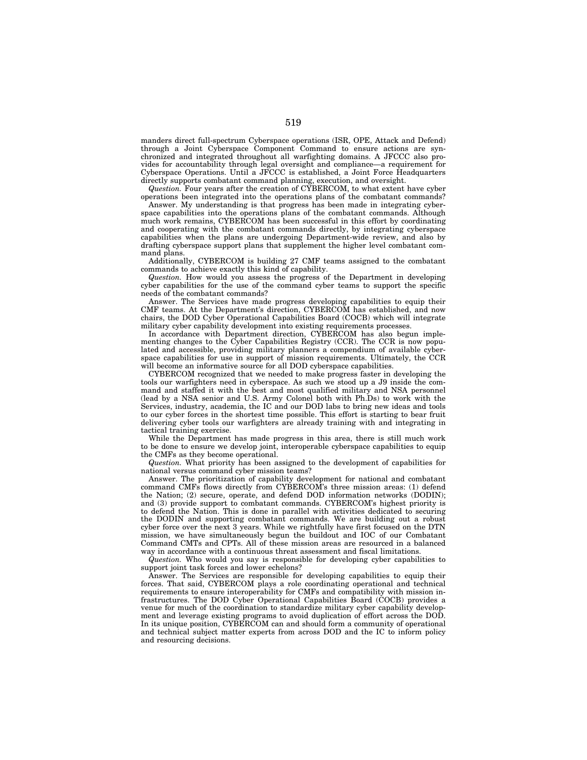manders direct full-spectrum Cyberspace operations (ISR, OPE, Attack and Defend) through a Joint Cyberspace Component Command to ensure actions are synchronized and integrated throughout all warfighting domains. A JFCCC also provides for accountability through legal oversight and compliance—a requirement for Cyberspace Operations. Until a JFCCC is established, a Joint Force Headquarters directly supports combatant command planning, execution, and oversight.

*Question.* Four years after the creation of CYBERCOM, to what extent have cyber operations been integrated into the operations plans of the combatant commands?

Answer. My understanding is that progress has been made in integrating cyberspace capabilities into the operations plans of the combatant commands. Although much work remains, CYBERCOM has been successful in this effort by coordinating and cooperating with the combatant commands directly, by integrating cyberspace capabilities when the plans are undergoing Department-wide review, and also by drafting cyberspace support plans that supplement the higher level combatant command plans.

Additionally, CYBERCOM is building 27 CMF teams assigned to the combatant commands to achieve exactly this kind of capability.

*Question.* How would you assess the progress of the Department in developing cyber capabilities for the use of the command cyber teams to support the specific needs of the combatant commands?

Answer. The Services have made progress developing capabilities to equip their CMF teams. At the Department's direction, CYBERCOM has established, and now chairs, the DOD Cyber Operational Capabilities Board (COCB) which will integrate military cyber capability development into existing requirements processes.

In accordance with Department direction, CYBERCOM has also begun implementing changes to the Cyber Capabilities Registry (CCR). The CCR is now populated and accessible, providing military planners a compendium of available cyberspace capabilities for use in support of mission requirements. Ultimately, the CCR will become an informative source for all DOD cyberspace capabilities.

CYBERCOM recognized that we needed to make progress faster in developing the tools our warfighters need in cyberspace. As such we stood up a J9 inside the command and staffed it with the best and most qualified military and NSA personnel (lead by a NSA senior and U.S. Army Colonel both with Ph.Ds) to work with the Services, industry, academia, the IC and our DOD labs to bring new ideas and tools to our cyber forces in the shortest time possible. This effort is starting to bear fruit delivering cyber tools our warfighters are already training with and integrating in tactical training exercise.

While the Department has made progress in this area, there is still much work to be done to ensure we develop joint, interoperable cyberspace capabilities to equip the CMFs as they become operational.

*Question.* What priority has been assigned to the development of capabilities for national versus command cyber mission teams?

Answer. The prioritization of capability development for national and combatant command CMFs flows directly from CYBERCOM's three mission areas: (1) defend the Nation; (2) secure, operate, and defend DOD information networks (DODIN); and (3) provide support to combatant commands. CYBERCOM's highest priority is to defend the Nation. This is done in parallel with activities dedicated to securing the DODIN and supporting combatant commands. We are building out a robust cyber force over the next 3 years. While we rightfully have first focused on the DTN mission, we have simultaneously begun the buildout and IOC of our Combatant Command CMTs and CPTs. All of these mission areas are resourced in a balanced way in accordance with a continuous threat assessment and fiscal limitations.

*Question.* Who would you say is responsible for developing cyber capabilities to support joint task forces and lower echelons?

Answer. The Services are responsible for developing capabilities to equip their forces. That said, CYBERCOM plays a role coordinating operational and technical requirements to ensure interoperability for CMFs and compatibility with mission infrastructures. The DOD Cyber Operational Capabilities Board (COCB) provides a venue for much of the coordination to standardize military cyber capability development and leverage existing programs to avoid duplication of effort across the DOD. In its unique position, CYBERCOM can and should form a community of operational and technical subject matter experts from across DOD and the IC to inform policy and resourcing decisions.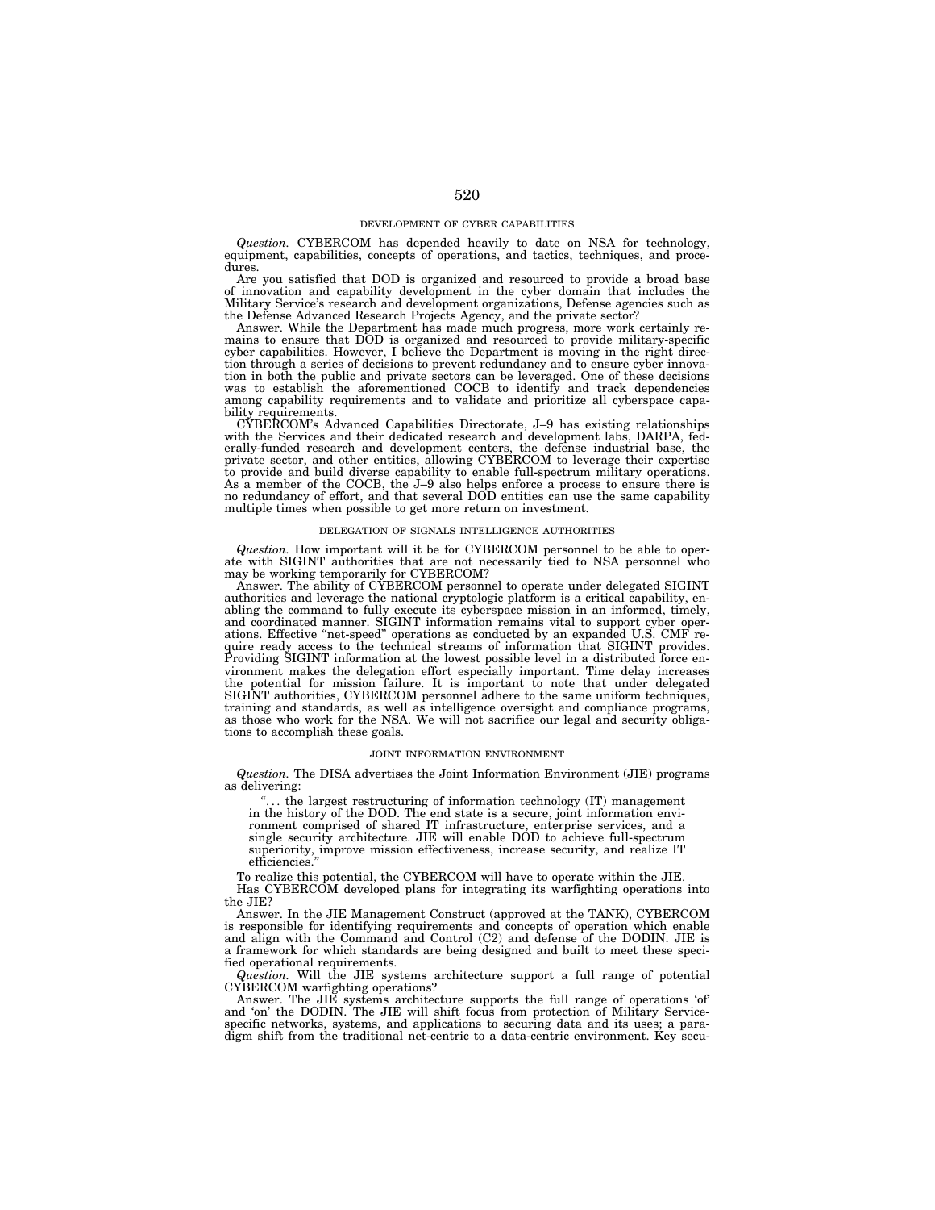## DEVELOPMENT OF CYBER CAPABILITIES

*Question.* CYBERCOM has depended heavily to date on NSA for technology, equipment, capabilities, concepts of operations, and tactics, techniques, and procedures.

Are you satisfied that DOD is organized and resourced to provide a broad base of innovation and capability development in the cyber domain that includes the Military Service's research and development organizations, Defense agencies such as the Defense Advanced Research Projects Agency, and the private sector?

Answer. While the Department has made much progress, more work certainly remains to ensure that DOD is organized and resourced to provide military-specific cyber capabilities. However, I believe the Department is moving in the right direction through a series of decisions to prevent redundancy and to ensure cyber innovation in both the public and private sectors can be leveraged. One of these decisions was to establish the aforementioned COCB to identify and track dependencies among capability requirements and to validate and prioritize all cyberspace capability requirements.

CYBERCOM's Advanced Capabilities Directorate, J–9 has existing relationships with the Services and their dedicated research and development labs, DARPA, federally-funded research and development centers, the defense industrial base, the private sector, and other entities, allowing CYBERCOM to leverage their expertise to provide and build diverse capability to enable full-spectrum military operations. As a member of the COCB, the J–9 also helps enforce a process to ensure there is no redundancy of effort, and that several DOD entities can use the same capability multiple times when possible to get more return on investment.

## DELEGATION OF SIGNALS INTELLIGENCE AUTHORITIES

*Question.* How important will it be for CYBERCOM personnel to be able to operate with SIGINT authorities that are not necessarily tied to NSA personnel who may be working temporarily for CYBERCOM?

Answer. The ability of CYBERCOM personnel to operate under delegated SIGINT authorities and leverage the national cryptologic platform is a critical capability, enabling the command to fully execute its cyberspace mission in an informed, timely, and coordinated manner. SIGINT information remains vital to support cyber operations. Effective "net-speed" operations as conducted by an expanded U.S. CMF require ready access to the technical streams of information that SIGINT provides. Providing SIGINT information at the lowest possible level in a distributed force environment makes the delegation effort especially important. Time delay increases the potential for mission failure. It is important to note that under delegated SIGINT authorities, CYBERCOM personnel adhere to the same uniform techniques, training and standards, as well as intelligence oversight and compliance programs, as those who work for the NSA. We will not sacrifice our legal and security obligations to accomplish these goals.

## JOINT INFORMATION ENVIRONMENT

*Question.* The DISA advertises the Joint Information Environment (JIE) programs as delivering:

> ". . . the largest restructuring of information technology (IT) management in the history of the DOD. The end state is a secure, joint information environment comprised of shared IT infrastructure, enterprise services, and a single security architecture. JIE will enable DOD to achieve full-spectrum superiority, improve mission effectiveness, increase security, and realize IT efficiencies."

To realize this potential, the CYBERCOM will have to operate within the JIE.

Has CYBERCOM developed plans for integrating its warfighting operations into the JIE?

Answer. In the JIE Management Construct (approved at the TANK), CYBERCOM is responsible for identifying requirements and concepts of operation which enable and align with the Command and Control (C2) and defense of the DODIN. JIE is a framework for which standards are being designed and built to meet these specified operational requirements.

*Question.* Will the JIE systems architecture support a full range of potential CYBERCOM warfighting operations?

Answer. The JIE systems architecture supports the full range of operations 'of' and 'on' the DODIN. The JIE will shift focus from protection of Military Service-specific networks, systems, and applications to securing data and its uses; a paradigm shift from the traditional net-centric to a data-centric environment. Key secu-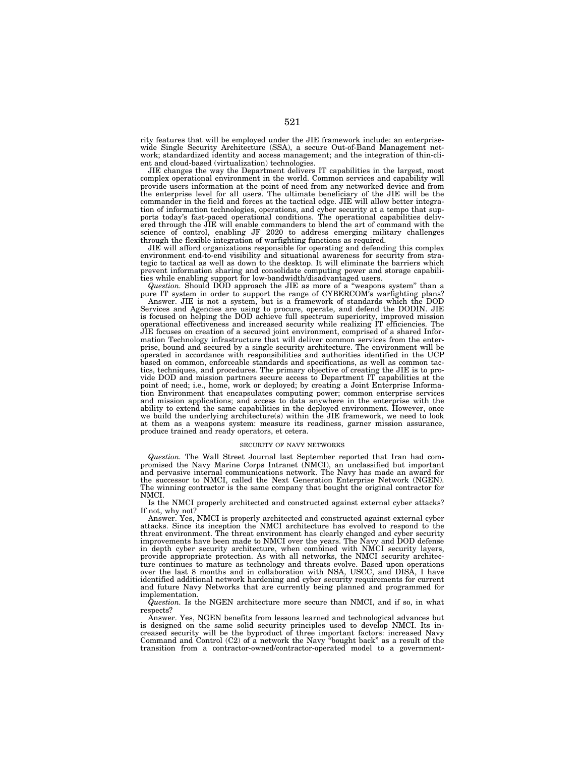rity features that will be employed under the JIE framework include: an enterprise-wide Single Security Architecture (SSA), a secure Out-of-Band Management network; standardized identity and access management; and the integration of thin-client and cloud-based (virtualization) technologies.

JIE changes the way the Department delivers IT capabilities in the largest, most complex operational environment in the world. Common services and capability will provide users information at the point of need from any networked device and from the enterprise level for all users. The ultimate beneficiary of the JIE will be the commander in the field and forces at the tactical edge. JIE will allow better integration of information technologies, operations, and cyber security at a tempo that supports today's fast-paced operational conditions. The operational capabilities delivered through the JIE will enable commanders to blend the art of command with the science of control, enabling JF 2020 to address emerging military challenges through the flexible integration of warfighting functions as required.

JIE will afford organizations responsible for operating and defending this complex environment end-to-end visibility and situational awareness for security from strategic to tactical as well as down to the desktop. It will eliminate the barriers which prevent information sharing and consolidate computing power and storage capabilities while enabling support for low-bandwidth/disadvantaged users.

*Question.* Should DOD approach the JIE as more of a "weapons system" than a pure IT system in order to support the range of CYBERCOM's warfighting plans?

Answer. JIE is not a system, but is a framework of standards which the DOD Services and Agencies are using to procure, operate, and defend the DODIN. JIE is focused on helping the DOD achieve full spectrum superiority, improved mission operational effectiveness and increased security while realizing IT efficiencies. The JIE focuses on creation of a secured joint environment, comprised of a shared Information Technology infrastructure that will deliver common services from the enterprise, bound and secured by a single security architecture. The environment will be operated in accordance with responsibilities and authorities identified in the UCP based on common, enforceable standards and specifications, as well as common tactics, techniques, and procedures. The primary objective of creating the JIE is to provide DOD and mission partners secure access to Department IT capabilities at the point of need; i.e., home, work or deployed; by creating a Joint Enterprise Information Environment that encapsulates computing power; common enterprise services and mission applications; and access to data anywhere in the enterprise with the ability to extend the same capabilities in the deployed environment. However, once we build the underlying architecture(s) within the JIE framework, we need to look at them as a weapons system: measure its readiness, garner mission assurance, produce trained and ready operators, et cetera.

## SECURITY OF NAVY NETWORKS

*Question.* The Wall Street Journal last September reported that Iran had compromised the Navy Marine Corps Intranet (NMCI), an unclassified but important and pervasive internal communications network. The Navy has made an award for the successor to NMCI, called the Next Generation Enterprise Network (NGEN). The winning contractor is the same company that bought the original contractor for NMCI.

Is the NMCI properly architected and constructed against external cyber attacks? If not, why not?

Answer. Yes, NMCI is properly architected and constructed against external cyber attacks. Since its inception the NMCI architecture has evolved to respond to the threat environment. The threat environment has clearly changed and cyber security improvements have been made to NMCI over the years. The Navy and DOD defense in depth cyber security architecture, when combined with NMCI security layers, provide appropriate protection. As with all networks, the NMCI security architecture continues to mature as technology and threats evolve. Based upon operations over the last 8 months and in collaboration with NSA, USCC, and DISA, I have identified additional network hardening and cyber security requirements for current and future Navy Networks that are currently being planned and programmed for implementation.

*Question.* Is the NGEN architecture more secure than NMCI, and if so, in what respects?

Answer. Yes, NGEN benefits from lessons learned and technological advances but is designed on the same solid security principles used to develop NMCI. Its increased security will be the byproduct of three important factors: increased Navy Command and Control (C2) of a network the Navy "bought back" as a result of the transition from a contractor-owned/contractor-operated model to a government-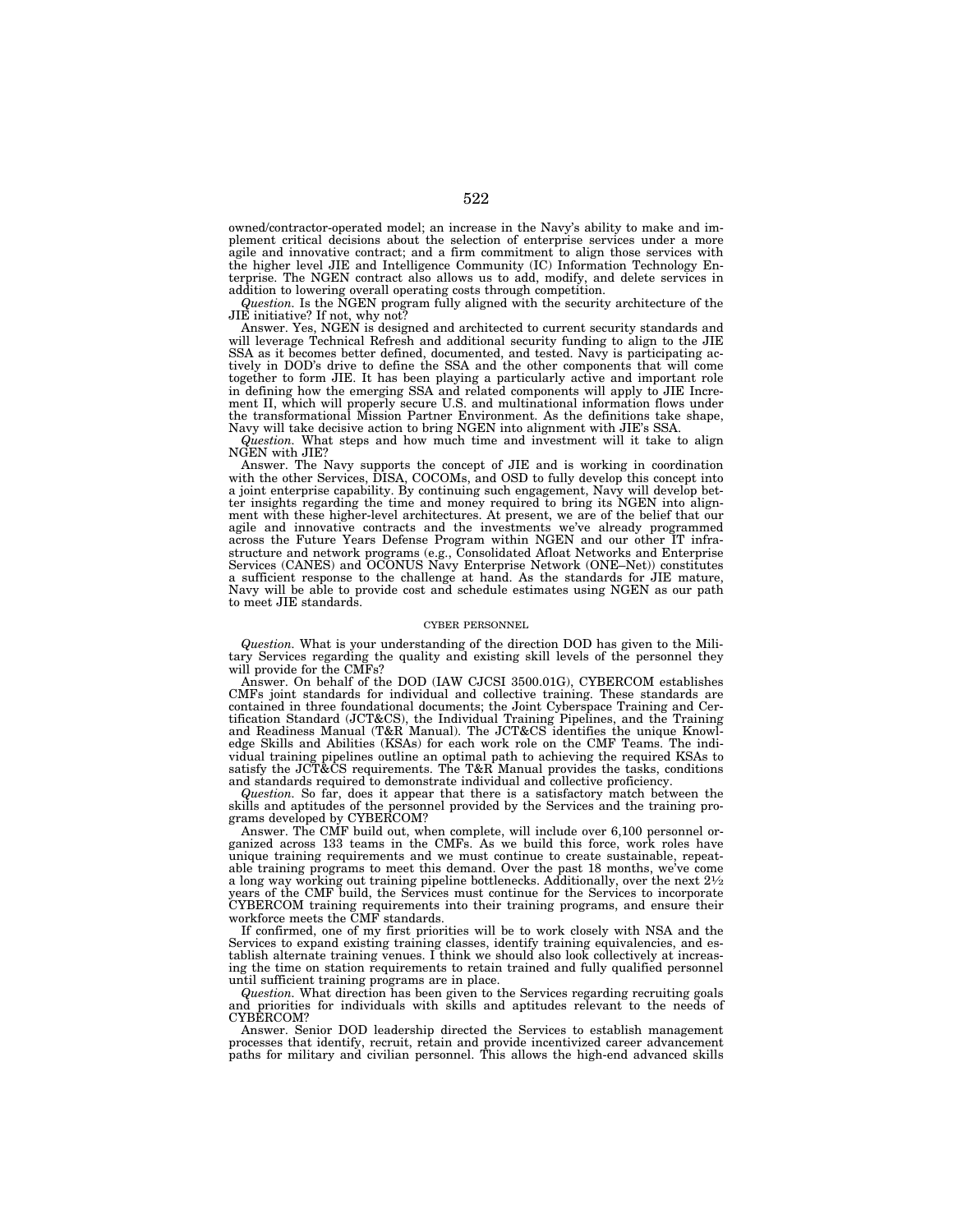owned/contractor-operated model; an increase in the Navy's ability to make and implement critical decisions about the selection of enterprise services under a more agile and innovative contract; and a firm commitment to align those services with the higher level JIE and Intelligence Community (IC) Information Technology Enterprise. The NGEN contract also allows us to add, modify, and delete services in addition to lowering overall operating costs through competition.

*Question.* Is the NGEN program fully aligned with the security architecture of the JIE initiative? If not, why not?

Answer. Yes, NGEN is designed and architected to current security standards and will leverage Technical Refresh and additional security funding to align to the JIE SSA as it becomes better defined, documented, and tested. Navy is participating actively in DOD's drive to define the SSA and the other components that will come together to form JIE. It has been playing a particularly active and important role in defining how the emerging SSA and related components will apply to JIE Increment II, which will properly secure U.S. and multinational information flows under the transformational Mission Partner Environment. As the definitions take shape, Navy will take decisive action to bring NGEN into alignment with JIE's SSA.

*Question.* What steps and how much time and investment will it take to align NGEN with JIE?

Answer. The Navy supports the concept of JIE and is working in coordination with the other Services, DISA, COCOMs, and OSD to fully develop this concept into a joint enterprise capability. By continuing such engagement, Navy will develop better insights regarding the time and money required to bring its NGEN into alignment with these higher-level architectures. At present, we are of the belief that our agile and innovative contracts and the investments we've already programmed across the Future Years Defense Program within NGEN and our other IT infrastructure and network programs (e.g., Consolidated Afloat Networks and Enterprise Services (CANES) and OCONUS Navy Enterprise Network (ONE–Net)) constitutes a sufficient response to the challenge at hand. As the standards for JIE mature, Navy will be able to provide cost and schedule estimates using NGEN as our path to meet JIE standards.

## CYBER PERSONNEL

*Question.* What is your understanding of the direction DOD has given to the Military Services regarding the quality and existing skill levels of the personnel they will provide for the CMFs?

Answer. On behalf of the DOD (IAW CJCSI 3500.01G), CYBERCOM establishes CMFs joint standards for individual and collective training. These standards are contained in three foundational documents; the Joint Cyberspace Training and Certification Standard (JCT&CS), the Individual Training Pipelines, and the Training and Readiness Manual (T&R Manual). The JCT&CS identifies the unique Knowledge Skills and Abilities (KSAs) for each work role on the CMF Teams. The individual training pipelines outline an optimal path to achieving the required KSAs to satisfy the JCT&CS requirements. The T&R Manual provides the tasks, conditions and standards required to demonstrate individual and collective proficiency.

*Question.* So far, does it appear that there is a satisfactory match between the skills and aptitudes of the personnel provided by the Services and the training programs developed by CYBERCOM?

Answer. The CMF build out, when complete, will include over 6,100 personnel organized across 133 teams in the CMFs. As we build this force, work roles have unique training requirements and we must continue to create sustainable, repeatable training programs to meet this demand. Over the past 18 months, we've come a long way working out training pipeline bottlenecks. Additionally, over the next 2½ years of the CMF build, the Services must continue for the Services to incorporate CYBERCOM training requirements into their training programs, and ensure their workforce meets the CMF standards.

If confirmed, one of my first priorities will be to work closely with NSA and the Services to expand existing training classes, identify training equivalencies, and establish alternate training venues. I think we should also look collectively at increasing the time on station requirements to retain trained and fully qualified personnel until sufficient training programs are in place.

*Question.* What direction has been given to the Services regarding recruiting goals and priorities for individuals with skills and aptitudes relevant to the needs of CYBERCOM?

Answer. Senior DOD leadership directed the Services to establish management processes that identify, recruit, retain and provide incentivized career advancement paths for military and civilian personnel. This allows the high-end advanced skills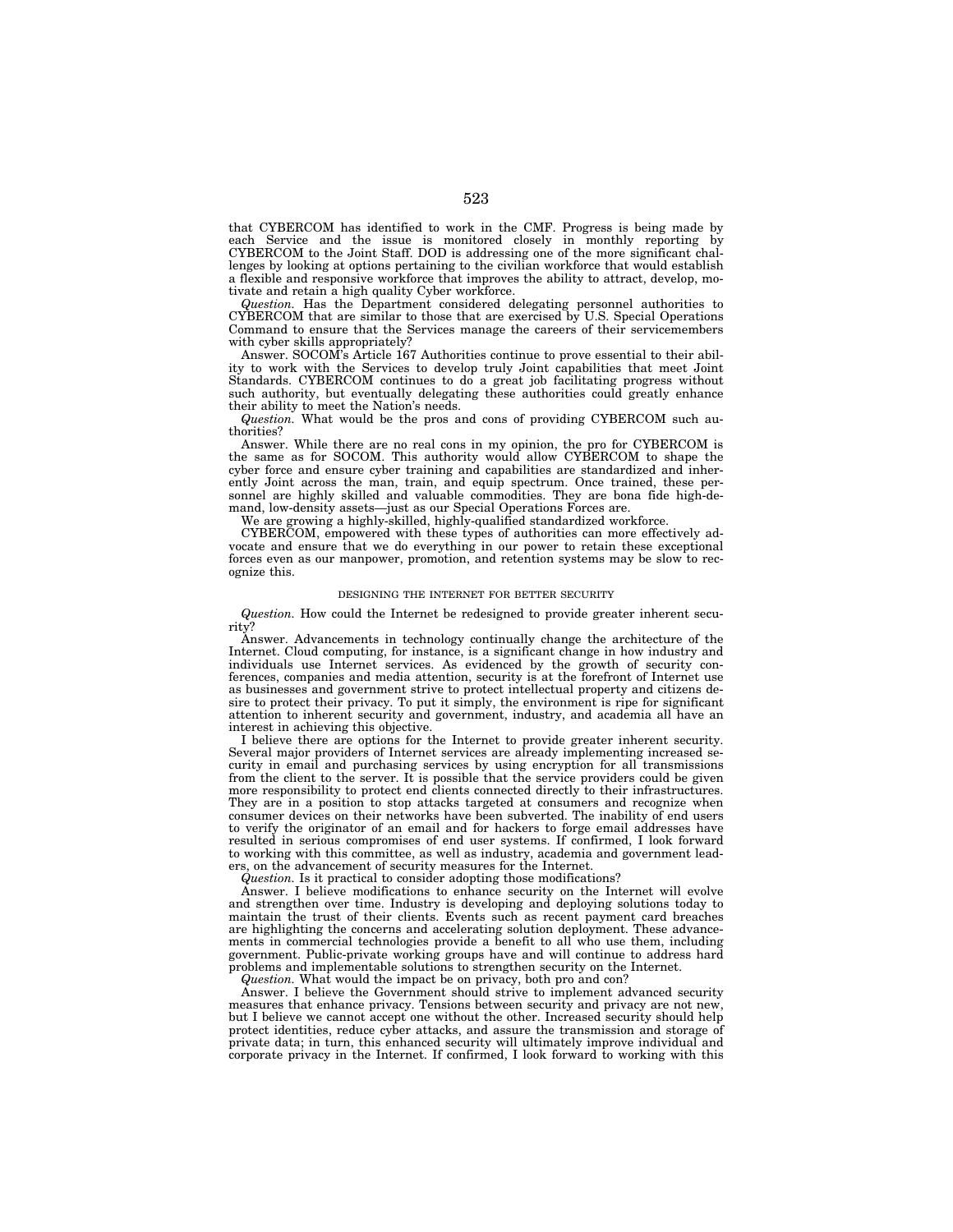that CYBERCOM has identified to work in the CMF. Progress is being made by each Service and the issue is monitored closely in monthly reporting by CYBERCOM to the Joint Staff. DOD is addressing one of the more significant challenges by looking at options pertaining to the civilian workforce that would establish a flexible and responsive workforce that improves the ability to attract, develop, motivate and retain a high quality Cyber workforce.

*Question.* Has the Department considered delegating personnel authorities to CYBERCOM that are similar to those that are exercised by U.S. Special Operations Command to ensure that the Services manage the careers of their servicemembers with cyber skills appropriately?

Answer. SOCOM's Article 167 Authorities continue to prove essential to their ability to work with the Services to develop truly Joint capabilities that meet Joint Standards. CYBERCOM continues to do a great job facilitating progress without such authority, but eventually delegating these authorities could greatly enhance their ability to meet the Nation's needs.

*Question.* What would be the pros and cons of providing CYBERCOM such authorities?

Answer. While there are no real cons in my opinion, the pro for CYBERCOM is the same as for SOCOM. This authority would allow CYBERCOM to shape the cyber force and ensure cyber training and capabilities are standardized and inherently Joint across the man, train, and equip spectrum. Once trained, these personnel are highly skilled and valuable commodities. They are bona fide high-demand, low-density assets—just as our Special Operations Forces are.

We are growing a highly-skilled, highly-qualified standardized workforce.

CYBERCOM, empowered with these types of authorities can more effectively advocate and ensure that we do everything in our power to retain these exceptional forces even as our manpower, promotion, and retention systems may be slow to recognize this.

## DESIGNING THE INTERNET FOR BETTER SECURITY

*Question.* How could the Internet be redesigned to provide greater inherent security?

Answer. Advancements in technology continually change the architecture of the Internet. Cloud computing, for instance, is a significant change in how industry and individuals use Internet services. As evidenced by the growth of security conferences, companies and media attention, security is at the forefront of Internet use as businesses and government strive to protect intellectual property and citizens desire to protect their privacy. To put it simply, the environment is ripe for significant attention to inherent security and government, industry, and academia all have an interest in achieving this objective.

I believe there are options for the Internet to provide greater inherent security. Several major providers of Internet services are already implementing increased security in email and purchasing services by using encryption for all transmissions from the client to the server. It is possible that the service providers could be given more responsibility to protect end clients connected directly to their infrastructures. They are in a position to stop attacks targeted at consumers and recognize when consumer devices on their networks have been subverted. The inability of end users to verify the originator of an email and for hackers to forge email addresses have resulted in serious compromises of end user systems. If confirmed, I look forward to working with this committee, as well as industry, academia and government leaders, on the advancement of security measures for the Internet.

*Question.* Is it practical to consider adopting those modifications?

Answer. I believe modifications to enhance security on the Internet will evolve and strengthen over time. Industry is developing and deploying solutions today to maintain the trust of their clients. Events such as recent payment card breaches are highlighting the concerns and accelerating solution deployment. These advancements in commercial technologies provide a benefit to all who use them, including government. Public-private working groups have and will continue to address hard problems and implementable solutions to strengthen security on the Internet.

*Question.* What would the impact be on privacy, both pro and con?

Answer. I believe the Government should strive to implement advanced security measures that enhance privacy. Tensions between security and privacy are not new, but I believe we cannot accept one without the other. Increased security should help protect identities, reduce cyber attacks, and assure the transmission and storage of private data; in turn, this enhanced security will ultimately improve individual and corporate privacy in the Internet. If confirmed, I look forward to working with this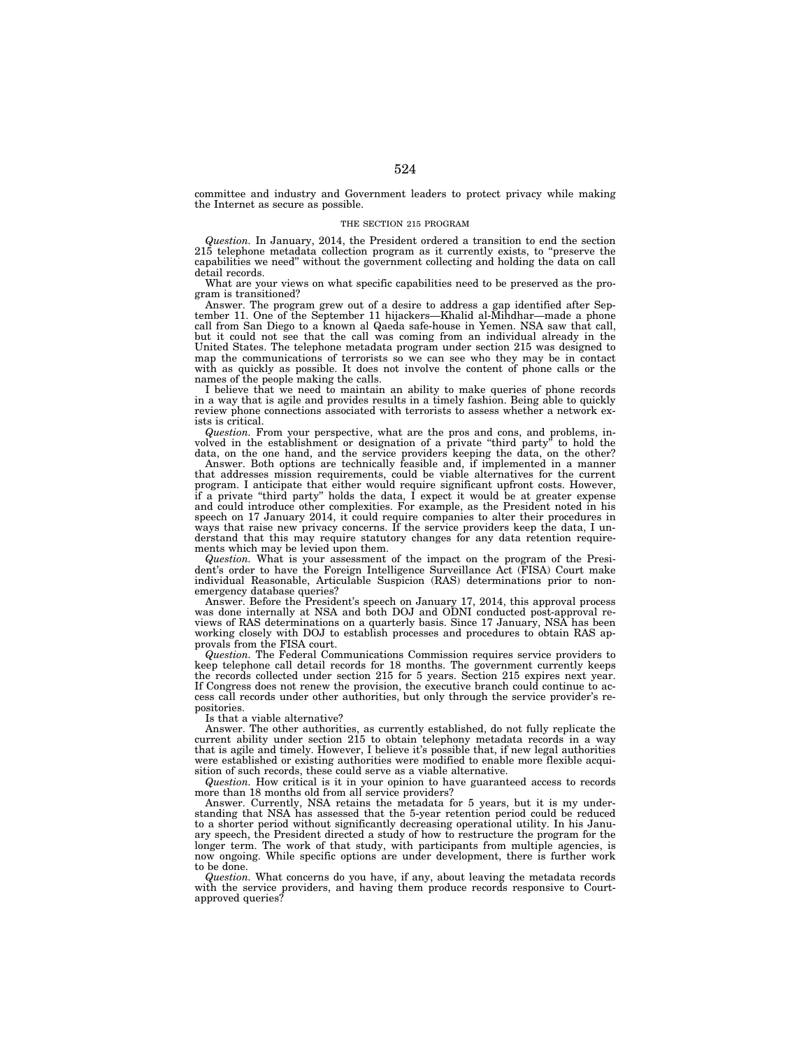committee and industry and Government leaders to protect privacy while making the Internet as secure as possible.

### THE SECTION 215 PROGRAM

*Question.* In January, 2014, the President ordered a transition to end the section 215 telephone metadata collection program as it currently exists, to "preserve the capabilities we need" without the government collecting and holding the data on call detail records.

What are your views on what specific capabilities need to be preserved as the program is transitioned?

Answer. The program grew out of a desire to address a gap identified after September 11. One of the September 11 hijackers—Khalid al-Mihdhar—made a phone call from San Diego to a known al Qaeda safe-house in Yemen. NSA saw that call, but it could not see that the call was coming from an individual already in the United States. The telephone metadata program under section 215 was designed to map the communications of terrorists so we can see who they may be in contact with as quickly as possible. It does not involve the content of phone calls or the names of the people making the calls.

I believe that we need to maintain an ability to make queries of phone records in a way that is agile and provides results in a timely fashion. Being able to quickly review phone connections associated with terrorists to assess whether a network exists is critical.

*Question.* From your perspective, what are the pros and cons, and problems, involved in the establishment or designation of a private "third party" to hold the data, on the one hand, and the service providers keeping the data, on the other?

Answer. Both options are technically feasible and, if implemented in a manner that addresses mission requirements, could be viable alternatives for the current program. I anticipate that either would require significant upfront costs. However, if a private "third party" holds the data, I expect it would be at greater expense and could introduce other complexities. For example, as the President noted in his speech on 17 January 2014, it could require companies to alter their procedures in ways that raise new privacy concerns. If the service providers keep the data, I understand that this may require statutory changes for any data retention requirements which may be levied upon them.

*Question.* What is your assessment of the impact on the program of the President's order to have the Foreign Intelligence Surveillance Act (FISA) Court make individual Reasonable, Articulable Suspicion (RAS) determinations prior to non-emergency database queries?

Answer. Before the President's speech on January 17, 2014, this approval process was done internally at NSA and both DOJ and ODNI conducted post-approval reviews of RAS determinations on a quarterly basis. Since 17 January, NSA has been working closely with DOJ to establish processes and procedures to obtain RAS approvals from the FISA court.

*Question.* The Federal Communications Commission requires service providers to keep telephone call detail records for 18 months. The government currently keeps the records collected under section 215 for 5 years. Section 215 expires next year. If Congress does not renew the provision, the executive branch could continue to access call records under other authorities, but only through the service provider's repositories.

Is that a viable alternative?

Answer. The other authorities, as currently established, do not fully replicate the current ability under section 215 to obtain telephony metadata records in a way that is agile and timely. However, I believe it's possible that, if new legal authorities were established or existing authorities were modified to enable more flexible acquisition of such records, these could serve as a viable alternative.

*Question.* How critical is it in your opinion to have guaranteed access to records more than 18 months old from all service providers?

Answer. Currently, NSA retains the metadata for 5 years, but it is my understanding that NSA has assessed that the 5-year retention period could be reduced to a shorter period without significantly decreasing operational utility. In his January speech, the President directed a study of how to restructure the program for the longer term. The work of that study, with participants from multiple agencies, is now ongoing. While specific options are under development, there is further work to be done.

*Question.* What concerns do you have, if any, about leaving the metadata records with the service providers, and having them produce records responsive to Court-approved queries?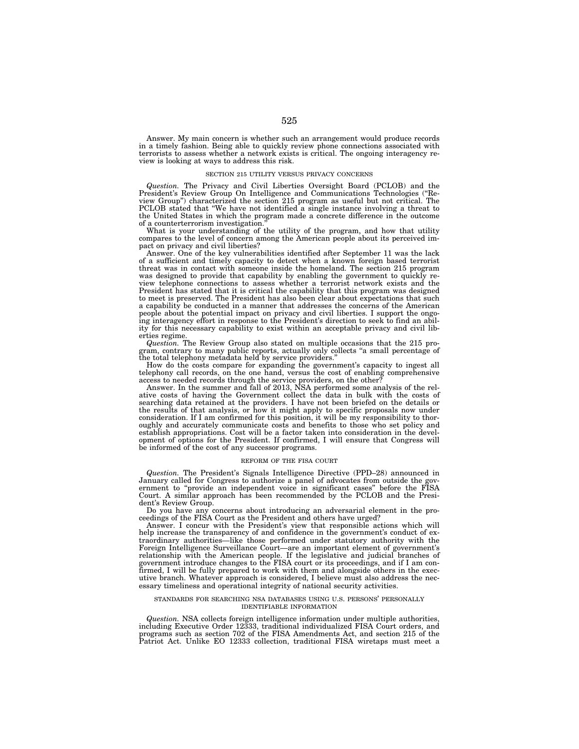Answer. My main concern is whether such an arrangement would produce records in a timely fashion. Being able to quickly review phone connections associated with terrorists to assess whether a network exists is critical. The ongoing interagency review is looking at ways to address this risk.

### SECTION 215 UTILITY VERSUS PRIVACY CONCERNS

*Question.* The Privacy and Civil Liberties Oversight Board (PCLOB) and the President's Review Group On Intelligence and Communications Technologies ("Review Group") characterized the section 215 program as useful but not critical. The PCLOB stated that "We have not identified a single instance involving a threat to the United States in which the program made a concrete difference in the outcome of a counterterrorism investigation."

What is your understanding of the utility of the program, and how that utility compares to the level of concern among the American people about its perceived impact on privacy and civil liberties?

Answer. One of the key vulnerabilities identified after September 11 was the lack of a sufficient and timely capacity to detect when a known foreign based terrorist threat was in contact with someone inside the homeland. The section 215 program was designed to provide that capability by enabling the government to quickly review telephone connections to assess whether a terrorist network exists and the President has stated that it is critical the capability that this program was designed to meet is preserved. The President has also been clear about expectations that such a capability be conducted in a manner that addresses the concerns of the American people about the potential impact on privacy and civil liberties. I support the ongoing interagency effort in response to the President's direction to seek to find an ability for this necessary capability to exist within an acceptable privacy and civil liberties regime.

*Question.* The Review Group also stated on multiple occasions that the 215 program, contrary to many public reports, actually only collects "a small percentage of the total telephony metadata held by service providers."

How do the costs compare for expanding the government's capacity to ingest all telephony call records, on the one hand, versus the cost of enabling comprehensive access to needed records through the service providers, on the other?

Answer. In the summer and fall of 2013, NSA performed some analysis of the relative costs of having the Government collect the data in bulk with the costs of searching data retained at the providers. I have not been briefed on the details or the results of that analysis, or how it might apply to specific proposals now under consideration. If I am confirmed for this position, it will be my responsibility to thoroughly and accurately communicate costs and benefits to those who set policy and establish appropriations. Cost will be a factor taken into consideration in the development of options for the President. If confirmed, I will ensure that Congress will be informed of the cost of any successor programs.

### REFORM OF THE FISA COURT

*Question.* The President's Signals Intelligence Directive (PPD–28) announced in January called for Congress to authorize a panel of advocates from outside the government to "provide an independent voice in significant cases" before the FISA Court. A similar approach has been recommended by the PCLOB and the President's Review Group.

Do you have any concerns about introducing an adversarial element in the proceedings of the FISA Court as the President and others have urged?

Answer. I concur with the President's view that responsible actions which will help increase the transparency of and confidence in the government's conduct of extraordinary authorities—like those performed under statutory authority with the Foreign Intelligence Surveillance Court—are an important element of government's relationship with the American people. If the legislative and judicial branches of government introduce changes to the FISA court or its proceedings, and if I am confirmed, I will be fully prepared to work with them and alongside others in the executive branch. Whatever approach is considered, I believe must also address the necessary timeliness and operational integrity of national security activities.

### STANDARDS FOR SEARCHING NSA DATABASES USING U.S. PERSONS' PERSONALLY IDENTIFIABLE INFORMATION

*Question.* NSA collects foreign intelligence information under multiple authorities, including Executive Order 12333, traditional individualized FISA Court orders, and programs such as section 702 of the FISA Amendments Act, and section 215 of the Patriot Act. Unlike EO 12333 collection, traditional FISA wiretaps must meet a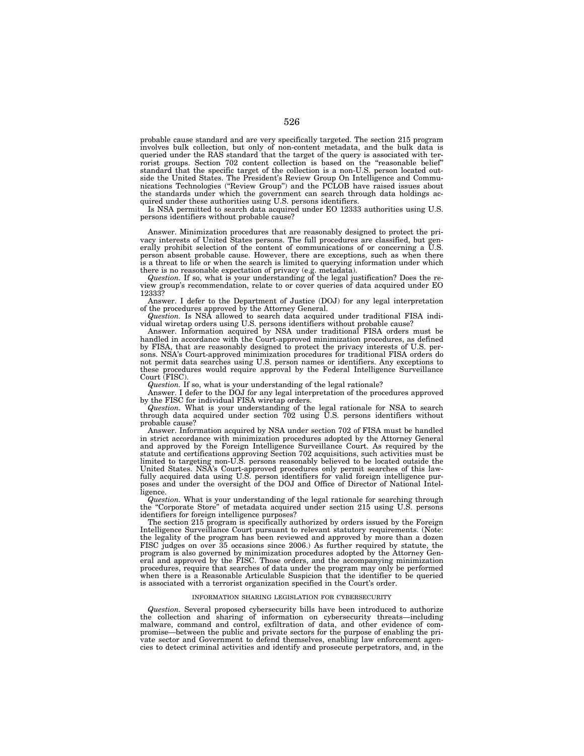probable cause standard and are very specifically targeted. The section 215 program involves bulk collection, but only of non-content metadata, and the bulk data is queried under the RAS standard that the target of the query is associated with terrorist groups. Section 702 content collection is based on the "reasonable belief" standard that the specific target of the collection is a non-U.S. person located outside the United States. The President's Review Group On Intelligence and Communications Technologies ("Review Group") and the PCLOB have raised issues about the standards under which the government can search through data holdings acquired under these authorities using U.S. persons identifiers.

Is NSA permitted to search data acquired under EO 12333 authorities using U.S. persons identifiers without probable cause?

Answer. Minimization procedures that are reasonably designed to protect the privacy interests of United States persons. The full procedures are classified, but generally prohibit selection of the content of communications of or concerning a U.S. person absent probable cause. However, there are exceptions, such as when there is a threat to life or when the search is limited to querying information under which there is no reasonable expectation of privacy (e.g. metadata).

*Question.* If so, what is your understanding of the legal justification? Does the review group's recommendation, relate to or cover queries of data acquired under EO 12333?

Answer. I defer to the Department of Justice (DOJ) for any legal interpretation of the procedures approved by the Attorney General.

*Question.* Is NSA allowed to search data acquired under traditional FISA individual wiretap orders using U.S. persons identifiers without probable cause?

Answer. Information acquired by NSA under traditional FISA orders must be handled in accordance with the Court-approved minimization procedures, as defined by FISA, that are reasonably designed to protect the privacy interests of U.S. persons. NSA's Court-approved minimization procedures for traditional FISA orders do not permit data searches using U.S. person names or identifiers. Any exceptions to these procedures would require approval by the Federal Intelligence Surveillance Court (FISC).

*Question.* If so, what is your understanding of the legal rationale?

Answer. I defer to the DOJ for any legal interpretation of the procedures approved by the FISC for individual FISA wiretap orders.

*Question.* What is your understanding of the legal rationale for NSA to search through data acquired under section 702 using U.S. persons identifiers without probable cause?

Answer. Information acquired by NSA under section 702 of FISA must be handled in strict accordance with minimization procedures adopted by the Attorney General and approved by the Foreign Intelligence Surveillance Court. As required by the statute and certifications approving Section 702 acquisitions, such activities must be limited to targeting non-U.S. persons reasonably believed to be located outside the United States. NSA's Court-approved procedures only permit searches of this lawfully acquired data using U.S. person identifiers for valid foreign intelligence purposes and under the oversight of the DOJ and Office of Director of National Intelligence.

*Question.* What is your understanding of the legal rationale for searching through the "Corporate Store" of metadata acquired under section 215 using U.S. persons identifiers for foreign intelligence purposes?

The section 215 program is specifically authorized by orders issued by the Foreign Intelligence Surveillance Court pursuant to relevant statutory requirements. (Note: the legality of the program has been reviewed and approved by more than a dozen FISC judges on over 35 occasions since 2006.) As further required by statute, the program is also governed by minimization procedures adopted by the Attorney General and approved by the FISC. Those orders, and the accompanying minimization procedures, require that searches of data under the program may only be performed when there is a Reasonable Articulable Suspicion that the identifier to be queried is associated with a terrorist organization specified in the Court's order.

## INFORMATION SHARING LEGISLATION FOR CYBERSECURITY

*Question.* Several proposed cybersecurity bills have been introduced to authorize the collection and sharing of information on cybersecurity threats—including malware, command and control, exfiltration of data, and other evidence of compromise—between the public and private sectors for the purpose of enabling the private sector and Government to defend themselves, enabling law enforcement agencies to detect criminal activities and identify and prosecute perpetrators, and, in the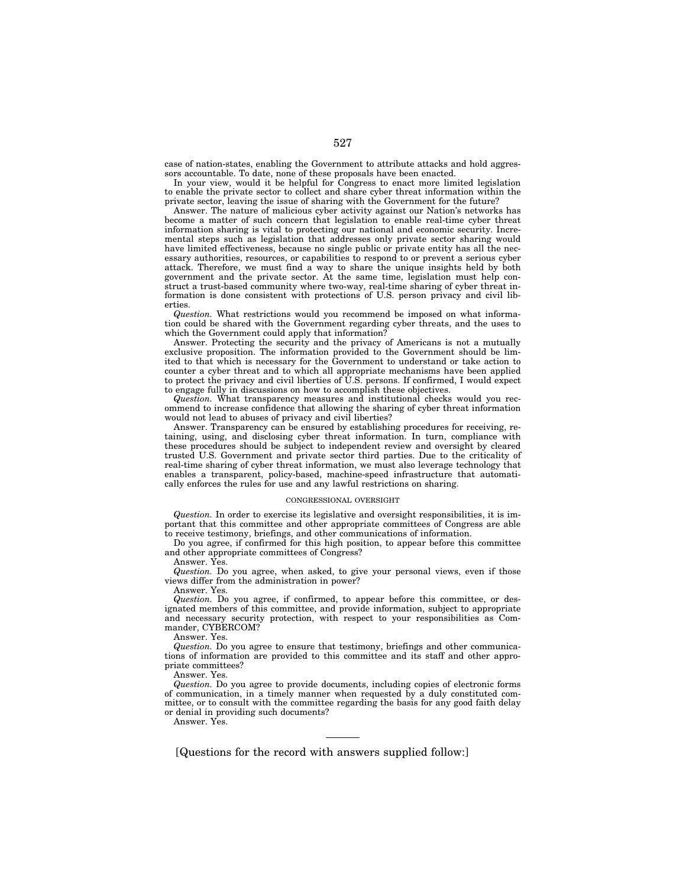case of nation-states, enabling the Government to attribute attacks and hold aggressors accountable. To date, none of these proposals have been enacted.

In your view, would it be helpful for Congress to enact more limited legislation to enable the private sector to collect and share cyber threat information within the private sector, leaving the issue of sharing with the Government for the future?

Answer. The nature of malicious cyber activity against our Nation's networks has become a matter of such concern that legislation to enable real-time cyber threat information sharing is vital to protecting our national and economic security. Incremental steps such as legislation that addresses only private sector sharing would have limited effectiveness, because no single public or private entity has all the necessary authorities, resources, or capabilities to respond to or prevent a serious cyber attack. Therefore, we must find a way to share the unique insights held by both government and the private sector. At the same time, legislation must help construct a trust-based community where two-way, real-time sharing of cyber threat information is done consistent with protections of U.S. person privacy and civil liberties.

*Question.* What restrictions would you recommend be imposed on what information could be shared with the Government regarding cyber threats, and the uses to which the Government could apply that information?

Answer. Protecting the security and the privacy of Americans is not a mutually exclusive proposition. The information provided to the Government should be limited to that which is necessary for the Government to understand or take action to counter a cyber threat and to which all appropriate mechanisms have been applied to protect the privacy and civil liberties of U.S. persons. If confirmed, I would expect to engage fully in discussions on how to accomplish these objectives.

*Question.* What transparency measures and institutional checks would you recommend to increase confidence that allowing the sharing of cyber threat information would not lead to abuses of privacy and civil liberties?

Answer. Transparency can be ensured by establishing procedures for receiving, retaining, using, and disclosing cyber threat information. In turn, compliance with these procedures should be subject to independent review and oversight by cleared trusted U.S. Government and private sector third parties. Due to the criticality of real-time sharing of cyber threat information, we must also leverage technology that enables a transparent, policy-based, machine-speed infrastructure that automatically enforces the rules for use and any lawful restrictions on sharing.

## CONGRESSIONAL OVERSIGHT

*Question.* In order to exercise its legislative and oversight responsibilities, it is important that this committee and other appropriate committees of Congress are able to receive testimony, briefings, and other communications of information.

Do you agree, if confirmed for this high position, to appear before this committee and other appropriate committees of Congress?

Answer. Yes.

*Question.* Do you agree, when asked, to give your personal views, even if those views differ from the administration in power?

Answer. Yes.

*Question.* Do you agree, if confirmed, to appear before this committee, or designated members of this committee, and provide information, subject to appropriate and necessary security protection, with respect to your responsibilities as Commander, CYBERCOM?

Answer. Yes.

*Question.* Do you agree to ensure that testimony, briefings and other communications of information are provided to this committee and its staff and other appropriate committees?

Answer. Yes.

*Question.* Do you agree to provide documents, including copies of electronic forms of communication, in a timely manner when requested by a duly constituted committee, or to consult with the committee regarding the basis for any good faith delay or denial in providing such documents?

Answer. Yes.

---

[Questions for the record with answers supplied follow:]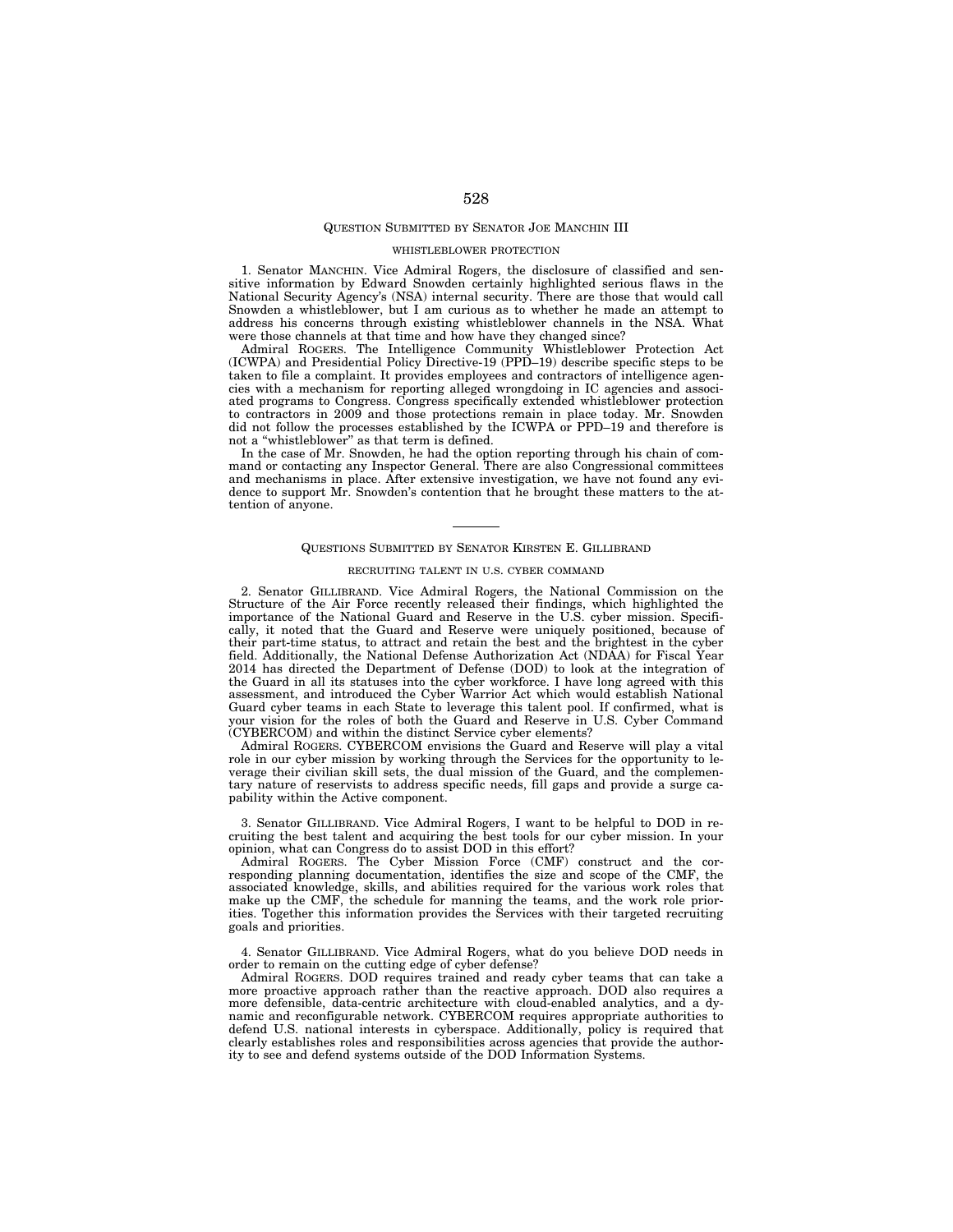## QUESTION SUBMITTED BY SENATOR JOE MANCHIN III

### WHISTLEBLOWER PROTECTION

1. Senator MANCHIN. Vice Admiral Rogers, the disclosure of classified and sensitive information by Edward Snowden certainly highlighted serious flaws in the National Security Agency's (NSA) internal security. There are those that would call Snowden a whistleblower, but I am curious as to whether he made an attempt to address his concerns through existing whistleblower channels in the NSA. What were those channels at that time and how have they changed since?

Admiral ROGERS. The Intelligence Community Whistleblower Protection Act (ICWPA) and Presidential Policy Directive-19 (PPD–19) describe specific steps to be taken to file a complaint. It provides employees and contractors of intelligence agencies with a mechanism for reporting alleged wrongdoing in IC agencies and associated programs to Congress. Congress specifically extended whistleblower protection to contractors in 2009 and those protections remain in place today. Mr. Snowden did not follow the processes established by the ICWPA or PPD–19 and therefore is not a "whistleblower" as that term is defined.

In the case of Mr. Snowden, he had the option reporting through his chain of command or contacting any Inspector General. There are also Congressional committees and mechanisms in place. After extensive investigation, we have not found any evidence to support Mr. Snowden's contention that he brought these matters to the attention of anyone.

---

## QUESTIONS SUBMITTED BY SENATOR KIRSTEN E. GILLIBRAND

### RECRUITING TALENT IN U.S. CYBER COMMAND

2. Senator GILLIBRAND. Vice Admiral Rogers, the National Commission on the Structure of the Air Force recently released their findings, which highlighted the importance of the National Guard and Reserve in the U.S. cyber mission. Specifically, it noted that the Guard and Reserve were uniquely positioned, because of their part-time status, to attract and retain the best and the brightest in the cyber field. Additionally, the National Defense Authorization Act (NDAA) for Fiscal Year 2014 has directed the Department of Defense (DOD) to look at the integration of the Guard in all its statuses into the cyber workforce. I have long agreed with this assessment, and introduced the Cyber Warrior Act which would establish National Guard cyber teams in each State to leverage this talent pool. If confirmed, what is your vision for the roles of both the Guard and Reserve in U.S. Cyber Command (CYBERCOM) and within the distinct Service cyber elements?

Admiral ROGERS. CYBERCOM envisions the Guard and Reserve will play a vital role in our cyber mission by working through the Services for the opportunity to leverage their civilian skill sets, the dual mission of the Guard, and the complementary nature of reservists to address specific needs, fill gaps and provide a surge capability within the Active component.

3. Senator GILLIBRAND. Vice Admiral Rogers, I want to be helpful to DOD in recruiting the best talent and acquiring the best tools for our cyber mission. In your opinion, what can Congress do to assist DOD in this effort?

Admiral ROGERS. The Cyber Mission Force (CMF) construct and the corresponding planning documentation, identifies the size and scope of the CMF, the associated knowledge, skills, and abilities required for the various work roles that make up the CMF, the schedule for manning the teams, and the work role priorities. Together this information provides the Services with their targeted recruiting goals and priorities.

4. Senator GILLIBRAND. Vice Admiral Rogers, what do you believe DOD needs in order to remain on the cutting edge of cyber defense?

Admiral ROGERS. DOD requires trained and ready cyber teams that can take a more proactive approach rather than the reactive approach. DOD also requires a more defensible, data-centric architecture with cloud-enabled analytics, and a dynamic and reconfigurable network. CYBERCOM requires appropriate authorities to defend U.S. national interests in cyberspace. Additionally, policy is required that clearly establishes roles and responsibilities across agencies that provide the authority to see and defend systems outside of the DOD Information Systems.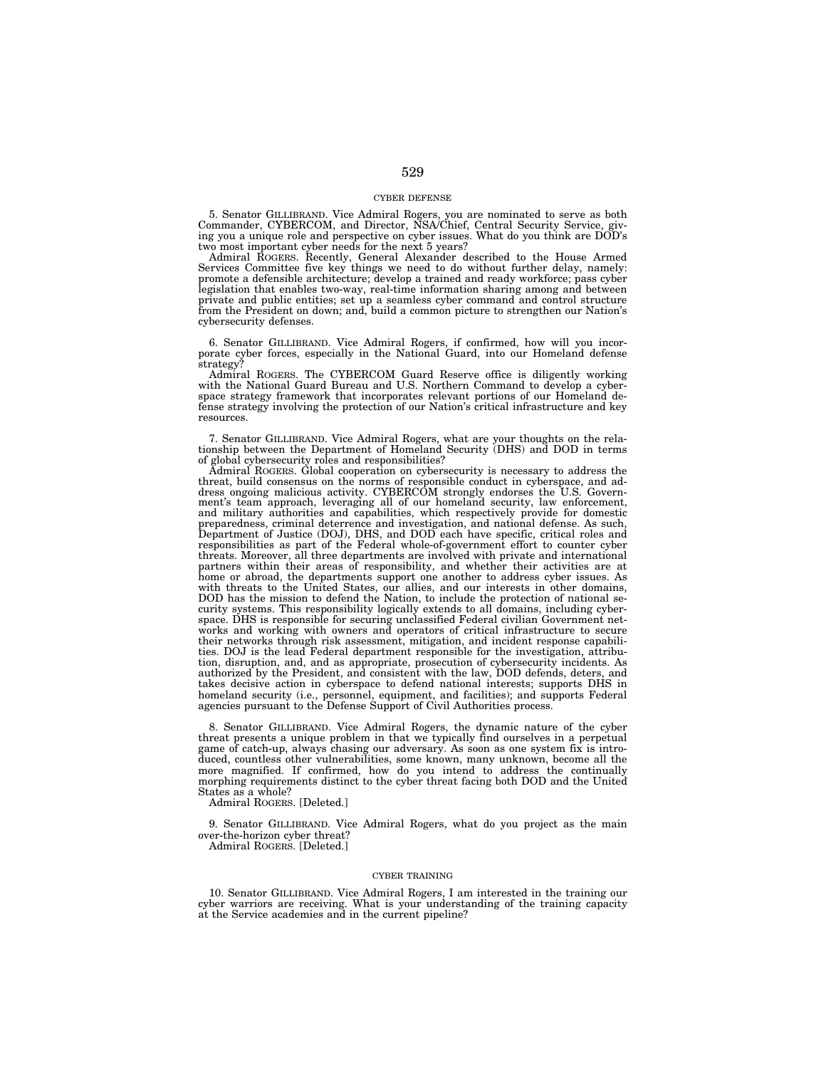## CYBER DEFENSE

5. Senator GILLIBRAND. Vice Admiral Rogers, you are nominated to serve as both Commander, CYBERCOM, and Director, NSA/Chief, Central Security Service, giving you a unique role and perspective on cyber issues. What do you think are DOD's two most important cyber needs for the next 5 years?

Admiral ROGERS. Recently, General Alexander described to the House Armed Services Committee five key things we need to do without further delay, namely: promote a defensible architecture; develop a trained and ready workforce; pass cyber legislation that enables two-way, real-time information sharing among and between private and public entities; set up a seamless cyber command and control structure from the President on down; and, build a common picture to strengthen our Nation's cybersecurity defenses.

6. Senator GILLIBRAND. Vice Admiral Rogers, if confirmed, how will you incorporate cyber forces, especially in the National Guard, into our Homeland defense strategy?

Admiral ROGERS. The CYBERCOM Guard Reserve office is diligently working with the National Guard Bureau and U.S. Northern Command to develop a cyberspace strategy framework that incorporates relevant portions of our Homeland defense strategy involving the protection of our Nation's critical infrastructure and key resources.

7. Senator GILLIBRAND. Vice Admiral Rogers, what are your thoughts on the relationship between the Department of Homeland Security (DHS) and DOD in terms of global cybersecurity roles and responsibilities?

Admiral ROGERS. Global cooperation on cybersecurity is necessary to address the threat, build consensus on the norms of responsible conduct in cyberspace, and address ongoing malicious activity. CYBERCOM strongly endorses the U.S. Government's team approach, leveraging all of our homeland security, law enforcement, and military authorities and capabilities, which respectively provide for domestic preparedness, criminal deterrence and investigation, and national defense. As such, Department of Justice (DOJ), DHS, and DOD each have specific, critical roles and responsibilities as part of the Federal whole-of-government effort to counter cyber threats. Moreover, all three departments are involved with private and international partners within their areas of responsibility, and whether their activities are at home or abroad, the departments support one another to address cyber issues. As with threats to the United States, our allies, and our interests in other domains, DOD has the mission to defend the Nation, to include the protection of national security systems. This responsibility logically extends to all domains, including cyberspace. DHS is responsible for securing unclassified Federal civilian Government networks and working with owners and operators of critical infrastructure to secure their networks through risk assessment, mitigation, and incident response capabilities. DOJ is the lead Federal department responsible for the investigation, attribution, disruption, and, and as appropriate, prosecution of cybersecurity incidents. As authorized by the President, and consistent with the law, DOD defends, deters, and takes decisive action in cyberspace to defend national interests; supports DHS in homeland security (i.e., personnel, equipment, and facilities); and supports Federal agencies pursuant to the Defense Support of Civil Authorities process.

8. Senator GILLIBRAND. Vice Admiral Rogers, the dynamic nature of the cyber threat presents a unique problem in that we typically find ourselves in a perpetual game of catch-up, always chasing our adversary. As soon as one system fix is introduced, countless other vulnerabilities, some known, many unknown, become all the more magnified. If confirmed, how do you intend to address the continually morphing requirements distinct to the cyber threat facing both DOD and the United States as a whole?

Admiral ROGERS. [Deleted.]

9. Senator GILLIBRAND. Vice Admiral Rogers, what do you project as the main over-the-horizon cyber threat?

Admiral ROGERS. [Deleted.]

## CYBER TRAINING

10. Senator GILLIBRAND. Vice Admiral Rogers, I am interested in the training our cyber warriors are receiving. What is your understanding of the training capacity at the Service academies and in the current pipeline?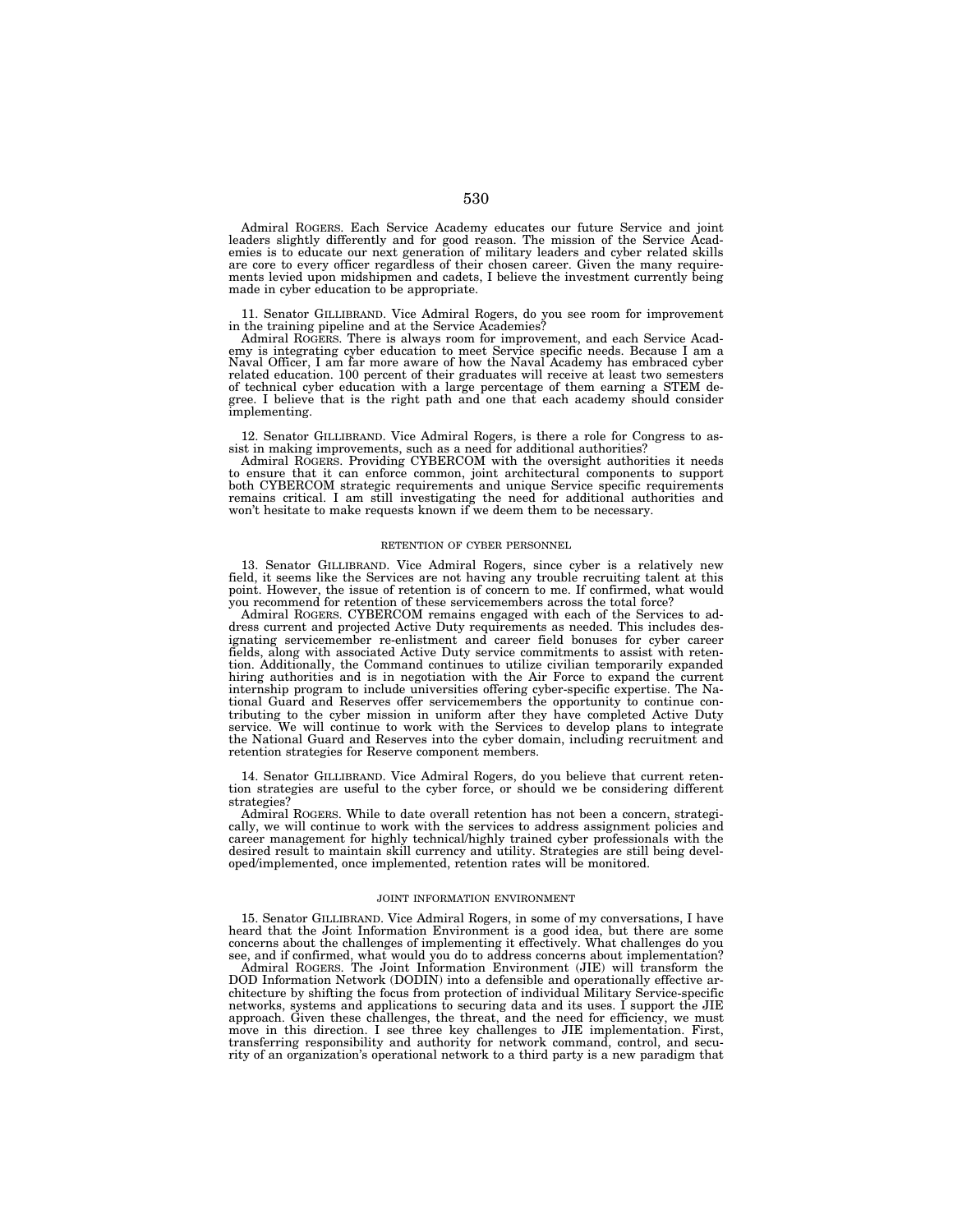Admiral ROGERS. Each Service Academy educates our future Service and joint leaders slightly differently and for good reason. The mission of the Service Academies is to educate our next generation of military leaders and cyber related skills are core to every officer regardless of their chosen career. Given the many requirements levied upon midshipmen and cadets, I believe the investment currently being made in cyber education to be appropriate.

11. Senator GILLIBRAND. Vice Admiral Rogers, do you see room for improvement in the training pipeline and at the Service Academies?

Admiral ROGERS. There is always room for improvement, and each Service Academy is integrating cyber education to meet Service specific needs. Because I am a Naval Officer, I am far more aware of how the Naval Academy has embraced cyber related education. 100 percent of their graduates will receive at least two semesters of technical cyber education with a large percentage of them earning a STEM degree. I believe that is the right path and one that each academy should consider implementing.

12. Senator GILLIBRAND. Vice Admiral Rogers, is there a role for Congress to assist in making improvements, such as a need for additional authorities?

Admiral ROGERS. Providing CYBERCOM with the oversight authorities it needs to ensure that it can enforce common, joint architectural components to support both CYBERCOM strategic requirements and unique Service specific requirements remains critical. I am still investigating the need for additional authorities and won't hesitate to make requests known if we deem them to be necessary.

## RETENTION OF CYBER PERSONNEL

13. Senator GILLIBRAND. Vice Admiral Rogers, since cyber is a relatively new field, it seems like the Services are not having any trouble recruiting talent at this point. However, the issue of retention is of concern to me. If confirmed, what would you recommend for retention of these servicemembers across the total force?

Admiral ROGERS. CYBERCOM remains engaged with each of the Services to address current and projected Active Duty requirements as needed. This includes designating servicemember re-enlistment and career field bonuses for cyber career fields, along with associated Active Duty service commitments to assist with retention. Additionally, the Command continues to utilize civilian temporarily expanded hiring authorities and is in negotiation with the Air Force to expand the current internship program to include universities offering cyber-specific expertise. The National Guard and Reserves offer servicemembers the opportunity to continue contributing to the cyber mission in uniform after they have completed Active Duty service. We will continue to work with the Services to develop plans to integrate the National Guard and Reserves into the cyber domain, including recruitment and retention strategies for Reserve component members.

14. Senator GILLIBRAND. Vice Admiral Rogers, do you believe that current retention strategies are useful to the cyber force, or should we be considering different strategies?

Admiral ROGERS. While to date overall retention has not been a concern, strategically, we will continue to work with the services to address assignment policies and career management for highly technical/highly trained cyber professionals with the desired result to maintain skill currency and utility. Strategies are still being developed/implemented, once implemented, retention rates will be monitored.

## JOINT INFORMATION ENVIRONMENT

15. Senator GILLIBRAND. Vice Admiral Rogers, in some of my conversations, I have heard that the Joint Information Environment is a good idea, but there are some concerns about the challenges of implementing it effectively. What challenges do you see, and if confirmed, what would you do to address concerns about implementation?

Admiral ROGERS. The Joint Information Environment (JIE) will transform the DOD Information Network (DODIN) into a defensible and operationally effective architecture by shifting the focus from protection of individual Military Service-specific networks, systems and applications to securing data and its uses. I support the JIE approach. Given these challenges, the threat, and the need for efficiency, we must move in this direction. I see three key challenges to JIE implementation. First, transferring responsibility and authority for network command, control, and security of an organization's operational network to a third party is a new paradigm that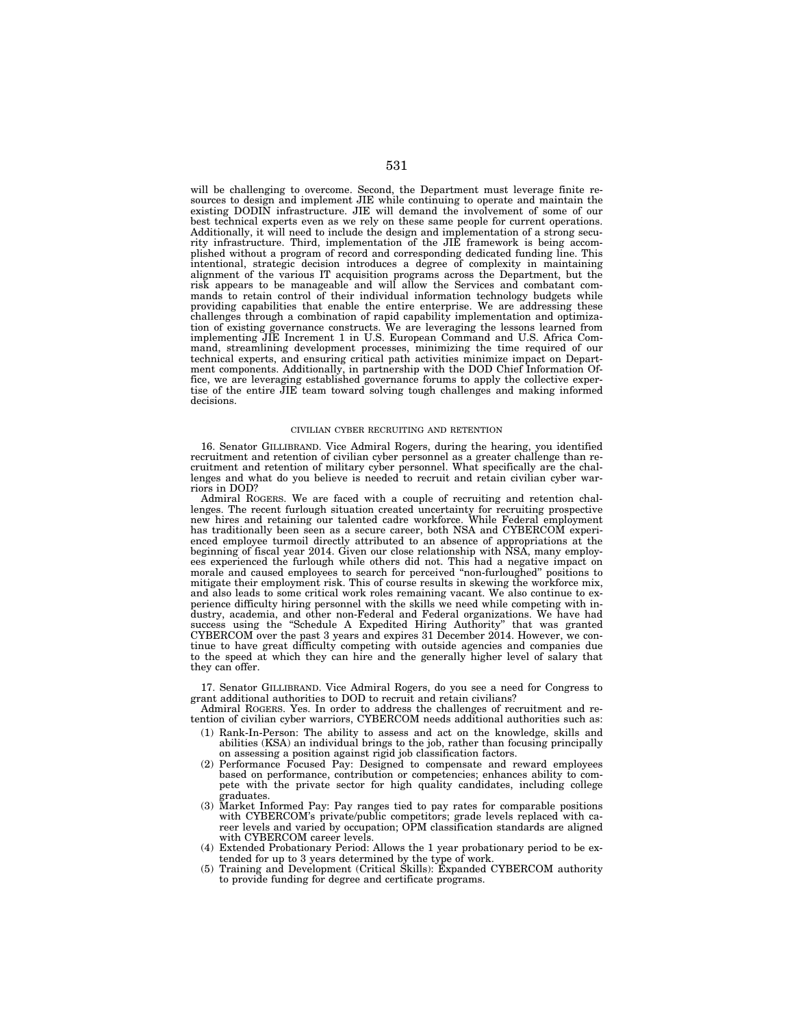will be challenging to overcome. Second, the Department must leverage finite resources to design and implement JIE while continuing to operate and maintain the existing DODIN infrastructure. JIE will demand the involvement of some of our best technical experts even as we rely on these same people for current operations. Additionally, it will need to include the design and implementation of a strong security infrastructure. Third, implementation of the JIE framework is being accomplished without a program of record and corresponding dedicated funding line. This intentional, strategic decision introduces a degree of complexity in maintaining alignment of the various IT acquisition programs across the Department, but the risk appears to be manageable and will allow the Services and combatant commands to retain control of their individual information technology budgets while providing capabilities that enable the entire enterprise. We are addressing these challenges through a combination of rapid capability implementation and optimization of existing governance constructs. We are leveraging the lessons learned from implementing JIE Increment 1 in U.S. European Command and U.S. Africa Command, streamlining development processes, minimizing the time required of our technical experts, and ensuring critical path activities minimize impact on Department components. Additionally, in partnership with the DOD Chief Information Office, we are leveraging established governance forums to apply the collective expertise of the entire JIE team toward solving tough challenges and making informed decisions.

### CIVILIAN CYBER RECRUITING AND RETENTION

16. Senator GILLIBRAND. Vice Admiral Rogers, during the hearing, you identified recruitment and retention of civilian cyber personnel as a greater challenge than recruitment and retention of military cyber personnel. What specifically are the challenges and what do you believe is needed to recruit and retain civilian cyber warriors in DOD?

Admiral ROGERS. We are faced with a couple of recruiting and retention challenges. The recent furlough situation created uncertainty for recruiting prospective new hires and retaining our talented cadre workforce. While Federal employment has traditionally been seen as a secure career, both NSA and CYBERCOM experienced employee turmoil directly attributed to an absence of appropriations at the beginning of fiscal year 2014. Given our close relationship with NSA, many employees experienced the furlough while others did not. This had a negative impact on morale and caused employees to search for perceived "non-furloughed" positions to mitigate their employment risk. This of course results in skewing the workforce mix, and also leads to some critical work roles remaining vacant. We also continue to experience difficulty hiring personnel with the skills we need while competing with industry, academia, and other non-Federal and Federal organizations. We have had success using the "Schedule A Expedited Hiring Authority" that was granted CYBERCOM over the past 3 years and expires 31 December 2014. However, we continue to have great difficulty competing with outside agencies and companies due to the speed at which they can hire and the generally higher level of salary that they can offer.

17. Senator GILLIBRAND. Vice Admiral Rogers, do you see a need for Congress to grant additional authorities to DOD to recruit and retain civilians?

Admiral ROGERS. Yes. In order to address the challenges of recruitment and retention of civilian cyber warriors, CYBERCOM needs additional authorities such as:

(1) Rank-In-Person: The ability to assess and act on the knowledge, skills and abilities (KSA) an individual brings to the job, rather than focusing principally on assessing a position against rigid job classification factors.
(2) Performance Focused Pay: Designed to compensate and reward employees based on performance, contribution or competencies; enhances ability to compete with the private sector for high quality candidates, including college graduates.
(3) Market Informed Pay: Pay ranges tied to pay rates for comparable positions with CYBERCOM's private/public competitors; grade levels replaced with career levels and varied by occupation; OPM classification standards are aligned with CYBERCOM career levels.
(4) Extended Probationary Period: Allows the 1 year probationary period to be extended for up to 3 years determined by the type of work.
(5) Training and Development (Critical Skills): Expanded CYBERCOM authority to provide funding for degree and certificate programs.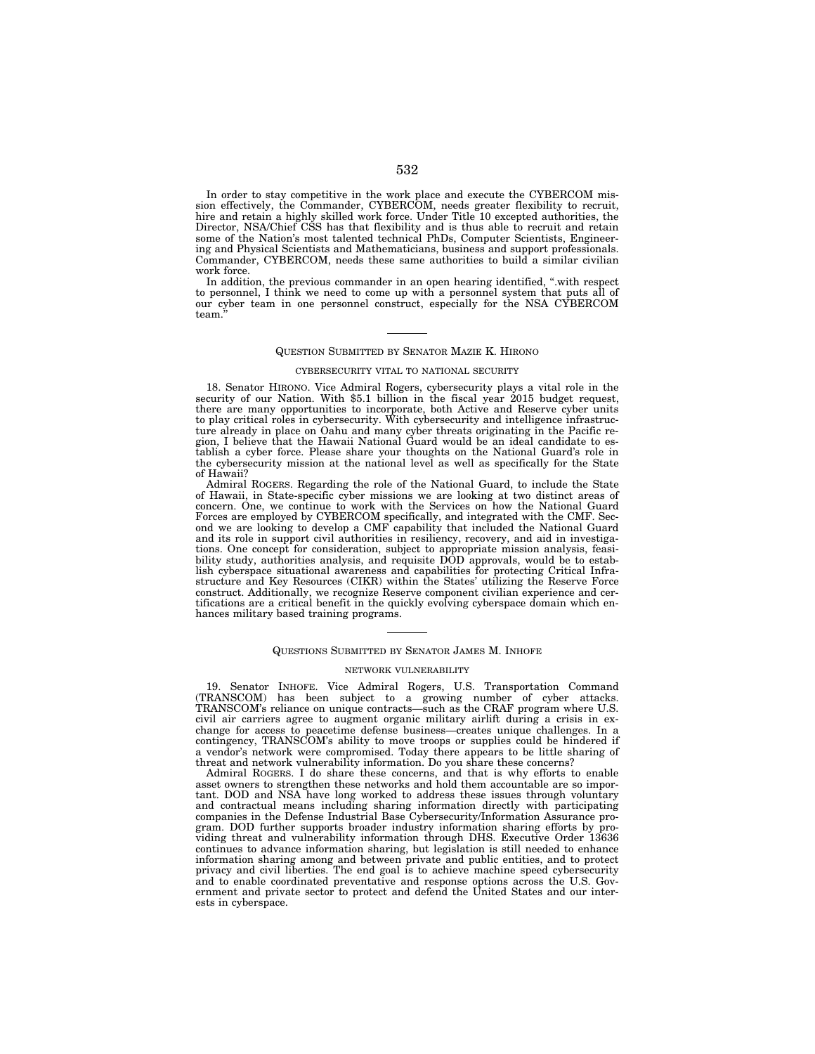In order to stay competitive in the work place and execute the CYBERCOM mission effectively, the Commander, CYBERCOM, needs greater flexibility to recruit, hire and retain a highly skilled work force. Under Title 10 excepted authorities, the Director, NSA/Chief CSS has that flexibility and is thus able to recruit and retain some of the Nation's most talented technical PhDs, Computer Scientists, Engineering and Physical Scientists and Mathematicians, business and support professionals. Commander, CYBERCOM, needs these same authorities to build a similar civilian work force.

In addition, the previous commander in an open hearing identified, ".with respect to personnel, I think we need to come up with a personnel system that puts all of our cyber team in one personnel construct, especially for the NSA CYBERCOM team."

---

QUESTION SUBMITTED BY SENATOR MAZIE K. HIRONO

CYBERSECURITY VITAL TO NATIONAL SECURITY

18. Senator HIRONO. Vice Admiral Rogers, cybersecurity plays a vital role in the security of our Nation. With $5.1 billion in the fiscal year 2015 budget request, there are many opportunities to incorporate, both Active and Reserve cyber units to play critical roles in cybersecurity. With cybersecurity and intelligence infrastructure already in place on Oahu and many cyber threats originating in the Pacific region, I believe that the Hawaii National Guard would be an ideal candidate to establish a cyber force. Please share your thoughts on the National Guard's role in the cybersecurity mission at the national level as well as specifically for the State of Hawaii?

Admiral ROGERS. Regarding the role of the National Guard, to include the State of Hawaii, in State-specific cyber missions we are looking at two distinct areas of concern. One, we continue to work with the Services on how the National Guard Forces are employed by CYBERCOM specifically, and integrated with the CMF. Second we are looking to develop a CMF capability that included the National Guard and its role in support civil authorities in resiliency, recovery, and aid in investigations. One concept for consideration, subject to appropriate mission analysis, feasibility study, authorities analysis, and requisite DOD approvals, would be to establish cyberspace situational awareness and capabilities for protecting Critical Infrastructure and Key Resources (CIKR) within the States' utilizing the Reserve Force construct. Additionally, we recognize Reserve component civilian experience and certifications are a critical benefit in the quickly evolving cyberspace domain which enhances military based training programs.

---

QUESTIONS SUBMITTED BY SENATOR JAMES M. INHOFE

NETWORK VULNERABILITY

19. Senator INHOFE. Vice Admiral Rogers, U.S. Transportation Command (TRANSCOM) has been subject to a growing number of cyber attacks. TRANSCOM's reliance on unique contracts—such as the CRAF program where U.S. civil air carriers agree to augment organic military airlift during a crisis in exchange for access to peacetime defense business—creates unique challenges. In a contingency, TRANSCOM's ability to move troops or supplies could be hindered if a vendor's network were compromised. Today there appears to be little sharing of threat and network vulnerability information. Do you share these concerns?

Admiral ROGERS. I do share these concerns, and that is why efforts to enable asset owners to strengthen these networks and hold them accountable are so important. DOD and NSA have long worked to address these issues through voluntary and contractual means including sharing information directly with participating companies in the Defense Industrial Base Cybersecurity/Information Assurance program. DOD further supports broader industry information sharing efforts by providing threat and vulnerability information through DHS. Executive Order 13636 continues to advance information sharing, but legislation is still needed to enhance information sharing among and between private and public entities, and to protect privacy and civil liberties. The end goal is to achieve machine speed cybersecurity and to enable coordinated preventative and response options across the U.S. Government and private sector to protect and defend the United States and our interests in cyberspace.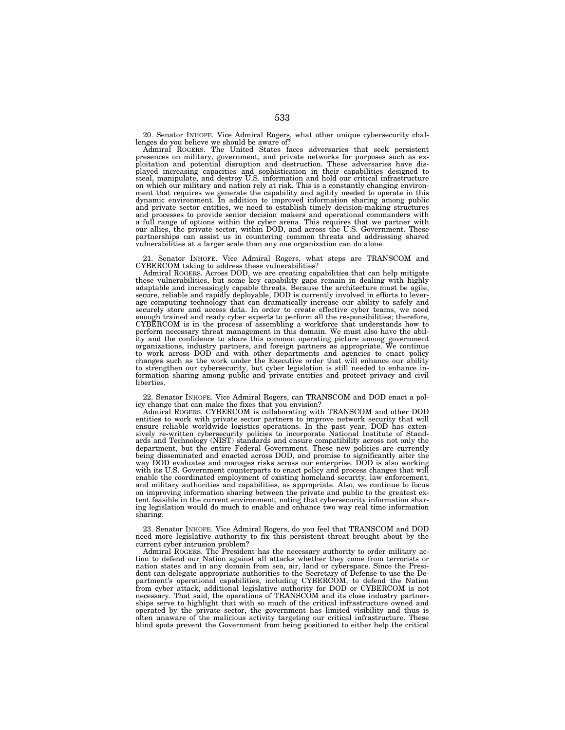20. Senator INHOFE. Vice Admiral Rogers, what other unique cybersecurity challenges do you believe we should be aware of?

Admiral ROGERS. The United States faces adversaries that seek persistent presences on military, government, and private networks for purposes such as exploitation and potential disruption and destruction. These adversaries have displayed increasing capacities and sophistication in their capabilities designed to steal, manipulate, and destroy U.S. information and hold our critical infrastructure on which our military and nation rely at risk. This is a constantly changing environment that requires we generate the capability and agility needed to operate in this dynamic environment. In addition to improved information sharing among public and private sector entities, we need to establish timely decision-making structures and processes to provide senior decision makers and operational commanders with a full range of options within the cyber arena. This requires that we partner with our allies, the private sector, within DOD, and across the U.S. Government. These partnerships can assist us in countering common threats and addressing shared vulnerabilities at a larger scale than any one organization can do alone.

21. Senator INHOFE. Vice Admiral Rogers, what steps are TRANSCOM and CYBERCOM taking to address these vulnerabilities?

Admiral ROGERS. Across DOD, we are creating capabilities that can help mitigate these vulnerabilities, but some key capability gaps remain in dealing with highly adaptable and increasingly capable threats. Because the architecture must be agile, secure, reliable and rapidly deployable, DOD is currently involved in efforts to leverage computing technology that can dramatically increase our ability to safely and securely store and access data. In order to create effective cyber teams, we need enough trained and ready cyber experts to perform all the responsibilities; therefore, CYBERCOM is in the process of assembling a workforce that understands how to perform necessary threat management in this domain. We must also have the ability and the confidence to share this common operating picture among government organizations, industry partners, and foreign partners as appropriate. We continue to work across DOD and with other departments and agencies to enact policy changes such as the work under the Executive order that will enhance our ability to strengthen our cybersecurity, but cyber legislation is still needed to enhance information sharing among public and private entities and protect privacy and civil liberties.

22. Senator INHOFE. Vice Admiral Rogers, can TRANSCOM and DOD enact a policy change that can make the fixes that you envision?

Admiral ROGERS. CYBERCOM is collaborating with TRANSCOM and other DOD entities to work with private sector partners to improve network security that will ensure reliable worldwide logistics operations. In the past year, DOD has extensively re-written cybersecurity policies to incorporate National Institute of Standards and Technology (NIST) standards and ensure compatibility across not only the department, but the entire Federal Government. These new policies are currently being disseminated and enacted across DOD, and promise to significantly alter the way DOD evaluates and manages risks across our enterprise. DOD is also working with its U.S. Government counterparts to enact policy and process changes that will enable the coordinated employment of existing homeland security, law enforcement, and military authorities and capabilities, as appropriate. Also, we continue to focus on improving information sharing between the private and public to the greatest extent feasible in the current environment, noting that cybersecurity information sharing legislation would do much to enable and enhance two way real time information sharing.

23. Senator INHOFE. Vice Admiral Rogers, do you feel that TRANSCOM and DOD need more legislative authority to fix this persistent threat brought about by the current cyber intrusion problem?

Admiral ROGERS. The President has the necessary authority to order military action to defend our Nation against all attacks whether they come from terrorists or nation states and in any domain from sea, air, land or cyberspace. Since the President can delegate appropriate authorities to the Secretary of Defense to use the Department's operational capabilities, including CYBERCOM, to defend the Nation from cyber attack, additional legislative authority for DOD or CYBERCOM is not necessary. That said, the operations of TRANSCOM and its close industry partnerships serve to highlight that with so much of the critical infrastructure owned and operated by the private sector, the government has limited visibility and thus is often unaware of the malicious activity targeting our critical infrastructure. These blind spots prevent the Government from being positioned to either help the critical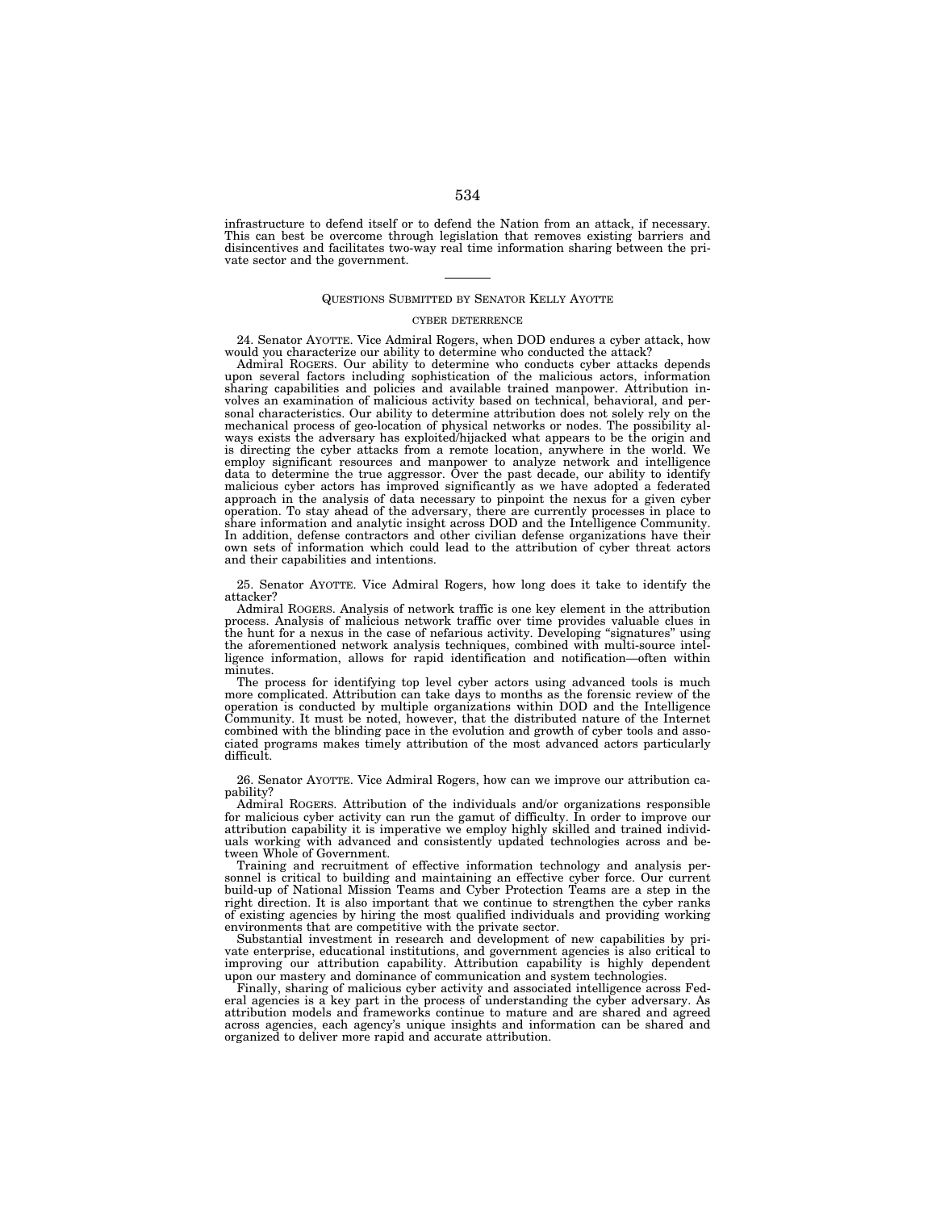infrastructure to defend itself or to defend the Nation from an attack, if necessary. This can best be overcome through legislation that removes existing barriers and disincentives and facilitates two-way real time information sharing between the private sector and the government.

---

## QUESTIONS SUBMITTED BY SENATOR KELLY AYOTTE

### CYBER DETERRENCE

24. Senator AYOTTE. Vice Admiral Rogers, when DOD endures a cyber attack, how would you characterize our ability to determine who conducted the attack?

Admiral ROGERS. Our ability to determine who conducts cyber attacks depends upon several factors including sophistication of the malicious actors, information sharing capabilities and policies and available trained manpower. Attribution involves an examination of malicious activity based on technical, behavioral, and personal characteristics. Our ability to determine attribution does not solely rely on the mechanical process of geo-location of physical networks or nodes. The possibility always exists the adversary has exploited/hijacked what appears to be the origin and is directing the cyber attacks from a remote location, anywhere in the world. We employ significant resources and manpower to analyze network and intelligence data to determine the true aggressor. Over the past decade, our ability to identify malicious cyber actors has improved significantly as we have adopted a federated approach in the analysis of data necessary to pinpoint the nexus for a given cyber operation. To stay ahead of the adversary, there are currently processes in place to share information and analytic insight across DOD and the Intelligence Community. In addition, defense contractors and other civilian defense organizations have their own sets of information which could lead to the attribution of cyber threat actors and their capabilities and intentions.

25. Senator AYOTTE. Vice Admiral Rogers, how long does it take to identify the attacker?

Admiral ROGERS. Analysis of network traffic is one key element in the attribution process. Analysis of malicious network traffic over time provides valuable clues in the hunt for a nexus in the case of nefarious activity. Developing "signatures" using the aforementioned network analysis techniques, combined with multi-source intelligence information, allows for rapid identification and notification—often within minutes.

The process for identifying top level cyber actors using advanced tools is much more complicated. Attribution can take days to months as the forensic review of the operation is conducted by multiple organizations within DOD and the Intelligence Community. It must be noted, however, that the distributed nature of the Internet combined with the blinding pace in the evolution and growth of cyber tools and associated programs makes timely attribution of the most advanced actors particularly difficult.

26. Senator AYOTTE. Vice Admiral Rogers, how can we improve our attribution capability?

Admiral ROGERS. Attribution of the individuals and/or organizations responsible for malicious cyber activity can run the gamut of difficulty. In order to improve our attribution capability it is imperative we employ highly skilled and trained individuals working with advanced and consistently updated technologies across and between Whole of Government.

Training and recruitment of effective information technology and analysis personnel is critical to building and maintaining an effective cyber force. Our current build-up of National Mission Teams and Cyber Protection Teams are a step in the right direction. It is also important that we continue to strengthen the cyber ranks of existing agencies by hiring the most qualified individuals and providing working environments that are competitive with the private sector.

Substantial investment in research and development of new capabilities by private enterprise, educational institutions, and government agencies is also critical to improving our attribution capability. Attribution capability is highly dependent upon our mastery and dominance of communication and system technologies.

Finally, sharing of malicious cyber activity and associated intelligence across Federal agencies is a key part in the process of understanding the cyber adversary. As attribution models and frameworks continue to mature and are shared and agreed across agencies, each agency's unique insights and information can be shared and organized to deliver more rapid and accurate attribution.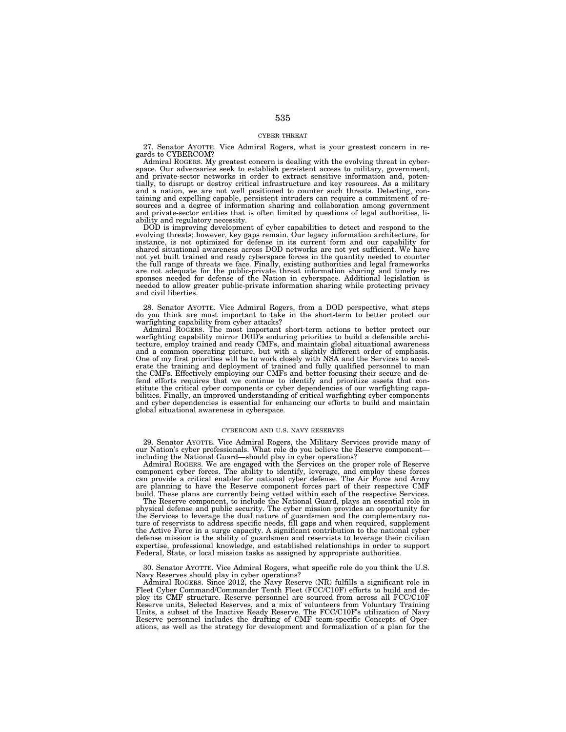## CYBER THREAT

27. Senator AYOTTE. Vice Admiral Rogers, what is your greatest concern in regards to CYBERCOM?

Admiral ROGERS. My greatest concern is dealing with the evolving threat in cyberspace. Our adversaries seek to establish persistent access to military, government, and private-sector networks in order to extract sensitive information and, potentially, to disrupt or destroy critical infrastructure and key resources. As a military and a nation, we are not well positioned to counter such threats. Detecting, containing and expelling capable, persistent intruders can require a commitment of resources and a degree of information sharing and collaboration among government and private-sector entities that is often limited by questions of legal authorities, liability and regulatory necessity.

DOD is improving development of cyber capabilities to detect and respond to the evolving threats; however, key gaps remain. Our legacy information architecture, for instance, is not optimized for defense in its current form and our capability for shared situational awareness across DOD networks are not yet sufficient. We have not yet built trained and ready cyberspace forces in the quantity needed to counter the full range of threats we face. Finally, existing authorities and legal frameworks are not adequate for the public-private threat information sharing and timely responses needed for defense of the Nation in cyberspace. Additional legislation is needed to allow greater public-private information sharing while protecting privacy and civil liberties.

28. Senator AYOTTE. Vice Admiral Rogers, from a DOD perspective, what steps do you think are most important to take in the short-term to better protect our warfighting capability from cyber attacks?

Admiral ROGERS. The most important short-term actions to better protect our warfighting capability mirror DOD's enduring priorities to build a defensible architecture, employ trained and ready CMFs, and maintain global situational awareness and a common operating picture, but with a slightly different order of emphasis. One of my first priorities will be to work closely with NSA and the Services to accelerate the training and deployment of trained and fully qualified personnel to man the CMFs. Effectively employing our CMFs and better focusing their secure and defend efforts requires that we continue to identify and prioritize assets that constitute the critical cyber components or cyber dependencies of our warfighting capabilities. Finally, an improved understanding of critical warfighting cyber components and cyber dependencies is essential for enhancing our efforts to build and maintain global situational awareness in cyberspace.

## CYBERCOM AND U.S. NAVY RESERVES

29. Senator AYOTTE. Vice Admiral Rogers, the Military Services provide many of our Nation's cyber professionals. What role do you believe the Reserve component—including the National Guard—should play in cyber operations?

Admiral ROGERS. We are engaged with the Services on the proper role of Reserve component cyber forces. The ability to identify, leverage, and employ these forces can provide a critical enabler for national cyber defense. The Air Force and Army are planning to have the Reserve component forces part of their respective CMF build. These plans are currently being vetted within each of the respective Services.

The Reserve component, to include the National Guard, plays an essential role in physical defense and public security. The cyber mission provides an opportunity for the Services to leverage the dual nature of guardsmen and the complementary nature of reservists to address specific needs, fill gaps and when required, supplement the Active Force in a surge capacity. A significant contribution to the national cyber defense mission is the ability of guardsmen and reservists to leverage their civilian expertise, professional knowledge, and established relationships in order to support Federal, State, or local mission tasks as assigned by appropriate authorities.

30. Senator AYOTTE. Vice Admiral Rogers, what specific role do you think the U.S. Navy Reserves should play in cyber operations?

Admiral ROGERS. Since 2012, the Navy Reserve (NR) fulfills a significant role in Fleet Cyber Command/Commander Tenth Fleet (FCC/C10F) efforts to build and deploy its CMF structure. Reserve personnel are sourced from across all FCC/C10F Reserve units, Selected Reserves, and a mix of volunteers from Voluntary Training Units, a subset of the Inactive Ready Reserve. The FCC/C10F's utilization of Navy Reserve personnel includes the drafting of CMF team-specific Concepts of Operations, as well as the strategy for development and formalization of a plan for the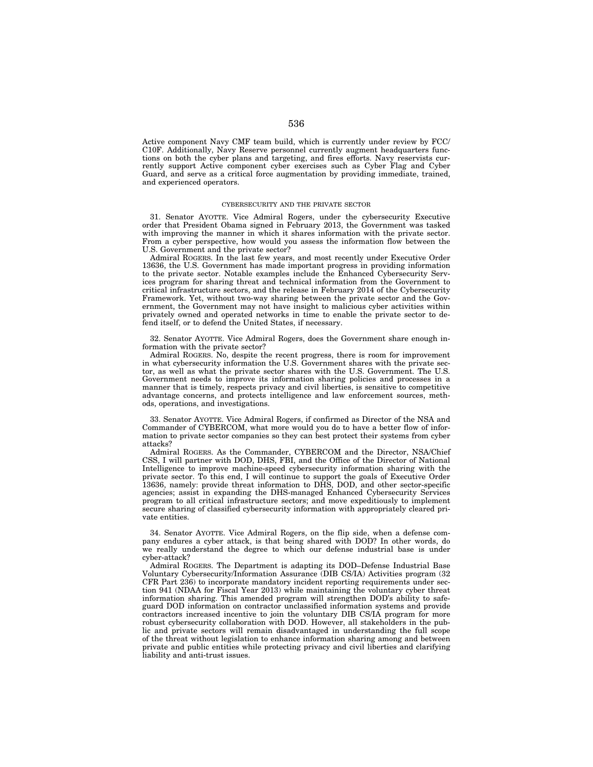Active component Navy CMF team build, which is currently under review by FCC/C10F. Additionally, Navy Reserve personnel currently augment headquarters functions on both the cyber plans and targeting, and fires efforts. Navy reservists currently support Active component cyber exercises such as Cyber Flag and Cyber Guard, and serve as a critical force augmentation by providing immediate, trained, and experienced operators.

## CYBERSECURITY AND THE PRIVATE SECTOR

31. Senator AYOTTE. Vice Admiral Rogers, under the cybersecurity Executive order that President Obama signed in February 2013, the Government was tasked with improving the manner in which it shares information with the private sector. From a cyber perspective, how would you assess the information flow between the U.S. Government and the private sector?

Admiral ROGERS. In the last few years, and most recently under Executive Order 13636, the U.S. Government has made important progress in providing information to the private sector. Notable examples include the Enhanced Cybersecurity Services program for sharing threat and technical information from the Government to critical infrastructure sectors, and the release in February 2014 of the Cybersecurity Framework. Yet, without two-way sharing between the private sector and the Government, the Government may not have insight to malicious cyber activities within privately owned and operated networks in time to enable the private sector to defend itself, or to defend the United States, if necessary.

32. Senator AYOTTE. Vice Admiral Rogers, does the Government share enough information with the private sector?

Admiral ROGERS. No, despite the recent progress, there is room for improvement in what cybersecurity information the U.S. Government shares with the private sector, as well as what the private sector shares with the U.S. Government. The U.S. Government needs to improve its information sharing policies and processes in a manner that is timely, respects privacy and civil liberties, is sensitive to competitive advantage concerns, and protects intelligence and law enforcement sources, methods, operations, and investigations.

33. Senator AYOTTE. Vice Admiral Rogers, if confirmed as Director of the NSA and Commander of CYBERCOM, what more would you do to have a better flow of information to private sector companies so they can best protect their systems from cyber attacks?

Admiral ROGERS. As the Commander, CYBERCOM and the Director, NSA/Chief CSS, I will partner with DOD, DHS, FBI, and the Office of the Director of National Intelligence to improve machine-speed cybersecurity information sharing with the private sector. To this end, I will continue to support the goals of Executive Order 13636, namely: provide threat information to DHS, DOD, and other sector-specific agencies; assist in expanding the DHS-managed Enhanced Cybersecurity Services program to all critical infrastructure sectors; and move expeditiously to implement secure sharing of classified cybersecurity information with appropriately cleared private entities.

34. Senator AYOTTE. Vice Admiral Rogers, on the flip side, when a defense company endures a cyber attack, is that being shared with DOD? In other words, do we really understand the degree to which our defense industrial base is under cyber-attack?

Admiral ROGERS. The Department is adapting its DOD–Defense Industrial Base Voluntary Cybersecurity/Information Assurance (DIB CS/IA) Activities program (32 CFR Part 236) to incorporate mandatory incident reporting requirements under section 941 (NDAA for Fiscal Year 2013) while maintaining the voluntary cyber threat information sharing. This amended program will strengthen DOD's ability to safeguard DOD information on contractor unclassified information systems and provide contractors increased incentive to join the voluntary DIB CS/IA program for more robust cybersecurity collaboration with DOD. However, all stakeholders in the public and private sectors will remain disadvantaged in understanding the full scope of the threat without legislation to enhance information sharing among and between private and public entities while protecting privacy and civil liberties and clarifying liability and anti-trust issues.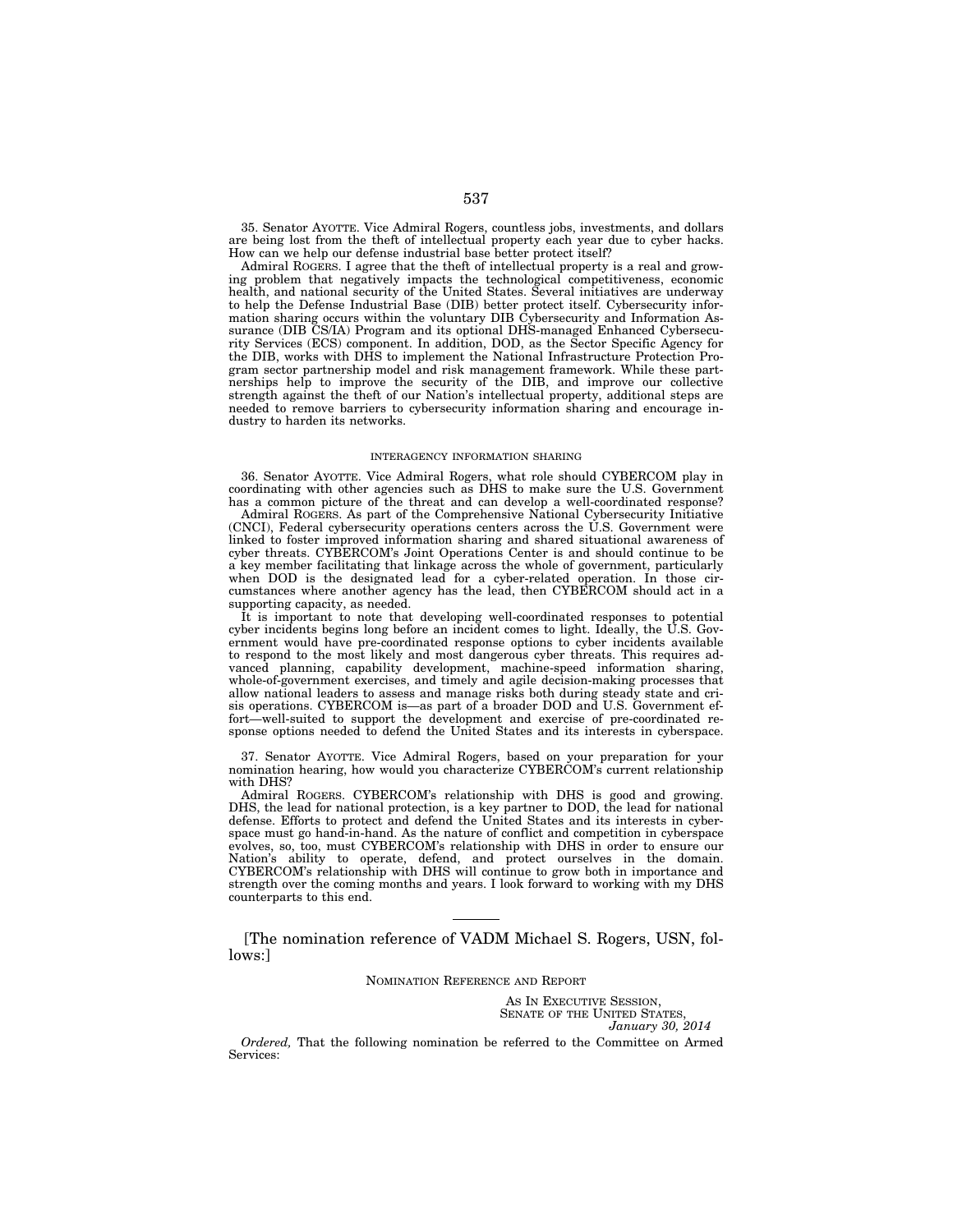35. Senator AYOTTE. Vice Admiral Rogers, countless jobs, investments, and dollars are being lost from the theft of intellectual property each year due to cyber hacks. How can we help our defense industrial base better protect itself?

Admiral ROGERS. I agree that the theft of intellectual property is a real and growing problem that negatively impacts the technological competitiveness, economic health, and national security of the United States. Several initiatives are underway to help the Defense Industrial Base (DIB) better protect itself. Cybersecurity information sharing occurs within the voluntary DIB Cybersecurity and Information Assurance (DIB CS/IA) Program and its optional DHS-managed Enhanced Cybersecurity Services (ECS) component. In addition, DOD, as the Sector Specific Agency for the DIB, works with DHS to implement the National Infrastructure Protection Program sector partnership model and risk management framework. While these partnerships help to improve the security of the DIB, and improve our collective strength against the theft of our Nation's intellectual property, additional steps are needed to remove barriers to cybersecurity information sharing and encourage industry to harden its networks.

## INTERAGENCY INFORMATION SHARING

36. Senator AYOTTE. Vice Admiral Rogers, what role should CYBERCOM play in coordinating with other agencies such as DHS to make sure the U.S. Government has a common picture of the threat and can develop a well-coordinated response?

Admiral ROGERS. As part of the Comprehensive National Cybersecurity Initiative (CNCI), Federal cybersecurity operations centers across the U.S. Government were linked to foster improved information sharing and shared situational awareness of cyber threats. CYBERCOM's Joint Operations Center is and should continue to be a key member facilitating that linkage across the whole of government, particularly when DOD is the designated lead for a cyber-related operation. In those circumstances where another agency has the lead, then CYBERCOM should act in a supporting capacity, as needed.

It is important to note that developing well-coordinated responses to potential cyber incidents begins long before an incident comes to light. Ideally, the U.S. Government would have pre-coordinated response options to cyber incidents available to respond to the most likely and most dangerous cyber threats. This requires advanced planning, capability development, machine-speed information sharing, whole-of-government exercises, and timely and agile decision-making processes that allow national leaders to assess and manage risks both during steady state and crisis operations. CYBERCOM is—as part of a broader DOD and U.S. Government effort—well-suited to support the development and exercise of pre-coordinated response options needed to defend the United States and its interests in cyberspace.

37. Senator AYOTTE. Vice Admiral Rogers, based on your preparation for your nomination hearing, how would you characterize CYBERCOM's current relationship with DHS?

Admiral ROGERS. CYBERCOM's relationship with DHS is good and growing. DHS, the lead for national protection, is a key partner to DOD, the lead for national defense. Efforts to protect and defend the United States and its interests in cyberspace must go hand-in-hand. As the nature of conflict and competition in cyberspace evolves, so, too, must CYBERCOM's relationship with DHS in order to ensure our Nation's ability to operate, defend, and protect ourselves in the domain. CYBERCOM's relationship with DHS will continue to grow both in importance and strength over the coming months and years. I look forward to working with my DHS counterparts to this end.

---

[The nomination reference of VADM Michael S. Rogers, USN, follows:]

NOMINATION REFERENCE AND REPORT

AS IN EXECUTIVE SESSION,
SENATE OF THE UNITED STATES,
*January 30, 2014*

*Ordered,* That the following nomination be referred to the Committee on Armed Services: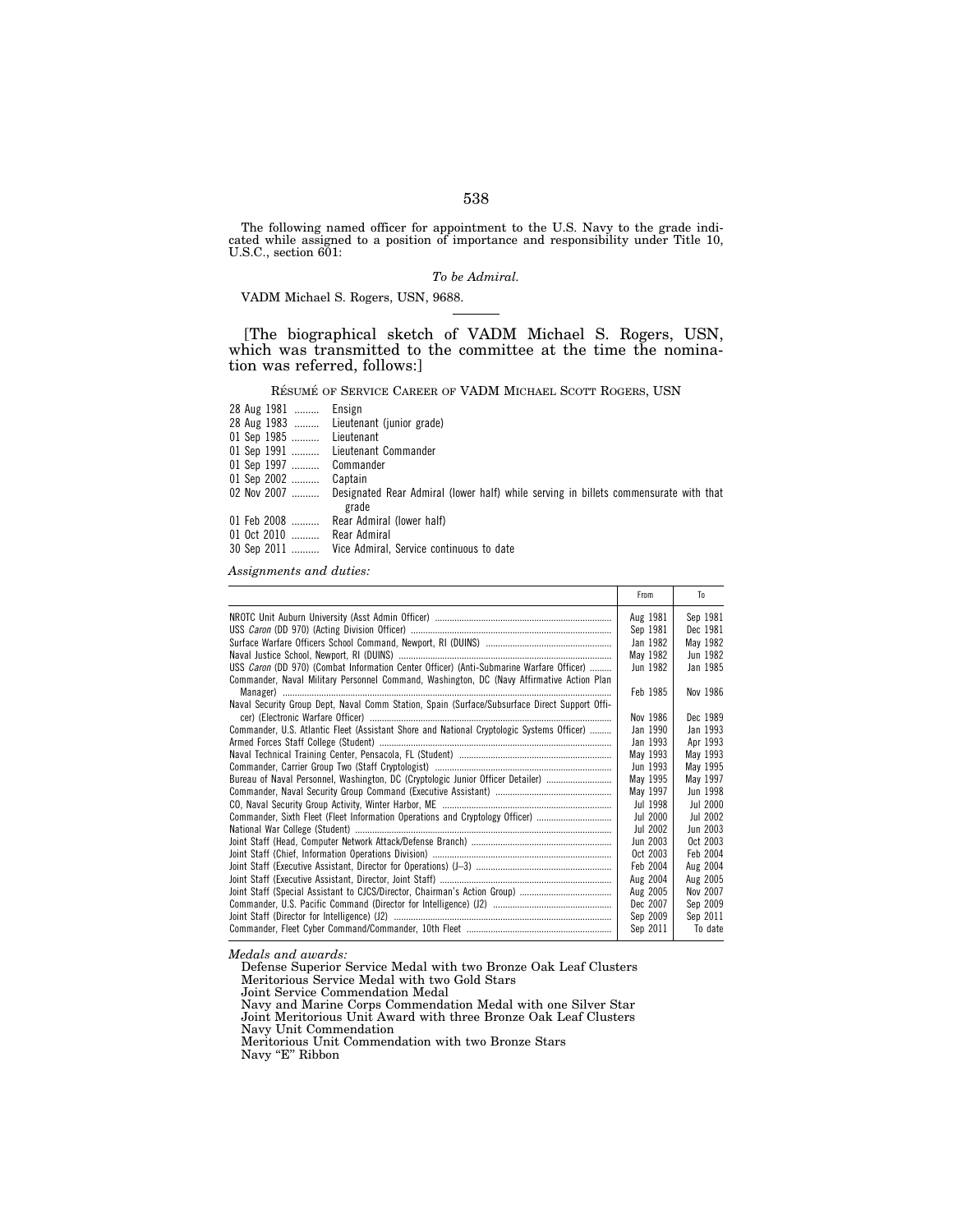The following named officer for appointment to the U.S. Navy to the grade indicated while assigned to a position of importance and responsibility under Title 10, U.S.C., section 601:

*To be Admiral.*

VADM Michael S. Rogers, USN, 9688.

---

[The biographical sketch of VADM Michael S. Rogers, USN, which was transmitted to the committee at the time the nomination was referred, follows:]

RÉSUMÉ OF SERVICE CAREER OF VADM MICHAEL SCOTT ROGERS, USN

| | |
|---|---|
| 28 Aug 1981 | Ensign |
| 28 Aug 1983 | Lieutenant (junior grade) |
| 01 Sep 1985 | Lieutenant |
| 01 Sep 1991 | Lieutenant Commander |
| 01 Sep 1997 | Commander |
| 01 Sep 2002 | Captain |
| 02 Nov 2007 | Designated Rear Admiral (lower half) while serving in billets commensurate with that grade |
| 01 Feb 2008 | Rear Admiral (lower half) |
| 01 Oct 2010 | Rear Admiral |
| 30 Sep 2011 | Vice Admiral, Service continuous to date |

*Assignments and duties:*

| | From | To |
|---|---|---|
| NROTC Unit Auburn University (Asst Admin Officer) | Aug 1981 | Sep 1981 |
| USS *Caron* (DD 970) (Acting Division Officer) | Sep 1981 | Dec 1981 |
| Surface Warfare Officers School Command, Newport, RI (DUINS) | Jan 1982 | May 1982 |
| Naval Justice School, Newport, RI (DUINS) | May 1982 | Jun 1982 |
| USS *Caron* (DD 970) (Combat Information Center Officer) (Anti-Submarine Warfare Officer) | Jun 1982 | Jan 1985 |
| Commander, Naval Military Personnel Command, Washington, DC (Navy Affirmative Action Plan Manager) | Feb 1985 | Nov 1986 |
| Naval Security Group Dept, Naval Comm Station, Spain (Surface/Subsurface Direct Support Officer) (Electronic Warfare Officer) | Nov 1986 | Dec 1989 |
| Commander, U.S. Atlantic Fleet (Assistant Shore and National Cryptologic Systems Officer) | Jan 1990 | Jan 1993 |
| Armed Forces Staff College (Student) | Jan 1993 | Apr 1993 |
| Naval Technical Training Center, Pensacola, FL (Student) | May 1993 | May 1993 |
| Commander, Carrier Group Two (Staff Cryptologist) | Jun 1993 | May 1995 |
| Bureau of Naval Personnel, Washington, DC (Cryptologic Junior Officer Detailer) | May 1995 | May 1997 |
| Commander, Naval Security Group Command (Executive Assistant) | May 1997 | Jun 1998 |
| CO, Naval Security Group Activity, Winter Harbor, ME | Jul 1998 | Jul 2000 |
| Commander, Sixth Fleet (Fleet Information Operations and Cryptology Officer) | Jul 2000 | Jul 2002 |
| National War College (Student) | Jul 2002 | Jun 2003 |
| Joint Staff (Head, Computer Network Attack/Defense Branch) | Jun 2003 | Oct 2003 |
| Joint Staff (Chief, Information Operations Division) | Oct 2003 | Feb 2004 |
| Joint Staff (Executive Assistant, Director for Operations) (J–3) | Feb 2004 | Aug 2004 |
| Joint Staff (Executive Assistant, Director, Joint Staff) | Aug 2004 | Aug 2005 |
| Joint Staff (Special Assistant to CJCS/Director, Chairman's Action Group) | Aug 2005 | Nov 2007 |
| Commander, U.S. Pacific Command (Director for Intelligence) (J2) | Dec 2007 | Sep 2009 |
| Joint Staff (Director for Intelligence) (J2) | Sep 2009 | Sep 2011 |
| Commander, Fleet Cyber Command/Commander, 10th Fleet | Sep 2011 | To date |

*Medals and awards:*

Defense Superior Service Medal with two Bronze Oak Leaf Clusters
Meritorious Service Medal with two Gold Stars
Joint Service Commendation Medal
Navy and Marine Corps Commendation Medal with one Silver Star
Joint Meritorious Unit Award with three Bronze Oak Leaf Clusters
Navy Unit Commendation
Meritorious Unit Commendation with two Bronze Stars
Navy "E" Ribbon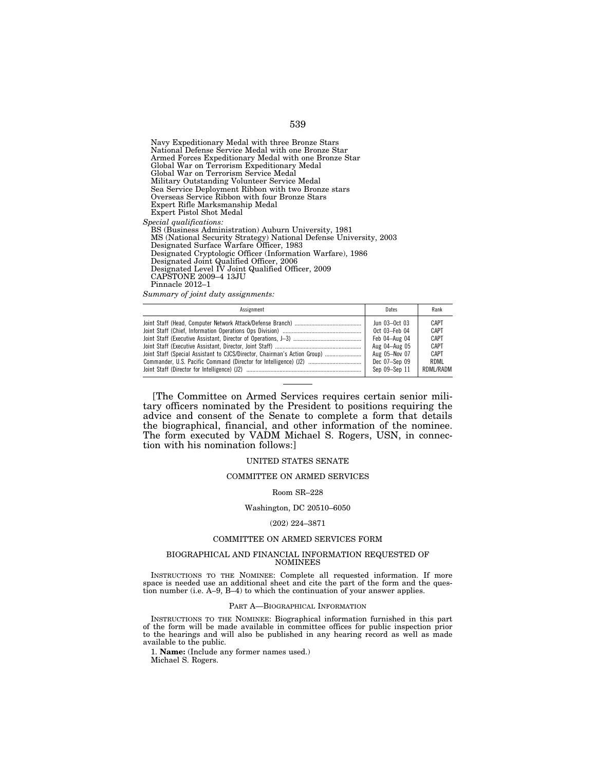Navy Expeditionary Medal with three Bronze Stars
National Defense Service Medal with one Bronze Star
Armed Forces Expeditionary Medal with one Bronze Star
Global War on Terrorism Expeditionary Medal
Global War on Terrorism Service Medal
Military Outstanding Volunteer Service Medal
Sea Service Deployment Ribbon with two Bronze stars
Overseas Service Ribbon with four Bronze Stars
Expert Rifle Marksmanship Medal
Expert Pistol Shot Medal

*Special qualifications:*

BS (Business Administration) Auburn University, 1981
MS (National Security Strategy) National Defense University, 2003
Designated Surface Warfare Officer, 1983
Designated Cryptologic Officer (Information Warfare), 1986
Designated Joint Qualified Officer, 2006
Designated Level IV Joint Qualified Officer, 2009
CAPSTONE 2009–4 13JU
Pinnacle 2012–1

*Summary of joint duty assignments:*

| Assignment | Dates | Rank |
|---|---|---|
| Joint Staff (Head, Computer Network Attack/Defense Branch) | Jun 03–Oct 03 | CAPT |
| Joint Staff (Chief, Information Operations Ops Division) | Oct 03–Feb 04 | CAPT |
| Joint Staff (Executive Assistant, Director of Operations, J–3) | Feb 04–Aug 04 | CAPT |
| Joint Staff (Executive Assistant, Director, Joint Staff) | Aug 04–Aug 05 | CAPT |
| Joint Staff (Special Assistant to CJCS/Director, Chairman's Action Group) | Aug 05–Nov 07 | CAPT |
| Commander, U.S. Pacific Command (Director for Intelligence) (J2) | Dec 07–Sep 09 | RDML |
| Joint Staff (Director for Intelligence) (J2) | Sep 09–Sep 11 | RDML/RADM |

---

[The Committee on Armed Services requires certain senior military officers nominated by the President to positions requiring the advice and consent of the Senate to complete a form that details the biographical, financial, and other information of the nominee. The form executed by VADM Michael S. Rogers, USN, in connection with his nomination follows:]

UNITED STATES SENATE

COMMITTEE ON ARMED SERVICES

Room SR–228

Washington, DC 20510–6050

(202) 224–3871

COMMITTEE ON ARMED SERVICES FORM

BIOGRAPHICAL AND FINANCIAL INFORMATION REQUESTED OF NOMINEES

INSTRUCTIONS TO THE NOMINEE: Complete all requested information. If more space is needed use an additional sheet and cite the part of the form and the question number (i.e. A–9, B–4) to which the continuation of your answer applies.

PART A—BIOGRAPHICAL INFORMATION

INSTRUCTIONS TO THE NOMINEE: Biographical information furnished in this part of the form will be made available in committee offices for public inspection prior to the hearings and will also be published in any hearing record as well as made available to the public.

1. **Name:** (Include any former names used.)

Michael S. Rogers.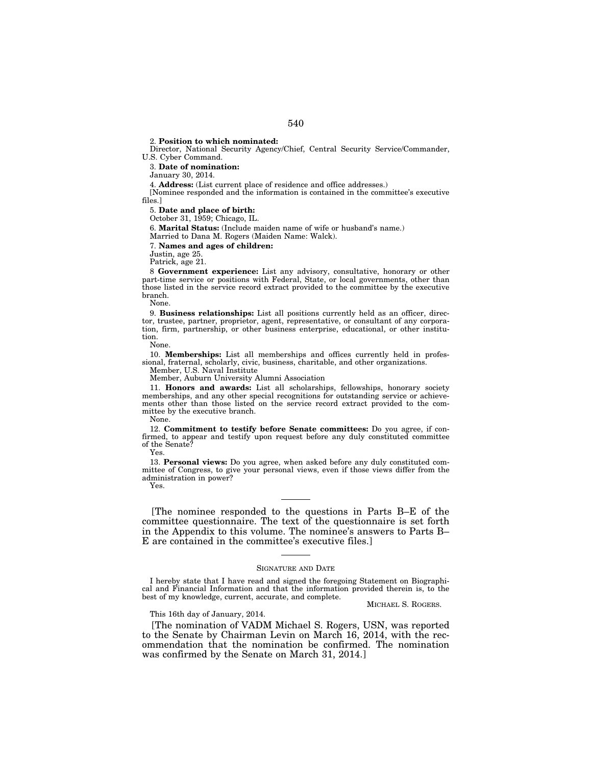2. **Position to which nominated:**
Director, National Security Agency/Chief, Central Security Service/Commander, U.S. Cyber Command.

3. **Date of nomination:**
January 30, 2014.

4. **Address:** (List current place of residence and office addresses.)
[Nominee responded and the information is contained in the committee's executive files.]

5. **Date and place of birth:**
October 31, 1959; Chicago, IL.

6. **Marital Status:** (Include maiden name of wife or husband's name.)
Married to Dana M. Rogers (Maiden Name: Walck).

7. **Names and ages of children:**
Justin, age 25.
Patrick, age 21.

8 **Government experience:** List any advisory, consultative, honorary or other part-time service or positions with Federal, State, or local governments, other than those listed in the service record extract provided to the committee by the executive branch.
None.

9. **Business relationships:** List all positions currently held as an officer, director, trustee, partner, proprietor, agent, representative, or consultant of any corporation, firm, partnership, or other business enterprise, educational, or other institution.
None.

10. **Memberships:** List all memberships and offices currently held in professional, fraternal, scholarly, civic, business, charitable, and other organizations.
Member, U.S. Naval Institute
Member, Auburn University Alumni Association

11. **Honors and awards:** List all scholarships, fellowships, honorary society memberships, and any other special recognitions for outstanding service or achievements other than those listed on the service record extract provided to the committee by the executive branch.
None.

12. **Commitment to testify before Senate committees:** Do you agree, if confirmed, to appear and testify upon request before any duly constituted committee of the Senate?
Yes.

13. **Personal views:** Do you agree, when asked before any duly constituted committee of Congress, to give your personal views, even if those views differ from the administration in power?
Yes.

---

[The nominee responded to the questions in Parts B–E of the committee questionnaire. The text of the questionnaire is set forth in the Appendix to this volume. The nominee's answers to Parts B–E are contained in the committee's executive files.]

---

SIGNATURE AND DATE

I hereby state that I have read and signed the foregoing Statement on Biographical and Financial Information and that the information provided therein is, to the best of my knowledge, current, accurate, and complete.

MICHAEL S. ROGERS.

This 16th day of January, 2014.

[The nomination of VADM Michael S. Rogers, USN, was reported to the Senate by Chairman Levin on March 16, 2014, with the recommendation that the nomination be confirmed. The nomination was confirmed by the Senate on March 31, 2014.]